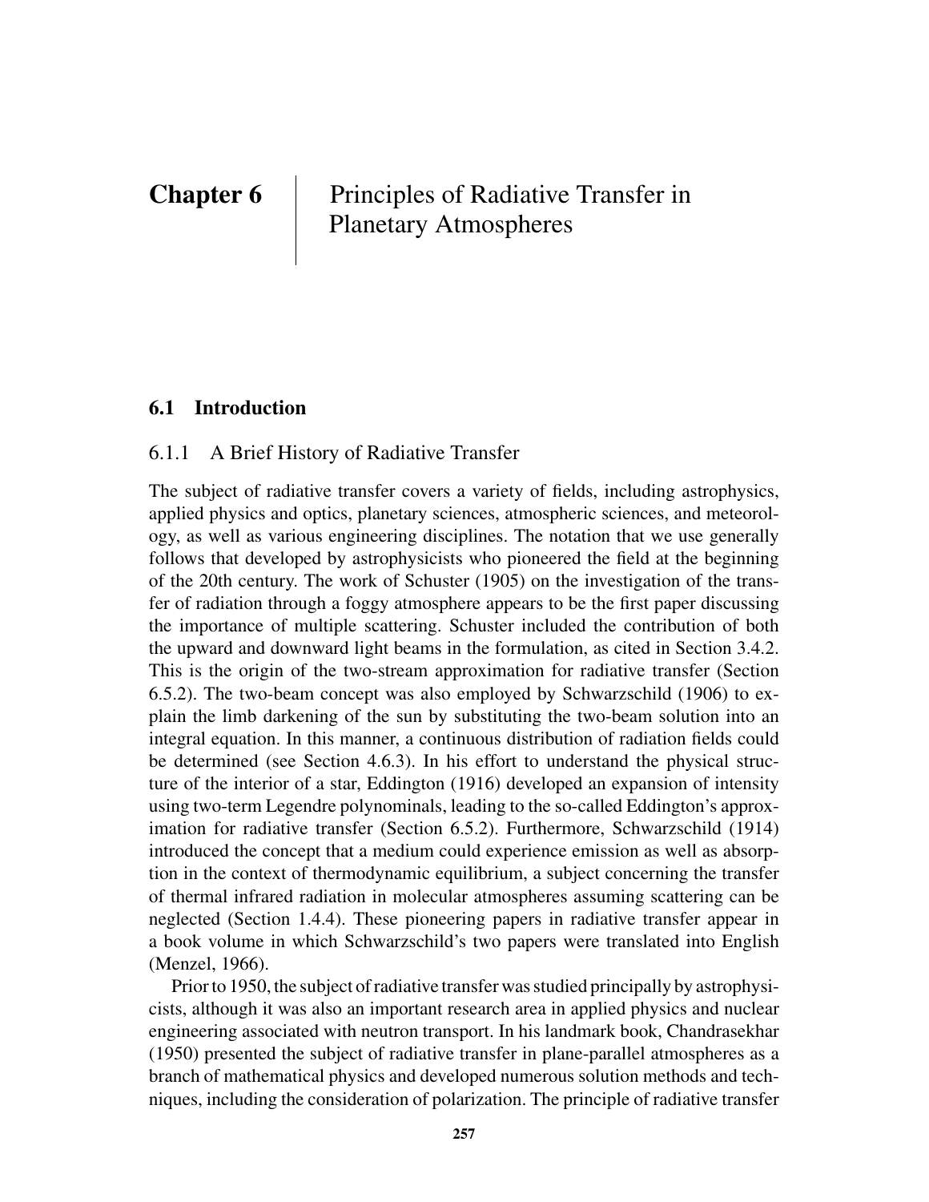# Chapter 6 Principles of Radiative Transfer in Planetary Atmospheres

## 6.1 Introduction

### 6.1.1 A Brief History of Radiative Transfer

The subject of radiative transfer covers a variety of fields, including astrophysics, applied physics and optics, planetary sciences, atmospheric sciences, and meteorology, as well as various engineering disciplines. The notation that we use generally follows that developed by astrophysicists who pioneered the field at the beginning of the 20th century. The work of Schuster (1905) on the investigation of the transfer of radiation through a foggy atmosphere appears to be the first paper discussing the importance of multiple scattering. Schuster included the contribution of both the upward and downward light beams in the formulation, as cited in Section 3.4.2. This is the origin of the two-stream approximation for radiative transfer (Section 6.5.2). The two-beam concept was also employed by Schwarzschild (1906) to explain the limb darkening of the sun by substituting the two-beam solution into an integral equation. In this manner, a continuous distribution of radiation fields could be determined (see Section 4.6.3). In his effort to understand the physical structure of the interior of a star, Eddington (1916) developed an expansion of intensity using two-term Legendre polynominals, leading to the so-called Eddington's approximation for radiative transfer (Section 6.5.2). Furthermore, Schwarzschild (1914) introduced the concept that a medium could experience emission as well as absorption in the context of thermodynamic equilibrium, a subject concerning the transfer of thermal infrared radiation in molecular atmospheres assuming scattering can be neglected (Section 1.4.4). These pioneering papers in radiative transfer appear in a book volume in which Schwarzschild's two papers were translated into English (Menzel, 1966).

Prior to 1950, the subject of radiative transfer was studied principally by astrophysicists, although it was also an important research area in applied physics and nuclear engineering associated with neutron transport. In his landmark book, Chandrasekhar (1950) presented the subject of radiative transfer in plane-parallel atmospheres as a branch of mathematical physics and developed numerous solution methods and techniques, including the consideration of polarization. The principle of radiative transfer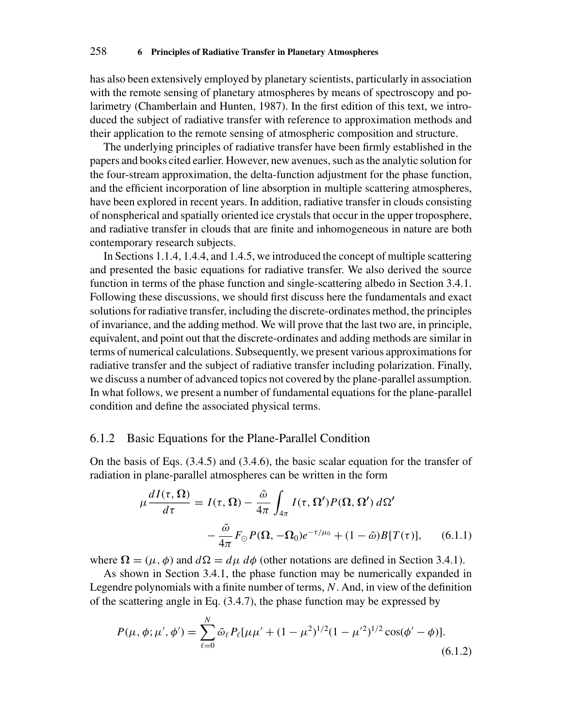has also been extensively employed by planetary scientists, particularly in association with the remote sensing of planetary atmospheres by means of spectroscopy and polarimetry (Chamberlain and Hunten, 1987). In the first edition of this text, we introduced the subject of radiative transfer with reference to approximation methods and their application to the remote sensing of atmospheric composition and structure.

The underlying principles of radiative transfer have been firmly established in the papers and books cited earlier. However, new avenues, such as the analytic solution for the four-stream approximation, the delta-function adjustment for the phase function, and the efficient incorporation of line absorption in multiple scattering atmospheres, have been explored in recent years. In addition, radiative transfer in clouds consisting of nonspherical and spatially oriented ice crystals that occur in the upper troposphere, and radiative transfer in clouds that are finite and inhomogeneous in nature are both contemporary research subjects.

In Sections 1.1.4, 1.4.4, and 1.4.5, we introduced the concept of multiple scattering and presented the basic equations for radiative transfer. We also derived the source function in terms of the phase function and single-scattering albedo in Section 3.4.1. Following these discussions, we should first discuss here the fundamentals and exact solutions for radiative transfer, including the discrete-ordinates method, the principles of invariance, and the adding method. We will prove that the last two are, in principle, equivalent, and point out that the discrete-ordinates and adding methods are similar in terms of numerical calculations. Subsequently, we present various approximations for radiative transfer and the subject of radiative transfer including polarization. Finally, we discuss a number of advanced topics not covered by the plane-parallel assumption. In what follows, we present a number of fundamental equations for the plane-parallel condition and define the associated physical terms.

### 6.1.2 Basic Equations for the Plane-Parallel Condition

On the basis of Eqs. (3.4.5) and (3.4.6), the basic scalar equation for the transfer of radiation in plane-parallel atmospheres can be written in the form

$$\mu \frac{dI(\tau, \mathbf{\Omega})}{d\tau} = I(\tau, \mathbf{\Omega}) - \frac{\tilde{\omega}}{4\pi} \int_{4\pi} I(\tau, \mathbf{\Omega}') P(\mathbf{\Omega}, \mathbf{\Omega}')\, d\Omega' - \frac{\tilde{\omega}}{4\pi} F_{\odot} P(\mathbf{\Omega}, -\mathbf{\Omega}_0) e^{-\tau/\mu_0} + (1 - \tilde{\omega}) B[T(\tau)], \tag{6.1.1}$$

where $\mathbf{\Omega} = (\mu, \phi)$ and $d\Omega = d\mu\, d\phi$ (other notations are defined in Section 3.4.1).

As shown in Section 3.4.1, the phase function may be numerically expanded in Legendre polynomials with a finite number of terms, $N$. And, in view of the definition of the scattering angle in Eq. (3.4.7), the phase function may be expressed by

$$P(\mu, \phi; \mu', \phi') = \sum_{\ell=0}^{N} \tilde{\omega}_\ell P_\ell[\mu\mu' + (1 - \mu^2)^{1/2}(1 - \mu'^2)^{1/2} \cos(\phi' - \phi)]. \tag{6.1.2}$$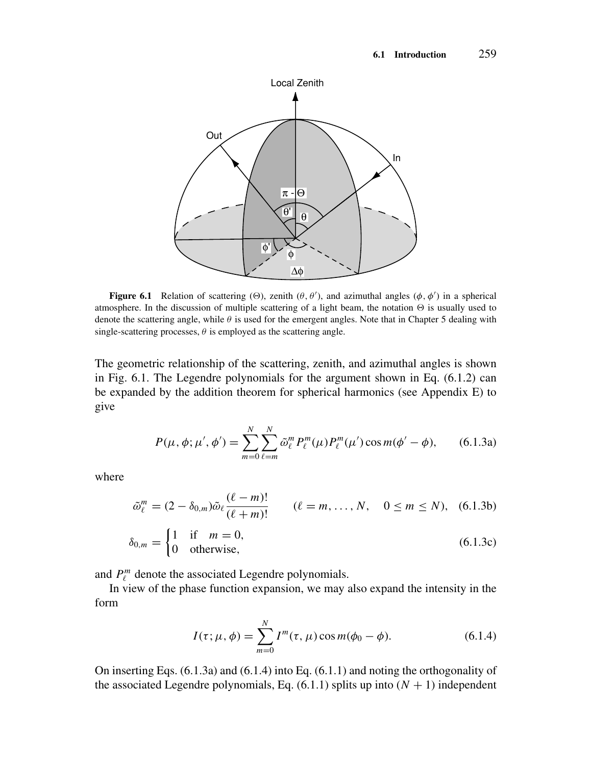**Figure 6.1** Relation of scattering ($\Theta$), zenith ($\theta, \theta'$), and azimuthal angles ($\phi, \phi'$) in a spherical atmosphere. In the discussion of multiple scattering of a light beam, the notation $\Theta$ is usually used to denote the scattering angle, while $\theta$ is used for the emergent angles. Note that in Chapter 5 dealing with single-scattering processes, $\theta$ is employed as the scattering angle.

The geometric relationship of the scattering, zenith, and azimuthal angles is shown in Fig. 6.1. The Legendre polynomials for the argument shown in Eq. (6.1.2) can be expanded by the addition theorem for spherical harmonics (see Appendix E) to give

$$P(\mu, \phi; \mu', \phi') = \sum_{m=0}^{N} \sum_{\ell=m}^{N} \tilde{\omega}_\ell^m P_\ell^m(\mu) P_\ell^m(\mu') \cos m(\phi' - \phi), \tag{6.1.3a}$$

where

$$\tilde{\omega}_\ell^m = (2 - \delta_{0,m}) \tilde{\omega}_\ell \frac{(\ell - m)!}{(\ell + m)!} \qquad (\ell = m, \ldots, N, \quad 0 \le m \le N), \tag{6.1.3b}$$

$$\delta_{0,m} = \begin{cases} 1 & \text{if} \quad m = 0, \\ 0 & \text{otherwise,} \end{cases} \tag{6.1.3c}$$

and $P_\ell^m$ denote the associated Legendre polynomials.

In view of the phase function expansion, we may also expand the intensity in the form

$$I(\tau; \mu, \phi) = \sum_{m=0}^{N} I^m(\tau, \mu) \cos m(\phi_0 - \phi). \tag{6.1.4}$$

On inserting Eqs. (6.1.3a) and (6.1.4) into Eq. (6.1.1) and noting the orthogonality of the associated Legendre polynomials, Eq. (6.1.1) splits up into $(N + 1)$ independent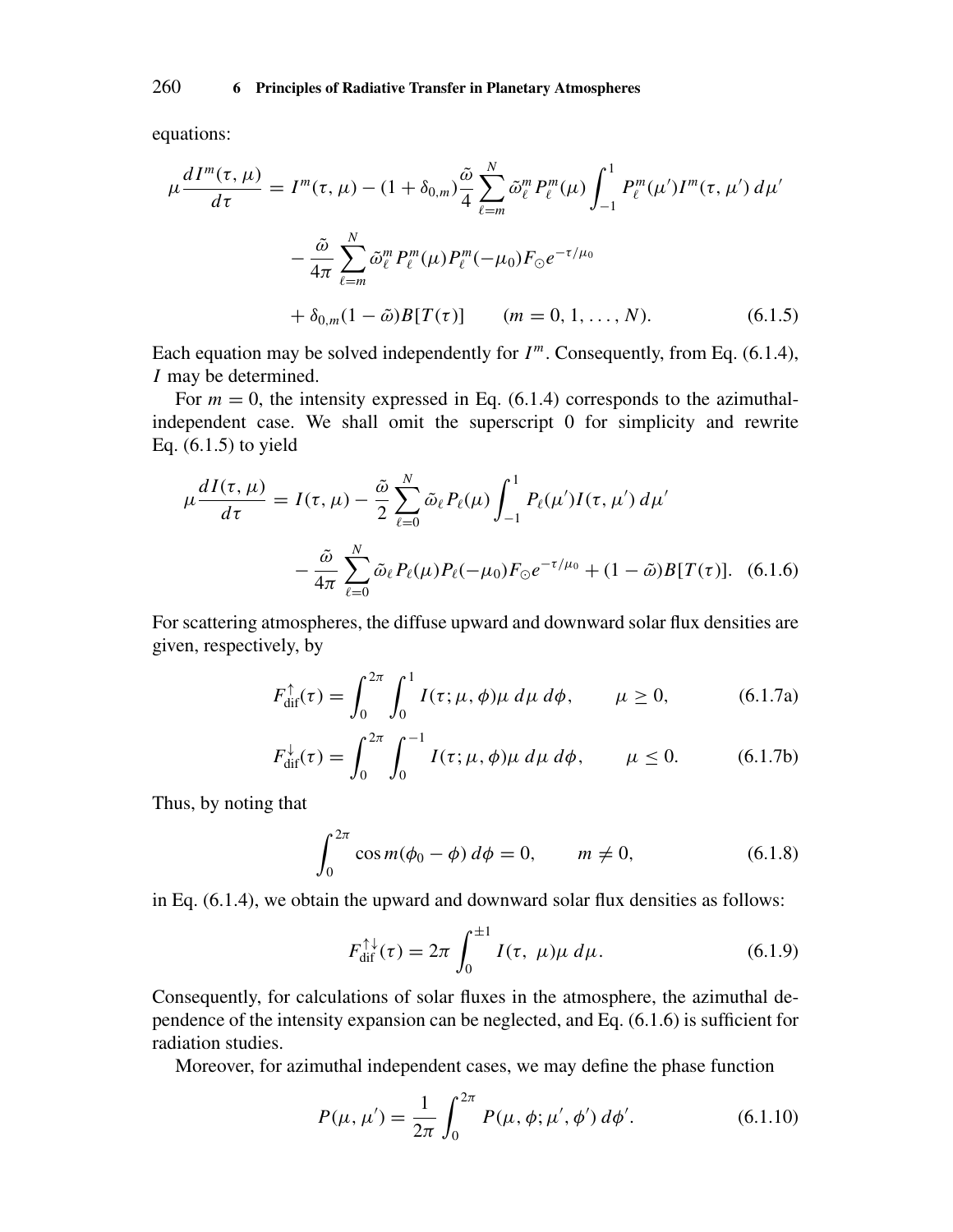equations:

$$
\begin{aligned}
\mu \frac{dI^m(\tau,\mu)}{d\tau} &= I^m(\tau,\mu) - (1+\delta_{0,m})\frac{\tilde{\omega}}{4}\sum_{\ell=m}^{N} \tilde{\omega}_\ell^m P_\ell^m(\mu) \int_{-1}^{1} P_\ell^m(\mu') I^m(\tau,\mu')\, d\mu' \\
&\quad - \frac{\tilde{\omega}}{4\pi}\sum_{\ell=m}^{N} \tilde{\omega}_\ell^m P_\ell^m(\mu) P_\ell^m(-\mu_0) F_\odot e^{-\tau/\mu_0} \\
&\quad + \delta_{0,m}(1-\tilde{\omega}) B[T(\tau)] \qquad (m = 0, 1, \ldots, N).
\end{aligned} \tag{6.1.5}
$$

Each equation may be solved independently for $I^m$. Consequently, from Eq. (6.1.4), $I$ may be determined.

For $m = 0$, the intensity expressed in Eq. (6.1.4) corresponds to the azimuthal-independent case. We shall omit the superscript 0 for simplicity and rewrite Eq. (6.1.5) to yield

$$
\begin{aligned}
\mu \frac{dI(\tau,\mu)}{d\tau} &= I(\tau,\mu) - \frac{\tilde{\omega}}{2}\sum_{\ell=0}^{N} \tilde{\omega}_\ell P_\ell(\mu) \int_{-1}^{1} P_\ell(\mu') I(\tau,\mu')\, d\mu' \\
&\quad - \frac{\tilde{\omega}}{4\pi}\sum_{\ell=0}^{N} \tilde{\omega}_\ell P_\ell(\mu) P_\ell(-\mu_0) F_\odot e^{-\tau/\mu_0} + (1-\tilde{\omega}) B[T(\tau)].
\end{aligned} \tag{6.1.6}
$$

For scattering atmospheres, the diffuse upward and downward solar flux densities are given, respectively, by

$$
F_{\text{dif}}^{\uparrow}(\tau) = \int_0^{2\pi} \int_0^{1} I(\tau;\mu,\phi)\mu\, d\mu\, d\phi, \qquad \mu \geq 0, \tag{6.1.7a}
$$

$$
F_{\text{dif}}^{\downarrow}(\tau) = \int_0^{2\pi} \int_0^{-1} I(\tau;\mu,\phi)\mu\, d\mu\, d\phi, \qquad \mu \leq 0. \tag{6.1.7b}
$$

Thus, by noting that

$$
\int_0^{2\pi} \cos m(\phi_0 - \phi)\, d\phi = 0, \qquad m \neq 0, \tag{6.1.8}
$$

in Eq. (6.1.4), we obtain the upward and downward solar flux densities as follows:

$$
F_{\text{dif}}^{\uparrow\downarrow}(\tau) = 2\pi \int_0^{\pm 1} I(\tau,\ \mu)\mu\, d\mu. \tag{6.1.9}
$$

Consequently, for calculations of solar fluxes in the atmosphere, the azimuthal dependence of the intensity expansion can be neglected, and Eq. (6.1.6) is sufficient for radiation studies.

Moreover, for azimuthal independent cases, we may define the phase function

$$
P(\mu,\mu') = \frac{1}{2\pi}\int_0^{2\pi} P(\mu,\phi;\mu',\phi')\, d\phi'. \tag{6.1.10}
$$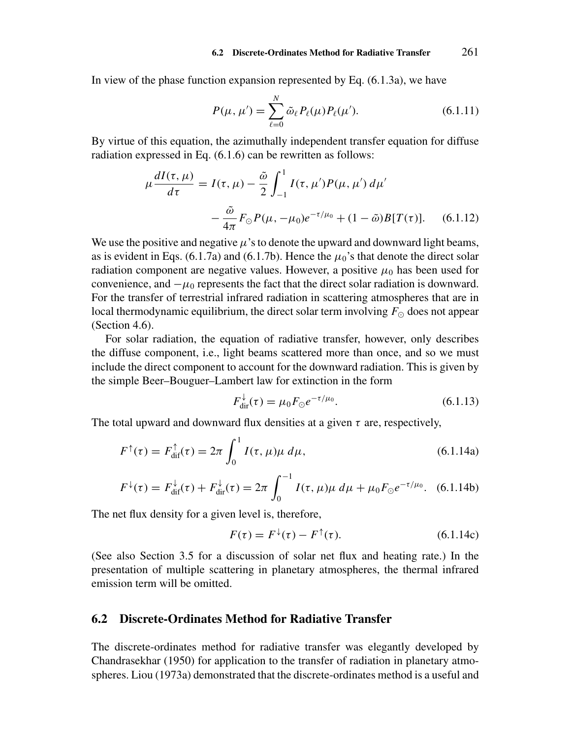In view of the phase function expansion represented by Eq. (6.1.3a), we have

$$P(\mu, \mu') = \sum_{\ell=0}^{N} \tilde{\omega}_\ell P_\ell(\mu) P_\ell(\mu'). \tag{6.1.11}$$

By virtue of this equation, the azimuthally independent transfer equation for diffuse radiation expressed in Eq. (6.1.6) can be rewritten as follows:

$$\mu \frac{dI(\tau, \mu)}{d\tau} = I(\tau, \mu) - \frac{\tilde{\omega}}{2} \int_{-1}^{1} I(\tau, \mu') P(\mu, \mu')\, d\mu' - \frac{\tilde{\omega}}{4\pi} F_\odot P(\mu, -\mu_0) e^{-\tau/\mu_0} + (1 - \tilde{\omega}) B[T(\tau)]. \tag{6.1.12}$$

We use the positive and negative $\mu$'s to denote the upward and downward light beams, as is evident in Eqs. (6.1.7a) and (6.1.7b). Hence the $\mu_0$'s that denote the direct solar radiation component are negative values. However, a positive $\mu_0$ has been used for convenience, and $-\mu_0$ represents the fact that the direct solar radiation is downward. For the transfer of terrestrial infrared radiation in scattering atmospheres that are in local thermodynamic equilibrium, the direct solar term involving $F_\odot$ does not appear (Section 4.6).

For solar radiation, the equation of radiative transfer, however, only describes the diffuse component, i.e., light beams scattered more than once, and so we must include the direct component to account for the downward radiation. This is given by the simple Beer–Bouguer–Lambert law for extinction in the form

$$F_{\text{dir}}^{\downarrow}(\tau) = \mu_0 F_\odot e^{-\tau/\mu_0}. \tag{6.1.13}$$

The total upward and downward flux densities at a given $\tau$ are, respectively,

$$F^{\uparrow}(\tau) = F_{\text{dif}}^{\uparrow}(\tau) = 2\pi \int_0^1 I(\tau, \mu)\mu\, d\mu, \tag{6.1.14a}$$

$$F^{\downarrow}(\tau) = F_{\text{dif}}^{\downarrow}(\tau) + F_{\text{dir}}^{\downarrow}(\tau) = 2\pi \int_0^{-1} I(\tau, \mu)\mu\, d\mu + \mu_0 F_\odot e^{-\tau/\mu_0}. \tag{6.1.14b}$$

The net flux density for a given level is, therefore,

$$F(\tau) = F^{\downarrow}(\tau) - F^{\uparrow}(\tau). \tag{6.1.14c}$$

(See also Section 3.5 for a discussion of solar net flux and heating rate.) In the presentation of multiple scattering in planetary atmospheres, the thermal infrared emission term will be omitted.

## 6.2 Discrete-Ordinates Method for Radiative Transfer

The discrete-ordinates method for radiative transfer was elegantly developed by Chandrasekhar (1950) for application to the transfer of radiation in planetary atmospheres. Liou (1973a) demonstrated that the discrete-ordinates method is a useful and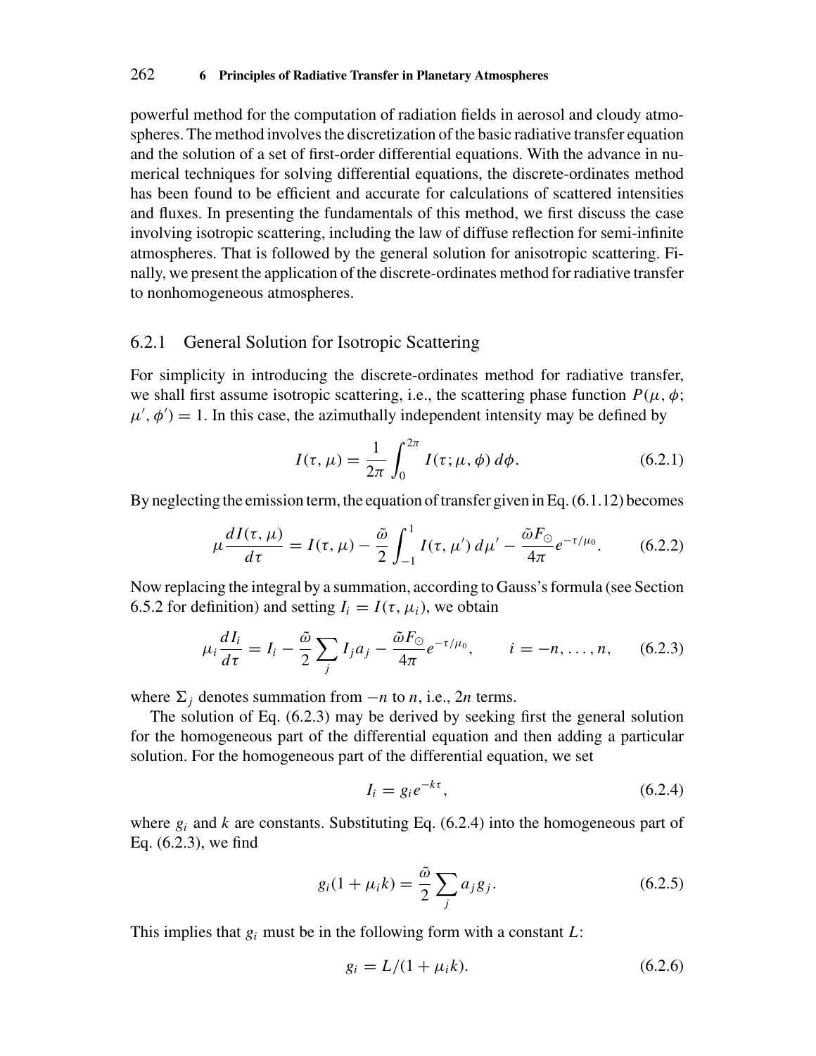powerful method for the computation of radiation fields in aerosol and cloudy atmospheres. The method involves the discretization of the basic radiative transfer equation and the solution of a set of first-order differential equations. With the advance in numerical techniques for solving differential equations, the discrete-ordinates method has been found to be efficient and accurate for calculations of scattered intensities and fluxes. In presenting the fundamentals of this method, we first discuss the case involving isotropic scattering, including the law of diffuse reflection for semi-infinite atmospheres. That is followed by the general solution for anisotropic scattering. Finally, we present the application of the discrete-ordinates method for radiative transfer to nonhomogeneous atmospheres.

### 6.2.1 General Solution for Isotropic Scattering

For simplicity in introducing the discrete-ordinates method for radiative transfer, we shall first assume isotropic scattering, i.e., the scattering phase function $P(\mu, \phi; \mu', \phi') = 1$. In this case, the azimuthally independent intensity may be defined by

$$I(\tau, \mu) = \frac{1}{2\pi} \int_0^{2\pi} I(\tau; \mu, \phi)\, d\phi. \tag{6.2.1}$$

By neglecting the emission term, the equation of transfer given in Eq. (6.1.12) becomes

$$\mu \frac{dI(\tau, \mu)}{d\tau} = I(\tau, \mu) - \frac{\tilde{\omega}}{2} \int_{-1}^{1} I(\tau, \mu')\, d\mu' - \frac{\tilde{\omega} F_{\odot}}{4\pi} e^{-\tau/\mu_0}. \tag{6.2.2}$$

Now replacing the integral by a summation, according to Gauss's formula (see Section 6.5.2 for definition) and setting $I_i = I(\tau, \mu_i)$, we obtain

$$\mu_i \frac{dI_i}{d\tau} = I_i - \frac{\tilde{\omega}}{2} \sum_j I_j a_j - \frac{\tilde{\omega} F_{\odot}}{4\pi} e^{-\tau/\mu_0}, \qquad i = -n, \ldots, n, \tag{6.2.3}$$

where $\Sigma_j$ denotes summation from $-n$ to $n$, i.e., $2n$ terms.

The solution of Eq. (6.2.3) may be derived by seeking first the general solution for the homogeneous part of the differential equation and then adding a particular solution. For the homogeneous part of the differential equation, we set

$$I_i = g_i e^{-k\tau}, \tag{6.2.4}$$

where $g_i$ and $k$ are constants. Substituting Eq. (6.2.4) into the homogeneous part of Eq. (6.2.3), we find

$$g_i(1 + \mu_i k) = \frac{\tilde{\omega}}{2} \sum_j a_j g_j. \tag{6.2.5}$$

This implies that $g_i$ must be in the following form with a constant $L$:

$$g_i = L/(1 + \mu_i k). \tag{6.2.6}$$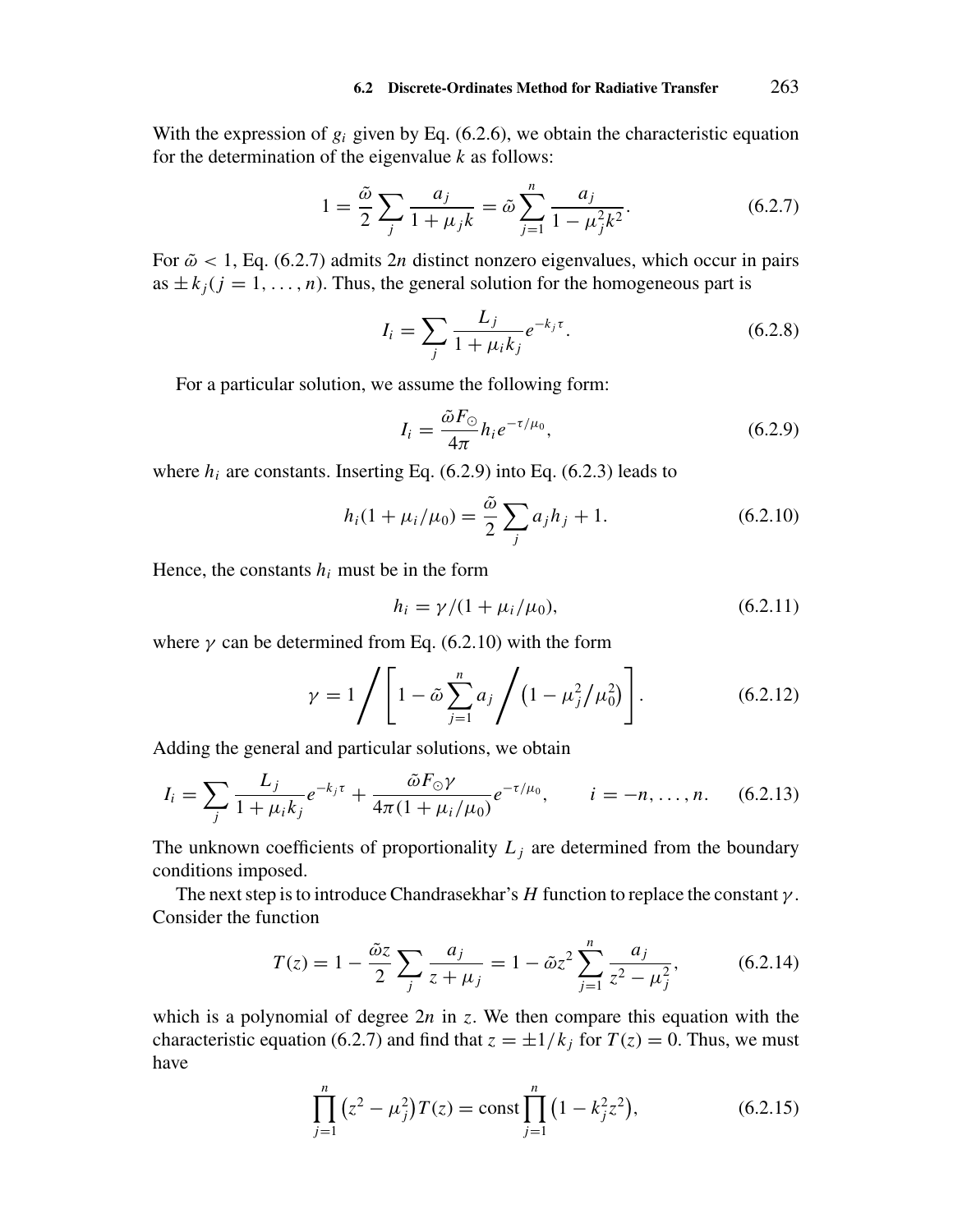With the expression of $g_i$ given by Eq. (6.2.6), we obtain the characteristic equation for the determination of the eigenvalue $k$ as follows:

$$1 = \frac{\tilde{\omega}}{2} \sum_j \frac{a_j}{1 + \mu_j k} = \tilde{\omega} \sum_{j=1}^{n} \frac{a_j}{1 - \mu_j^2 k^2}. \tag{6.2.7}$$

For $\tilde{\omega} < 1$, Eq. (6.2.7) admits $2n$ distinct nonzero eigenvalues, which occur in pairs as $\pm k_j (j = 1, \ldots, n)$. Thus, the general solution for the homogeneous part is

$$I_i = \sum_j \frac{L_j}{1 + \mu_i k_j} e^{-k_j \tau}. \tag{6.2.8}$$

For a particular solution, we assume the following form:

$$I_i = \frac{\tilde{\omega} F_{\odot}}{4\pi} h_i e^{-\tau/\mu_0}, \tag{6.2.9}$$

where $h_i$ are constants. Inserting Eq. (6.2.9) into Eq. (6.2.3) leads to

$$h_i (1 + \mu_i/\mu_0) = \frac{\tilde{\omega}}{2} \sum_j a_j h_j + 1. \tag{6.2.10}$$

Hence, the constants $h_i$ must be in the form

$$h_i = \gamma/(1 + \mu_i/\mu_0), \tag{6.2.11}$$

where $\gamma$ can be determined from Eq. (6.2.10) with the form

$$\gamma = 1 \Bigg/ \left[ 1 - \tilde{\omega} \sum_{j=1}^{n} a_j \Bigg/ \left(1 - \mu_j^2/\mu_0^2\right) \right]. \tag{6.2.12}$$

Adding the general and particular solutions, we obtain

$$I_i = \sum_j \frac{L_j}{1 + \mu_i k_j} e^{-k_j \tau} + \frac{\tilde{\omega} F_{\odot} \gamma}{4\pi (1 + \mu_i/\mu_0)} e^{-\tau/\mu_0}, \qquad i = -n, \ldots, n. \tag{6.2.13}$$

The unknown coefficients of proportionality $L_j$ are determined from the boundary conditions imposed.

The next step is to introduce Chandrasekhar's $H$ function to replace the constant $\gamma$. Consider the function

$$T(z) = 1 - \frac{\tilde{\omega} z}{2} \sum_j \frac{a_j}{z + \mu_j} = 1 - \tilde{\omega} z^2 \sum_{j=1}^{n} \frac{a_j}{z^2 - \mu_j^2}, \tag{6.2.14}$$

which is a polynomial of degree $2n$ in $z$. We then compare this equation with the characteristic equation (6.2.7) and find that $z = \pm 1/k_j$ for $T(z) = 0$. Thus, we must have

$$\prod_{j=1}^{n} \left(z^2 - \mu_j^2\right) T(z) = \text{const} \prod_{j=1}^{n} \left(1 - k_j^2 z^2\right), \tag{6.2.15}$$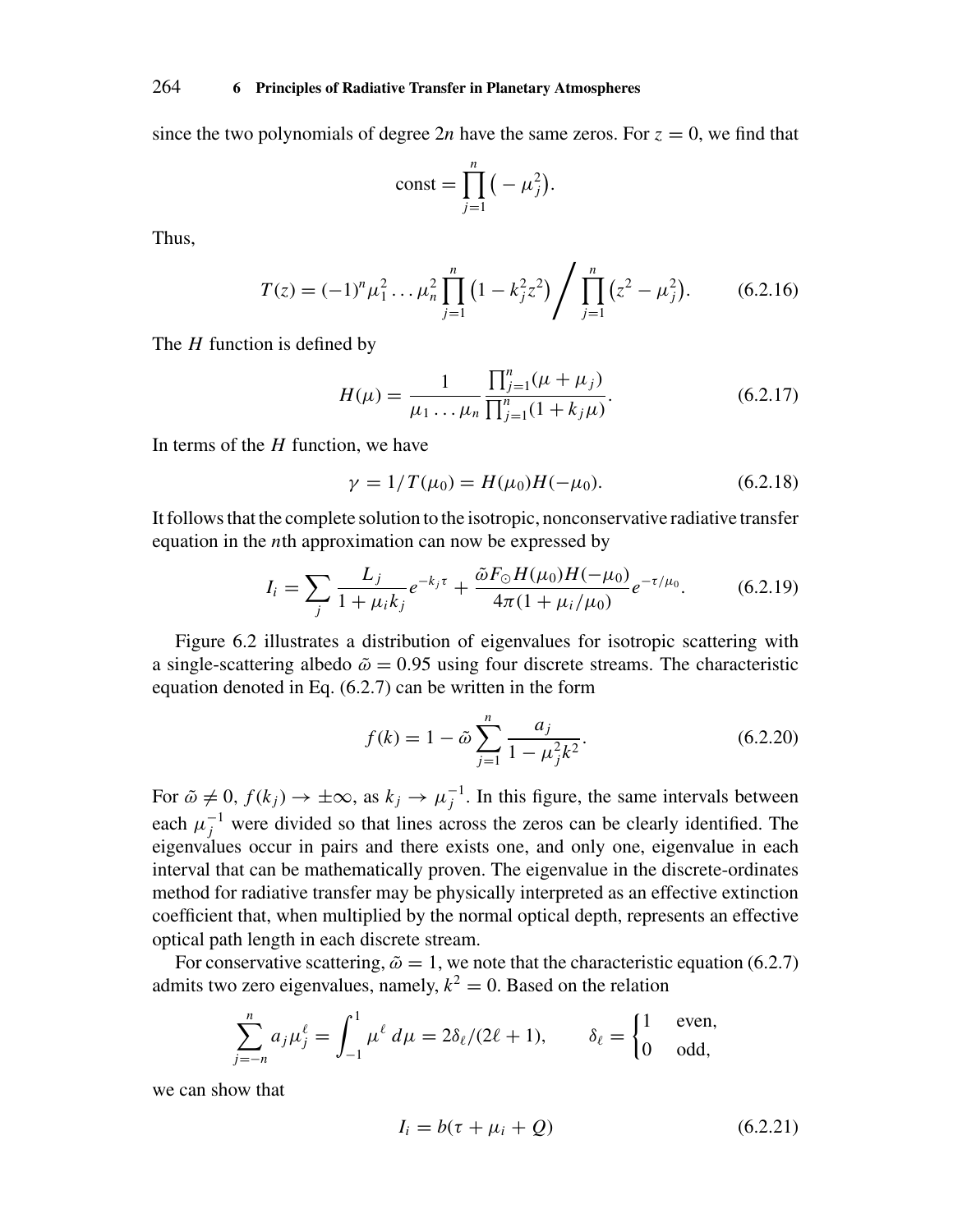since the two polynomials of degree $2n$ have the same zeros. For $z = 0$, we find that

$$\text{const} = \prod_{j=1}^{n} \left( -\mu_j^2 \right).$$

Thus,

$$T(z) = (-1)^n \mu_1^2 \ldots \mu_n^2 \prod_{j=1}^{n} \left( 1 - k_j^2 z^2 \right) \Bigg/ \prod_{j=1}^{n} \left( z^2 - \mu_j^2 \right). \tag{6.2.16}$$

The $H$ function is defined by

$$H(\mu) = \frac{1}{\mu_1 \ldots \mu_n} \frac{\prod_{j=1}^{n} (\mu + \mu_j)}{\prod_{j=1}^{n} (1 + k_j \mu)}. \tag{6.2.17}$$

In terms of the $H$ function, we have

$$\gamma = 1/T(\mu_0) = H(\mu_0) H(-\mu_0). \tag{6.2.18}$$

It follows that the complete solution to the isotropic, nonconservative radiative transfer equation in the $n$th approximation can now be expressed by

$$I_i = \sum_j \frac{L_j}{1 + \mu_i k_j} e^{-k_j \tau} + \frac{\tilde{\omega} F_{\odot} H(\mu_0) H(-\mu_0)}{4\pi (1 + \mu_i/\mu_0)} e^{-\tau/\mu_0}. \tag{6.2.19}$$

Figure 6.2 illustrates a distribution of eigenvalues for isotropic scattering with a single-scattering albedo $\tilde{\omega} = 0.95$ using four discrete streams. The characteristic equation denoted in Eq. (6.2.7) can be written in the form

$$f(k) = 1 - \tilde{\omega} \sum_{j=1}^{n} \frac{a_j}{1 - \mu_j^2 k^2}. \tag{6.2.20}$$

For $\tilde{\omega} \neq 0$, $f(k_j) \to \pm\infty$, as $k_j \to \mu_j^{-1}$. In this figure, the same intervals between each $\mu_j^{-1}$ were divided so that lines across the zeros can be clearly identified. The eigenvalues occur in pairs and there exists one, and only one, eigenvalue in each interval that can be mathematically proven. The eigenvalue in the discrete-ordinates method for radiative transfer may be physically interpreted as an effective extinction coefficient that, when multiplied by the normal optical depth, represents an effective optical path length in each discrete stream.

For conservative scattering, $\tilde{\omega} = 1$, we note that the characteristic equation (6.2.7) admits two zero eigenvalues, namely, $k^2 = 0$. Based on the relation

$$\sum_{j=-n}^{n} a_j \mu_j^{\ell} = \int_{-1}^{1} \mu^{\ell} \, d\mu = 2\delta_{\ell}/(2\ell + 1), \qquad \delta_{\ell} = \begin{cases} 1 & \text{even,} \\ 0 & \text{odd,} \end{cases}$$

we can show that

$$I_i = b(\tau + \mu_i + Q) \tag{6.2.21}$$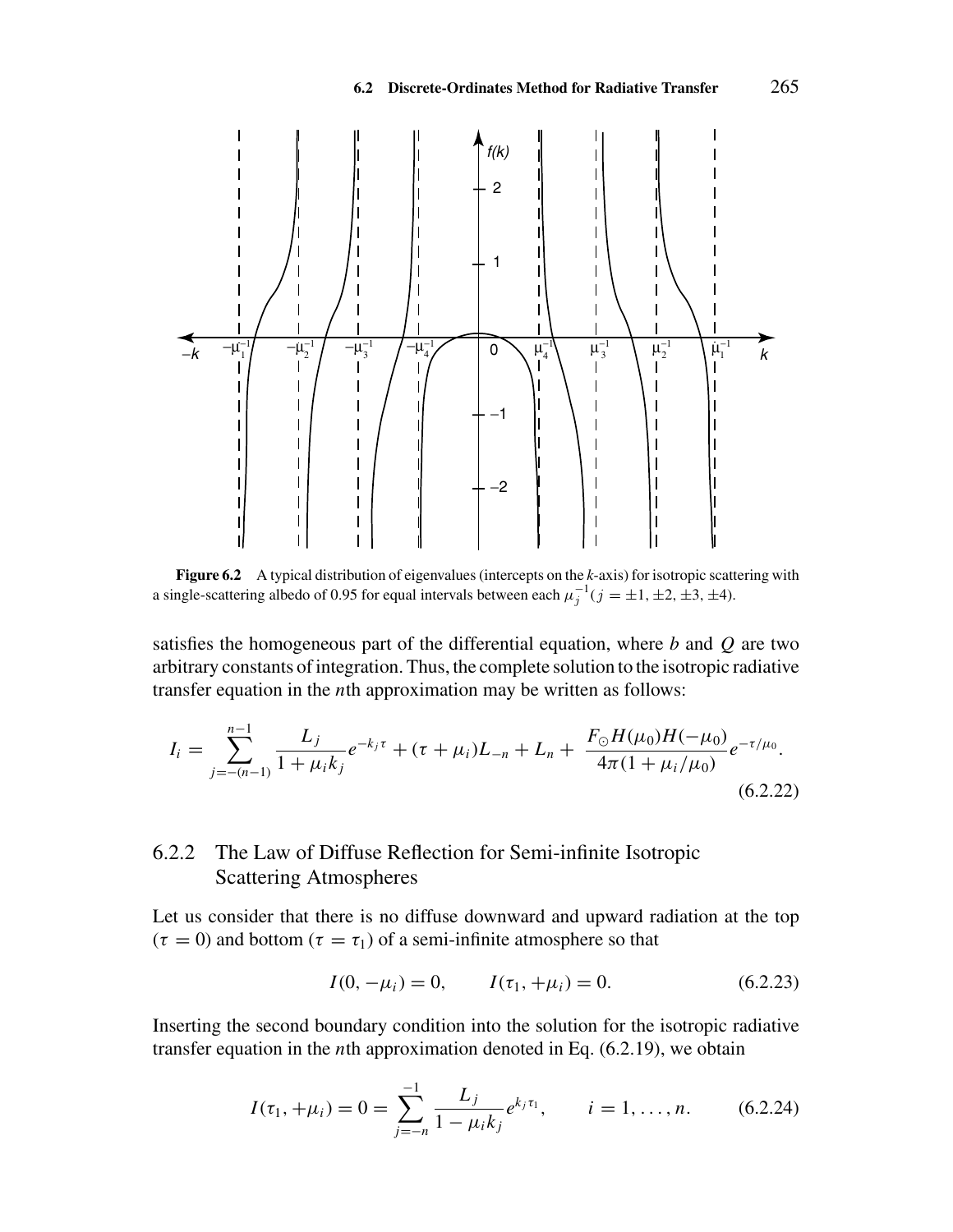**Figure 6.2** A typical distribution of eigenvalues (intercepts on the $k$-axis) for isotropic scattering with a single-scattering albedo of 0.95 for equal intervals between each $\mu_j^{-1}$ ($j = \pm 1, \pm 2, \pm 3, \pm 4$).

satisfies the homogeneous part of the differential equation, where $b$ and $Q$ are two arbitrary constants of integration. Thus, the complete solution to the isotropic radiative transfer equation in the $n$th approximation may be written as follows:

$$I_i = \sum_{j=-(n-1)}^{n-1} \frac{L_j}{1 + \mu_i k_j} e^{-k_j \tau} + (\tau + \mu_i) L_{-n} + L_n + \frac{F_{\odot} H(\mu_0) H(-\mu_0)}{4\pi (1 + \mu_i/\mu_0)} e^{-\tau/\mu_0}. \tag{6.2.22}$$

## 6.2.2 The Law of Diffuse Reflection for Semi-infinite Isotropic Scattering Atmospheres

Let us consider that there is no diffuse downward and upward radiation at the top ($\tau = 0$) and bottom ($\tau = \tau_1$) of a semi-infinite atmosphere so that

$$I(0, -\mu_i) = 0, \qquad I(\tau_1, +\mu_i) = 0. \tag{6.2.23}$$

Inserting the second boundary condition into the solution for the isotropic radiative transfer equation in the $n$th approximation denoted in Eq. (6.2.19), we obtain

$$I(\tau_1, +\mu_i) = 0 = \sum_{j=-n}^{-1} \frac{L_j}{1 - \mu_i k_j} e^{k_j \tau_1}, \qquad i = 1, \ldots, n. \tag{6.2.24}$$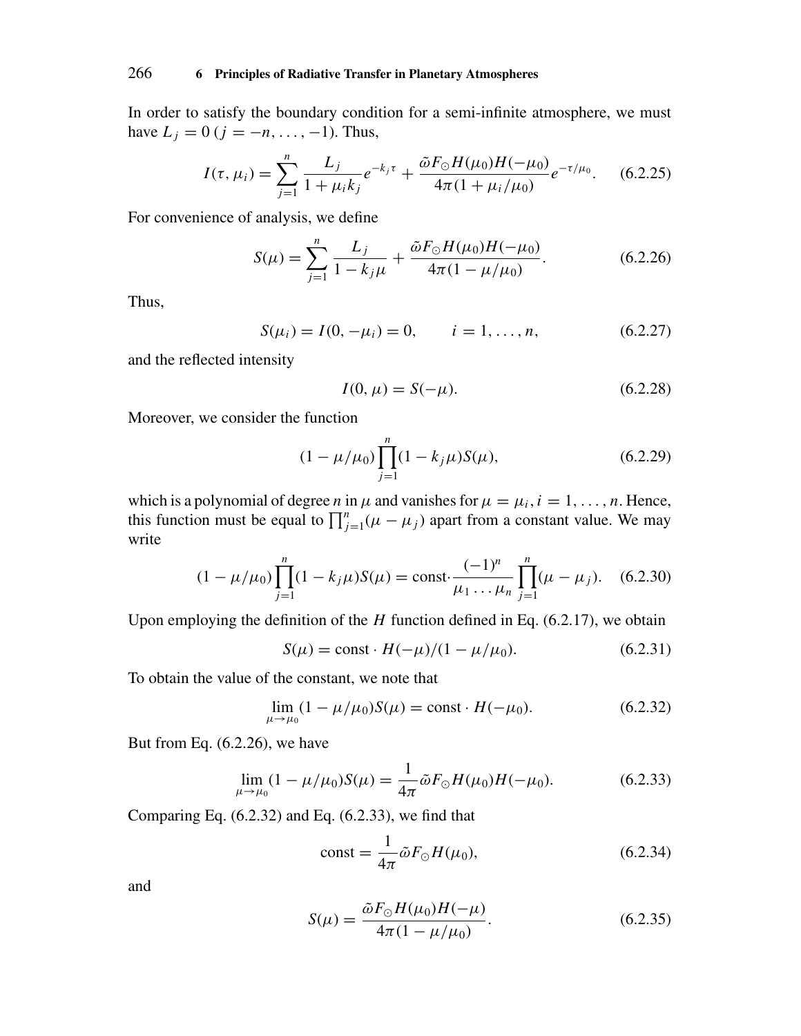In order to satisfy the boundary condition for a semi-infinite atmosphere, we must have $L_j = 0$ $(j = -n, \dots, -1)$. Thus,

$$I(\tau, \mu_i) = \sum_{j=1}^{n} \frac{L_j}{1 + \mu_i k_j} e^{-k_j \tau} + \frac{\tilde{\omega} F_{\odot} H(\mu_0) H(-\mu_0)}{4\pi (1 + \mu_i/\mu_0)} e^{-\tau/\mu_0}. \tag{6.2.25}$$

For convenience of analysis, we define

$$S(\mu) = \sum_{j=1}^{n} \frac{L_j}{1 - k_j \mu} + \frac{\tilde{\omega} F_{\odot} H(\mu_0) H(-\mu_0)}{4\pi (1 - \mu/\mu_0)}. \tag{6.2.26}$$

Thus,

$$S(\mu_i) = I(0, -\mu_i) = 0, \qquad i = 1, \dots, n, \tag{6.2.27}$$

and the reflected intensity

$$I(0, \mu) = S(-\mu). \tag{6.2.28}$$

Moreover, we consider the function

$$(1 - \mu/\mu_0) \prod_{j=1}^{n} (1 - k_j \mu) S(\mu), \tag{6.2.29}$$

which is a polynomial of degree $n$ in $\mu$ and vanishes for $\mu = \mu_i$, $i = 1, \dots, n$. Hence, this function must be equal to $\prod_{j=1}^{n} (\mu - \mu_j)$ apart from a constant value. We may write

$$(1 - \mu/\mu_0) \prod_{j=1}^{n} (1 - k_j \mu) S(\mu) = \text{const} \cdot \frac{(-1)^n}{\mu_1 \dots \mu_n} \prod_{j=1}^{n} (\mu - \mu_j). \tag{6.2.30}$$

Upon employing the definition of the $H$ function defined in Eq. (6.2.17), we obtain

$$S(\mu) = \text{const} \cdot H(-\mu)/(1 - \mu/\mu_0). \tag{6.2.31}$$

To obtain the value of the constant, we note that

$$\lim_{\mu \to \mu_0} (1 - \mu/\mu_0) S(\mu) = \text{const} \cdot H(-\mu_0). \tag{6.2.32}$$

But from Eq. (6.2.26), we have

$$\lim_{\mu \to \mu_0} (1 - \mu/\mu_0) S(\mu) = \frac{1}{4\pi} \tilde{\omega} F_{\odot} H(\mu_0) H(-\mu_0). \tag{6.2.33}$$

Comparing Eq. (6.2.32) and Eq. (6.2.33), we find that

$$\text{const} = \frac{1}{4\pi} \tilde{\omega} F_{\odot} H(\mu_0), \tag{6.2.34}$$

and

$$S(\mu) = \frac{\tilde{\omega} F_{\odot} H(\mu_0) H(-\mu)}{4\pi (1 - \mu/\mu_0)}. \tag{6.2.35}$$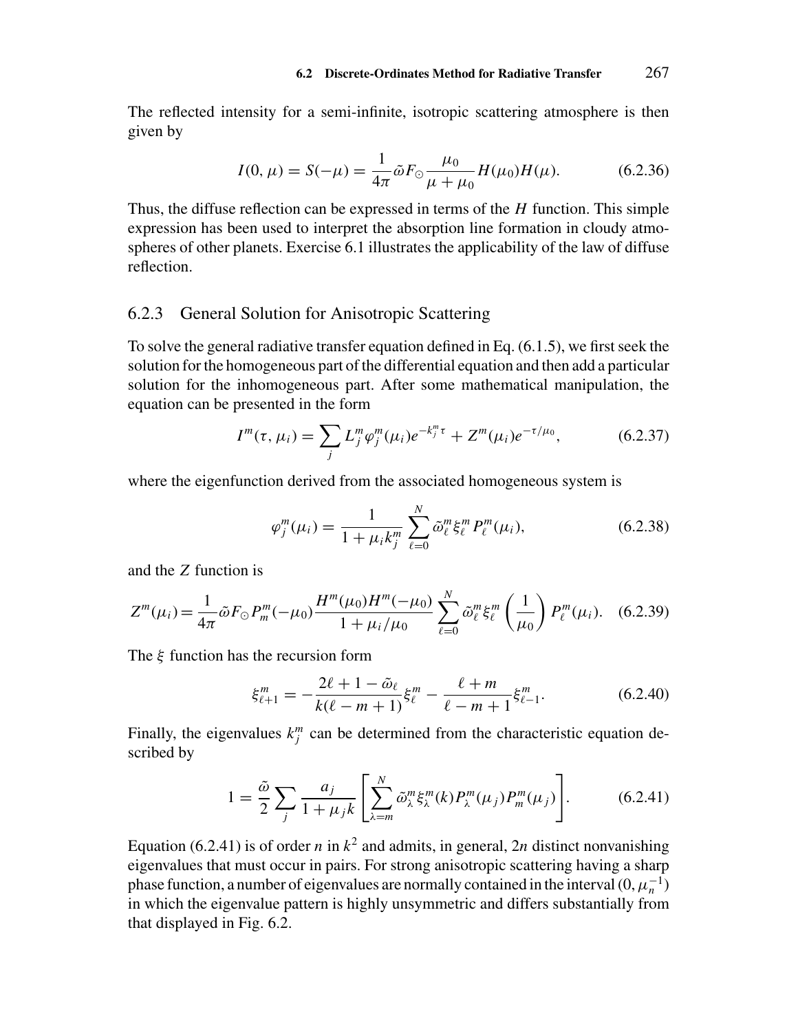The reflected intensity for a semi-infinite, isotropic scattering atmosphere is then given by

$$I(0, \mu) = S(-\mu) = \frac{1}{4\pi} \tilde{\omega} F_{\odot} \frac{\mu_0}{\mu + \mu_0} H(\mu_0) H(\mu). \tag{6.2.36}$$

Thus, the diffuse reflection can be expressed in terms of the $H$ function. This simple expression has been used to interpret the absorption line formation in cloudy atmospheres of other planets. Exercise 6.1 illustrates the applicability of the law of diffuse reflection.

### 6.2.3 General Solution for Anisotropic Scattering

To solve the general radiative transfer equation defined in Eq. (6.1.5), we first seek the solution for the homogeneous part of the differential equation and then add a particular solution for the inhomogeneous part. After some mathematical manipulation, the equation can be presented in the form

$$I^m(\tau, \mu_i) = \sum_j L_j^m \varphi_j^m(\mu_i) e^{-k_j^m \tau} + Z^m(\mu_i) e^{-\tau/\mu_0}, \tag{6.2.37}$$

where the eigenfunction derived from the associated homogeneous system is

$$\varphi_j^m(\mu_i) = \frac{1}{1 + \mu_i k_j^m} \sum_{\ell=0}^{N} \tilde{\omega}_\ell^m \xi_\ell^m P_\ell^m(\mu_i), \tag{6.2.38}$$

and the $Z$ function is

$$Z^m(\mu_i) = \frac{1}{4\pi} \tilde{\omega} F_{\odot} P_m^m(-\mu_0) \frac{H^m(\mu_0) H^m(-\mu_0)}{1 + \mu_i/\mu_0} \sum_{\ell=0}^{N} \tilde{\omega}_\ell^m \xi_\ell^m \left(\frac{1}{\mu_0}\right) P_\ell^m(\mu_i). \tag{6.2.39}$$

The $\xi$ function has the recursion form

$$\xi_{\ell+1}^m = -\frac{2\ell + 1 - \tilde{\omega}_\ell}{k(\ell - m + 1)} \xi_\ell^m - \frac{\ell + m}{\ell - m + 1} \xi_{\ell-1}^m. \tag{6.2.40}$$

Finally, the eigenvalues $k_j^m$ can be determined from the characteristic equation described by

$$1 = \frac{\tilde{\omega}}{2} \sum_j \frac{a_j}{1 + \mu_j k} \left[ \sum_{\lambda=m}^{N} \tilde{\omega}_\lambda^m \xi_\lambda^m(k) P_\lambda^m(\mu_j) P_m^m(\mu_j) \right]. \tag{6.2.41}$$

Equation (6.2.41) is of order $n$ in $k^2$ and admits, in general, $2n$ distinct nonvanishing eigenvalues that must occur in pairs. For strong anisotropic scattering having a sharp phase function, a number of eigenvalues are normally contained in the interval $(0, \mu_n^{-1})$ in which the eigenvalue pattern is highly unsymmetric and differs substantially from that displayed in Fig. 6.2.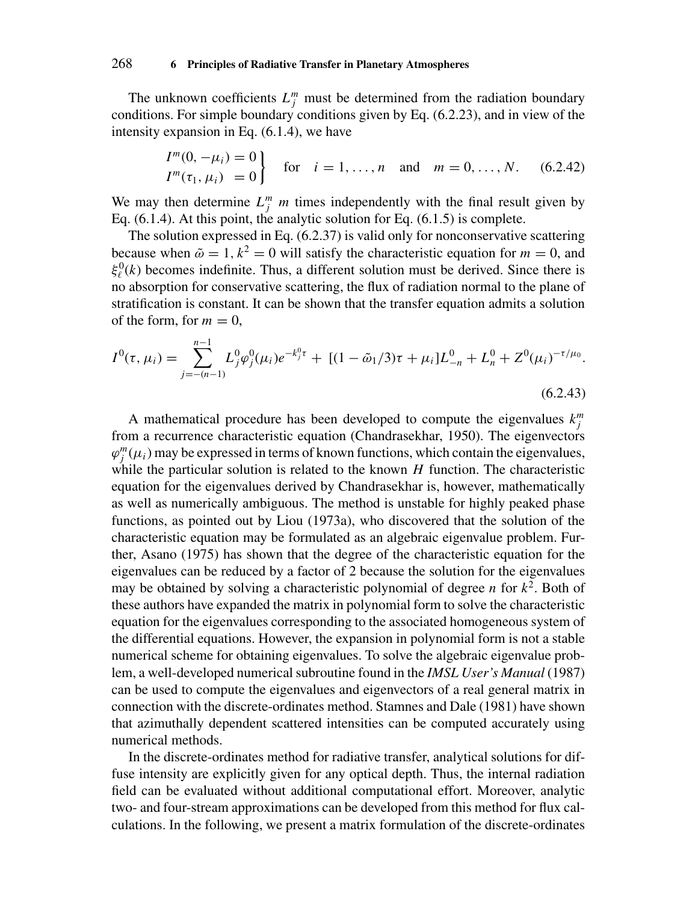The unknown coefficients $L_j^m$ must be determined from the radiation boundary conditions. For simple boundary conditions given by Eq. (6.2.23), and in view of the intensity expansion in Eq. (6.1.4), we have

$$\left.\begin{aligned} I^m(0, -\mu_i) &= 0 \\ I^m(\tau_1, \mu_i) &= 0 \end{aligned}\right\} \quad \text{for} \quad i = 1, \ldots, n \quad \text{and} \quad m = 0, \ldots, N. \tag{6.2.42}$$

We may then determine $L_j^m$ $m$ times independently with the final result given by Eq. (6.1.4). At this point, the analytic solution for Eq. (6.1.5) is complete.

The solution expressed in Eq. (6.2.37) is valid only for nonconservative scattering because when $\tilde{\omega} = 1$, $k^2 = 0$ will satisfy the characteristic equation for $m = 0$, and $\xi_\ell^0(k)$ becomes indefinite. Thus, a different solution must be derived. Since there is no absorption for conservative scattering, the flux of radiation normal to the plane of stratification is constant. It can be shown that the transfer equation admits a solution of the form, for $m = 0$,

$$I^0(\tau, \mu_i) = \sum_{j=-(n-1)}^{n-1} L_j^0 \varphi_j^0(\mu_i) e^{-k_j^0 \tau} + [(1 - \tilde{\omega}_1/3)\tau + \mu_i] L_{-n}^0 + L_n^0 + Z^0(\mu_i)^{-\tau/\mu_0}. \tag{6.2.43}$$

A mathematical procedure has been developed to compute the eigenvalues $k_j^m$ from a recurrence characteristic equation (Chandrasekhar, 1950). The eigenvectors $\varphi_j^m(\mu_i)$ may be expressed in terms of known functions, which contain the eigenvalues, while the particular solution is related to the known $H$ function. The characteristic equation for the eigenvalues derived by Chandrasekhar is, however, mathematically as well as numerically ambiguous. The method is unstable for highly peaked phase functions, as pointed out by Liou (1973a), who discovered that the solution of the characteristic equation may be formulated as an algebraic eigenvalue problem. Further, Asano (1975) has shown that the degree of the characteristic equation for the eigenvalues can be reduced by a factor of 2 because the solution for the eigenvalues may be obtained by solving a characteristic polynomial of degree $n$ for $k^2$. Both of these authors have expanded the matrix in polynomial form to solve the characteristic equation for the eigenvalues corresponding to the associated homogeneous system of the differential equations. However, the expansion in polynomial form is not a stable numerical scheme for obtaining eigenvalues. To solve the algebraic eigenvalue problem, a well-developed numerical subroutine found in the *IMSL User's Manual* (1987) can be used to compute the eigenvalues and eigenvectors of a real general matrix in connection with the discrete-ordinates method. Stamnes and Dale (1981) have shown that azimuthally dependent scattered intensities can be computed accurately using numerical methods.

In the discrete-ordinates method for radiative transfer, analytical solutions for diffuse intensity are explicitly given for any optical depth. Thus, the internal radiation field can be evaluated without additional computational effort. Moreover, analytic two- and four-stream approximations can be developed from this method for flux calculations. In the following, we present a matrix formulation of the discrete-ordinates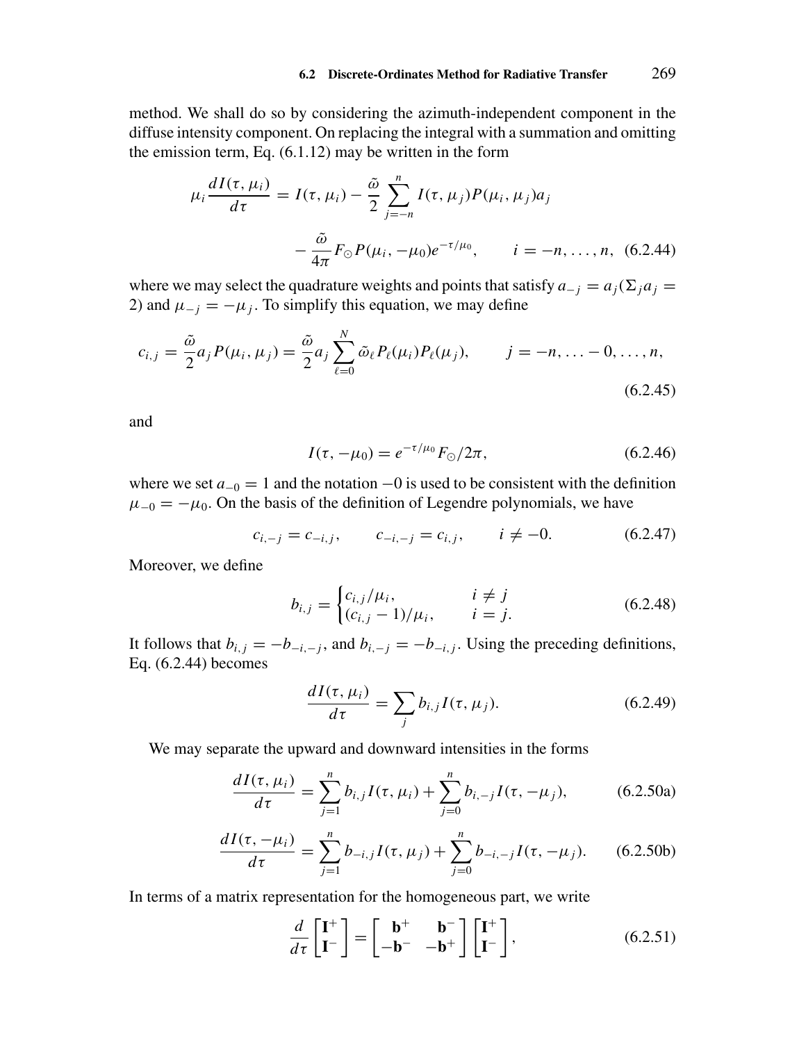method. We shall do so by considering the azimuth-independent component in the diffuse intensity component. On replacing the integral with a summation and omitting the emission term, Eq. (6.1.12) may be written in the form

$$\mu_i \frac{dI(\tau, \mu_i)}{d\tau} = I(\tau, \mu_i) - \frac{\tilde{\omega}}{2} \sum_{j=-n}^{n} I(\tau, \mu_j) P(\mu_i, \mu_j) a_j - \frac{\tilde{\omega}}{4\pi} F_{\odot} P(\mu_i, -\mu_0) e^{-\tau/\mu_0}, \qquad i = -n, \ldots, n, \quad (6.2.44)$$

where we may select the quadrature weights and points that satisfy $a_{-j} = a_j (\Sigma_j a_j = 2)$ and $\mu_{-j} = -\mu_j$. To simplify this equation, we may define

$$c_{i,j} = \frac{\tilde{\omega}}{2} a_j P(\mu_i, \mu_j) = \frac{\tilde{\omega}}{2} a_j \sum_{\ell=0}^{N} \tilde{\omega}_\ell P_\ell(\mu_i) P_\ell(\mu_j), \qquad j = -n, \ldots -0, \ldots, n, \quad (6.2.45)$$

and

$$I(\tau, -\mu_0) = e^{-\tau/\mu_0} F_{\odot}/2\pi, \quad (6.2.46)$$

where we set $a_{-0} = 1$ and the notation $-0$ is used to be consistent with the definition $\mu_{-0} = -\mu_0$. On the basis of the definition of Legendre polynomials, we have

$$c_{i,-j} = c_{-i,j}, \qquad c_{-i,-j} = c_{i,j}, \qquad i \neq -0. \quad (6.2.47)$$

Moreover, we define

$$b_{i,j} = \begin{cases} c_{i,j}/\mu_i, & i \neq j \\ (c_{i,j} - 1)/\mu_i, & i = j. \end{cases} \quad (6.2.48)$$

It follows that $b_{i,j} = -b_{-i,-j}$, and $b_{i,-j} = -b_{-i,j}$. Using the preceding definitions, Eq. (6.2.44) becomes

$$\frac{dI(\tau, \mu_i)}{d\tau} = \sum_j b_{i,j} I(\tau, \mu_j). \quad (6.2.49)$$

We may separate the upward and downward intensities in the forms

$$\frac{dI(\tau, \mu_i)}{d\tau} = \sum_{j=1}^{n} b_{i,j} I(\tau, \mu_i) + \sum_{j=0}^{n} b_{i,-j} I(\tau, -\mu_j), \quad (6.2.50a)$$

$$\frac{dI(\tau, -\mu_i)}{d\tau} = \sum_{j=1}^{n} b_{-i,j} I(\tau, \mu_j) + \sum_{j=0}^{n} b_{-i,-j} I(\tau, -\mu_j). \quad (6.2.50b)$$

In terms of a matrix representation for the homogeneous part, we write

$$\frac{d}{d\tau} \begin{bmatrix} \mathbf{I}^+ \\ \mathbf{I}^- \end{bmatrix} = \begin{bmatrix} \mathbf{b}^+ & \mathbf{b}^- \\ -\mathbf{b}^- & -\mathbf{b}^+ \end{bmatrix} \begin{bmatrix} \mathbf{I}^+ \\ \mathbf{I}^- \end{bmatrix}, \quad (6.2.51)$$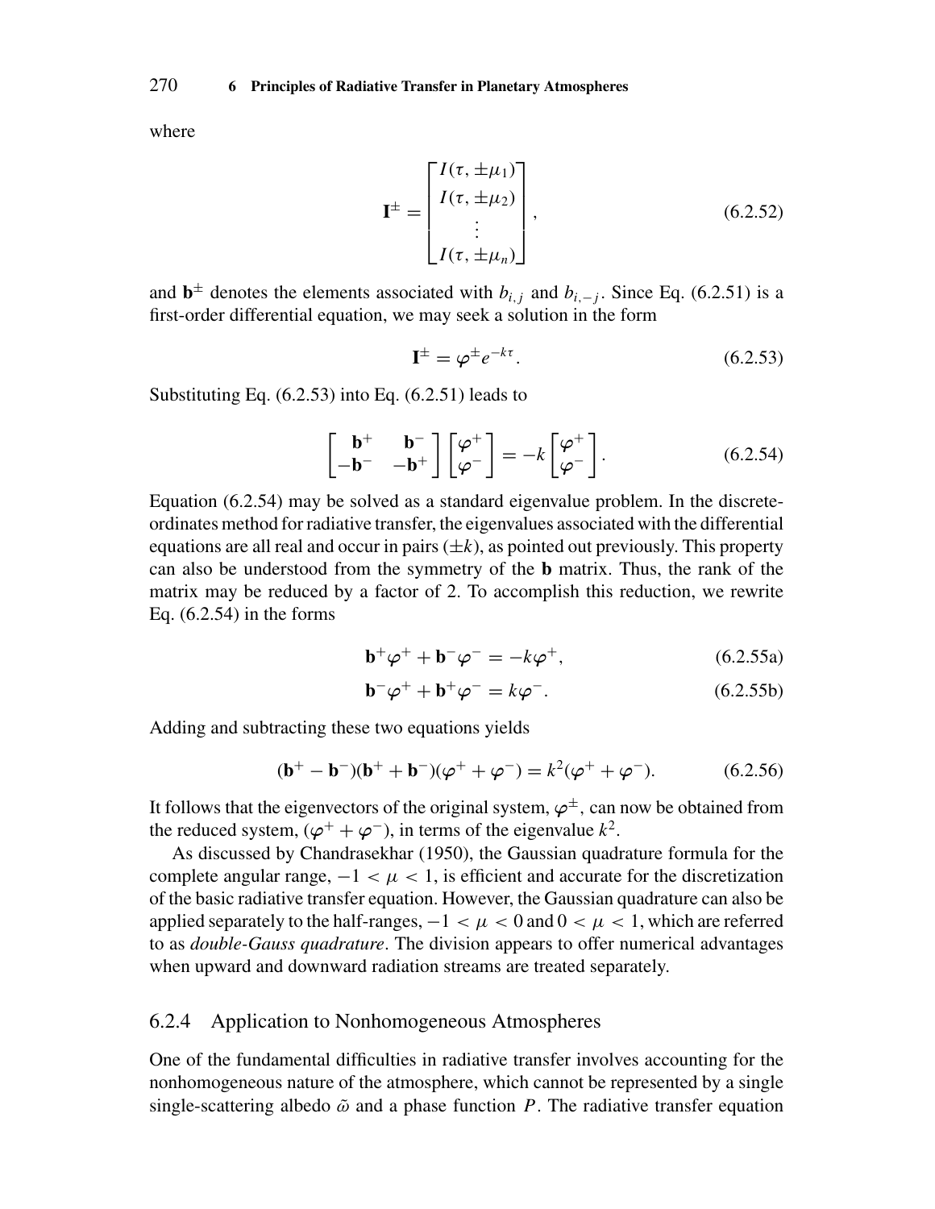where

$$\mathbf{I}^{\pm} = \begin{bmatrix} I(\tau, \pm\mu_1) \\ I(\tau, \pm\mu_2) \\ \vdots \\ I(\tau, \pm\mu_n) \end{bmatrix}, \tag{6.2.52}$$

and $\mathbf{b}^{\pm}$ denotes the elements associated with $b_{i,j}$ and $b_{i,-j}$. Since Eq. (6.2.51) is a first-order differential equation, we may seek a solution in the form

$$\mathbf{I}^{\pm} = \boldsymbol{\varphi}^{\pm} e^{-k\tau}. \tag{6.2.53}$$

Substituting Eq. (6.2.53) into Eq. (6.2.51) leads to

$$\begin{bmatrix} \mathbf{b}^{+} & \mathbf{b}^{-} \\ -\mathbf{b}^{-} & -\mathbf{b}^{+} \end{bmatrix} \begin{bmatrix} \boldsymbol{\varphi}^{+} \\ \boldsymbol{\varphi}^{-} \end{bmatrix} = -k \begin{bmatrix} \boldsymbol{\varphi}^{+} \\ \boldsymbol{\varphi}^{-} \end{bmatrix}. \tag{6.2.54}$$

Equation (6.2.54) may be solved as a standard eigenvalue problem. In the discrete-ordinates method for radiative transfer, the eigenvalues associated with the differential equations are all real and occur in pairs ($\pm k$), as pointed out previously. This property can also be understood from the symmetry of the **b** matrix. Thus, the rank of the matrix may be reduced by a factor of 2. To accomplish this reduction, we rewrite Eq. (6.2.54) in the forms

$$\mathbf{b}^{+}\boldsymbol{\varphi}^{+} + \mathbf{b}^{-}\boldsymbol{\varphi}^{-} = -k\boldsymbol{\varphi}^{+}, \tag{6.2.55a}$$

$$\mathbf{b}^{-}\boldsymbol{\varphi}^{+} + \mathbf{b}^{+}\boldsymbol{\varphi}^{-} = k\boldsymbol{\varphi}^{-}. \tag{6.2.55b}$$

Adding and subtracting these two equations yields

$$(\mathbf{b}^{+} - \mathbf{b}^{-})(\mathbf{b}^{+} + \mathbf{b}^{-})(\boldsymbol{\varphi}^{+} + \boldsymbol{\varphi}^{-}) = k^2(\boldsymbol{\varphi}^{+} + \boldsymbol{\varphi}^{-}). \tag{6.2.56}$$

It follows that the eigenvectors of the original system, $\boldsymbol{\varphi}^{\pm}$, can now be obtained from the reduced system, $(\boldsymbol{\varphi}^{+} + \boldsymbol{\varphi}^{-})$, in terms of the eigenvalue $k^2$.

As discussed by Chandrasekhar (1950), the Gaussian quadrature formula for the complete angular range, $-1 < \mu < 1$, is efficient and accurate for the discretization of the basic radiative transfer equation. However, the Gaussian quadrature can also be applied separately to the half-ranges, $-1 < \mu < 0$ and $0 < \mu < 1$, which are referred to as *double-Gauss quadrature*. The division appears to offer numerical advantages when upward and downward radiation streams are treated separately.

### 6.2.4 Application to Nonhomogeneous Atmospheres

One of the fundamental difficulties in radiative transfer involves accounting for the nonhomogeneous nature of the atmosphere, which cannot be represented by a single single-scattering albedo $\tilde{\omega}$ and a phase function $P$. The radiative transfer equation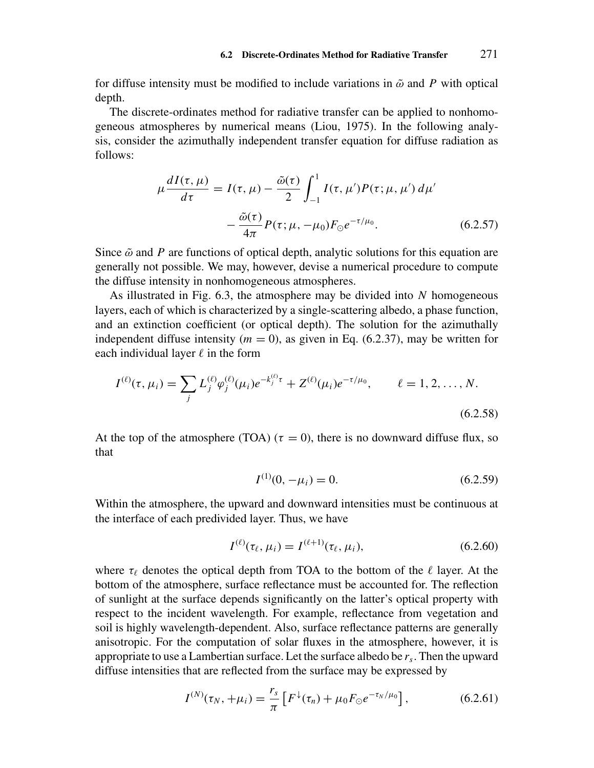for diffuse intensity must be modified to include variations in $\tilde{\omega}$ and $P$ with optical depth.

The discrete-ordinates method for radiative transfer can be applied to nonhomogeneous atmospheres by numerical means (Liou, 1975). In the following analysis, consider the azimuthally independent transfer equation for diffuse radiation as follows:

$$\mu \frac{dI(\tau, \mu)}{d\tau} = I(\tau, \mu) - \frac{\tilde{\omega}(\tau)}{2} \int_{-1}^{1} I(\tau, \mu') P(\tau; \mu, \mu') \, d\mu' - \frac{\tilde{\omega}(\tau)}{4\pi} P(\tau; \mu, -\mu_0) F_{\odot} e^{-\tau/\mu_0}. \tag{6.2.57}$$

Since $\tilde{\omega}$ and $P$ are functions of optical depth, analytic solutions for this equation are generally not possible. We may, however, devise a numerical procedure to compute the diffuse intensity in nonhomogeneous atmospheres.

As illustrated in Fig. 6.3, the atmosphere may be divided into $N$ homogeneous layers, each of which is characterized by a single-scattering albedo, a phase function, and an extinction coefficient (or optical depth). The solution for the azimuthally independent diffuse intensity ($m = 0$), as given in Eq. (6.2.37), may be written for each individual layer $\ell$ in the form

$$I^{(\ell)}(\tau, \mu_i) = \sum_j L_j^{(\ell)} \varphi_j^{(\ell)}(\mu_i) e^{-k_j^{(\ell)} \tau} + Z^{(\ell)}(\mu_i) e^{-\tau/\mu_0}, \qquad \ell = 1, 2, \ldots, N. \tag{6.2.58}$$

At the top of the atmosphere (TOA) ($\tau = 0$), there is no downward diffuse flux, so that

$$I^{(1)}(0, -\mu_i) = 0. \tag{6.2.59}$$

Within the atmosphere, the upward and downward intensities must be continuous at the interface of each predivided layer. Thus, we have

$$I^{(\ell)}(\tau_\ell, \mu_i) = I^{(\ell+1)}(\tau_\ell, \mu_i), \tag{6.2.60}$$

where $\tau_\ell$ denotes the optical depth from TOA to the bottom of the $\ell$ layer. At the bottom of the atmosphere, surface reflectance must be accounted for. The reflection of sunlight at the surface depends significantly on the latter's optical property with respect to the incident wavelength. For example, reflectance from vegetation and soil is highly wavelength-dependent. Also, surface reflectance patterns are generally anisotropic. For the computation of solar fluxes in the atmosphere, however, it is appropriate to use a Lambertian surface. Let the surface albedo be $r_s$. Then the upward diffuse intensities that are reflected from the surface may be expressed by

$$I^{(N)}(\tau_N, +\mu_i) = \frac{r_s}{\pi} \left[ F^{\downarrow}(\tau_n) + \mu_0 F_{\odot} e^{-\tau_N/\mu_0} \right], \tag{6.2.61}$$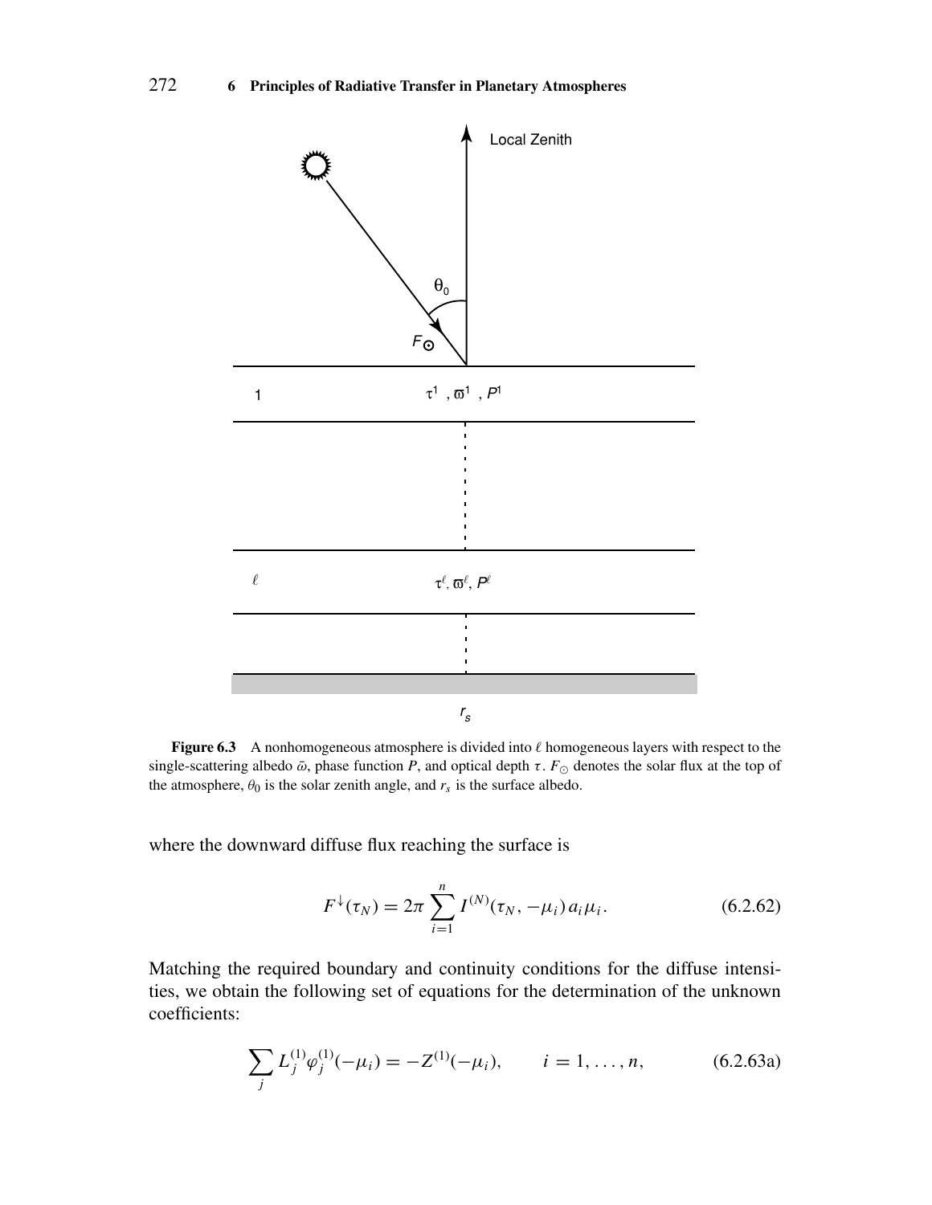**Figure 6.3** A nonhomogeneous atmosphere is divided into $\ell$ homogeneous layers with respect to the single-scattering albedo $\bar{\omega}$, phase function $P$, and optical depth $\tau$. $F_{\odot}$ denotes the solar flux at the top of the atmosphere, $\theta_0$ is the solar zenith angle, and $r_s$ is the surface albedo.

where the downward diffuse flux reaching the surface is

$$F^{\downarrow}(\tau_N) = 2\pi \sum_{i=1}^{n} I^{(N)}(\tau_N, -\mu_i)\, a_i \mu_i. \tag{6.2.62}$$

Matching the required boundary and continuity conditions for the diffuse intensities, we obtain the following set of equations for the determination of the unknown coefficients:

$$\sum_j L_j^{(1)} \varphi_j^{(1)}(-\mu_i) = -Z^{(1)}(-\mu_i), \qquad i = 1, \ldots, n, \tag{6.2.63a}$$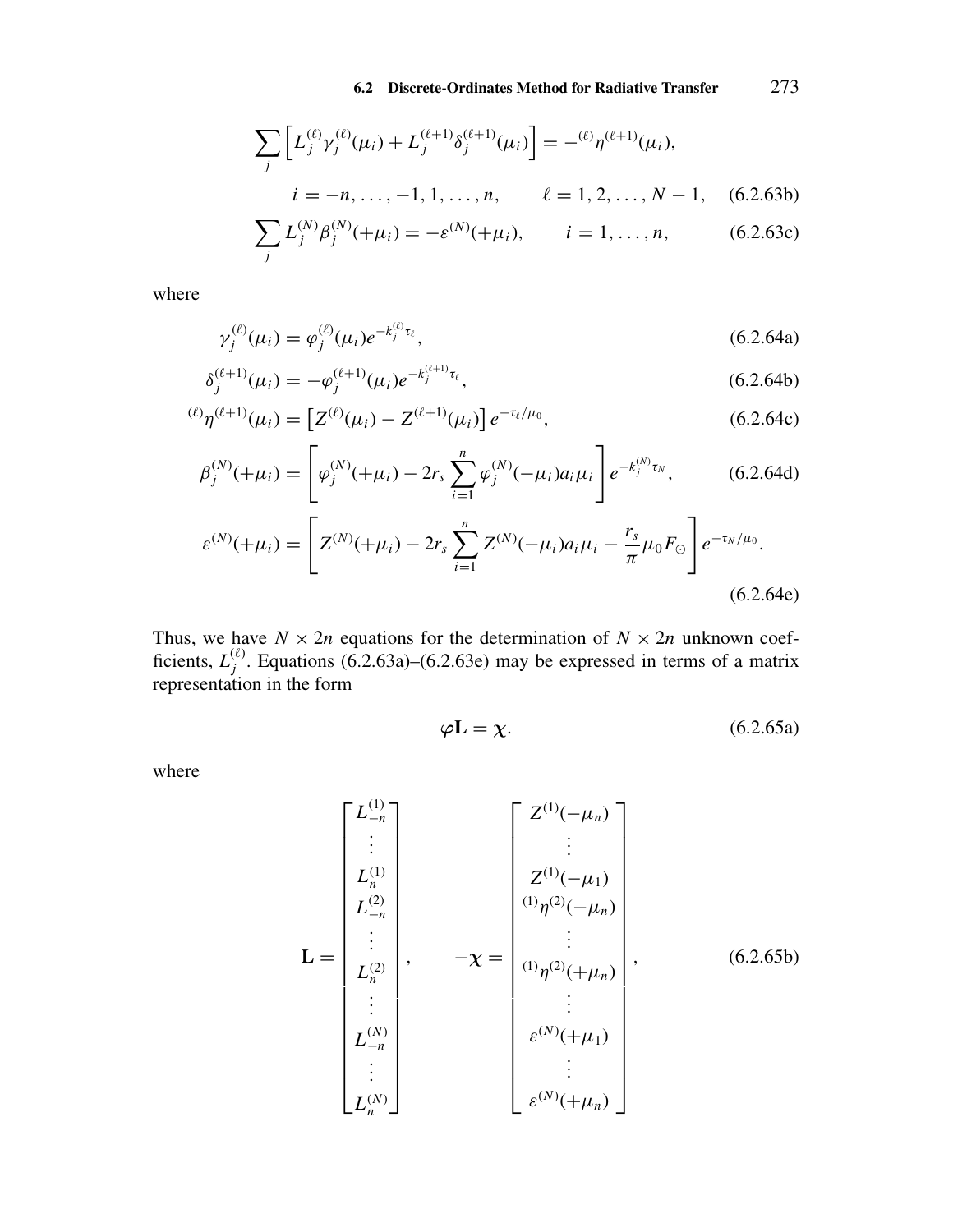$$\sum_j \left[ L_j^{(\ell)} \gamma_j^{(\ell)}(\mu_i) + L_j^{(\ell+1)} \delta_j^{(\ell+1)}(\mu_i) \right] = -^{(\ell)}\eta^{(\ell+1)}(\mu_i),$$

$$i = -n, \ldots, -1, 1, \ldots, n, \qquad \ell = 1, 2, \ldots, N-1, \quad \text{(6.2.63b)}$$

$$\sum_j L_j^{(N)} \beta_j^{(N)}(+\mu_i) = -\varepsilon^{(N)}(+\mu_i), \qquad i = 1, \ldots, n, \quad \text{(6.2.63c)}$$

where

$$\gamma_j^{(\ell)}(\mu_i) = \varphi_j^{(\ell)}(\mu_i) e^{-k_j^{(\ell)} \tau_\ell}, \quad \text{(6.2.64a)}$$

$$\delta_j^{(\ell+1)}(\mu_i) = -\varphi_j^{(\ell+1)}(\mu_i) e^{-k_j^{(\ell+1)} \tau_\ell}, \quad \text{(6.2.64b)}$$

$$^{(\ell)}\eta^{(\ell+1)}(\mu_i) = \left[ Z^{(\ell)}(\mu_i) - Z^{(\ell+1)}(\mu_i) \right] e^{-\tau_\ell/\mu_0}, \quad \text{(6.2.64c)}$$

$$\beta_j^{(N)}(+\mu_i) = \left[ \varphi_j^{(N)}(+\mu_i) - 2r_s \sum_{i=1}^{n} \varphi_j^{(N)}(-\mu_i) a_i \mu_i \right] e^{-k_j^{(N)} \tau_N}, \quad \text{(6.2.64d)}$$

$$\varepsilon^{(N)}(+\mu_i) = \left[ Z^{(N)}(+\mu_i) - 2r_s \sum_{i=1}^{n} Z^{(N)}(-\mu_i) a_i \mu_i - \frac{r_s}{\pi} \mu_0 F_\odot \right] e^{-\tau_N/\mu_0}. \quad \text{(6.2.64e)}$$

Thus, we have $N \times 2n$ equations for the determination of $N \times 2n$ unknown coefficients, $L_j^{(\ell)}$. Equations (6.2.63a)–(6.2.63e) may be expressed in terms of a matrix representation in the form

$$\varphi \mathbf{L} = \boldsymbol{\chi}. \quad \text{(6.2.65a)}$$

where

$$\mathbf{L} = \begin{bmatrix} L_{-n}^{(1)} \\ \vdots \\ L_n^{(1)} \\ L_{-n}^{(2)} \\ \vdots \\ L_n^{(2)} \\ \vdots \\ L_{-n}^{(N)} \\ \vdots \\ L_n^{(N)} \end{bmatrix}, \qquad -\boldsymbol{\chi} = \begin{bmatrix} Z^{(1)}(-\mu_n) \\ \vdots \\ Z^{(1)}(-\mu_1) \\ ^{(1)}\eta^{(2)}(-\mu_n) \\ \vdots \\ ^{(1)}\eta^{(2)}(+\mu_n) \\ \vdots \\ \varepsilon^{(N)}(+\mu_1) \\ \vdots \\ \varepsilon^{(N)}(+\mu_n) \end{bmatrix}, \quad \text{(6.2.65b)}$$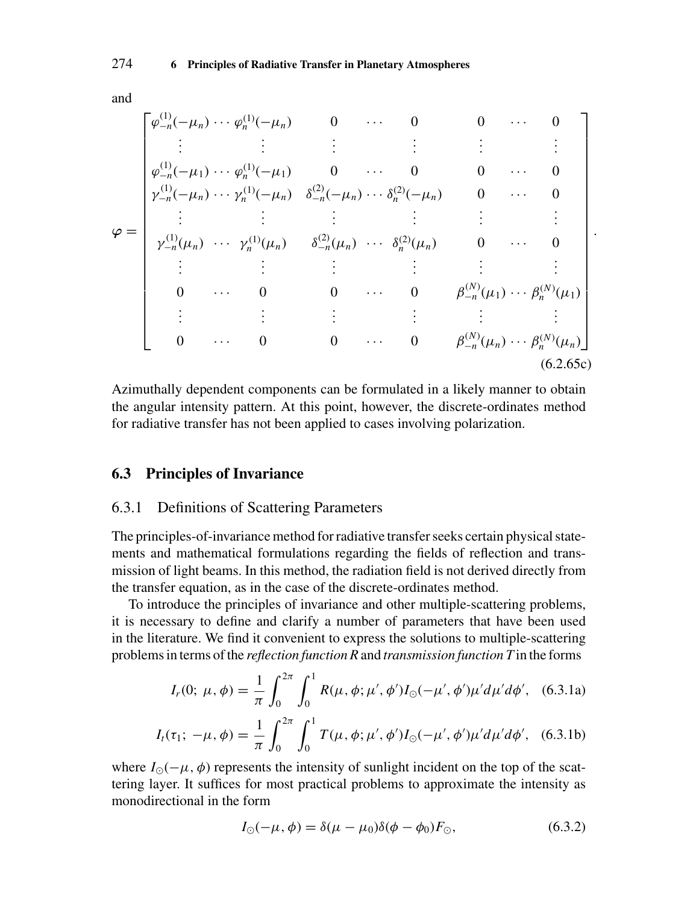and

$$
\boldsymbol{\varphi} = \begin{bmatrix}
\varphi_{-n}^{(1)}(-\mu_n) & \cdots & \varphi_n^{(1)}(-\mu_n) & 0 & \cdots & 0 & 0 & \cdots & 0 \\
\vdots & & \vdots & \vdots & & \vdots & \vdots & & \vdots \\
\varphi_{-n}^{(1)}(-\mu_1) & \cdots & \varphi_n^{(1)}(-\mu_1) & 0 & \cdots & 0 & 0 & \cdots & 0 \\
\gamma_{-n}^{(1)}(-\mu_n) & \cdots & \gamma_n^{(1)}(-\mu_n) & \delta_{-n}^{(2)}(-\mu_n) & \cdots & \delta_n^{(2)}(-\mu_n) & 0 & \cdots & 0 \\
\vdots & & \vdots & \vdots & & \vdots & \vdots & & \vdots \\
\gamma_{-n}^{(1)}(\mu_n) & \cdots & \gamma_n^{(1)}(\mu_n) & \delta_{-n}^{(2)}(\mu_n) & \cdots & \delta_n^{(2)}(\mu_n) & 0 & \cdots & 0 \\
\vdots & & \vdots & \vdots & & \vdots & \vdots & & \vdots \\
0 & \cdots & 0 & 0 & \cdots & 0 & \beta_{-n}^{(N)}(\mu_1) & \cdots & \beta_n^{(N)}(\mu_1) \\
\vdots & & \vdots & \vdots & & \vdots & \vdots & & \vdots \\
0 & \cdots & 0 & 0 & \cdots & 0 & \beta_{-n}^{(N)}(\mu_n) & \cdots & \beta_n^{(N)}(\mu_n)
\end{bmatrix}. \tag{6.2.65c}
$$

Azimuthally dependent components can be formulated in a likely manner to obtain the angular intensity pattern. At this point, however, the discrete-ordinates method for radiative transfer has not been applied to cases involving polarization.

## 6.3 Principles of Invariance

### 6.3.1 Definitions of Scattering Parameters

The principles-of-invariance method for radiative transfer seeks certain physical statements and mathematical formulations regarding the fields of reflection and transmission of light beams. In this method, the radiation field is not derived directly from the transfer equation, as in the case of the discrete-ordinates method.

To introduce the principles of invariance and other multiple-scattering problems, it is necessary to define and clarify a number of parameters that have been used in the literature. We find it convenient to express the solutions to multiple-scattering problems in terms of the *reflection function R* and *transmission function T* in the forms

$$I_r(0;\ \mu, \phi) = \frac{1}{\pi} \int_0^{2\pi} \int_0^1 R(\mu, \phi; \mu', \phi') I_\odot(-\mu', \phi') \mu' d\mu' d\phi', \tag{6.3.1a}$$

$$I_t(\tau_1;\ -\mu, \phi) = \frac{1}{\pi} \int_0^{2\pi} \int_0^1 T(\mu, \phi; \mu', \phi') I_\odot(-\mu', \phi') \mu' d\mu' d\phi', \tag{6.3.1b}$$

where $I_\odot(-\mu, \phi)$ represents the intensity of sunlight incident on the top of the scattering layer. It suffices for most practical problems to approximate the intensity as monodirectional in the form

$$I_\odot(-\mu, \phi) = \delta(\mu - \mu_0)\delta(\phi - \phi_0) F_\odot, \tag{6.3.2}$$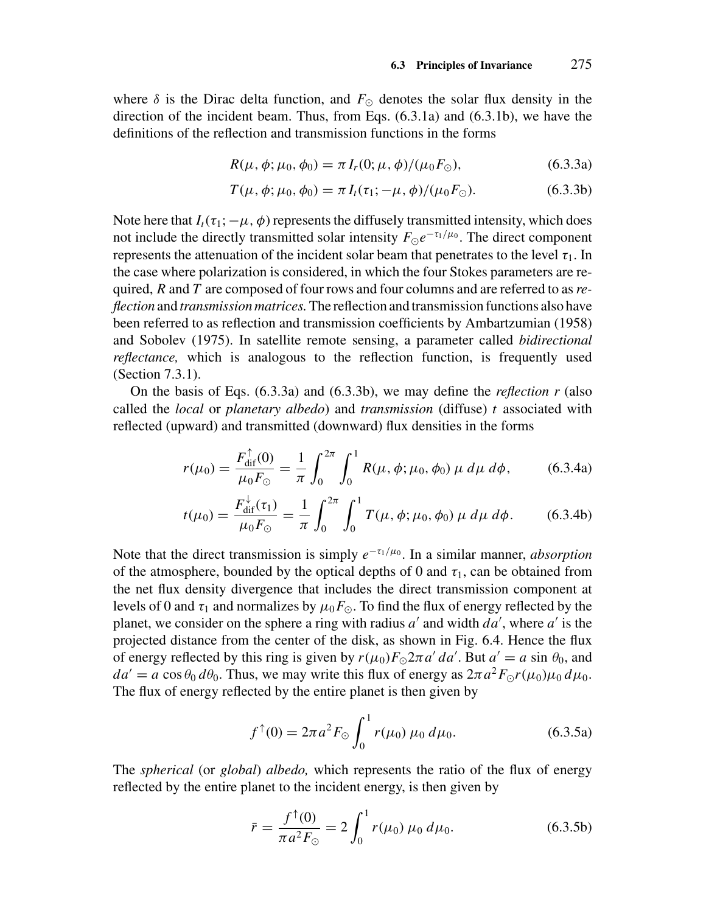where $\delta$ is the Dirac delta function, and $F_\odot$ denotes the solar flux density in the direction of the incident beam. Thus, from Eqs. (6.3.1a) and (6.3.1b), we have the definitions of the reflection and transmission functions in the forms

$$R(\mu, \phi; \mu_0, \phi_0) = \pi I_r(0; \mu, \phi)/(\mu_0 F_\odot), \tag{6.3.3a}$$

$$T(\mu, \phi; \mu_0, \phi_0) = \pi I_t(\tau_1; -\mu, \phi)/(\mu_0 F_\odot). \tag{6.3.3b}$$

Note here that $I_t(\tau_1; -\mu, \phi)$ represents the diffusely transmitted intensity, which does not include the directly transmitted solar intensity $F_\odot e^{-\tau_1/\mu_0}$. The direct component represents the attenuation of the incident solar beam that penetrates to the level $\tau_1$. In the case where polarization is considered, in which the four Stokes parameters are required, $R$ and $T$ are composed of four rows and four columns and are referred to as *reflection* and *transmission matrices.* The reflection and transmission functions also have been referred to as reflection and transmission coefficients by Ambartzumian (1958) and Sobolev (1975). In satellite remote sensing, a parameter called *bidirectional reflectance,* which is analogous to the reflection function, is frequently used (Section 7.3.1).

On the basis of Eqs. (6.3.3a) and (6.3.3b), we may define the *reflection* $r$ (also called the *local* or *planetary albedo*) and *transmission* (diffuse) $t$ associated with reflected (upward) and transmitted (downward) flux densities in the forms

$$r(\mu_0) = \frac{F^{\uparrow}_{\text{dif}}(0)}{\mu_0 F_\odot} = \frac{1}{\pi} \int_0^{2\pi} \int_0^1 R(\mu, \phi; \mu_0, \phi_0)\, \mu \, d\mu \, d\phi, \tag{6.3.4a}$$

$$t(\mu_0) = \frac{F^{\downarrow}_{\text{dif}}(\tau_1)}{\mu_0 F_\odot} = \frac{1}{\pi} \int_0^{2\pi} \int_0^1 T(\mu, \phi; \mu_0, \phi_0)\, \mu \, d\mu \, d\phi. \tag{6.3.4b}$$

Note that the direct transmission is simply $e^{-\tau_1/\mu_0}$. In a similar manner, *absorption* of the atmosphere, bounded by the optical depths of 0 and $\tau_1$, can be obtained from the net flux density divergence that includes the direct transmission component at levels of 0 and $\tau_1$ and normalizes by $\mu_0 F_\odot$. To find the flux of energy reflected by the planet, we consider on the sphere a ring with radius $a'$ and width $da'$, where $a'$ is the projected distance from the center of the disk, as shown in Fig. 6.4. Hence the flux of energy reflected by this ring is given by $r(\mu_0) F_\odot 2\pi a' \, da'$. But $a' = a \sin \theta_0$, and $da' = a \cos \theta_0 \, d\theta_0$. Thus, we may write this flux of energy as $2\pi a^2 F_\odot r(\mu_0) \mu_0 \, d\mu_0$. The flux of energy reflected by the entire planet is then given by

$$f^{\uparrow}(0) = 2\pi a^2 F_\odot \int_0^1 r(\mu_0)\, \mu_0 \, d\mu_0. \tag{6.3.5a}$$

The *spherical* (or *global*) *albedo,* which represents the ratio of the flux of energy reflected by the entire planet to the incident energy, is then given by

$$\bar{r} = \frac{f^{\uparrow}(0)}{\pi a^2 F_\odot} = 2 \int_0^1 r(\mu_0)\, \mu_0 \, d\mu_0. \tag{6.3.5b}$$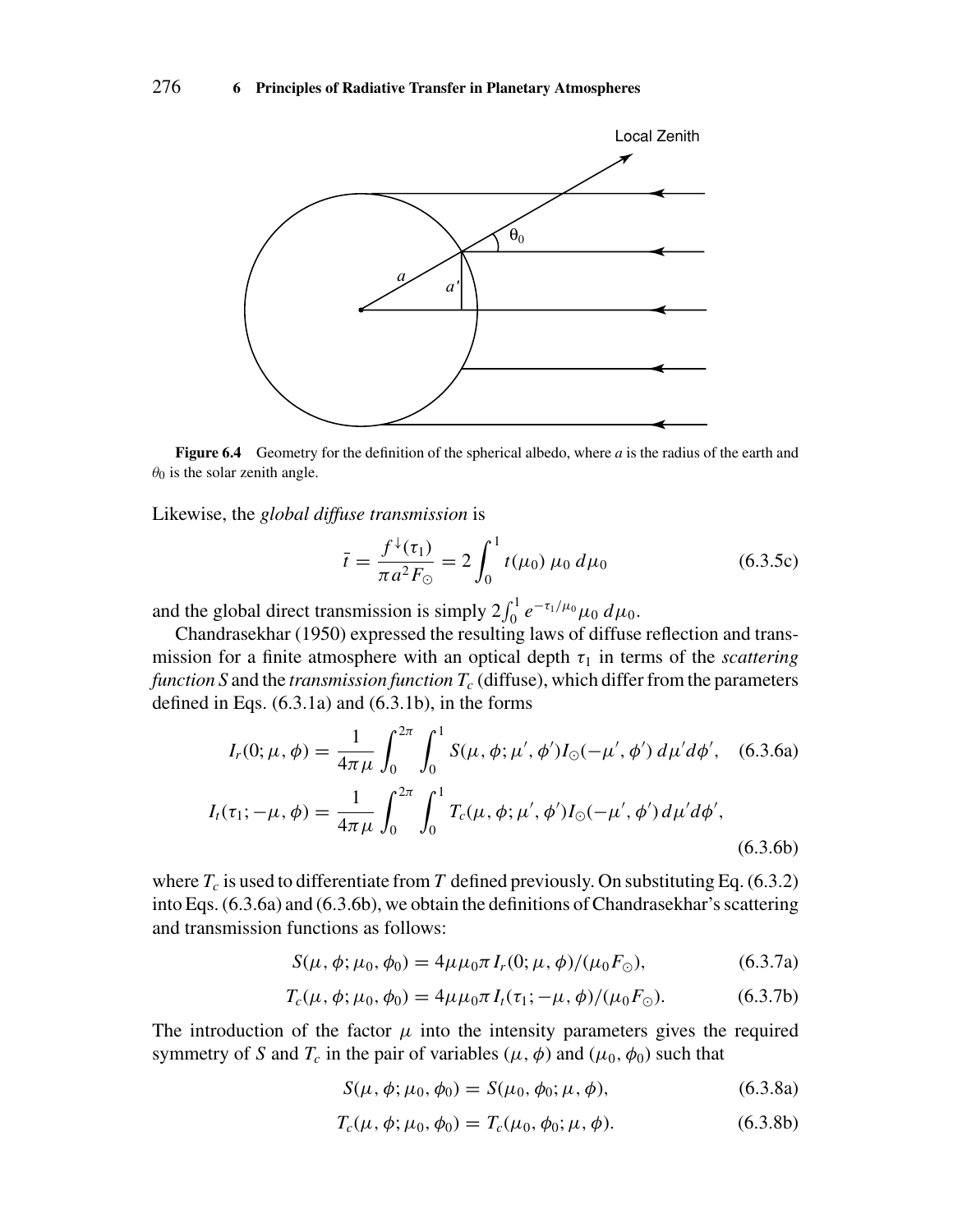Figure 6.4 Geometry for the definition of the spherical albedo, where $a$ is the radius of the earth and $\theta_0$ is the solar zenith angle.

Likewise, the *global diffuse transmission* is

$$\bar{t} = \frac{f^{\downarrow}(\tau_1)}{\pi a^2 F_{\odot}} = 2\int_0^1 t(\mu_0)\, \mu_0\, d\mu_0 \tag{6.3.5c}$$

and the global direct transmission is simply $2\int_0^1 e^{-\tau_1/\mu_0} \mu_0\, d\mu_0$.

Chandrasekhar (1950) expressed the resulting laws of diffuse reflection and transmission for a finite atmosphere with an optical depth $\tau_1$ in terms of the *scattering function S* and the *transmission function* $T_c$ (diffuse), which differ from the parameters defined in Eqs. (6.3.1a) and (6.3.1b), in the forms

$$I_r(0;\mu,\phi) = \frac{1}{4\pi\mu}\int_0^{2\pi}\int_0^1 S(\mu,\phi;\mu',\phi') I_{\odot}(-\mu',\phi')\, d\mu' d\phi', \tag{6.3.6a}$$

$$I_t(\tau_1;-\mu,\phi) = \frac{1}{4\pi\mu}\int_0^{2\pi}\int_0^1 T_c(\mu,\phi;\mu',\phi') I_{\odot}(-\mu',\phi')\, d\mu' d\phi', \tag{6.3.6b}$$

where $T_c$ is used to differentiate from $T$ defined previously. On substituting Eq. (6.3.2) into Eqs. (6.3.6a) and (6.3.6b), we obtain the definitions of Chandrasekhar's scattering and transmission functions as follows:

$$S(\mu,\phi;\mu_0,\phi_0) = 4\mu\mu_0\pi I_r(0;\mu,\phi)/(\mu_0 F_{\odot}), \tag{6.3.7a}$$

$$T_c(\mu,\phi;\mu_0,\phi_0) = 4\mu\mu_0\pi I_t(\tau_1;-\mu,\phi)/(\mu_0 F_{\odot}). \tag{6.3.7b}$$

The introduction of the factor $\mu$ into the intensity parameters gives the required symmetry of $S$ and $T_c$ in the pair of variables $(\mu,\phi)$ and $(\mu_0,\phi_0)$ such that

$$S(\mu,\phi;\mu_0,\phi_0) = S(\mu_0,\phi_0;\mu,\phi), \tag{6.3.8a}$$

$$T_c(\mu,\phi;\mu_0,\phi_0) = T_c(\mu_0,\phi_0;\mu,\phi). \tag{6.3.8b}$$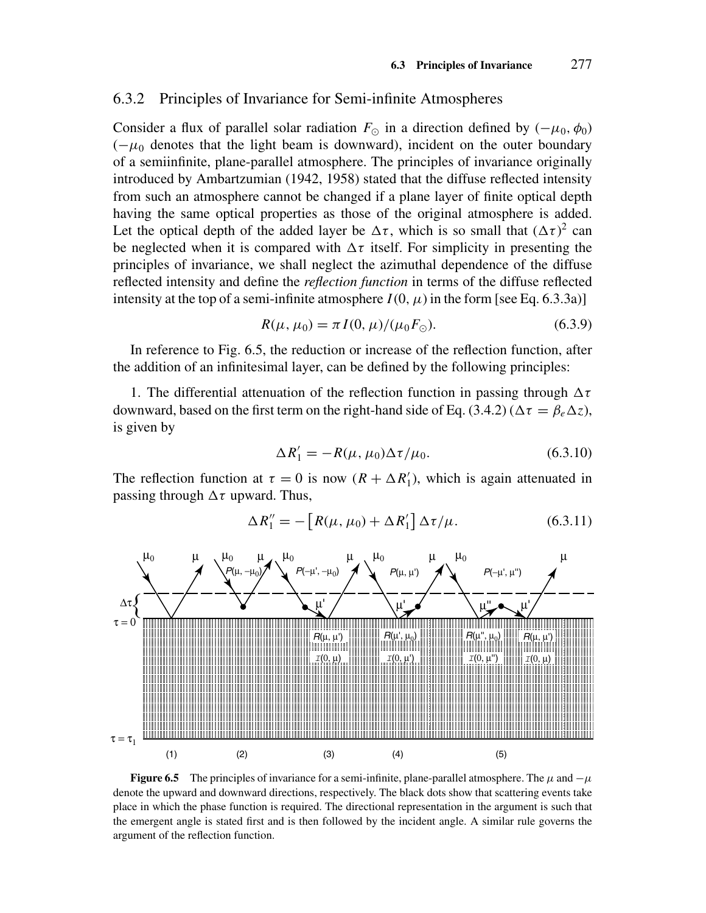### 6.3.2 Principles of Invariance for Semi-infinite Atmospheres

Consider a flux of parallel solar radiation $F_\odot$ in a direction defined by $(-\mu_0, \phi_0)$ ($-\mu_0$ denotes that the light beam is downward), incident on the outer boundary of a semiinfinite, plane-parallel atmosphere. The principles of invariance originally introduced by Ambartzumian (1942, 1958) stated that the diffuse reflected intensity from such an atmosphere cannot be changed if a plane layer of finite optical depth having the same optical properties as those of the original atmosphere is added. Let the optical depth of the added layer be $\Delta\tau$, which is so small that $(\Delta\tau)^2$ can be neglected when it is compared with $\Delta\tau$ itself. For simplicity in presenting the principles of invariance, we shall neglect the azimuthal dependence of the diffuse reflected intensity and define the *reflection function* in terms of the diffuse reflected intensity at the top of a semi-infinite atmosphere $I(0, \mu)$ in the form [see Eq. 6.3.3a)]

$$R(\mu, \mu_0) = \pi I(0, \mu)/(\mu_0 F_\odot). \tag{6.3.9}$$

In reference to Fig. 6.5, the reduction or increase of the reflection function, after the addition of an infinitesimal layer, can be defined by the following principles:

1. The differential attenuation of the reflection function in passing through $\Delta\tau$ downward, based on the first term on the right-hand side of Eq. (3.4.2) ($\Delta\tau = \beta_e \Delta z$), is given by

$$\Delta R_1' = -R(\mu, \mu_0)\Delta\tau/\mu_0. \tag{6.3.10}$$

The reflection function at $\tau = 0$ is now $(R + \Delta R_1')$, which is again attenuated in passing through $\Delta\tau$ upward. Thus,

$$\Delta R_1'' = -\left[R(\mu, \mu_0) + \Delta R_1'\right]\Delta\tau/\mu. \tag{6.3.11}$$

**Figure 6.5** The principles of invariance for a semi-infinite, plane-parallel atmosphere. The $\mu$ and $-\mu$ denote the upward and downward directions, respectively. The black dots show that scattering events take place in which the phase function is required. The directional representation in the argument is such that the emergent angle is stated first and is then followed by the incident angle. A similar rule governs the argument of the reflection function.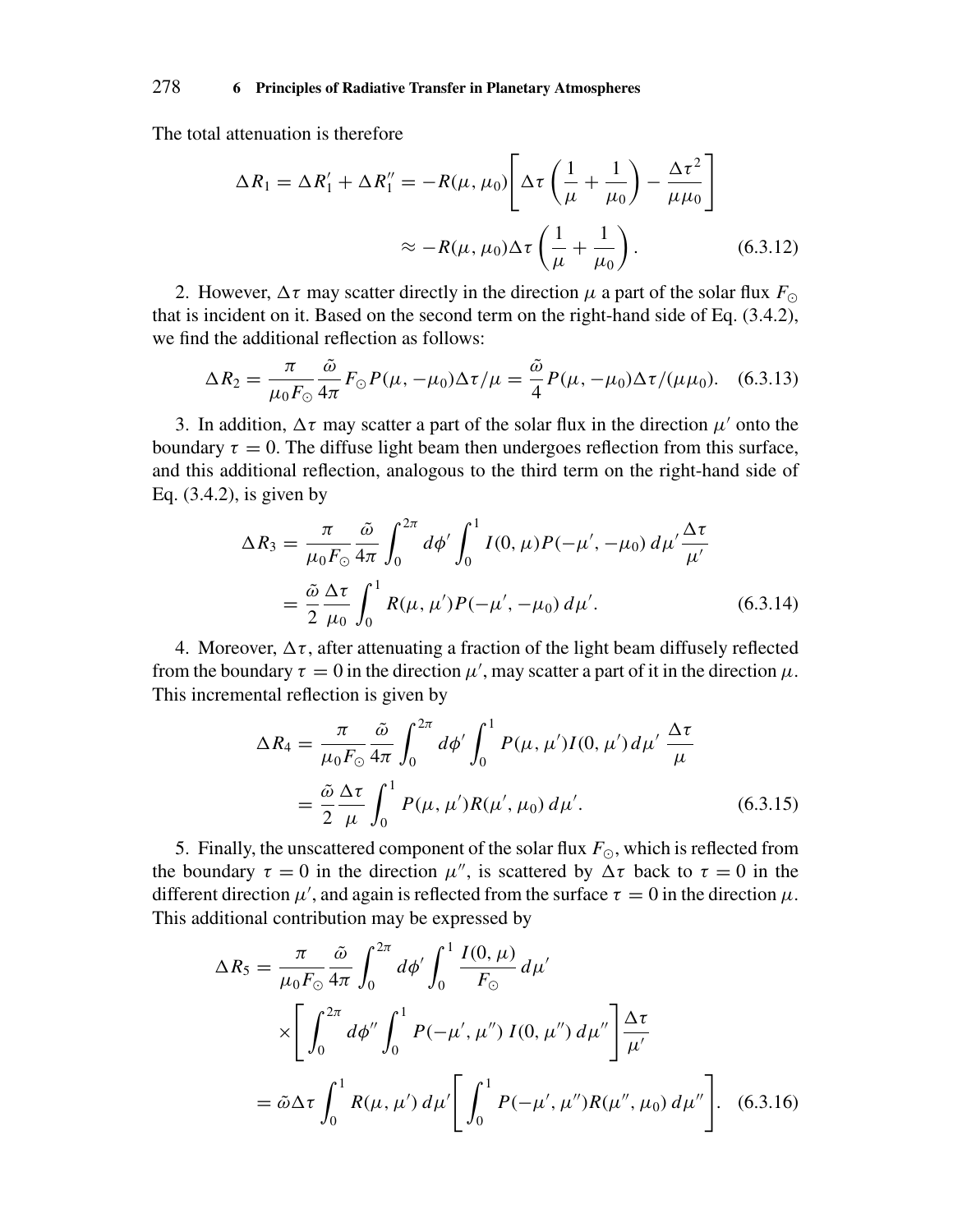The total attenuation is therefore

$$\Delta R_1 = \Delta R_1' + \Delta R_1'' = -R(\mu, \mu_0)\left[\Delta\tau\left(\frac{1}{\mu} + \frac{1}{\mu_0}\right) - \frac{\Delta\tau^2}{\mu\mu_0}\right]$$

$$\approx -R(\mu, \mu_0)\Delta\tau\left(\frac{1}{\mu} + \frac{1}{\mu_0}\right). \quad (6.3.12)$$

2. However, $\Delta\tau$ may scatter directly in the direction $\mu$ a part of the solar flux $F_\odot$ that is incident on it. Based on the second term on the right-hand side of Eq. (3.4.2), we find the additional reflection as follows:

$$\Delta R_2 = \frac{\pi}{\mu_0 F_\odot}\frac{\tilde{\omega}}{4\pi}F_\odot P(\mu, -\mu_0)\Delta\tau/\mu = \frac{\tilde{\omega}}{4}P(\mu, -\mu_0)\Delta\tau/(\mu\mu_0). \quad (6.3.13)$$

3. In addition, $\Delta\tau$ may scatter a part of the solar flux in the direction $\mu'$ onto the boundary $\tau = 0$. The diffuse light beam then undergoes reflection from this surface, and this additional reflection, analogous to the third term on the right-hand side of Eq. (3.4.2), is given by

$$\Delta R_3 = \frac{\pi}{\mu_0 F_\odot}\frac{\tilde{\omega}}{4\pi}\int_0^{2\pi} d\phi' \int_0^1 I(0, \mu)P(-\mu', -\mu_0)\, d\mu' \frac{\Delta\tau}{\mu'}$$

$$= \frac{\tilde{\omega}}{2}\frac{\Delta\tau}{\mu_0}\int_0^1 R(\mu, \mu')P(-\mu', -\mu_0)\, d\mu'. \quad (6.3.14)$$

4. Moreover, $\Delta\tau$, after attenuating a fraction of the light beam diffusely reflected from the boundary $\tau = 0$ in the direction $\mu'$, may scatter a part of it in the direction $\mu$. This incremental reflection is given by

$$\Delta R_4 = \frac{\pi}{\mu_0 F_\odot}\frac{\tilde{\omega}}{4\pi}\int_0^{2\pi} d\phi' \int_0^1 P(\mu, \mu')I(0, \mu')\, d\mu'\ \frac{\Delta\tau}{\mu}$$

$$= \frac{\tilde{\omega}}{2}\frac{\Delta\tau}{\mu}\int_0^1 P(\mu, \mu')R(\mu', \mu_0)\, d\mu'. \quad (6.3.15)$$

5. Finally, the unscattered component of the solar flux $F_\odot$, which is reflected from the boundary $\tau = 0$ in the direction $\mu''$, is scattered by $\Delta\tau$ back to $\tau = 0$ in the different direction $\mu'$, and again is reflected from the surface $\tau = 0$ in the direction $\mu$. This additional contribution may be expressed by

$$\Delta R_5 = \frac{\pi}{\mu_0 F_\odot}\frac{\tilde{\omega}}{4\pi}\int_0^{2\pi} d\phi' \int_0^1 \frac{I(0, \mu)}{F_\odot}\, d\mu'$$

$$\times\left[\int_0^{2\pi} d\phi'' \int_0^1 P(-\mu', \mu'')\, I(0, \mu'')\, d\mu''\right]\frac{\Delta\tau}{\mu'}$$

$$= \tilde{\omega}\Delta\tau \int_0^1 R(\mu, \mu')\, d\mu' \left[\int_0^1 P(-\mu', \mu'')R(\mu'', \mu_0)\, d\mu''\right]. \quad (6.3.16)$$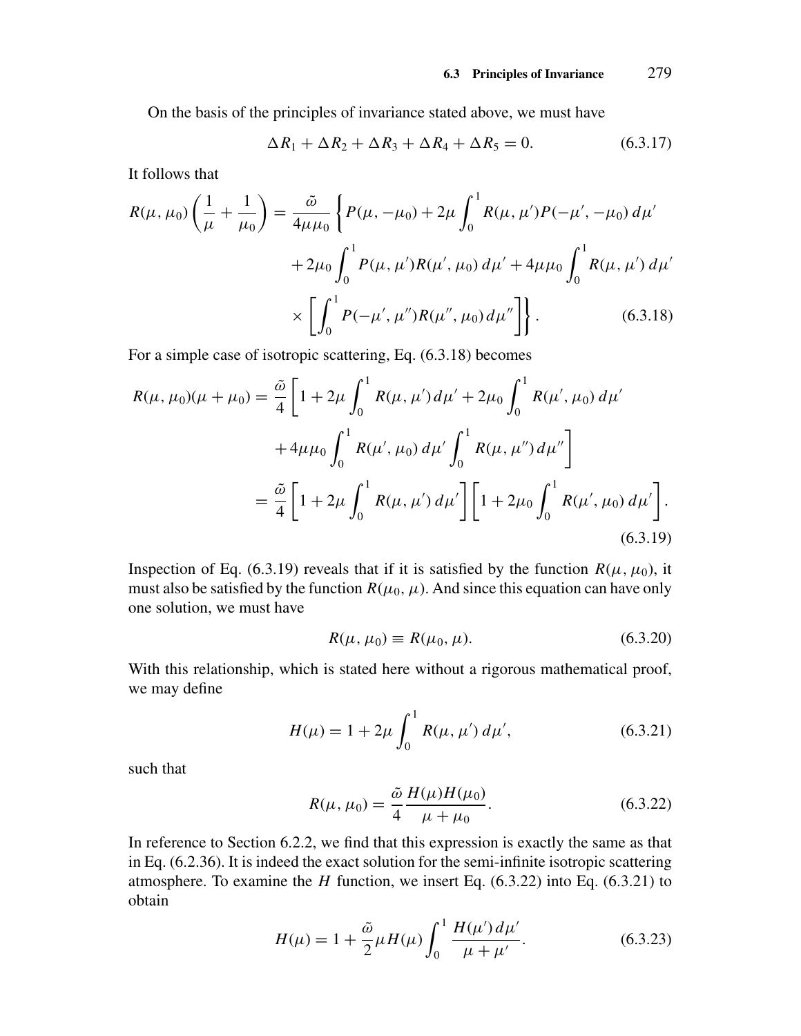On the basis of the principles of invariance stated above, we must have

$$\Delta R_1 + \Delta R_2 + \Delta R_3 + \Delta R_4 + \Delta R_5 = 0. \tag{6.3.17}$$

It follows that

$$\begin{aligned}
R(\mu, \mu_0)\left(\frac{1}{\mu} + \frac{1}{\mu_0}\right) = \frac{\tilde{\omega}}{4\mu\mu_0}\Bigg\{&P(\mu, -\mu_0) + 2\mu \int_0^1 R(\mu, \mu')P(-\mu', -\mu_0)\, d\mu' \\
&+ 2\mu_0 \int_0^1 P(\mu, \mu')R(\mu', \mu_0)\, d\mu' + 4\mu\mu_0 \int_0^1 R(\mu, \mu')\, d\mu' \\
&\times \left[\int_0^1 P(-\mu', \mu'')R(\mu'', \mu_0)\, d\mu''\right]\Bigg\}. 
\end{aligned} \tag{6.3.18}$$

For a simple case of isotropic scattering, Eq. (6.3.18) becomes

$$\begin{aligned}
R(\mu, \mu_0)(\mu + \mu_0) &= \frac{\tilde{\omega}}{4}\Bigg[1 + 2\mu \int_0^1 R(\mu, \mu')\, d\mu' + 2\mu_0 \int_0^1 R(\mu', \mu_0)\, d\mu' \\
&\quad + 4\mu\mu_0 \int_0^1 R(\mu', \mu_0)\, d\mu' \int_0^1 R(\mu, \mu'')\, d\mu''\Bigg] \\
&= \frac{\tilde{\omega}}{4}\left[1 + 2\mu \int_0^1 R(\mu, \mu')\, d\mu'\right]\left[1 + 2\mu_0 \int_0^1 R(\mu', \mu_0)\, d\mu'\right].
\end{aligned} \tag{6.3.19}$$

Inspection of Eq. (6.3.19) reveals that if it is satisfied by the function $R(\mu, \mu_0)$, it must also be satisfied by the function $R(\mu_0, \mu)$. And since this equation can have only one solution, we must have

$$R(\mu, \mu_0) \equiv R(\mu_0, \mu). \tag{6.3.20}$$

With this relationship, which is stated here without a rigorous mathematical proof, we may define

$$H(\mu) = 1 + 2\mu \int_0^1 R(\mu, \mu')\, d\mu', \tag{6.3.21}$$

such that

$$R(\mu, \mu_0) = \frac{\tilde{\omega}}{4}\frac{H(\mu)H(\mu_0)}{\mu + \mu_0}. \tag{6.3.22}$$

In reference to Section 6.2.2, we find that this expression is exactly the same as that in Eq. (6.2.36). It is indeed the exact solution for the semi-infinite isotropic scattering atmosphere. To examine the $H$ function, we insert Eq. (6.3.22) into Eq. (6.3.21) to obtain

$$H(\mu) = 1 + \frac{\tilde{\omega}}{2}\mu H(\mu) \int_0^1 \frac{H(\mu')\, d\mu'}{\mu + \mu'}. \tag{6.3.23}$$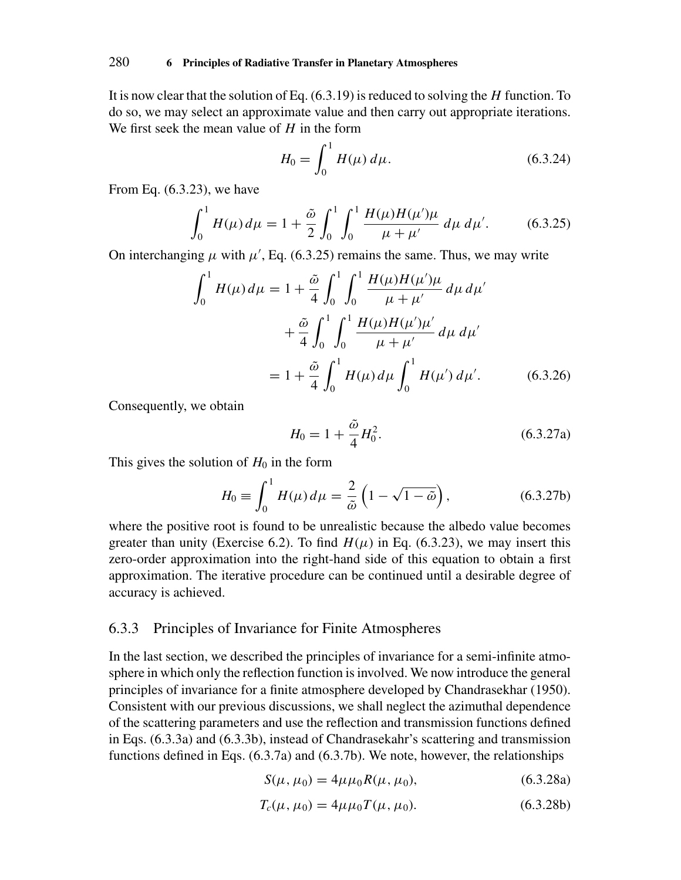It is now clear that the solution of Eq. (6.3.19) is reduced to solving the $H$ function. To do so, we may select an approximate value and then carry out appropriate iterations. We first seek the mean value of $H$ in the form

$$H_0 = \int_0^1 H(\mu)\, d\mu. \tag{6.3.24}$$

From Eq. (6.3.23), we have

$$\int_0^1 H(\mu)\, d\mu = 1 + \frac{\tilde{\omega}}{2} \int_0^1 \int_0^1 \frac{H(\mu)H(\mu')\mu}{\mu + \mu'}\, d\mu\, d\mu'. \tag{6.3.25}$$

On interchanging $\mu$ with $\mu'$, Eq. (6.3.25) remains the same. Thus, we may write

$$\begin{aligned}
\int_0^1 H(\mu)\, d\mu &= 1 + \frac{\tilde{\omega}}{4} \int_0^1 \int_0^1 \frac{H(\mu)H(\mu')\mu}{\mu + \mu'}\, d\mu\, d\mu' \\
&\quad + \frac{\tilde{\omega}}{4} \int_0^1 \int_0^1 \frac{H(\mu)H(\mu')\mu'}{\mu + \mu'}\, d\mu\, d\mu' \\
&= 1 + \frac{\tilde{\omega}}{4} \int_0^1 H(\mu)\, d\mu \int_0^1 H(\mu')\, d\mu'.
\end{aligned} \tag{6.3.26}$$

Consequently, we obtain

$$H_0 = 1 + \frac{\tilde{\omega}}{4} H_0^2. \tag{6.3.27a}$$

This gives the solution of $H_0$ in the form

$$H_0 \equiv \int_0^1 H(\mu)\, d\mu = \frac{2}{\tilde{\omega}} \left(1 - \sqrt{1 - \tilde{\omega}}\right), \tag{6.3.27b}$$

where the positive root is found to be unrealistic because the albedo value becomes greater than unity (Exercise 6.2). To find $H(\mu)$ in Eq. (6.3.23), we may insert this zero-order approximation into the right-hand side of this equation to obtain a first approximation. The iterative procedure can be continued until a desirable degree of accuracy is achieved.

### 6.3.3 Principles of Invariance for Finite Atmospheres

In the last section, we described the principles of invariance for a semi-infinite atmosphere in which only the reflection function is involved. We now introduce the general principles of invariance for a finite atmosphere developed by Chandrasekhar (1950). Consistent with our previous discussions, we shall neglect the azimuthal dependence of the scattering parameters and use the reflection and transmission functions defined in Eqs. (6.3.3a) and (6.3.3b), instead of Chandrasekahr's scattering and transmission functions defined in Eqs. (6.3.7a) and (6.3.7b). We note, however, the relationships

$$S(\mu, \mu_0) = 4\mu\mu_0 R(\mu, \mu_0), \tag{6.3.28a}$$

$$T_c(\mu, \mu_0) = 4\mu\mu_0 T(\mu, \mu_0). \tag{6.3.28b}$$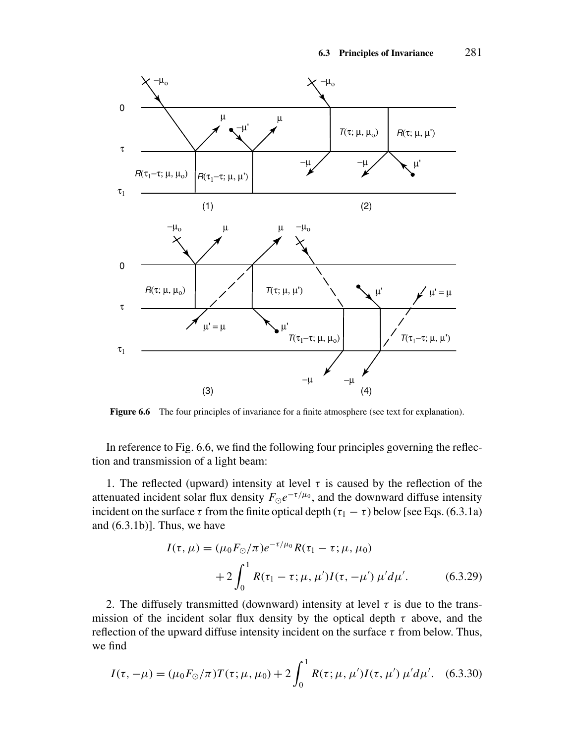**Figure 6.6** The four principles of invariance for a finite atmosphere (see text for explanation).

In reference to Fig. 6.6, we find the following four principles governing the reflection and transmission of a light beam:

1. The reflected (upward) intensity at level $\tau$ is caused by the reflection of the attenuated incident solar flux density $F_{\odot}e^{-\tau/\mu_0}$, and the downward diffuse intensity incident on the surface $\tau$ from the finite optical depth $(\tau_1 - \tau)$ below [see Eqs. (6.3.1a) and (6.3.1b)]. Thus, we have

$$I(\tau, \mu) = (\mu_0 F_{\odot}/\pi)e^{-\tau/\mu_0} R(\tau_1 - \tau; \mu, \mu_0) + 2\int_0^1 R(\tau_1 - \tau; \mu, \mu') I(\tau, -\mu')\, \mu' d\mu'. \tag{6.3.29}$$

2. The diffusely transmitted (downward) intensity at level $\tau$ is due to the transmission of the incident solar flux density by the optical depth $\tau$ above, and the reflection of the upward diffuse intensity incident on the surface $\tau$ from below. Thus, we find

$$I(\tau, -\mu) = (\mu_0 F_{\odot}/\pi) T(\tau; \mu, \mu_0) + 2\int_0^1 R(\tau; \mu, \mu') I(\tau, \mu')\, \mu' d\mu'. \tag{6.3.30}$$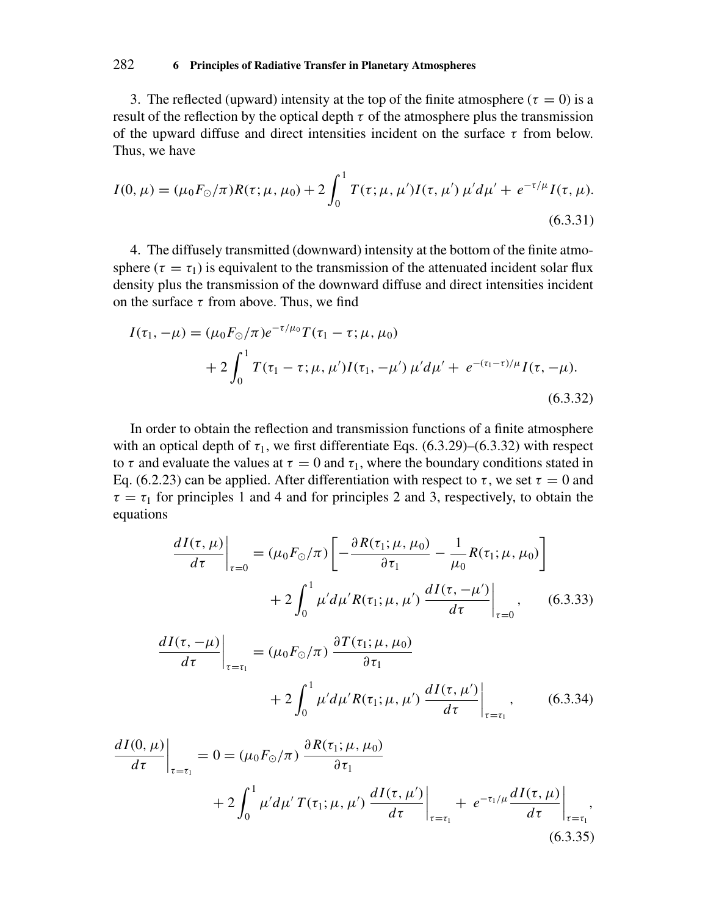3. The reflected (upward) intensity at the top of the finite atmosphere ($\tau = 0$) is a result of the reflection by the optical depth $\tau$ of the atmosphere plus the transmission of the upward diffuse and direct intensities incident on the surface $\tau$ from below. Thus, we have

$$I(0, \mu) = (\mu_0 F_\odot/\pi) R(\tau; \mu, \mu_0) + 2\int_0^1 T(\tau; \mu, \mu') I(\tau, \mu')\, \mu' d\mu' + e^{-\tau/\mu} I(\tau, \mu). \tag{6.3.31}$$

4. The diffusely transmitted (downward) intensity at the bottom of the finite atmosphere ($\tau = \tau_1$) is equivalent to the transmission of the attenuated incident solar flux density plus the transmission of the downward diffuse and direct intensities incident on the surface $\tau$ from above. Thus, we find

$$\begin{aligned} I(\tau_1, -\mu) &= (\mu_0 F_\odot/\pi) e^{-\tau/\mu_0} T(\tau_1 - \tau; \mu, \mu_0) \\ &\quad + 2\int_0^1 T(\tau_1 - \tau; \mu, \mu') I(\tau_1, -\mu')\, \mu' d\mu' + e^{-(\tau_1 - \tau)/\mu} I(\tau, -\mu). \end{aligned} \tag{6.3.32}$$

In order to obtain the reflection and transmission functions of a finite atmosphere with an optical depth of $\tau_1$, we first differentiate Eqs. (6.3.29)–(6.3.32) with respect to $\tau$ and evaluate the values at $\tau = 0$ and $\tau_1$, where the boundary conditions stated in Eq. (6.2.23) can be applied. After differentiation with respect to $\tau$, we set $\tau = 0$ and $\tau = \tau_1$ for principles 1 and 4 and for principles 2 and 3, respectively, to obtain the equations

$$\begin{aligned} \left.\frac{dI(\tau, \mu)}{d\tau}\right|_{\tau=0} &= (\mu_0 F_\odot/\pi) \left[ -\frac{\partial R(\tau_1; \mu, \mu_0)}{\partial \tau_1} - \frac{1}{\mu_0} R(\tau_1; \mu, \mu_0) \right] \\ &\quad + 2\int_0^1 \mu' d\mu' R(\tau_1; \mu, \mu') \left.\frac{dI(\tau, -\mu')}{d\tau}\right|_{\tau=0}, \end{aligned} \tag{6.3.33}$$

$$\begin{aligned} \left.\frac{dI(\tau, -\mu)}{d\tau}\right|_{\tau=\tau_1} &= (\mu_0 F_\odot/\pi) \frac{\partial T(\tau_1; \mu, \mu_0)}{\partial \tau_1} \\ &\quad + 2\int_0^1 \mu' d\mu' R(\tau_1; \mu, \mu') \left.\frac{dI(\tau, \mu')}{d\tau}\right|_{\tau=\tau_1}, \end{aligned} \tag{6.3.34}$$

$$\begin{aligned} \left.\frac{dI(0, \mu)}{d\tau}\right|_{\tau=\tau_1} &= 0 = (\mu_0 F_\odot/\pi) \frac{\partial R(\tau_1; \mu, \mu_0)}{\partial \tau_1} \\ &\quad + 2\int_0^1 \mu' d\mu'\, T(\tau_1; \mu, \mu') \left.\frac{dI(\tau, \mu')}{d\tau}\right|_{\tau=\tau_1} + e^{-\tau_1/\mu} \left.\frac{dI(\tau, \mu)}{d\tau}\right|_{\tau=\tau_1}, \end{aligned} \tag{6.3.35}$$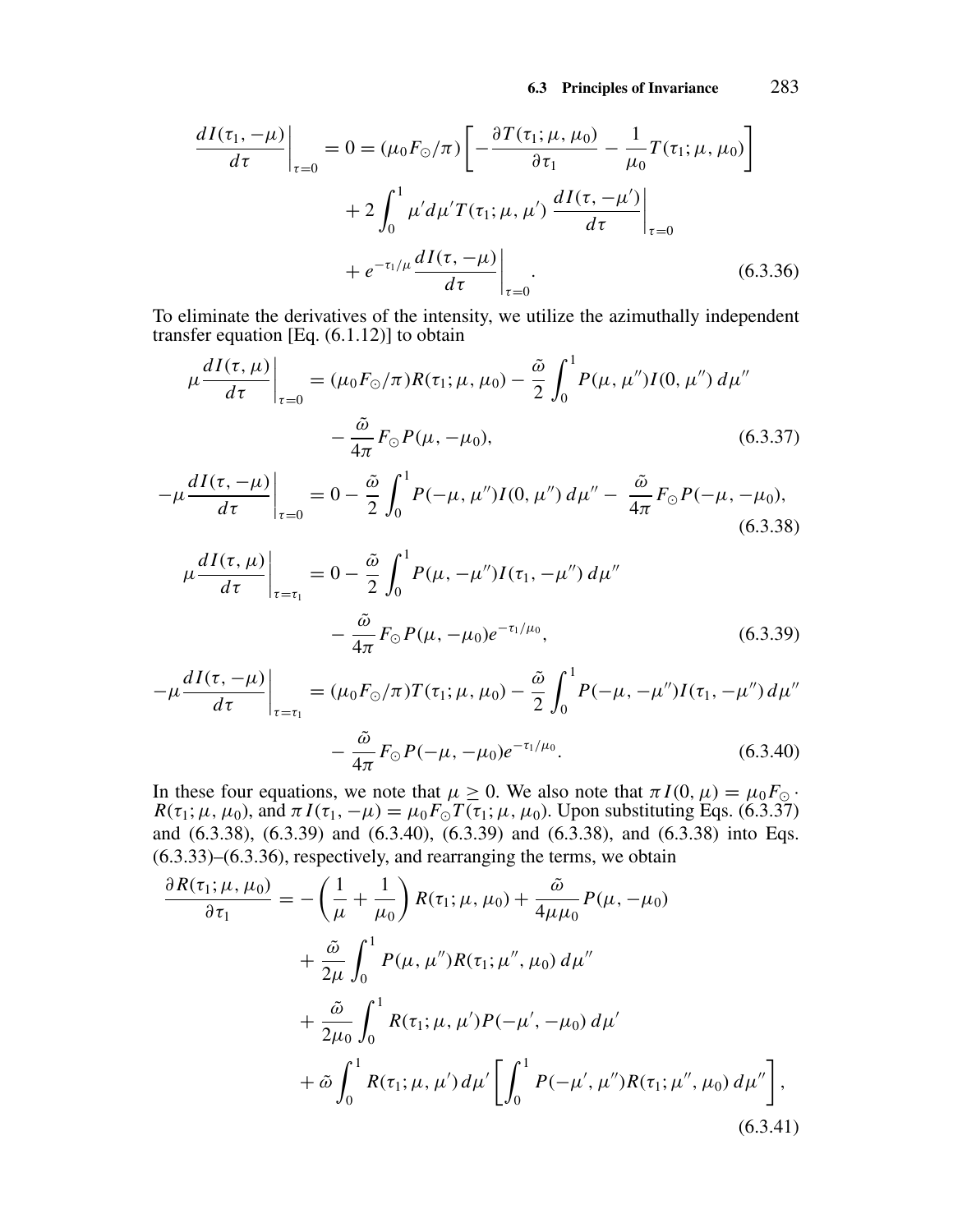$$
\left.\frac{dI(\tau_1,-\mu)}{d\tau}\right|_{\tau=0} = 0 = (\mu_0 F_\odot/\pi)\left[-\frac{\partial T(\tau_1;\mu,\mu_0)}{\partial \tau_1} - \frac{1}{\mu_0}T(\tau_1;\mu,\mu_0)\right]
$$

$$
+ 2\int_0^1 \mu' d\mu' T(\tau_1;\mu,\mu')\left.\frac{dI(\tau,-\mu')}{d\tau}\right|_{\tau=0}
$$

$$
+ e^{-\tau_1/\mu}\left.\frac{dI(\tau,-\mu)}{d\tau}\right|_{\tau=0}. \tag{6.3.36}
$$

To eliminate the derivatives of the intensity, we utilize the azimuthally independent transfer equation [Eq. (6.1.12)] to obtain

$$
\mu\left.\frac{dI(\tau,\mu)}{d\tau}\right|_{\tau=0} = (\mu_0 F_\odot/\pi)R(\tau_1;\mu,\mu_0) - \frac{\tilde{\omega}}{2}\int_0^1 P(\mu,\mu'')I(0,\mu'')\,d\mu''
$$

$$
- \frac{\tilde{\omega}}{4\pi}F_\odot P(\mu,-\mu_0), \tag{6.3.37}
$$

$$
-\mu\left.\frac{dI(\tau,-\mu)}{d\tau}\right|_{\tau=0} = 0 - \frac{\tilde{\omega}}{2}\int_0^1 P(-\mu,\mu'')I(0,\mu'')\,d\mu'' - \frac{\tilde{\omega}}{4\pi}F_\odot P(-\mu,-\mu_0), \tag{6.3.38}
$$

$$
\mu\left.\frac{dI(\tau,\mu)}{d\tau}\right|_{\tau=\tau_1} = 0 - \frac{\tilde{\omega}}{2}\int_0^1 P(\mu,-\mu'')I(\tau_1,-\mu'')\,d\mu''
$$

$$
- \frac{\tilde{\omega}}{4\pi}F_\odot P(\mu,-\mu_0)e^{-\tau_1/\mu_0}, \tag{6.3.39}
$$

$$
-\mu\left.\frac{dI(\tau,-\mu)}{d\tau}\right|_{\tau=\tau_1} = (\mu_0 F_\odot/\pi)T(\tau_1;\mu,\mu_0) - \frac{\tilde{\omega}}{2}\int_0^1 P(-\mu,-\mu'')I(\tau_1,-\mu'')\,d\mu''
$$

$$
- \frac{\tilde{\omega}}{4\pi}F_\odot P(-\mu,-\mu_0)e^{-\tau_1/\mu_0}. \tag{6.3.40}
$$

In these four equations, we note that $\mu \geq 0$. We also note that $\pi I(0,\mu) = \mu_0 F_\odot \cdot R(\tau_1;\mu,\mu_0)$, and $\pi I(\tau_1,-\mu) = \mu_0 F_\odot T(\tau_1;\mu,\mu_0)$. Upon substituting Eqs. (6.3.37) and (6.3.38), (6.3.39) and (6.3.40), (6.3.39) and (6.3.38), and (6.3.38) into Eqs. (6.3.33)–(6.3.36), respectively, and rearranging the terms, we obtain

$$
\frac{\partial R(\tau_1;\mu,\mu_0)}{\partial \tau_1} = -\left(\frac{1}{\mu}+\frac{1}{\mu_0}\right)R(\tau_1;\mu,\mu_0) + \frac{\tilde{\omega}}{4\mu\mu_0}P(\mu,-\mu_0)
$$

$$
+ \frac{\tilde{\omega}}{2\mu}\int_0^1 P(\mu,\mu'')R(\tau_1;\mu'',\mu_0)\,d\mu''
$$

$$
+ \frac{\tilde{\omega}}{2\mu_0}\int_0^1 R(\tau_1;\mu,\mu')P(-\mu',-\mu_0)\,d\mu'
$$

$$
+ \tilde{\omega}\int_0^1 R(\tau_1;\mu,\mu')\,d\mu'\left[\int_0^1 P(-\mu',\mu'')R(\tau_1;\mu'',\mu_0)\,d\mu''\right], \tag{6.3.41}
$$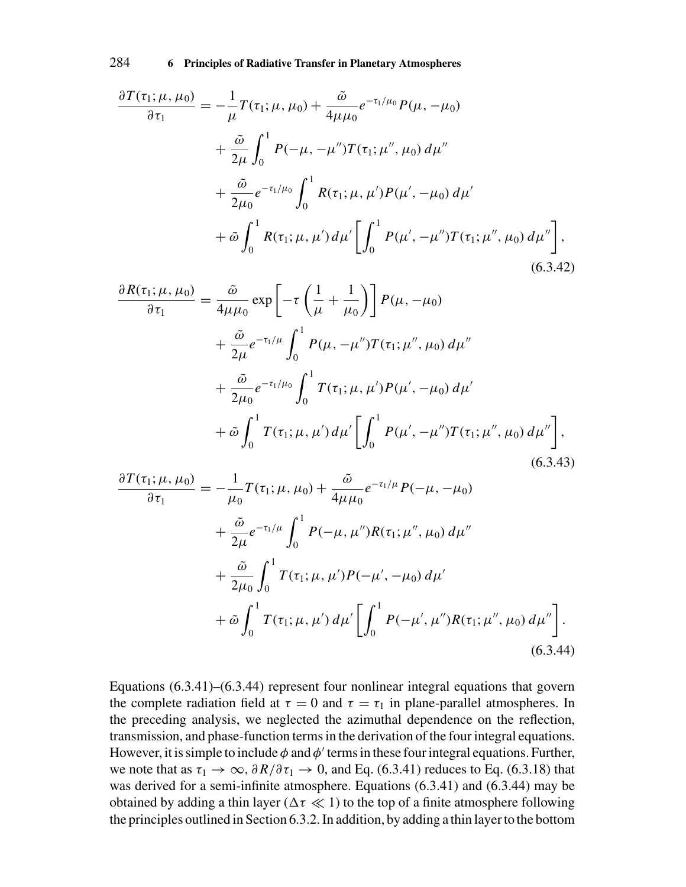$$
\begin{aligned}
\frac{\partial T(\tau_1;\mu,\mu_0)}{\partial \tau_1} &= -\frac{1}{\mu} T(\tau_1;\mu,\mu_0) + \frac{\tilde{\omega}}{4\mu\mu_0} e^{-\tau_1/\mu_0} P(\mu,-\mu_0) \\
&\quad + \frac{\tilde{\omega}}{2\mu} \int_0^1 P(-\mu,-\mu'') T(\tau_1;\mu'',\mu_0)\, d\mu'' \\
&\quad + \frac{\tilde{\omega}}{2\mu_0} e^{-\tau_1/\mu_0} \int_0^1 R(\tau_1;\mu,\mu') P(\mu',-\mu_0)\, d\mu' \\
&\quad + \tilde{\omega} \int_0^1 R(\tau_1;\mu,\mu')\, d\mu' \left[ \int_0^1 P(\mu',-\mu'') T(\tau_1;\mu'',\mu_0)\, d\mu'' \right],
\end{aligned}
\tag{6.3.42}
$$

$$
\begin{aligned}
\frac{\partial R(\tau_1;\mu,\mu_0)}{\partial \tau_1} &= \frac{\tilde{\omega}}{4\mu\mu_0} \exp\left[ -\tau \left( \frac{1}{\mu} + \frac{1}{\mu_0} \right) \right] P(\mu,-\mu_0) \\
&\quad + \frac{\tilde{\omega}}{2\mu} e^{-\tau_1/\mu} \int_0^1 P(\mu,-\mu'') T(\tau_1;\mu'',\mu_0)\, d\mu'' \\
&\quad + \frac{\tilde{\omega}}{2\mu_0} e^{-\tau_1/\mu_0} \int_0^1 T(\tau_1;\mu,\mu') P(\mu',-\mu_0)\, d\mu' \\
&\quad + \tilde{\omega} \int_0^1 T(\tau_1;\mu,\mu')\, d\mu' \left[ \int_0^1 P(\mu',-\mu'') T(\tau_1;\mu'',\mu_0)\, d\mu'' \right],
\end{aligned}
\tag{6.3.43}
$$

$$
\begin{aligned}
\frac{\partial T(\tau_1;\mu,\mu_0)}{\partial \tau_1} &= -\frac{1}{\mu_0} T(\tau_1;\mu,\mu_0) + \frac{\tilde{\omega}}{4\mu\mu_0} e^{-\tau_1/\mu} P(-\mu,-\mu_0) \\
&\quad + \frac{\tilde{\omega}}{2\mu} e^{-\tau_1/\mu} \int_0^1 P(-\mu,\mu'') R(\tau_1;\mu'',\mu_0)\, d\mu'' \\
&\quad + \frac{\tilde{\omega}}{2\mu_0} \int_0^1 T(\tau_1;\mu,\mu') P(-\mu',-\mu_0)\, d\mu' \\
&\quad + \tilde{\omega} \int_0^1 T(\tau_1;\mu,\mu')\, d\mu' \left[ \int_0^1 P(-\mu',\mu'') R(\tau_1;\mu'',\mu_0)\, d\mu'' \right].
\end{aligned}
\tag{6.3.44}
$$

Equations (6.3.41)–(6.3.44) represent four nonlinear integral equations that govern the complete radiation field at $\tau = 0$ and $\tau = \tau_1$ in plane-parallel atmospheres. In the preceding analysis, we neglected the azimuthal dependence on the reflection, transmission, and phase-function terms in the derivation of the four integral equations. However, it is simple to include $\phi$ and $\phi'$ terms in these four integral equations. Further, we note that as $\tau_1 \to \infty$, $\partial R/\partial \tau_1 \to 0$, and Eq. (6.3.41) reduces to Eq. (6.3.18) that was derived for a semi-infinite atmosphere. Equations (6.3.41) and (6.3.44) may be obtained by adding a thin layer ($\Delta\tau \ll 1$) to the top of a finite atmosphere following the principles outlined in Section 6.3.2. In addition, by adding a thin layer to the bottom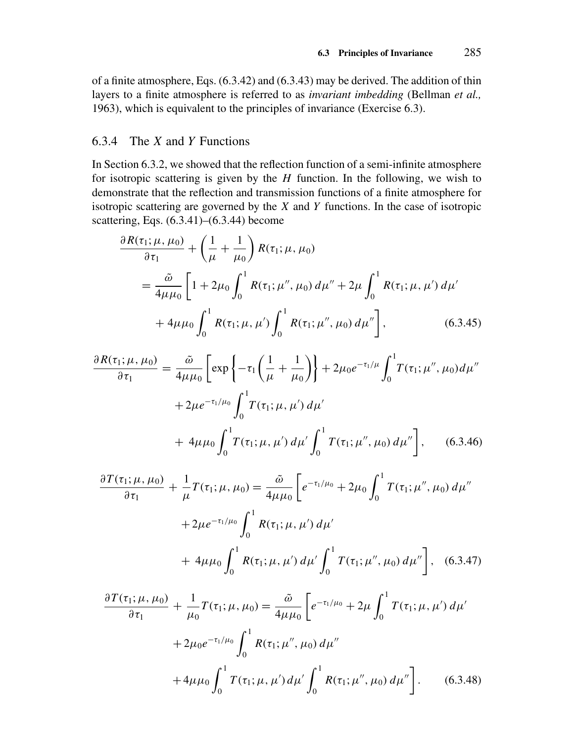of a finite atmosphere, Eqs. (6.3.42) and (6.3.43) may be derived. The addition of thin layers to a finite atmosphere is referred to as *invariant imbedding* (Bellman *et al.,* 1963), which is equivalent to the principles of invariance (Exercise 6.3).

### 6.3.4 The $X$ and $Y$ Functions

In Section 6.3.2, we showed that the reflection function of a semi-infinite atmosphere for isotropic scattering is given by the $H$ function. In the following, we wish to demonstrate that the reflection and transmission functions of a finite atmosphere for isotropic scattering are governed by the $X$ and $Y$ functions. In the case of isotropic scattering, Eqs. (6.3.41)–(6.3.44) become

$$
\begin{aligned}
&\frac{\partial R(\tau_1;\mu,\mu_0)}{\partial \tau_1} + \left(\frac{1}{\mu}+\frac{1}{\mu_0}\right) R(\tau_1;\mu,\mu_0) \\
&\quad = \frac{\tilde{\omega}}{4\mu\mu_0}\left[1 + 2\mu_0\int_0^1 R(\tau_1;\mu'',\mu_0)\,d\mu'' + 2\mu\int_0^1 R(\tau_1;\mu,\mu')\,d\mu' \right. \\
&\quad\quad \left. + 4\mu\mu_0\int_0^1 R(\tau_1;\mu,\mu')\int_0^1 R(\tau_1;\mu'',\mu_0)\,d\mu''\right], \qquad (6.3.45)
\end{aligned}
$$

$$
\begin{aligned}
\frac{\partial R(\tau_1;\mu,\mu_0)}{\partial \tau_1} &= \frac{\tilde{\omega}}{4\mu\mu_0}\left[\exp\left\{-\tau_1\left(\frac{1}{\mu}+\frac{1}{\mu_0}\right)\right\} + 2\mu_0 e^{-\tau_1/\mu}\int_0^1 T(\tau_1;\mu'',\mu_0)d\mu'' \right. \\
&\quad + 2\mu e^{-\tau_1/\mu_0}\int_0^1 T(\tau_1;\mu,\mu')\,d\mu' \\
&\quad \left. + 4\mu\mu_0\int_0^1 T(\tau_1;\mu,\mu')\,d\mu'\int_0^1 T(\tau_1;\mu'',\mu_0)\,d\mu''\right], \qquad (6.3.46)
\end{aligned}
$$

$$
\begin{aligned}
\frac{\partial T(\tau_1;\mu,\mu_0)}{\partial \tau_1} + \frac{1}{\mu}T(\tau_1;\mu,\mu_0) &= \frac{\tilde{\omega}}{4\mu\mu_0}\left[e^{-\tau_1/\mu_0} + 2\mu_0\int_0^1 T(\tau_1;\mu'',\mu_0)\,d\mu'' \right. \\
&\quad + 2\mu e^{-\tau_1/\mu_0}\int_0^1 R(\tau_1;\mu,\mu')\,d\mu' \\
&\quad \left. + 4\mu\mu_0\int_0^1 R(\tau_1;\mu,\mu')\,d\mu'\int_0^1 T(\tau_1;\mu'',\mu_0)\,d\mu''\right], \quad (6.3.47)
\end{aligned}
$$

$$
\begin{aligned}
\frac{\partial T(\tau_1;\mu,\mu_0)}{\partial \tau_1} + \frac{1}{\mu_0}T(\tau_1;\mu,\mu_0) &= \frac{\tilde{\omega}}{4\mu\mu_0}\left[e^{-\tau_1/\mu_0} + 2\mu\int_0^1 T(\tau_1;\mu,\mu')\,d\mu' \right. \\
&\quad + 2\mu_0 e^{-\tau_1/\mu_0}\int_0^1 R(\tau_1;\mu'',\mu_0)\,d\mu'' \\
&\quad \left. + 4\mu\mu_0\int_0^1 T(\tau_1;\mu,\mu')\,d\mu'\int_0^1 R(\tau_1;\mu'',\mu_0)\,d\mu''\right]. \qquad (6.3.48)
\end{aligned}
$$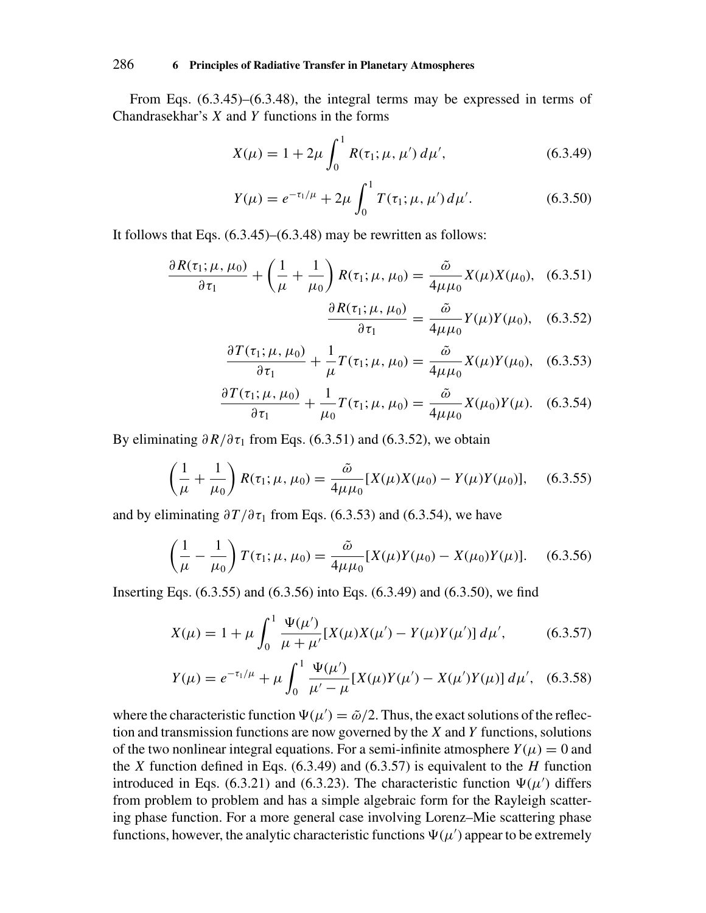From Eqs. (6.3.45)–(6.3.48), the integral terms may be expressed in terms of Chandrasekhar's $X$ and $Y$ functions in the forms

$$X(\mu) = 1 + 2\mu \int_0^1 R(\tau_1; \mu, \mu')\, d\mu', \tag{6.3.49}$$

$$Y(\mu) = e^{-\tau_1/\mu} + 2\mu \int_0^1 T(\tau_1; \mu, \mu')\, d\mu'. \tag{6.3.50}$$

It follows that Eqs. (6.3.45)–(6.3.48) may be rewritten as follows:

$$\frac{\partial R(\tau_1; \mu, \mu_0)}{\partial \tau_1} + \left(\frac{1}{\mu} + \frac{1}{\mu_0}\right) R(\tau_1; \mu, \mu_0) = \frac{\tilde{\omega}}{4\mu\mu_0} X(\mu) X(\mu_0), \tag{6.3.51}$$

$$\frac{\partial R(\tau_1; \mu, \mu_0)}{\partial \tau_1} = \frac{\tilde{\omega}}{4\mu\mu_0} Y(\mu) Y(\mu_0), \tag{6.3.52}$$

$$\frac{\partial T(\tau_1; \mu, \mu_0)}{\partial \tau_1} + \frac{1}{\mu} T(\tau_1; \mu, \mu_0) = \frac{\tilde{\omega}}{4\mu\mu_0} X(\mu) Y(\mu_0), \tag{6.3.53}$$

$$\frac{\partial T(\tau_1; \mu, \mu_0)}{\partial \tau_1} + \frac{1}{\mu_0} T(\tau_1; \mu, \mu_0) = \frac{\tilde{\omega}}{4\mu\mu_0} X(\mu_0) Y(\mu). \tag{6.3.54}$$

By eliminating $\partial R / \partial \tau_1$ from Eqs. (6.3.51) and (6.3.52), we obtain

$$\left(\frac{1}{\mu} + \frac{1}{\mu_0}\right) R(\tau_1; \mu, \mu_0) = \frac{\tilde{\omega}}{4\mu\mu_0} [X(\mu) X(\mu_0) - Y(\mu) Y(\mu_0)], \tag{6.3.55}$$

and by eliminating $\partial T / \partial \tau_1$ from Eqs. (6.3.53) and (6.3.54), we have

$$\left(\frac{1}{\mu} - \frac{1}{\mu_0}\right) T(\tau_1; \mu, \mu_0) = \frac{\tilde{\omega}}{4\mu\mu_0} [X(\mu) Y(\mu_0) - X(\mu_0) Y(\mu)]. \tag{6.3.56}$$

Inserting Eqs. (6.3.55) and (6.3.56) into Eqs. (6.3.49) and (6.3.50), we find

$$X(\mu) = 1 + \mu \int_0^1 \frac{\Psi(\mu')}{\mu + \mu'} [X(\mu) X(\mu') - Y(\mu) Y(\mu')]\, d\mu', \tag{6.3.57}$$

$$Y(\mu) = e^{-\tau_1/\mu} + \mu \int_0^1 \frac{\Psi(\mu')}{\mu' - \mu} [X(\mu) Y(\mu') - X(\mu') Y(\mu)]\, d\mu', \tag{6.3.58}$$

where the characteristic function $\Psi(\mu') = \tilde{\omega}/2$. Thus, the exact solutions of the reflection and transmission functions are now governed by the $X$ and $Y$ functions, solutions of the two nonlinear integral equations. For a semi-infinite atmosphere $Y(\mu) = 0$ and the $X$ function defined in Eqs. (6.3.49) and (6.3.57) is equivalent to the $H$ function introduced in Eqs. (6.3.21) and (6.3.23). The characteristic function $\Psi(\mu')$ differs from problem to problem and has a simple algebraic form for the Rayleigh scattering phase function. For a more general case involving Lorenz–Mie scattering phase functions, however, the analytic characteristic functions $\Psi(\mu')$ appear to be extremely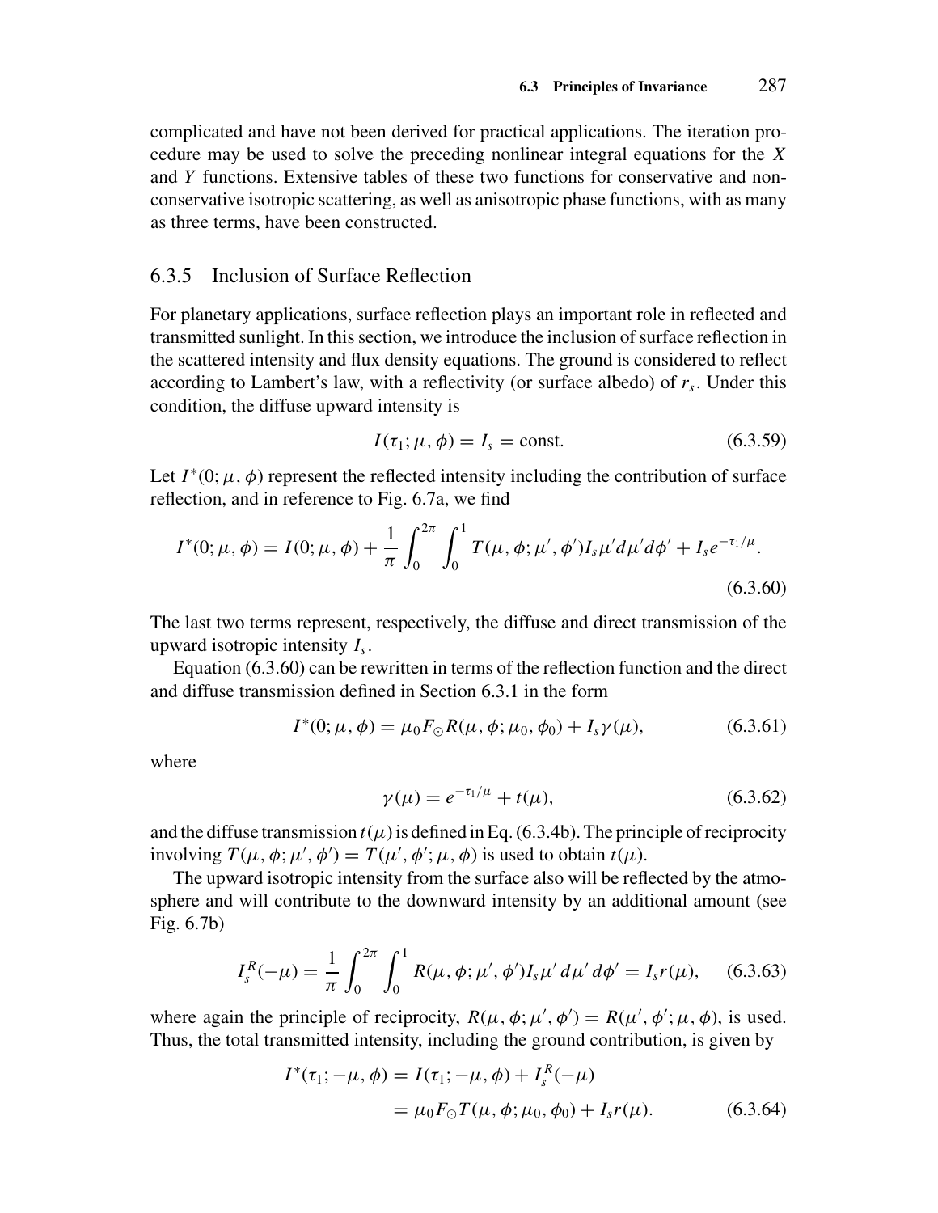complicated and have not been derived for practical applications. The iteration procedure may be used to solve the preceding nonlinear integral equations for the $X$ and $Y$ functions. Extensive tables of these two functions for conservative and nonconservative isotropic scattering, as well as anisotropic phase functions, with as many as three terms, have been constructed.

### 6.3.5 Inclusion of Surface Reflection

For planetary applications, surface reflection plays an important role in reflected and transmitted sunlight. In this section, we introduce the inclusion of surface reflection in the scattered intensity and flux density equations. The ground is considered to reflect according to Lambert's law, with a reflectivity (or surface albedo) of $r_s$. Under this condition, the diffuse upward intensity is

$$I(\tau_1; \mu, \phi) = I_s = \text{const.} \tag{6.3.59}$$

Let $I^*(0; \mu, \phi)$ represent the reflected intensity including the contribution of surface reflection, and in reference to Fig. 6.7a, we find

$$I^*(0; \mu, \phi) = I(0; \mu, \phi) + \frac{1}{\pi} \int_0^{2\pi} \int_0^1 T(\mu, \phi; \mu', \phi') I_s \mu' d\mu' d\phi' + I_s e^{-\tau_1/\mu}. \tag{6.3.60}$$

The last two terms represent, respectively, the diffuse and direct transmission of the upward isotropic intensity $I_s$.

Equation (6.3.60) can be rewritten in terms of the reflection function and the direct and diffuse transmission defined in Section 6.3.1 in the form

$$I^*(0; \mu, \phi) = \mu_0 F_\odot R(\mu, \phi; \mu_0, \phi_0) + I_s \gamma(\mu), \tag{6.3.61}$$

where

$$\gamma(\mu) = e^{-\tau_1/\mu} + t(\mu), \tag{6.3.62}$$

and the diffuse transmission $t(\mu)$ is defined in Eq. (6.3.4b). The principle of reciprocity involving $T(\mu, \phi; \mu', \phi') = T(\mu', \phi'; \mu, \phi)$ is used to obtain $t(\mu)$.

The upward isotropic intensity from the surface also will be reflected by the atmosphere and will contribute to the downward intensity by an additional amount (see Fig. 6.7b)

$$I_s^R(-\mu) = \frac{1}{\pi} \int_0^{2\pi} \int_0^1 R(\mu, \phi; \mu', \phi') I_s \mu' \, d\mu' \, d\phi' = I_s r(\mu), \tag{6.3.63}$$

where again the principle of reciprocity, $R(\mu, \phi; \mu', \phi') = R(\mu', \phi'; \mu, \phi)$, is used. Thus, the total transmitted intensity, including the ground contribution, is given by

$$\begin{aligned} I^*(\tau_1; -\mu, \phi) &= I(\tau_1; -\mu, \phi) + I_s^R(-\mu) \\ &= \mu_0 F_\odot T(\mu, \phi; \mu_0, \phi_0) + I_s r(\mu). \end{aligned} \tag{6.3.64}$$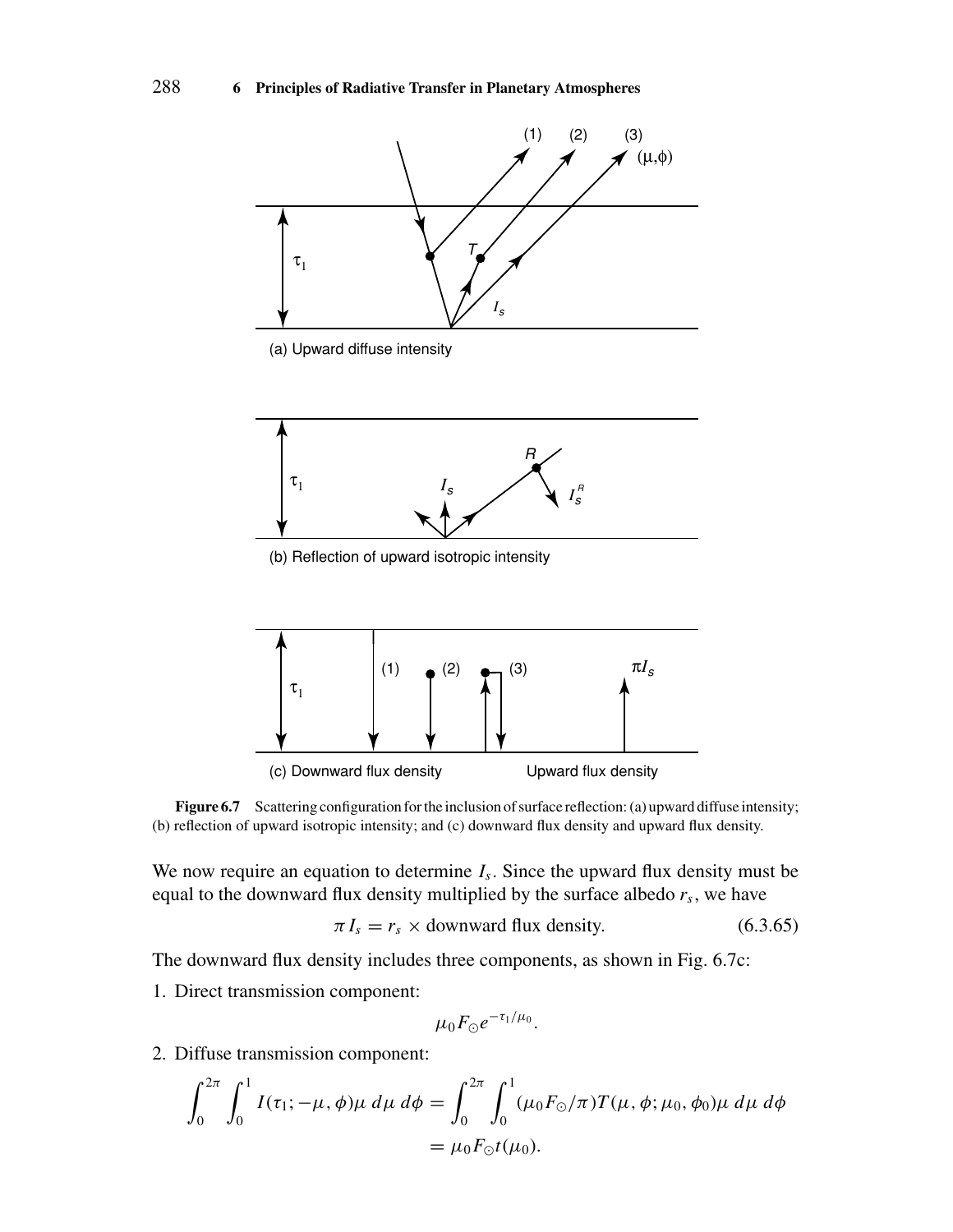**Figure 6.7** Scattering configuration for the inclusion of surface reflection: (a) upward diffuse intensity; (b) reflection of upward isotropic intensity; and (c) downward flux density and upward flux density.

We now require an equation to determine $I_s$. Since the upward flux density must be equal to the downward flux density multiplied by the surface albedo $r_s$, we have

$$\pi I_s = r_s \times \text{downward flux density.} \tag{6.3.65}$$

The downward flux density includes three components, as shown in Fig. 6.7c:

1. Direct transmission component:

$$\mu_0 F_\odot e^{-\tau_1/\mu_0}.$$

2. Diffuse transmission component:

$$\int_0^{2\pi} \int_0^1 I(\tau_1; -\mu, \phi)\mu \, d\mu \, d\phi = \int_0^{2\pi} \int_0^1 (\mu_0 F_\odot/\pi) T(\mu, \phi; \mu_0, \phi_0)\mu \, d\mu \, d\phi$$
$$= \mu_0 F_\odot t(\mu_0).$$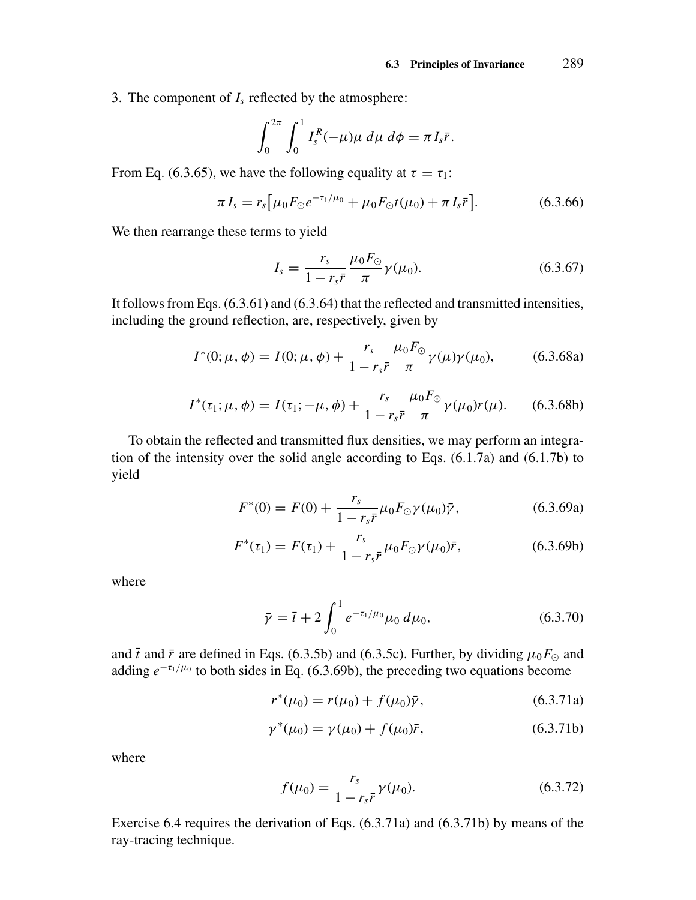3. The component of $I_s$ reflected by the atmosphere:

$$\int_0^{2\pi} \int_0^1 I_s^R(-\mu)\mu \, d\mu \, d\phi = \pi I_s \bar{r}.$$

From Eq. (6.3.65), we have the following equality at $\tau = \tau_1$:

$$\pi I_s = r_s \big[ \mu_0 F_\odot e^{-\tau_1/\mu_0} + \mu_0 F_\odot t(\mu_0) + \pi I_s \bar{r} \big]. \tag{6.3.66}$$

We then rearrange these terms to yield

$$I_s = \frac{r_s}{1 - r_s \bar{r}} \frac{\mu_0 F_\odot}{\pi} \gamma(\mu_0). \tag{6.3.67}$$

It follows from Eqs. (6.3.61) and (6.3.64) that the reflected and transmitted intensities, including the ground reflection, are, respectively, given by

$$I^*(0; \mu, \phi) = I(0; \mu, \phi) + \frac{r_s}{1 - r_s \bar{r}} \frac{\mu_0 F_\odot}{\pi} \gamma(\mu)\gamma(\mu_0), \tag{6.3.68a}$$

$$I^*(\tau_1; \mu, \phi) = I(\tau_1; -\mu, \phi) + \frac{r_s}{1 - r_s \bar{r}} \frac{\mu_0 F_\odot}{\pi} \gamma(\mu_0) r(\mu). \tag{6.3.68b}$$

To obtain the reflected and transmitted flux densities, we may perform an integration of the intensity over the solid angle according to Eqs. (6.1.7a) and (6.1.7b) to yield

$$F^*(0) = F(0) + \frac{r_s}{1 - r_s \bar{r}} \mu_0 F_\odot \gamma(\mu_0) \bar{\gamma}, \tag{6.3.69a}$$

$$F^*(\tau_1) = F(\tau_1) + \frac{r_s}{1 - r_s \bar{r}} \mu_0 F_\odot \gamma(\mu_0) \bar{r}, \tag{6.3.69b}$$

where

$$\bar{\gamma} = \bar{t} + 2 \int_0^1 e^{-\tau_1/\mu_0} \mu_0 \, d\mu_0, \tag{6.3.70}$$

and $\bar{t}$ and $\bar{r}$ are defined in Eqs. (6.3.5b) and (6.3.5c). Further, by dividing $\mu_0 F_\odot$ and adding $e^{-\tau_1/\mu_0}$ to both sides in Eq. (6.3.69b), the preceding two equations become

$$r^*(\mu_0) = r(\mu_0) + f(\mu_0)\bar{\gamma}, \tag{6.3.71a}$$

$$\gamma^*(\mu_0) = \gamma(\mu_0) + f(\mu_0)\bar{r}, \tag{6.3.71b}$$

where

$$f(\mu_0) = \frac{r_s}{1 - r_s \bar{r}} \gamma(\mu_0). \tag{6.3.72}$$

Exercise 6.4 requires the derivation of Eqs. (6.3.71a) and (6.3.71b) by means of the ray-tracing technique.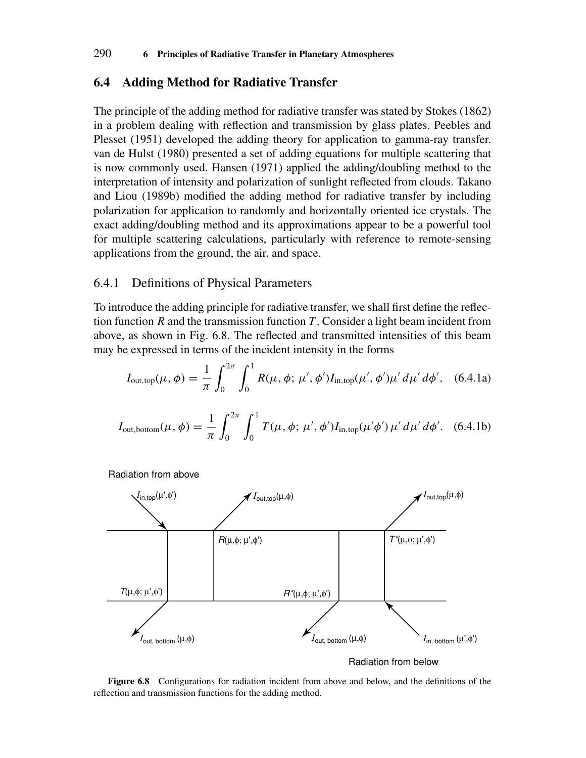## 6.4 Adding Method for Radiative Transfer

The principle of the adding method for radiative transfer was stated by Stokes (1862) in a problem dealing with reflection and transmission by glass plates. Peebles and Plesset (1951) developed the adding theory for application to gamma-ray transfer. van de Hulst (1980) presented a set of adding equations for multiple scattering that is now commonly used. Hansen (1971) applied the adding/doubling method to the interpretation of intensity and polarization of sunlight reflected from clouds. Takano and Liou (1989b) modified the adding method for radiative transfer by including polarization for application to randomly and horizontally oriented ice crystals. The exact adding/doubling method and its approximations appear to be a powerful tool for multiple scattering calculations, particularly with reference to remote-sensing applications from the ground, the air, and space.

### 6.4.1 Definitions of Physical Parameters

To introduce the adding principle for radiative transfer, we shall first define the reflection function $R$ and the transmission function $T$. Consider a light beam incident from above, as shown in Fig. 6.8. The reflected and transmitted intensities of this beam may be expressed in terms of the incident intensity in the forms

$$I_{\text{out,top}}(\mu, \phi) = \frac{1}{\pi} \int_0^{2\pi} \int_0^1 R(\mu, \phi;\, \mu', \phi') I_{\text{in,top}}(\mu', \phi') \mu' \, d\mu' \, d\phi', \quad \text{(6.4.1a)}$$

$$I_{\text{out,bottom}}(\mu, \phi) = \frac{1}{\pi} \int_0^{2\pi} \int_0^1 T(\mu, \phi;\, \mu', \phi') I_{\text{in,top}}(\mu' \phi') \, \mu' \, d\mu' \, d\phi'. \quad \text{(6.4.1b)}$$

**Figure 6.8** Configurations for radiation incident from above and below, and the definitions of the reflection and transmission functions for the adding method.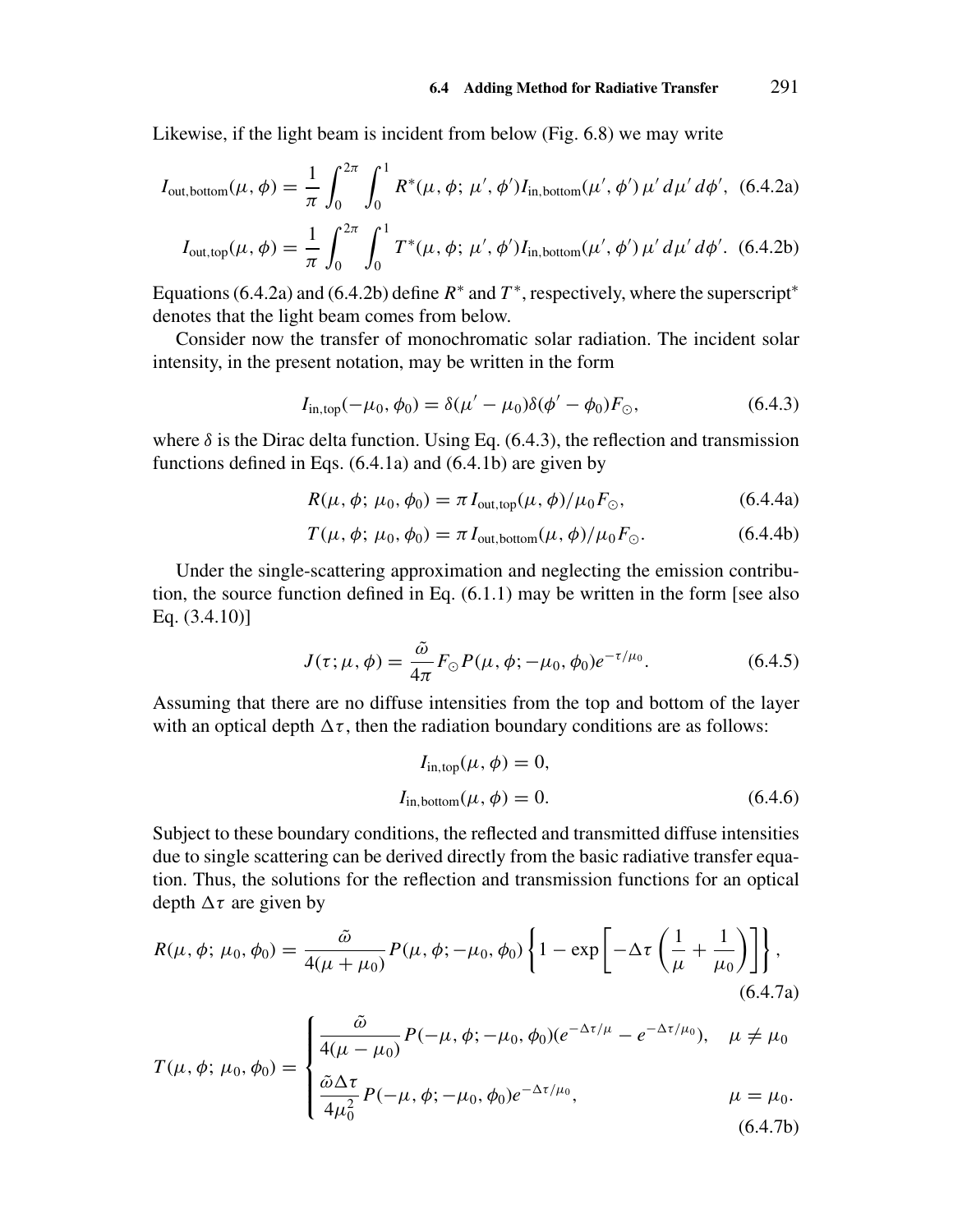Likewise, if the light beam is incident from below (Fig. 6.8) we may write

$$I_{\text{out,bottom}}(\mu, \phi) = \frac{1}{\pi} \int_0^{2\pi} \int_0^1 R^*(\mu, \phi; \mu', \phi') I_{\text{in,bottom}}(\mu', \phi')\, \mu'\, d\mu'\, d\phi', \quad (6.4.2a)$$

$$I_{\text{out,top}}(\mu, \phi) = \frac{1}{\pi} \int_0^{2\pi} \int_0^1 T^*(\mu, \phi; \mu', \phi') I_{\text{in,bottom}}(\mu', \phi')\, \mu'\, d\mu'\, d\phi'. \quad (6.4.2b)$$

Equations (6.4.2a) and (6.4.2b) define $R^*$ and $T^*$, respectively, where the superscript$^*$ denotes that the light beam comes from below.

Consider now the transfer of monochromatic solar radiation. The incident solar intensity, in the present notation, may be written in the form

$$I_{\text{in,top}}(-\mu_0, \phi_0) = \delta(\mu' - \mu_0)\delta(\phi' - \phi_0) F_\odot, \quad (6.4.3)$$

where $\delta$ is the Dirac delta function. Using Eq. (6.4.3), the reflection and transmission functions defined in Eqs. (6.4.1a) and (6.4.1b) are given by

$$R(\mu, \phi; \mu_0, \phi_0) = \pi I_{\text{out,top}}(\mu, \phi)/\mu_0 F_\odot, \quad (6.4.4a)$$

$$T(\mu, \phi; \mu_0, \phi_0) = \pi I_{\text{out,bottom}}(\mu, \phi)/\mu_0 F_\odot. \quad (6.4.4b)$$

Under the single-scattering approximation and neglecting the emission contribution, the source function defined in Eq. (6.1.1) may be written in the form [see also Eq. (3.4.10)]

$$J(\tau; \mu, \phi) = \frac{\tilde{\omega}}{4\pi} F_\odot P(\mu, \phi; -\mu_0, \phi_0) e^{-\tau/\mu_0}. \quad (6.4.5)$$

Assuming that there are no diffuse intensities from the top and bottom of the layer with an optical depth $\Delta\tau$, then the radiation boundary conditions are as follows:

$$I_{\text{in,top}}(\mu, \phi) = 0,$$

$$I_{\text{in,bottom}}(\mu, \phi) = 0. \quad (6.4.6)$$

Subject to these boundary conditions, the reflected and transmitted diffuse intensities due to single scattering can be derived directly from the basic radiative transfer equation. Thus, the solutions for the reflection and transmission functions for an optical depth $\Delta\tau$ are given by

$$R(\mu, \phi; \mu_0, \phi_0) = \frac{\tilde{\omega}}{4(\mu + \mu_0)} P(\mu, \phi; -\mu_0, \phi_0) \left\{ 1 - \exp\left[ -\Delta\tau \left( \frac{1}{\mu} + \frac{1}{\mu_0} \right) \right] \right\}, \quad (6.4.7a)$$

$$T(\mu, \phi; \mu_0, \phi_0) = \begin{cases} \dfrac{\tilde{\omega}}{4(\mu - \mu_0)} P(-\mu, \phi; -\mu_0, \phi_0)(e^{-\Delta\tau/\mu} - e^{-\Delta\tau/\mu_0}), & \mu \neq \mu_0 \\[2ex] \dfrac{\tilde{\omega}\Delta\tau}{4\mu_0^2} P(-\mu, \phi; -\mu_0, \phi_0) e^{-\Delta\tau/\mu_0}, & \mu = \mu_0. \end{cases} \quad (6.4.7b)$$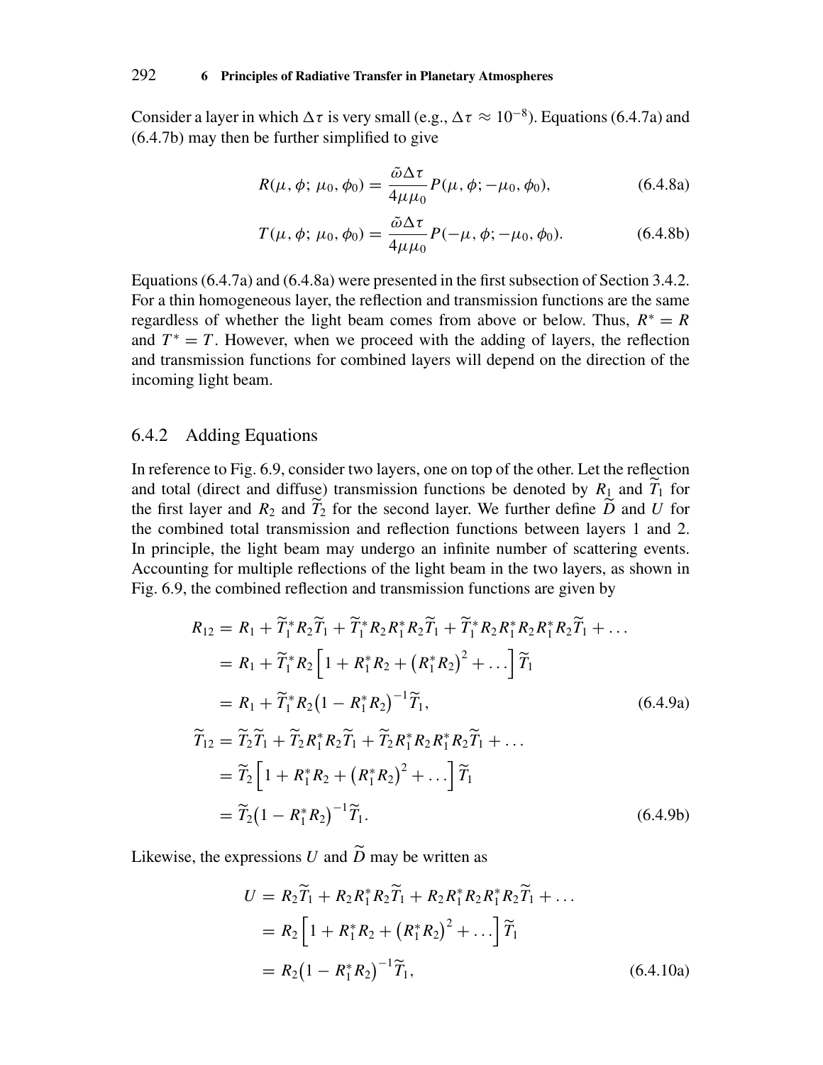Consider a layer in which $\Delta\tau$ is very small (e.g., $\Delta\tau \approx 10^{-8}$). Equations (6.4.7a) and (6.4.7b) may then be further simplified to give

$$R(\mu, \phi;\, \mu_0, \phi_0) = \frac{\tilde{\omega}\Delta\tau}{4\mu\mu_0} P(\mu, \phi; -\mu_0, \phi_0), \tag{6.4.8a}$$

$$T(\mu, \phi;\, \mu_0, \phi_0) = \frac{\tilde{\omega}\Delta\tau}{4\mu\mu_0} P(-\mu, \phi; -\mu_0, \phi_0). \tag{6.4.8b}$$

Equations (6.4.7a) and (6.4.8a) were presented in the first subsection of Section 3.4.2. For a thin homogeneous layer, the reflection and transmission functions are the same regardless of whether the light beam comes from above or below. Thus, $R^* = R$ and $T^* = T$. However, when we proceed with the adding of layers, the reflection and transmission functions for combined layers will depend on the direction of the incoming light beam.

### 6.4.2 Adding Equations

In reference to Fig. 6.9, consider two layers, one on top of the other. Let the reflection and total (direct and diffuse) transmission functions be denoted by $R_1$ and $\widetilde{T}_1$ for the first layer and $R_2$ and $\widetilde{T}_2$ for the second layer. We further define $\widetilde{D}$ and $U$ for the combined total transmission and reflection functions between layers 1 and 2. In principle, the light beam may undergo an infinite number of scattering events. Accounting for multiple reflections of the light beam in the two layers, as shown in Fig. 6.9, the combined reflection and transmission functions are given by

$$\begin{aligned}
R_{12} &= R_1 + \widetilde{T}_1^* R_2 \widetilde{T}_1 + \widetilde{T}_1^* R_2 R_1^* R_2 \widetilde{T}_1 + \widetilde{T}_1^* R_2 R_1^* R_2 R_1^* R_2 \widetilde{T}_1 + \ldots \\
&= R_1 + \widetilde{T}_1^* R_2 \left[ 1 + R_1^* R_2 + \left(R_1^* R_2\right)^2 + \ldots \right] \widetilde{T}_1 \\
&= R_1 + \widetilde{T}_1^* R_2 \left(1 - R_1^* R_2\right)^{-1} \widetilde{T}_1,
\end{aligned} \tag{6.4.9a}$$

$$\begin{aligned}
\widetilde{T}_{12} &= \widetilde{T}_2 \widetilde{T}_1 + \widetilde{T}_2 R_1^* R_2 \widetilde{T}_1 + \widetilde{T}_2 R_1^* R_2 R_1^* R_2 \widetilde{T}_1 + \ldots \\
&= \widetilde{T}_2 \left[ 1 + R_1^* R_2 + \left(R_1^* R_2\right)^2 + \ldots \right] \widetilde{T}_1 \\
&= \widetilde{T}_2 \left(1 - R_1^* R_2\right)^{-1} \widetilde{T}_1.
\end{aligned} \tag{6.4.9b}$$

Likewise, the expressions $U$ and $\widetilde{D}$ may be written as

$$\begin{aligned}
U &= R_2 \widetilde{T}_1 + R_2 R_1^* R_2 \widetilde{T}_1 + R_2 R_1^* R_2 R_1^* R_2 \widetilde{T}_1 + \ldots \\
&= R_2 \left[ 1 + R_1^* R_2 + \left(R_1^* R_2\right)^2 + \ldots \right] \widetilde{T}_1 \\
&= R_2 \left(1 - R_1^* R_2\right)^{-1} \widetilde{T}_1,
\end{aligned} \tag{6.4.10a}$$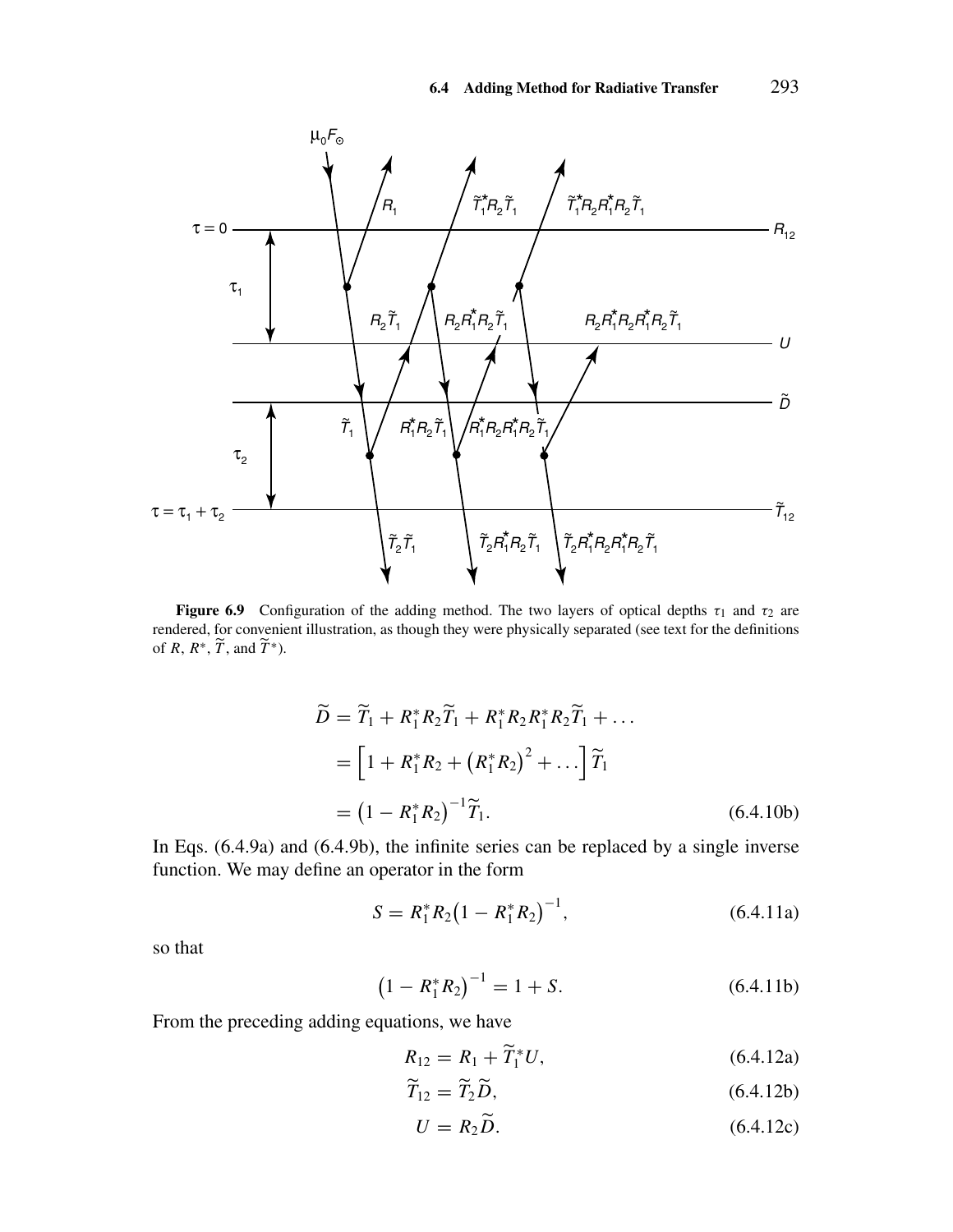**Figure 6.9** Configuration of the adding method. The two layers of optical depths $\tau_1$ and $\tau_2$ are rendered, for convenient illustration, as though they were physically separated (see text for the definitions of $R$, $R^*$, $\widetilde{T}$, and $\widetilde{T}^*$).

$$
\begin{aligned}
\widetilde{D} &= \widetilde{T}_1 + R_1^* R_2 \widetilde{T}_1 + R_1^* R_2 R_1^* R_2 \widetilde{T}_1 + \ldots \\
&= \left[1 + R_1^* R_2 + \left(R_1^* R_2\right)^2 + \ldots\right] \widetilde{T}_1 \\
&= \left(1 - R_1^* R_2\right)^{-1} \widetilde{T}_1. \qquad (6.4.10b)
\end{aligned}
$$

In Eqs. (6.4.9a) and (6.4.9b), the infinite series can be replaced by a single inverse function. We may define an operator in the form

$$
S = R_1^* R_2 \left(1 - R_1^* R_2\right)^{-1}, \qquad (6.4.11a)
$$

so that

$$
\left(1 - R_1^* R_2\right)^{-1} = 1 + S. \qquad (6.4.11b)
$$

From the preceding adding equations, we have

$$
R_{12} = R_1 + \widetilde{T}_1^* U, \qquad (6.4.12a)
$$

$$
\widetilde{T}_{12} = \widetilde{T}_2 \widetilde{D}, \qquad (6.4.12b)
$$

$$
U = R_2 \widetilde{D}. \qquad (6.4.12c)
$$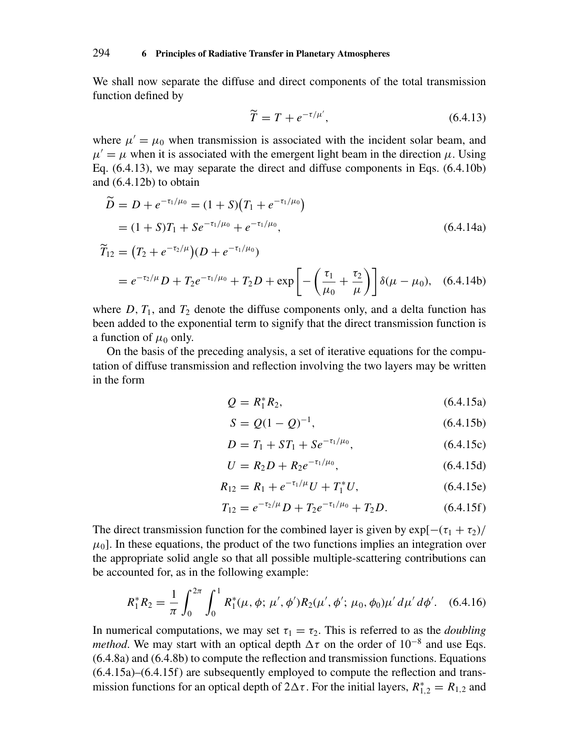We shall now separate the diffuse and direct components of the total transmission function defined by

$$\widetilde{T} = T + e^{-\tau/\mu'}, \tag{6.4.13}$$

where $\mu' = \mu_0$ when transmission is associated with the incident solar beam, and $\mu' = \mu$ when it is associated with the emergent light beam in the direction $\mu$. Using Eq. (6.4.13), we may separate the direct and diffuse components in Eqs. (6.4.10b) and (6.4.12b) to obtain

$$\begin{aligned}
\widetilde{D} &= D + e^{-\tau_1/\mu_0} = (1 + S)\left(T_1 + e^{-\tau_1/\mu_0}\right) \\
&= (1 + S)T_1 + Se^{-\tau_1/\mu_0} + e^{-\tau_1/\mu_0},
\end{aligned} \tag{6.4.14a}$$

$$\begin{aligned}
\widetilde{T}_{12} &= \left(T_2 + e^{-\tau_2/\mu}\right)\left(D + e^{-\tau_1/\mu_0}\right) \\
&= e^{-\tau_2/\mu}D + T_2 e^{-\tau_1/\mu_0} + T_2 D + \exp\left[-\left(\frac{\tau_1}{\mu_0} + \frac{\tau_2}{\mu}\right)\right]\delta(\mu - \mu_0),
\end{aligned} \tag{6.4.14b}$$

where $D$, $T_1$, and $T_2$ denote the diffuse components only, and a delta function has been added to the exponential term to signify that the direct transmission function is a function of $\mu_0$ only.

On the basis of the preceding analysis, a set of iterative equations for the computation of diffuse transmission and reflection involving the two layers may be written in the form

$$Q = R_1^* R_2, \tag{6.4.15a}$$

$$S = Q(1 - Q)^{-1}, \tag{6.4.15b}$$

$$D = T_1 + ST_1 + Se^{-\tau_1/\mu_0}, \tag{6.4.15c}$$

$$U = R_2 D + R_2 e^{-\tau_1/\mu_0}, \tag{6.4.15d}$$

$$R_{12} = R_1 + e^{-\tau_1/\mu}U + T_1^* U, \tag{6.4.15e}$$

$$T_{12} = e^{-\tau_2/\mu}D + T_2 e^{-\tau_1/\mu_0} + T_2 D. \tag{6.4.15f}$$

The direct transmission function for the combined layer is given by $\exp[-(\tau_1 + \tau_2)/\mu_0]$. In these equations, the product of the two functions implies an integration over the appropriate solid angle so that all possible multiple-scattering contributions can be accounted for, as in the following example:

$$R_1^* R_2 = \frac{1}{\pi}\int_0^{2\pi}\int_0^1 R_1^*(\mu, \phi;\, \mu', \phi')R_2(\mu', \phi';\, \mu_0, \phi_0)\mu'\, d\mu'\, d\phi'. \tag{6.4.16}$$

In numerical computations, we may set $\tau_1 = \tau_2$. This is referred to as the *doubling method*. We may start with an optical depth $\Delta\tau$ on the order of $10^{-8}$ and use Eqs. (6.4.8a) and (6.4.8b) to compute the reflection and transmission functions. Equations (6.4.15a)–(6.4.15f) are subsequently employed to compute the reflection and transmission functions for an optical depth of $2\Delta\tau$. For the initial layers, $R_{1,2}^* = R_{1,2}$ and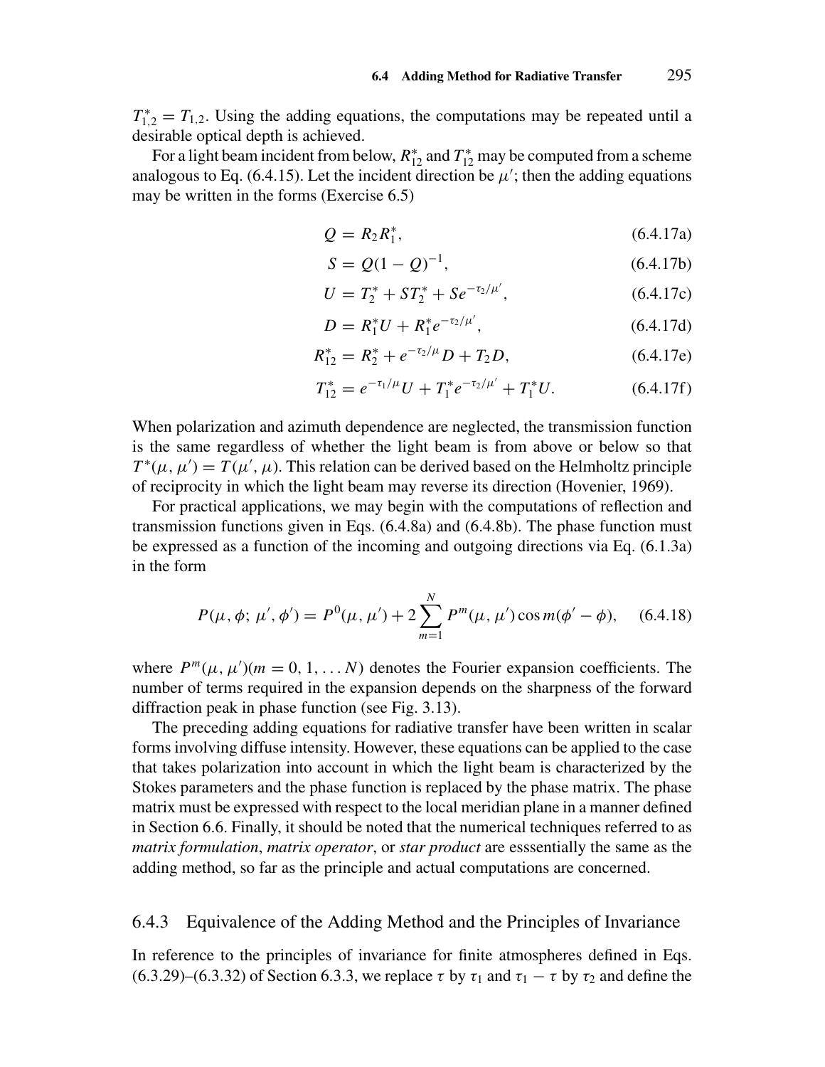$T^*_{1,2} = T_{1,2}$. Using the adding equations, the computations may be repeated until a desirable optical depth is achieved.

For a light beam incident from below, $R^*_{12}$ and $T^*_{12}$ may be computed from a scheme analogous to Eq. (6.4.15). Let the incident direction be $\mu'$; then the adding equations may be written in the forms (Exercise 6.5)

$$Q = R_2 R_1^*, \tag{6.4.17a}$$

$$S = Q(1 - Q)^{-1}, \tag{6.4.17b}$$

$$U = T_2^* + S T_2^* + S e^{-\tau_2/\mu'}, \tag{6.4.17c}$$

$$D = R_1^* U + R_1^* e^{-\tau_2/\mu'}, \tag{6.4.17d}$$

$$R_{12}^* = R_2^* + e^{-\tau_2/\mu} D + T_2 D, \tag{6.4.17e}$$

$$T_{12}^* = e^{-\tau_1/\mu} U + T_1^* e^{-\tau_2/\mu'} + T_1^* U. \tag{6.4.17f}$$

When polarization and azimuth dependence are neglected, the transmission function is the same regardless of whether the light beam is from above or below so that $T^*(\mu, \mu') = T(\mu', \mu)$. This relation can be derived based on the Helmholtz principle of reciprocity in which the light beam may reverse its direction (Hovenier, 1969).

For practical applications, we may begin with the computations of reflection and transmission functions given in Eqs. (6.4.8a) and (6.4.8b). The phase function must be expressed as a function of the incoming and outgoing directions via Eq. (6.1.3a) in the form

$$P(\mu, \phi; \mu', \phi') = P^0(\mu, \mu') + 2 \sum_{m=1}^{N} P^m(\mu, \mu') \cos m(\phi' - \phi), \tag{6.4.18}$$

where $P^m(\mu, \mu')(m = 0, 1, \ldots N)$ denotes the Fourier expansion coefficients. The number of terms required in the expansion depends on the sharpness of the forward diffraction peak in phase function (see Fig. 3.13).

The preceding adding equations for radiative transfer have been written in scalar forms involving diffuse intensity. However, these equations can be applied to the case that takes polarization into account in which the light beam is characterized by the Stokes parameters and the phase function is replaced by the phase matrix. The phase matrix must be expressed with respect to the local meridian plane in a manner defined in Section 6.6. Finally, it should be noted that the numerical techniques referred to as *matrix formulation*, *matrix operator*, or *star product* are esssentially the same as the adding method, so far as the principle and actual computations are concerned.

### 6.4.3 Equivalence of the Adding Method and the Principles of Invariance

In reference to the principles of invariance for finite atmospheres defined in Eqs. (6.3.29)–(6.3.32) of Section 6.3.3, we replace $\tau$ by $\tau_1$ and $\tau_1 - \tau$ by $\tau_2$ and define the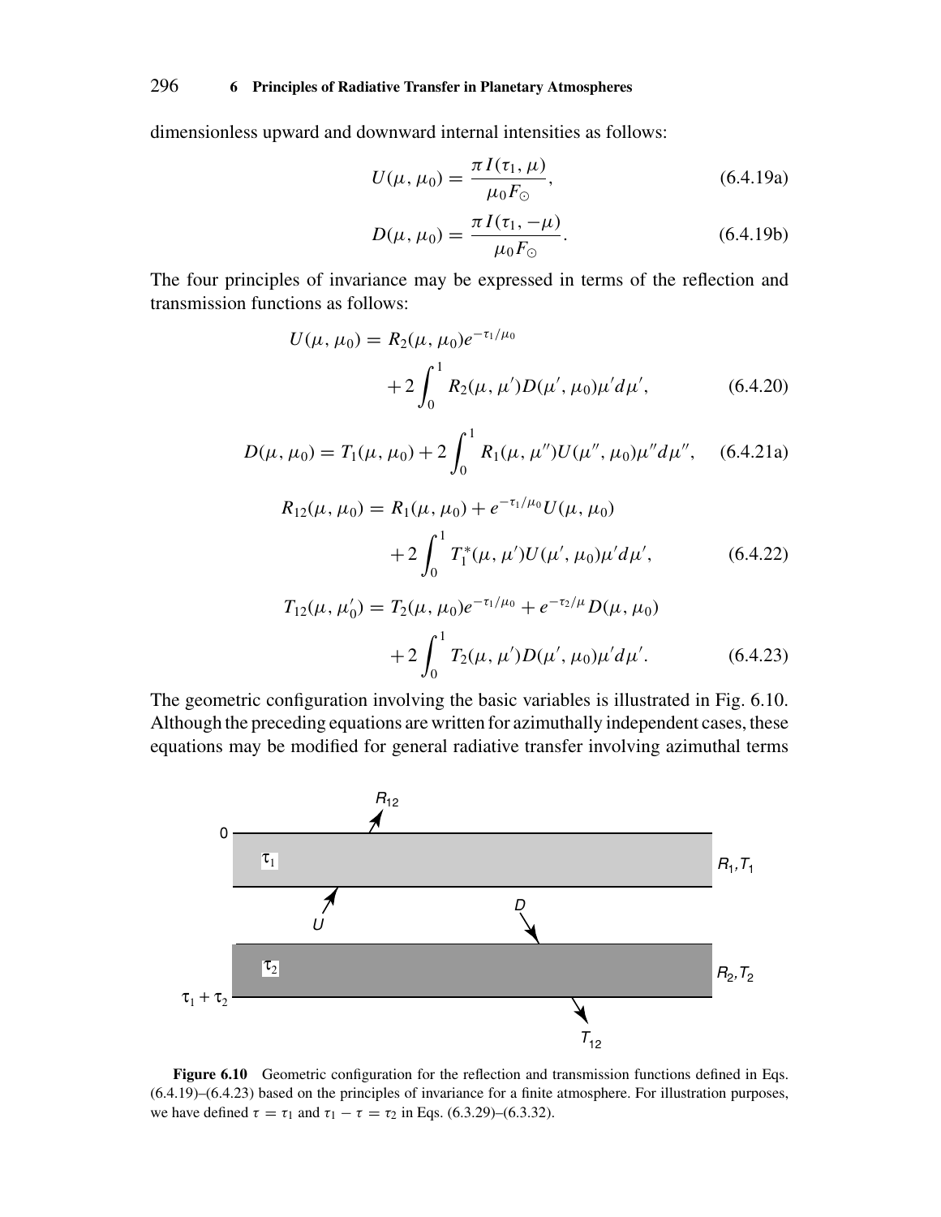dimensionless upward and downward internal intensities as follows:

$$U(\mu, \mu_0) = \frac{\pi I(\tau_1, \mu)}{\mu_0 F_\odot}, \tag{6.4.19a}$$

$$D(\mu, \mu_0) = \frac{\pi I(\tau_1, -\mu)}{\mu_0 F_\odot}. \tag{6.4.19b}$$

The four principles of invariance may be expressed in terms of the reflection and transmission functions as follows:

$$U(\mu, \mu_0) = R_2(\mu, \mu_0) e^{-\tau_1/\mu_0} + 2\int_0^1 R_2(\mu, \mu') D(\mu', \mu_0) \mu' d\mu', \tag{6.4.20}$$

$$D(\mu, \mu_0) = T_1(\mu, \mu_0) + 2\int_0^1 R_1(\mu, \mu'') U(\mu'', \mu_0) \mu'' d\mu'', \tag{6.4.21a}$$

$$R_{12}(\mu, \mu_0) = R_1(\mu, \mu_0) + e^{-\tau_1/\mu_0} U(\mu, \mu_0) + 2\int_0^1 T_1^*(\mu, \mu') U(\mu', \mu_0) \mu' d\mu', \tag{6.4.22}$$

$$T_{12}(\mu, \mu_0') = T_2(\mu, \mu_0) e^{-\tau_1/\mu_0} + e^{-\tau_2/\mu} D(\mu, \mu_0) + 2\int_0^1 T_2(\mu, \mu') D(\mu', \mu_0) \mu' d\mu'. \tag{6.4.23}$$

The geometric configuration involving the basic variables is illustrated in Fig. 6.10. Although the preceding equations are written for azimuthally independent cases, these equations may be modified for general radiative transfer involving azimuthal terms

**Figure 6.10** Geometric configuration for the reflection and transmission functions defined in Eqs. (6.4.19)–(6.4.23) based on the principles of invariance for a finite atmosphere. For illustration purposes, we have defined $\tau = \tau_1$ and $\tau_1 - \tau = \tau_2$ in Eqs. (6.3.29)–(6.3.32).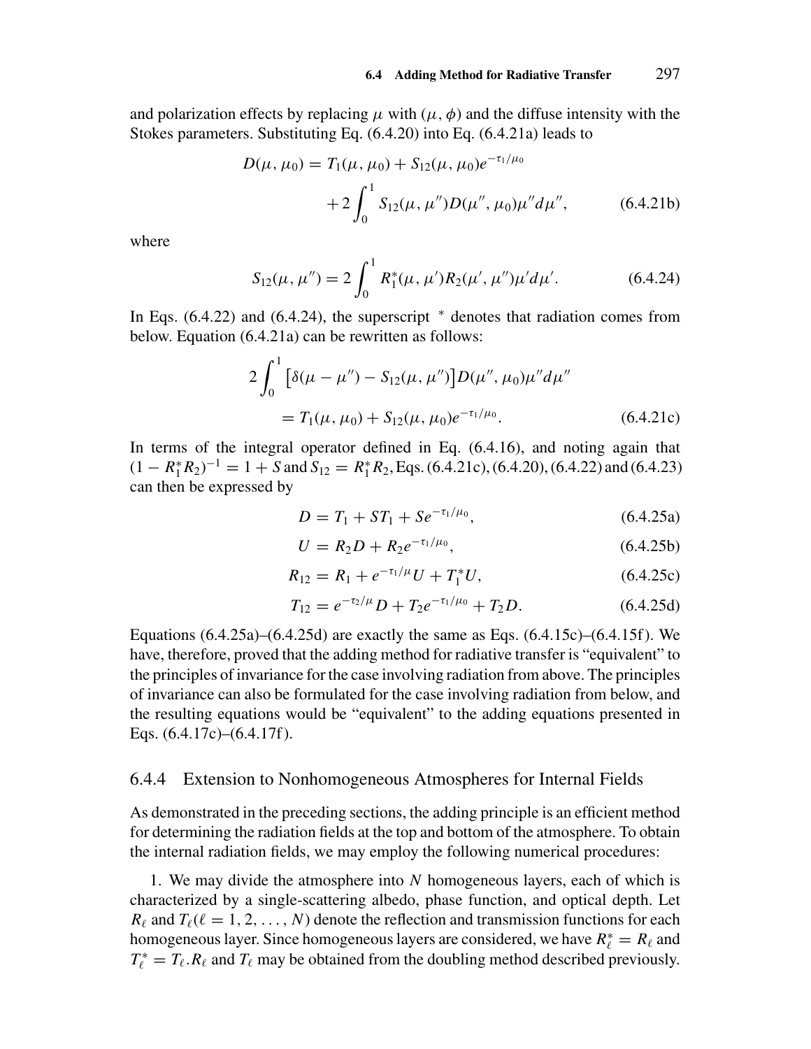and polarization effects by replacing $\mu$ with $(\mu, \phi)$ and the diffuse intensity with the Stokes parameters. Substituting Eq. (6.4.20) into Eq. (6.4.21a) leads to

$$D(\mu, \mu_0) = T_1(\mu, \mu_0) + S_{12}(\mu, \mu_0)e^{-\tau_1/\mu_0} + 2\int_0^1 S_{12}(\mu, \mu'')D(\mu'', \mu_0)\mu'' d\mu'', \tag{6.4.21b}$$

where

$$S_{12}(\mu, \mu'') = 2\int_0^1 R_1^*(\mu, \mu')R_2(\mu', \mu'')\mu' d\mu'. \tag{6.4.24}$$

In Eqs. (6.4.22) and (6.4.24), the superscript $^*$ denotes that radiation comes from below. Equation (6.4.21a) can be rewritten as follows:

$$2\int_0^1 \left[\delta(\mu - \mu'') - S_{12}(\mu, \mu'')\right]D(\mu'', \mu_0)\mu'' d\mu'' = T_1(\mu, \mu_0) + S_{12}(\mu, \mu_0)e^{-\tau_1/\mu_0}. \tag{6.4.21c}$$

In terms of the integral operator defined in Eq. (6.4.16), and noting again that $(1 - R_1^* R_2)^{-1} = 1 + S$ and $S_{12} = R_1^* R_2$, Eqs. (6.4.21c), (6.4.20), (6.4.22) and (6.4.23) can then be expressed by

$$D = T_1 + ST_1 + Se^{-\tau_1/\mu_0}, \tag{6.4.25a}$$

$$U = R_2 D + R_2 e^{-\tau_1/\mu_0}, \tag{6.4.25b}$$

$$R_{12} = R_1 + e^{-\tau_1/\mu}U + T_1^* U, \tag{6.4.25c}$$

$$T_{12} = e^{-\tau_2/\mu}D + T_2 e^{-\tau_1/\mu_0} + T_2 D. \tag{6.4.25d}$$

Equations (6.4.25a)–(6.4.25d) are exactly the same as Eqs. (6.4.15c)–(6.4.15f). We have, therefore, proved that the adding method for radiative transfer is "equivalent" to the principles of invariance for the case involving radiation from above. The principles of invariance can also be formulated for the case involving radiation from below, and the resulting equations would be "equivalent" to the adding equations presented in Eqs. (6.4.17c)–(6.4.17f).

### 6.4.4 Extension to Nonhomogeneous Atmospheres for Internal Fields

As demonstrated in the preceding sections, the adding principle is an efficient method for determining the radiation fields at the top and bottom of the atmosphere. To obtain the internal radiation fields, we may employ the following numerical procedures:

1. We may divide the atmosphere into $N$ homogeneous layers, each of which is characterized by a single-scattering albedo, phase function, and optical depth. Let $R_\ell$ and $T_\ell (\ell = 1, 2, \ldots, N)$ denote the reflection and transmission functions for each homogeneous layer. Since homogeneous layers are considered, we have $R_\ell^* = R_\ell$ and $T_\ell^* = T_\ell$. $R_\ell$ and $T_\ell$ may be obtained from the doubling method described previously.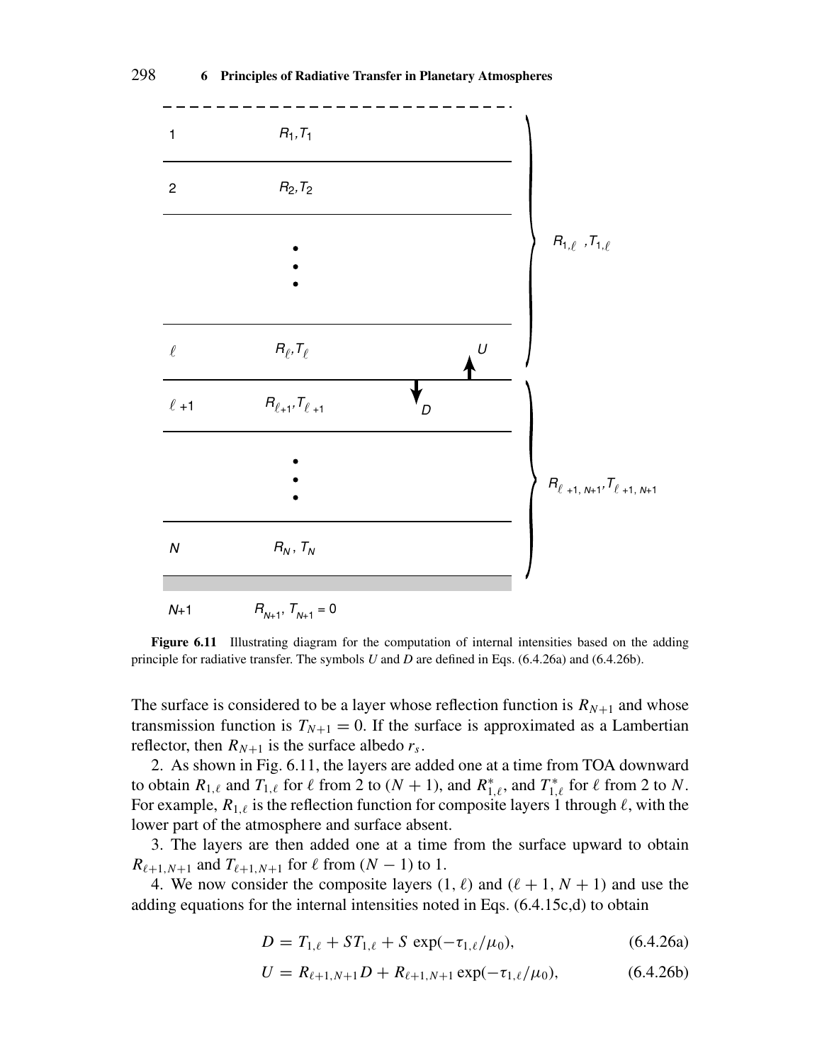**Figure 6.11** Illustrating diagram for the computation of internal intensities based on the adding principle for radiative transfer. The symbols $U$ and $D$ are defined in Eqs. (6.4.26a) and (6.4.26b).

The surface is considered to be a layer whose reflection function is $R_{N+1}$ and whose transmission function is $T_{N+1} = 0$. If the surface is approximated as a Lambertian reflector, then $R_{N+1}$ is the surface albedo $r_s$.

2. As shown in Fig. 6.11, the layers are added one at a time from TOA downward to obtain $R_{1,\ell}$ and $T_{1,\ell}$ for $\ell$ from 2 to $(N+1)$, and $R^*_{1,\ell}$, and $T^*_{1,\ell}$ for $\ell$ from 2 to $N$. For example, $R_{1,\ell}$ is the reflection function for composite layers 1 through $\ell$, with the lower part of the atmosphere and surface absent.

3. The layers are then added one at a time from the surface upward to obtain $R_{\ell+1,N+1}$ and $T_{\ell+1,N+1}$ for $\ell$ from $(N-1)$ to 1.

4. We now consider the composite layers $(1, \ell)$ and $(\ell+1, N+1)$ and use the adding equations for the internal intensities noted in Eqs. (6.4.15c,d) to obtain

$$D = T_{1,\ell} + ST_{1,\ell} + S\,\exp(-\tau_{1,\ell}/\mu_0), \tag{6.4.26a}$$

$$U = R_{\ell+1,N+1}D + R_{\ell+1,N+1}\exp(-\tau_{1,\ell}/\mu_0), \tag{6.4.26b}$$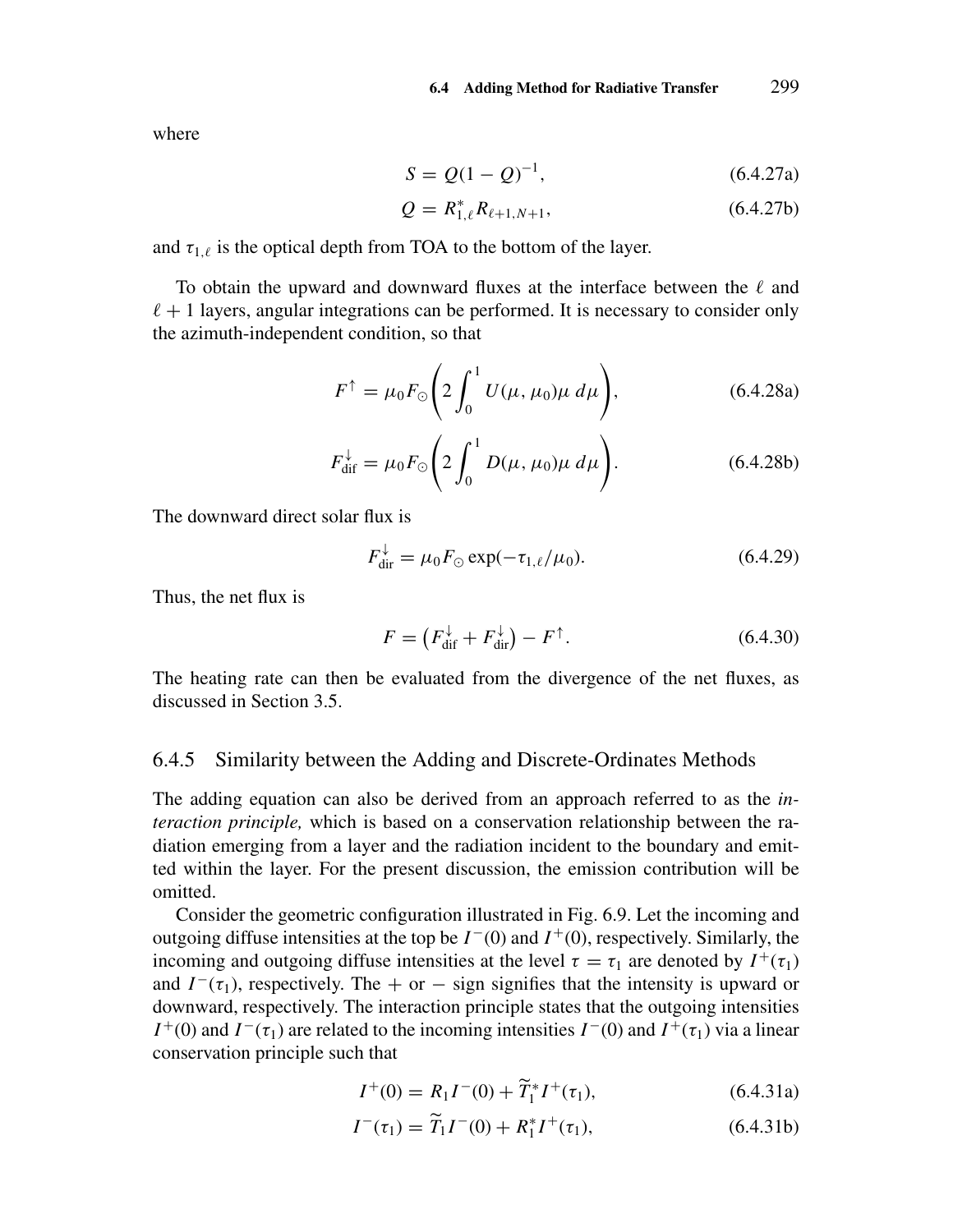where

$$S = Q(1 - Q)^{-1}, \tag{6.4.27a}$$

$$Q = R^*_{1,\ell} R_{\ell+1,N+1}, \tag{6.4.27b}$$

and $\tau_{1,\ell}$ is the optical depth from TOA to the bottom of the layer.

To obtain the upward and downward fluxes at the interface between the $\ell$ and $\ell + 1$ layers, angular integrations can be performed. It is necessary to consider only the azimuth-independent condition, so that

$$F^{\uparrow} = \mu_0 F_{\odot} \left( 2 \int_0^1 U(\mu, \mu_0) \mu \, d\mu \right), \tag{6.4.28a}$$

$$F^{\downarrow}_{\text{dif}} = \mu_0 F_{\odot} \left( 2 \int_0^1 D(\mu, \mu_0) \mu \, d\mu \right). \tag{6.4.28b}$$

The downward direct solar flux is

$$F^{\downarrow}_{\text{dir}} = \mu_0 F_{\odot} \exp(-\tau_{1,\ell}/\mu_0). \tag{6.4.29}$$

Thus, the net flux is

$$F = \left( F^{\downarrow}_{\text{dif}} + F^{\downarrow}_{\text{dir}} \right) - F^{\uparrow}. \tag{6.4.30}$$

The heating rate can then be evaluated from the divergence of the net fluxes, as discussed in Section 3.5.

### 6.4.5 Similarity between the Adding and Discrete-Ordinates Methods

The adding equation can also be derived from an approach referred to as the *interaction principle,* which is based on a conservation relationship between the radiation emerging from a layer and the radiation incident to the boundary and emitted within the layer. For the present discussion, the emission contribution will be omitted.

Consider the geometric configuration illustrated in Fig. 6.9. Let the incoming and outgoing diffuse intensities at the top be $I^-(0)$ and $I^+(0)$, respectively. Similarly, the incoming and outgoing diffuse intensities at the level $\tau = \tau_1$ are denoted by $I^+(\tau_1)$ and $I^-(\tau_1)$, respectively. The $+$ or $-$ sign signifies that the intensity is upward or downward, respectively. The interaction principle states that the outgoing intensities $I^+(0)$ and $I^-(\tau_1)$ are related to the incoming intensities $I^-(0)$ and $I^+(\tau_1)$ via a linear conservation principle such that

$$I^+(0) = R_1 I^-(0) + \widetilde{T}_1^* I^+(\tau_1), \tag{6.4.31a}$$

$$I^-(\tau_1) = \widetilde{T}_1 I^-(0) + R_1^* I^+(\tau_1), \tag{6.4.31b}$$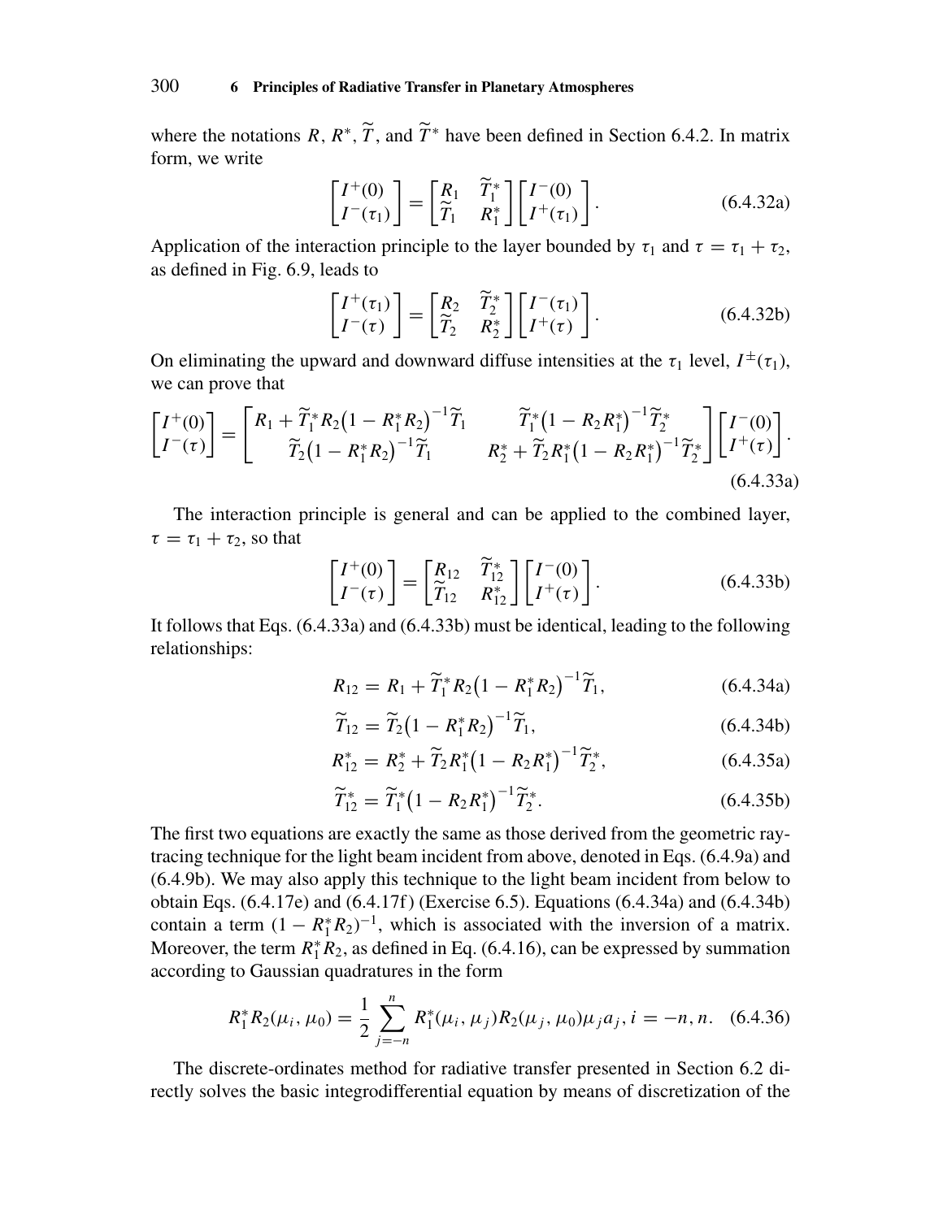where the notations $R$, $R^*$, $\widetilde{T}$, and $\widetilde{T}^*$ have been defined in Section 6.4.2. In matrix form, we write

$$\begin{bmatrix} I^+(0) \\ I^-(\tau_1) \end{bmatrix} = \begin{bmatrix} R_1 & \widetilde{T}_1^* \\ \widetilde{T}_1 & R_1^* \end{bmatrix} \begin{bmatrix} I^-(0) \\ I^+(\tau_1) \end{bmatrix}. \tag{6.4.32a}$$

Application of the interaction principle to the layer bounded by $\tau_1$ and $\tau = \tau_1 + \tau_2$, as defined in Fig. 6.9, leads to

$$\begin{bmatrix} I^+(\tau_1) \\ I^-(\tau) \end{bmatrix} = \begin{bmatrix} R_2 & \widetilde{T}_2^* \\ \widetilde{T}_2 & R_2^* \end{bmatrix} \begin{bmatrix} I^-(\tau_1) \\ I^+(\tau) \end{bmatrix}. \tag{6.4.32b}$$

On eliminating the upward and downward diffuse intensities at the $\tau_1$ level, $I^{\pm}(\tau_1)$, we can prove that

$$\begin{bmatrix} I^+(0) \\ I^-(\tau) \end{bmatrix} = \begin{bmatrix} R_1 + \widetilde{T}_1^* R_2 \left(1 - R_1^* R_2\right)^{-1} \widetilde{T}_1 & \widetilde{T}_1^* \left(1 - R_2 R_1^*\right)^{-1} \widetilde{T}_2^* \\ \widetilde{T}_2 \left(1 - R_1^* R_2\right)^{-1} \widetilde{T}_1 & R_2^* + \widetilde{T}_2 R_1^* \left(1 - R_2 R_1^*\right)^{-1} \widetilde{T}_2^* \end{bmatrix} \begin{bmatrix} I^-(0) \\ I^+(\tau) \end{bmatrix}. \tag{6.4.33a}$$

The interaction principle is general and can be applied to the combined layer, $\tau = \tau_1 + \tau_2$, so that

$$\begin{bmatrix} I^+(0) \\ I^-(\tau) \end{bmatrix} = \begin{bmatrix} R_{12} & \widetilde{T}_{12}^* \\ \widetilde{T}_{12} & R_{12}^* \end{bmatrix} \begin{bmatrix} I^-(0) \\ I^+(\tau) \end{bmatrix}. \tag{6.4.33b}$$

It follows that Eqs. (6.4.33a) and (6.4.33b) must be identical, leading to the following relationships:

$$R_{12} = R_1 + \widetilde{T}_1^* R_2 \left(1 - R_1^* R_2\right)^{-1} \widetilde{T}_1, \tag{6.4.34a}$$

$$\widetilde{T}_{12} = \widetilde{T}_2 \left(1 - R_1^* R_2\right)^{-1} \widetilde{T}_1, \tag{6.4.34b}$$

$$R_{12}^* = R_2^* + \widetilde{T}_2 R_1^* \left(1 - R_2 R_1^*\right)^{-1} \widetilde{T}_2^*, \tag{6.4.35a}$$

$$\widetilde{T}_{12}^* = \widetilde{T}_1^* \left(1 - R_2 R_1^*\right)^{-1} \widetilde{T}_2^*. \tag{6.4.35b}$$

The first two equations are exactly the same as those derived from the geometric ray-tracing technique for the light beam incident from above, denoted in Eqs. (6.4.9a) and (6.4.9b). We may also apply this technique to the light beam incident from below to obtain Eqs. (6.4.17e) and (6.4.17f) (Exercise 6.5). Equations (6.4.34a) and (6.4.34b) contain a term $(1 - R_1^* R_2)^{-1}$, which is associated with the inversion of a matrix. Moreover, the term $R_1^* R_2$, as defined in Eq. (6.4.16), can be expressed by summation according to Gaussian quadratures in the form

$$R_1^* R_2(\mu_i, \mu_0) = \frac{1}{2} \sum_{j=-n}^{n} R_1^*(\mu_i, \mu_j) R_2(\mu_j, \mu_0) \mu_j a_j, \; i = -n, n. \tag{6.4.36}$$

The discrete-ordinates method for radiative transfer presented in Section 6.2 directly solves the basic integrodifferential equation by means of discretization of the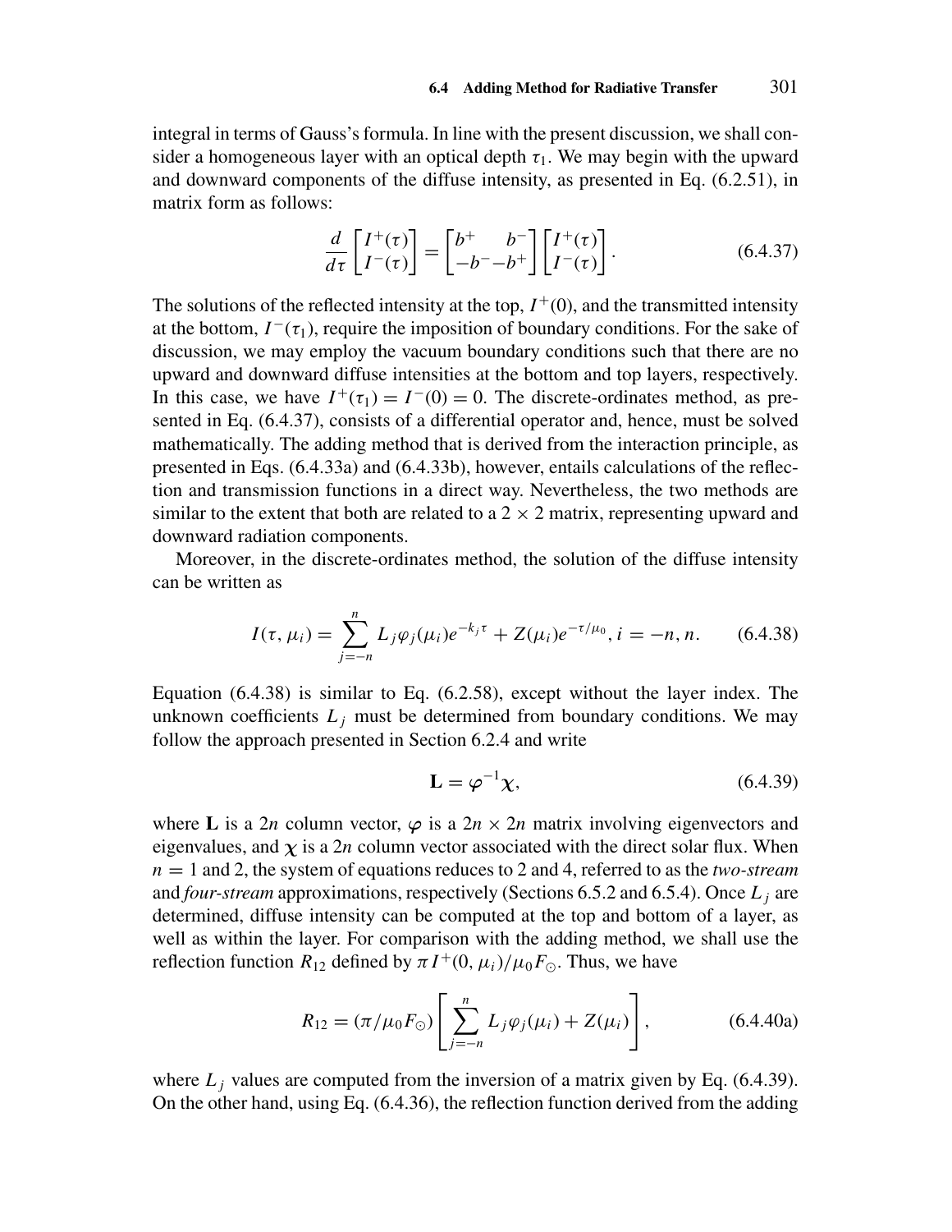integral in terms of Gauss's formula. In line with the present discussion, we shall consider a homogeneous layer with an optical depth $\tau_1$. We may begin with the upward and downward components of the diffuse intensity, as presented in Eq. (6.2.51), in matrix form as follows:

$$\frac{d}{d\tau}\begin{bmatrix} I^+(\tau) \\ I^-(\tau) \end{bmatrix} = \begin{bmatrix} b^+ & b^- \\ -b^- & -b^+ \end{bmatrix}\begin{bmatrix} I^+(\tau) \\ I^-(\tau) \end{bmatrix}. \tag{6.4.37}$$

The solutions of the reflected intensity at the top, $I^+(0)$, and the transmitted intensity at the bottom, $I^-(\tau_1)$, require the imposition of boundary conditions. For the sake of discussion, we may employ the vacuum boundary conditions such that there are no upward and downward diffuse intensities at the bottom and top layers, respectively. In this case, we have $I^+(\tau_1) = I^-(0) = 0$. The discrete-ordinates method, as presented in Eq. (6.4.37), consists of a differential operator and, hence, must be solved mathematically. The adding method that is derived from the interaction principle, as presented in Eqs. (6.4.33a) and (6.4.33b), however, entails calculations of the reflection and transmission functions in a direct way. Nevertheless, the two methods are similar to the extent that both are related to a $2 \times 2$ matrix, representing upward and downward radiation components.

Moreover, in the discrete-ordinates method, the solution of the diffuse intensity can be written as

$$I(\tau, \mu_i) = \sum_{j=-n}^{n} L_j \varphi_j(\mu_i) e^{-k_j \tau} + Z(\mu_i) e^{-\tau/\mu_0}, i = -n, n. \tag{6.4.38}$$

Equation (6.4.38) is similar to Eq. (6.2.58), except without the layer index. The unknown coefficients $L_j$ must be determined from boundary conditions. We may follow the approach presented in Section 6.2.4 and write

$$\mathbf{L} = \boldsymbol{\varphi}^{-1}\boldsymbol{\chi}, \tag{6.4.39}$$

where $\mathbf{L}$ is a $2n$ column vector, $\boldsymbol{\varphi}$ is a $2n \times 2n$ matrix involving eigenvectors and eigenvalues, and $\boldsymbol{\chi}$ is a $2n$ column vector associated with the direct solar flux. When $n = 1$ and 2, the system of equations reduces to 2 and 4, referred to as the *two-stream* and *four-stream* approximations, respectively (Sections 6.5.2 and 6.5.4). Once $L_j$ are determined, diffuse intensity can be computed at the top and bottom of a layer, as well as within the layer. For comparison with the adding method, we shall use the reflection function $R_{12}$ defined by $\pi I^+(0, \mu_i)/\mu_0 F_\odot$. Thus, we have

$$R_{12} = (\pi/\mu_0 F_\odot)\left[\sum_{j=-n}^{n} L_j \varphi_j(\mu_i) + Z(\mu_i)\right], \tag{6.4.40a}$$

where $L_j$ values are computed from the inversion of a matrix given by Eq. (6.4.39). On the other hand, using Eq. (6.4.36), the reflection function derived from the adding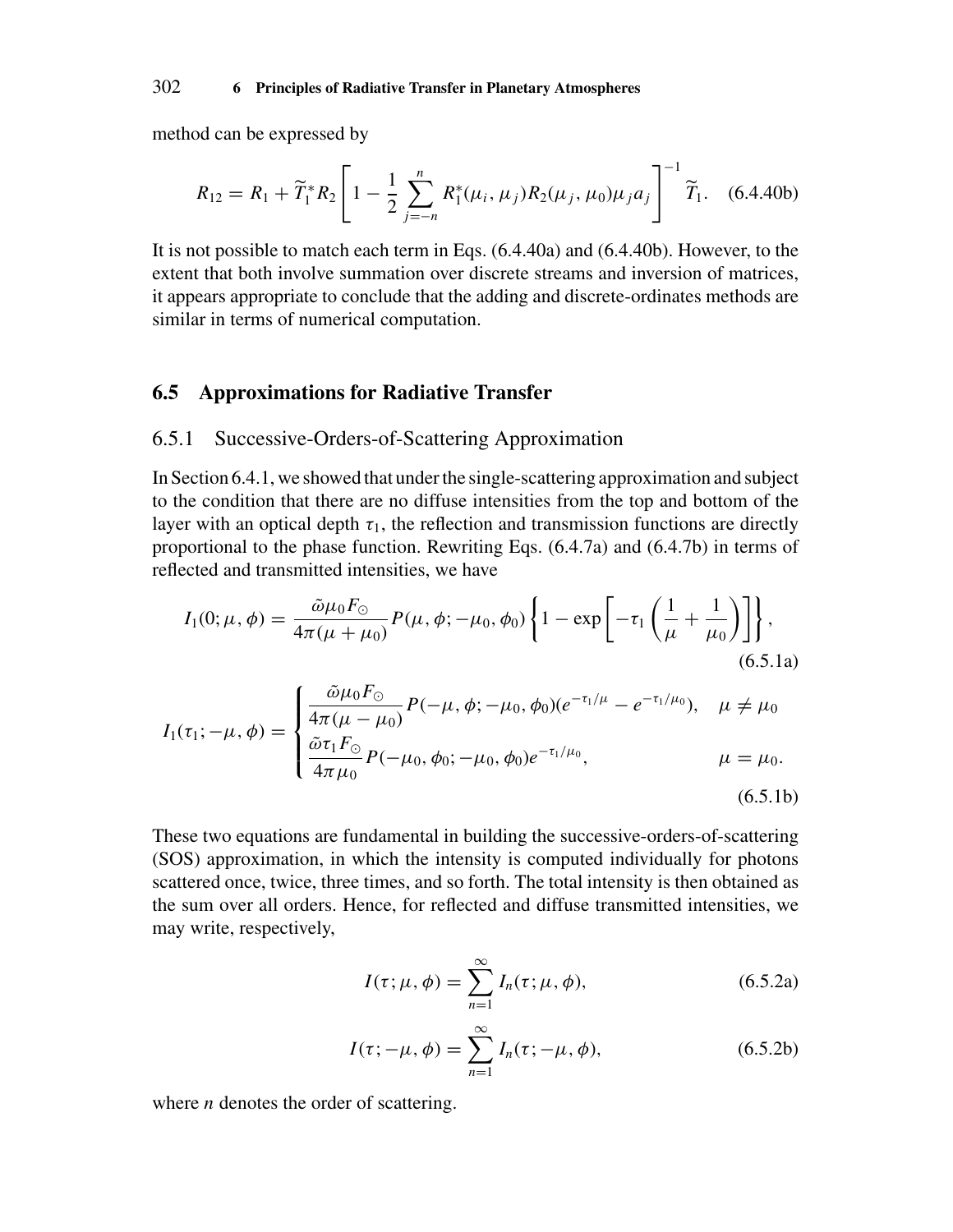method can be expressed by

$$R_{12} = R_1 + \widetilde{T}_1^* R_2 \left[ 1 - \frac{1}{2} \sum_{j=-n}^{n} R_1^*(\mu_i, \mu_j) R_2(\mu_j, \mu_0) \mu_j a_j \right]^{-1} \widetilde{T}_1. \quad (6.4.40b)$$

It is not possible to match each term in Eqs. (6.4.40a) and (6.4.40b). However, to the extent that both involve summation over discrete streams and inversion of matrices, it appears appropriate to conclude that the adding and discrete-ordinates methods are similar in terms of numerical computation.

## 6.5 Approximations for Radiative Transfer

### 6.5.1 Successive-Orders-of-Scattering Approximation

In Section 6.4.1, we showed that under the single-scattering approximation and subject to the condition that there are no diffuse intensities from the top and bottom of the layer with an optical depth $\tau_1$, the reflection and transmission functions are directly proportional to the phase function. Rewriting Eqs. (6.4.7a) and (6.4.7b) in terms of reflected and transmitted intensities, we have

$$I_1(0; \mu, \phi) = \frac{\tilde{\omega} \mu_0 F_\odot}{4\pi(\mu + \mu_0)} P(\mu, \phi; -\mu_0, \phi_0) \left\{ 1 - \exp\left[ -\tau_1 \left( \frac{1}{\mu} + \frac{1}{\mu_0} \right) \right] \right\}, \quad (6.5.1a)$$

$$I_1(\tau_1; -\mu, \phi) = \begin{cases} \dfrac{\tilde{\omega} \mu_0 F_\odot}{4\pi(\mu - \mu_0)} P(-\mu, \phi; -\mu_0, \phi_0)(e^{-\tau_1/\mu} - e^{-\tau_1/\mu_0}), & \mu \neq \mu_0 \\[2ex] \dfrac{\tilde{\omega} \tau_1 F_\odot}{4\pi \mu_0} P(-\mu_0, \phi_0; -\mu_0, \phi_0) e^{-\tau_1/\mu_0}, & \mu = \mu_0. \end{cases} \quad (6.5.1b)$$

These two equations are fundamental in building the successive-orders-of-scattering (SOS) approximation, in which the intensity is computed individually for photons scattered once, twice, three times, and so forth. The total intensity is then obtained as the sum over all orders. Hence, for reflected and diffuse transmitted intensities, we may write, respectively,

$$I(\tau; \mu, \phi) = \sum_{n=1}^{\infty} I_n(\tau; \mu, \phi), \quad (6.5.2a)$$

$$I(\tau; -\mu, \phi) = \sum_{n=1}^{\infty} I_n(\tau; -\mu, \phi), \quad (6.5.2b)$$

where $n$ denotes the order of scattering.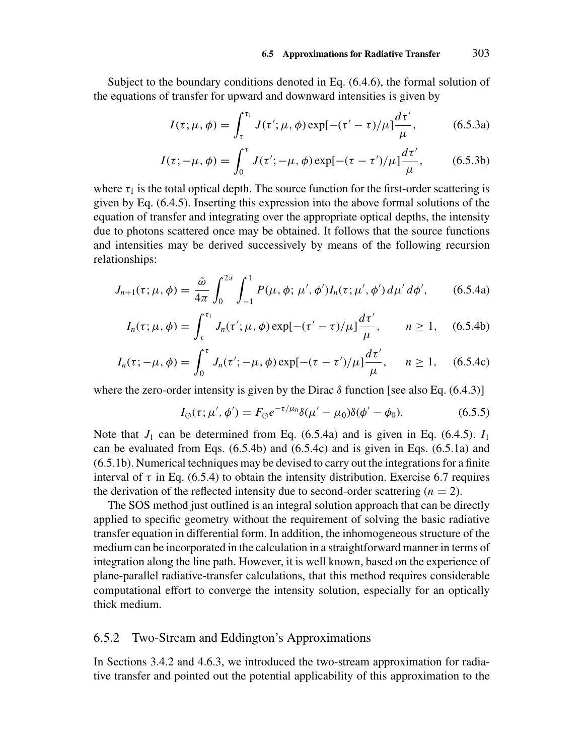Subject to the boundary conditions denoted in Eq. (6.4.6), the formal solution of the equations of transfer for upward and downward intensities is given by

$$I(\tau;\mu,\phi) = \int_{\tau}^{\tau_1} J(\tau';\mu,\phi)\exp[-(\tau'-\tau)/\mu]\frac{d\tau'}{\mu}, \tag{6.5.3a}$$

$$I(\tau;-\mu,\phi) = \int_{0}^{\tau} J(\tau';-\mu,\phi)\exp[-(\tau-\tau')/\mu]\frac{d\tau'}{\mu}, \tag{6.5.3b}$$

where $\tau_1$ is the total optical depth. The source function for the first-order scattering is given by Eq. (6.4.5). Inserting this expression into the above formal solutions of the equation of transfer and integrating over the appropriate optical depths, the intensity due to photons scattered once may be obtained. It follows that the source functions and intensities may be derived successively by means of the following recursion relationships:

$$J_{n+1}(\tau;\mu,\phi) = \frac{\tilde{\omega}}{4\pi}\int_0^{2\pi}\int_{-1}^{1} P(\mu,\phi;\,\mu',\phi')I_n(\tau;\mu',\phi')\,d\mu'\,d\phi', \tag{6.5.4a}$$

$$I_n(\tau;\mu,\phi) = \int_{\tau}^{\tau_1} J_n(\tau';\mu,\phi)\exp[-(\tau'-\tau)/\mu]\frac{d\tau'}{\mu}, \qquad n \geq 1, \tag{6.5.4b}$$

$$I_n(\tau;-\mu,\phi) = \int_{0}^{\tau} J_n(\tau';-\mu,\phi)\exp[-(\tau-\tau')/\mu]\frac{d\tau'}{\mu}, \qquad n \geq 1, \tag{6.5.4c}$$

where the zero-order intensity is given by the Dirac $\delta$ function [see also Eq. (6.4.3)]

$$I_{\odot}(\tau;\mu',\phi') = F_{\odot}e^{-\tau/\mu_0}\delta(\mu'-\mu_0)\delta(\phi'-\phi_0). \tag{6.5.5}$$

Note that $J_1$ can be determined from Eq. (6.5.4a) and is given in Eq. (6.4.5). $I_1$ can be evaluated from Eqs. (6.5.4b) and (6.5.4c) and is given in Eqs. (6.5.1a) and (6.5.1b). Numerical techniques may be devised to carry out the integrations for a finite interval of $\tau$ in Eq. (6.5.4) to obtain the intensity distribution. Exercise 6.7 requires the derivation of the reflected intensity due to second-order scattering ($n = 2$).

The SOS method just outlined is an integral solution approach that can be directly applied to specific geometry without the requirement of solving the basic radiative transfer equation in differential form. In addition, the inhomogeneous structure of the medium can be incorporated in the calculation in a straightforward manner in terms of integration along the line path. However, it is well known, based on the experience of plane-parallel radiative-transfer calculations, that this method requires considerable computational effort to converge the intensity solution, especially for an optically thick medium.

### 6.5.2 Two-Stream and Eddington's Approximations

In Sections 3.4.2 and 4.6.3, we introduced the two-stream approximation for radiative transfer and pointed out the potential applicability of this approximation to the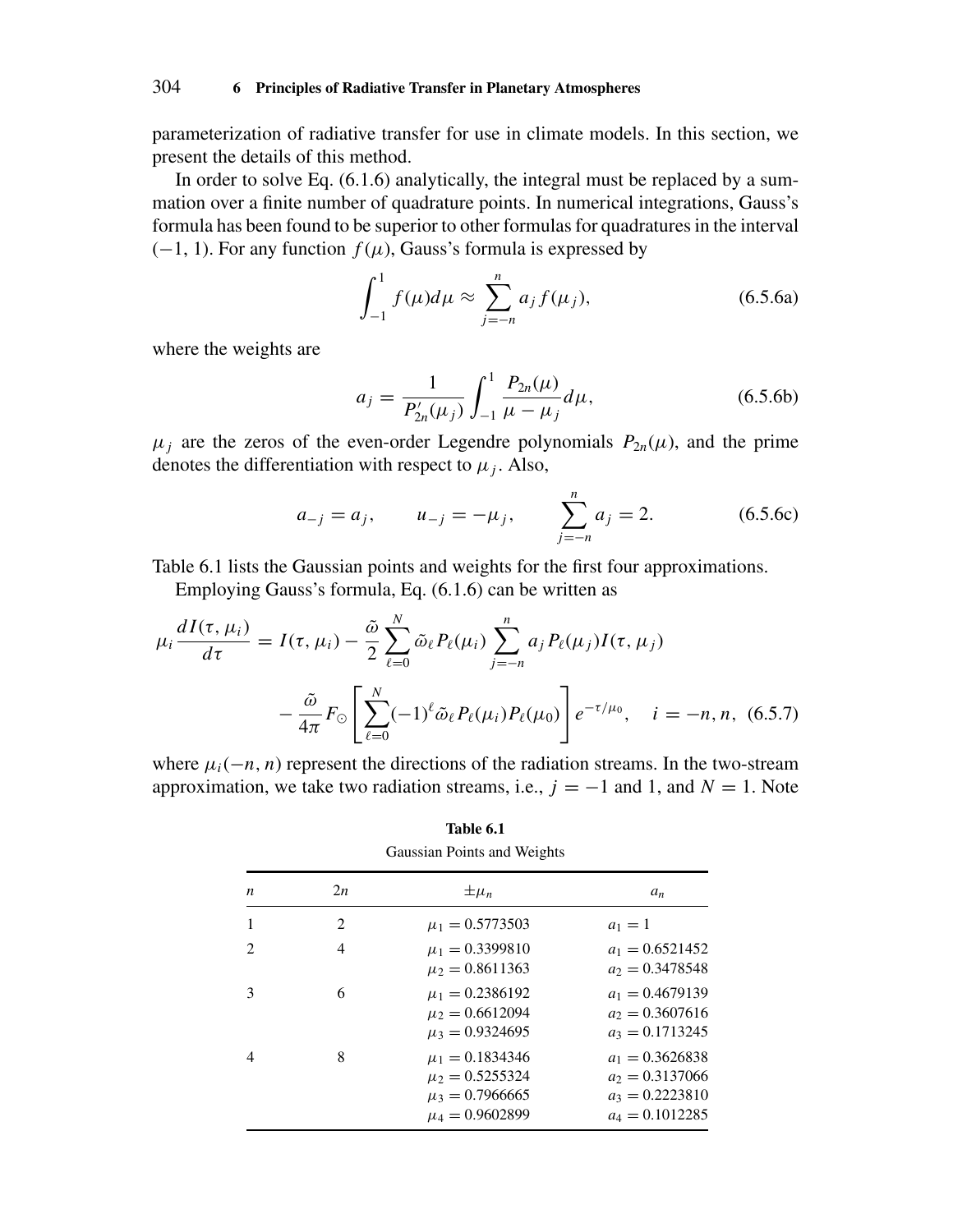parameterization of radiative transfer for use in climate models. In this section, we present the details of this method.

In order to solve Eq. (6.1.6) analytically, the integral must be replaced by a summation over a finite number of quadrature points. In numerical integrations, Gauss's formula has been found to be superior to other formulas for quadratures in the interval $(-1, 1)$. For any function $f(\mu)$, Gauss's formula is expressed by

$$\int_{-1}^{1} f(\mu) d\mu \approx \sum_{j=-n}^{n} a_j f(\mu_j), \tag{6.5.6a}$$

where the weights are

$$a_j = \frac{1}{P'_{2n}(\mu_j)} \int_{-1}^{1} \frac{P_{2n}(\mu)}{\mu - \mu_j} d\mu, \tag{6.5.6b}$$

$\mu_j$ are the zeros of the even-order Legendre polynomials $P_{2n}(\mu)$, and the prime denotes the differentiation with respect to $\mu_j$. Also,

$$a_{-j} = a_j, \qquad u_{-j} = -\mu_j, \qquad \sum_{j=-n}^{n} a_j = 2. \tag{6.5.6c}$$

Table 6.1 lists the Gaussian points and weights for the first four approximations.

Employing Gauss's formula, Eq. (6.1.6) can be written as

$$\begin{aligned} \mu_i \frac{dI(\tau, \mu_i)}{d\tau} &= I(\tau, \mu_i) - \frac{\tilde{\omega}}{2} \sum_{\ell=0}^{N} \tilde{\omega}_\ell P_\ell(\mu_i) \sum_{j=-n}^{n} a_j P_\ell(\mu_j) I(\tau, \mu_j) \\ &\quad - \frac{\tilde{\omega}}{4\pi} F_\odot \left[ \sum_{\ell=0}^{N} (-1)^\ell \tilde{\omega}_\ell P_\ell(\mu_i) P_\ell(\mu_0) \right] e^{-\tau/\mu_0}, \quad i = -n, n, \end{aligned} \tag{6.5.7}$$

where $\mu_i(-n, n)$ represent the directions of the radiation streams. In the two-stream approximation, we take two radiation streams, i.e., $j = -1$ and $1$, and $N = 1$. Note

**Table 6.1**

Gaussian Points and Weights

| $n$ | $2n$ | $\pm\mu_n$ | $a_n$ |
|---|---|---|---|
| 1 | 2 | $\mu_1 = 0.5773503$ | $a_1 = 1$ |
| 2 | 4 | $\mu_1 = 0.3399810$ | $a_1 = 0.6521452$ |
| | | $\mu_2 = 0.8611363$ | $a_2 = 0.3478548$ |
| 3 | 6 | $\mu_1 = 0.2386192$ | $a_1 = 0.4679139$ |
| | | $\mu_2 = 0.6612094$ | $a_2 = 0.3607616$ |
| | | $\mu_3 = 0.9324695$ | $a_3 = 0.1713245$ |
| 4 | 8 | $\mu_1 = 0.1834346$ | $a_1 = 0.3626838$ |
| | | $\mu_2 = 0.5255324$ | $a_2 = 0.3137066$ |
| | | $\mu_3 = 0.7966665$ | $a_3 = 0.2223810$ |
| | | $\mu_4 = 0.9602899$ | $a_4 = 0.1012285$ |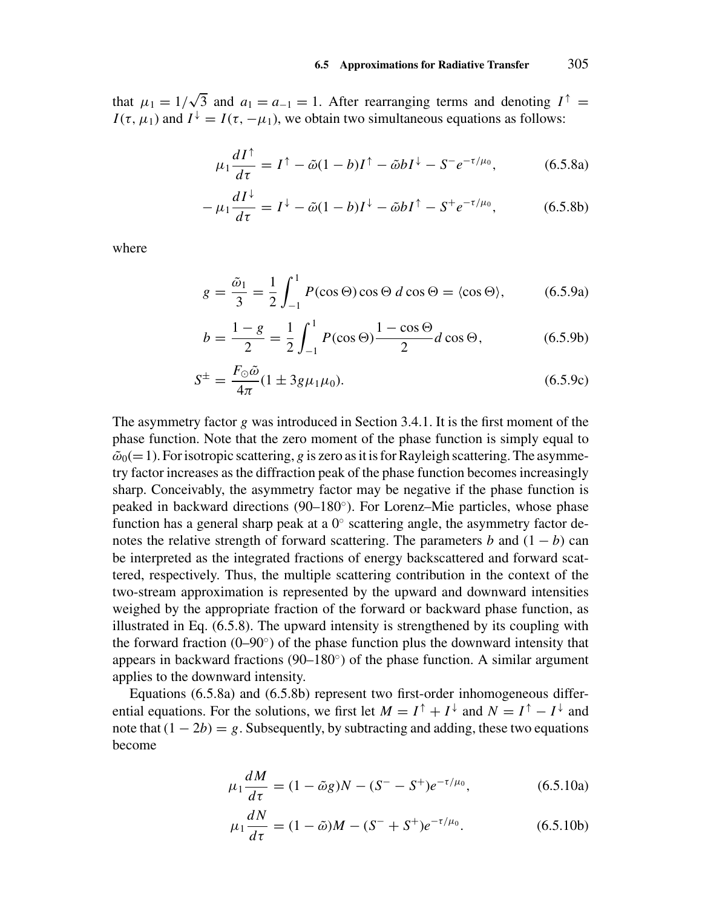that $\mu_1 = 1/\sqrt{3}$ and $a_1 = a_{-1} = 1$. After rearranging terms and denoting $I^{\uparrow} = I(\tau, \mu_1)$ and $I^{\downarrow} = I(\tau, -\mu_1)$, we obtain two simultaneous equations as follows:

$$\mu_1 \frac{dI^{\uparrow}}{d\tau} = I^{\uparrow} - \tilde{\omega}(1-b)I^{\uparrow} - \tilde{\omega} b I^{\downarrow} - S^{-} e^{-\tau/\mu_0}, \qquad (6.5.8a)$$

$$-\mu_1 \frac{dI^{\downarrow}}{d\tau} = I^{\downarrow} - \tilde{\omega}(1-b)I^{\downarrow} - \tilde{\omega} b I^{\uparrow} - S^{+} e^{-\tau/\mu_0}, \qquad (6.5.8b)$$

where

$$g = \frac{\tilde{\omega}_1}{3} = \frac{1}{2}\int_{-1}^{1} P(\cos\Theta)\cos\Theta \, d\cos\Theta = \langle \cos\Theta \rangle, \qquad (6.5.9a)$$

$$b = \frac{1-g}{2} = \frac{1}{2}\int_{-1}^{1} P(\cos\Theta)\frac{1-\cos\Theta}{2} d\cos\Theta, \qquad (6.5.9b)$$

$$S^{\pm} = \frac{F_{\odot}\tilde{\omega}}{4\pi}(1 \pm 3g\mu_1\mu_0). \qquad (6.5.9c)$$

The asymmetry factor $g$ was introduced in Section 3.4.1. It is the first moment of the phase function. Note that the zero moment of the phase function is simply equal to $\tilde{\omega}_0(=1)$. For isotropic scattering, $g$ is zero as it is for Rayleigh scattering. The asymmetry factor increases as the diffraction peak of the phase function becomes increasingly sharp. Conceivably, the asymmetry factor may be negative if the phase function is peaked in backward directions (90–180°). For Lorenz–Mie particles, whose phase function has a general sharp peak at a 0° scattering angle, the asymmetry factor denotes the relative strength of forward scattering. The parameters $b$ and $(1-b)$ can be interpreted as the integrated fractions of energy backscattered and forward scattered, respectively. Thus, the multiple scattering contribution in the context of the two-stream approximation is represented by the upward and downward intensities weighed by the appropriate fraction of the forward or backward phase function, as illustrated in Eq. (6.5.8). The upward intensity is strengthened by its coupling with the forward fraction (0–90°) of the phase function plus the downward intensity that appears in backward fractions (90–180°) of the phase function. A similar argument applies to the downward intensity.

Equations (6.5.8a) and (6.5.8b) represent two first-order inhomogeneous differential equations. For the solutions, we first let $M = I^{\uparrow} + I^{\downarrow}$ and $N = I^{\uparrow} - I^{\downarrow}$ and note that $(1-2b) = g$. Subsequently, by subtracting and adding, these two equations become

$$\mu_1 \frac{dM}{d\tau} = (1 - \tilde{\omega} g)N - (S^{-} - S^{+})e^{-\tau/\mu_0}, \qquad (6.5.10a)$$

$$\mu_1 \frac{dN}{d\tau} = (1 - \tilde{\omega})M - (S^{-} + S^{+})e^{-\tau/\mu_0}. \qquad (6.5.10b)$$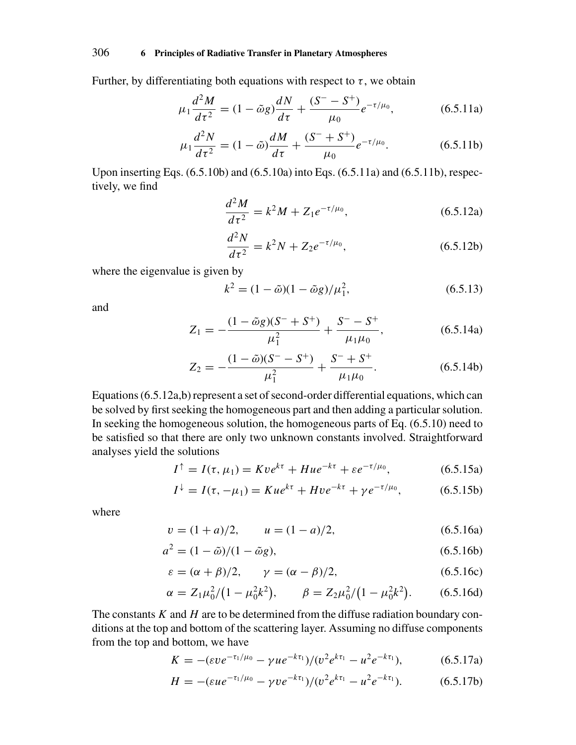Further, by differentiating both equations with respect to $\tau$, we obtain

$$\mu_1 \frac{d^2M}{d\tau^2} = (1-\tilde{\omega}g)\frac{dN}{d\tau} + \frac{(S^- - S^+)}{\mu_0} e^{-\tau/\mu_0}, \tag{6.5.11a}$$

$$\mu_1 \frac{d^2N}{d\tau^2} = (1-\tilde{\omega})\frac{dM}{d\tau} + \frac{(S^- + S^+)}{\mu_0} e^{-\tau/\mu_0}. \tag{6.5.11b}$$

Upon inserting Eqs. (6.5.10b) and (6.5.10a) into Eqs. (6.5.11a) and (6.5.11b), respectively, we find

$$\frac{d^2M}{d\tau^2} = k^2 M + Z_1 e^{-\tau/\mu_0}, \tag{6.5.12a}$$

$$\frac{d^2N}{d\tau^2} = k^2 N + Z_2 e^{-\tau/\mu_0}, \tag{6.5.12b}$$

where the eigenvalue is given by

$$k^2 = (1-\tilde{\omega})(1-\tilde{\omega}g)/\mu_1^2, \tag{6.5.13}$$

and

$$Z_1 = -\frac{(1-\tilde{\omega}g)(S^- + S^+)}{\mu_1^2} + \frac{S^- - S^+}{\mu_1\mu_0}, \tag{6.5.14a}$$

$$Z_2 = -\frac{(1-\tilde{\omega})(S^- - S^+)}{\mu_1^2} + \frac{S^- + S^+}{\mu_1\mu_0}. \tag{6.5.14b}$$

Equations (6.5.12a,b) represent a set of second-order differential equations, which can be solved by first seeking the homogeneous part and then adding a particular solution. In seeking the homogeneous solution, the homogeneous parts of Eq. (6.5.10) need to be satisfied so that there are only two unknown constants involved. Straightforward analyses yield the solutions

$$I^\uparrow = I(\tau, \mu_1) = Kve^{k\tau} + Hue^{-k\tau} + \varepsilon e^{-\tau/\mu_0}, \tag{6.5.15a}$$

$$I^\downarrow = I(\tau, -\mu_1) = Kue^{k\tau} + Hve^{-k\tau} + \gamma e^{-\tau/\mu_0}, \tag{6.5.15b}$$

where

$$v = (1+a)/2, \qquad u = (1-a)/2, \tag{6.5.16a}$$

$$a^2 = (1-\tilde{\omega})/(1-\tilde{\omega}g), \tag{6.5.16b}$$

$$\varepsilon = (\alpha+\beta)/2, \qquad \gamma = (\alpha-\beta)/2, \tag{6.5.16c}$$

$$\alpha = Z_1\mu_0^2/\big(1-\mu_0^2k^2\big), \qquad \beta = Z_2\mu_0^2/\big(1-\mu_0^2k^2\big). \tag{6.5.16d}$$

The constants $K$ and $H$ are to be determined from the diffuse radiation boundary conditions at the top and bottom of the scattering layer. Assuming no diffuse components from the top and bottom, we have

$$K = -(\varepsilon v e^{-\tau_1/\mu_0} - \gamma u e^{-k\tau_1})/(v^2 e^{k\tau_1} - u^2 e^{-k\tau_1}), \tag{6.5.17a}$$

$$H = -(\varepsilon u e^{-\tau_1/\mu_0} - \gamma v e^{-k\tau_1})/(v^2 e^{k\tau_1} - u^2 e^{-k\tau_1}). \tag{6.5.17b}$$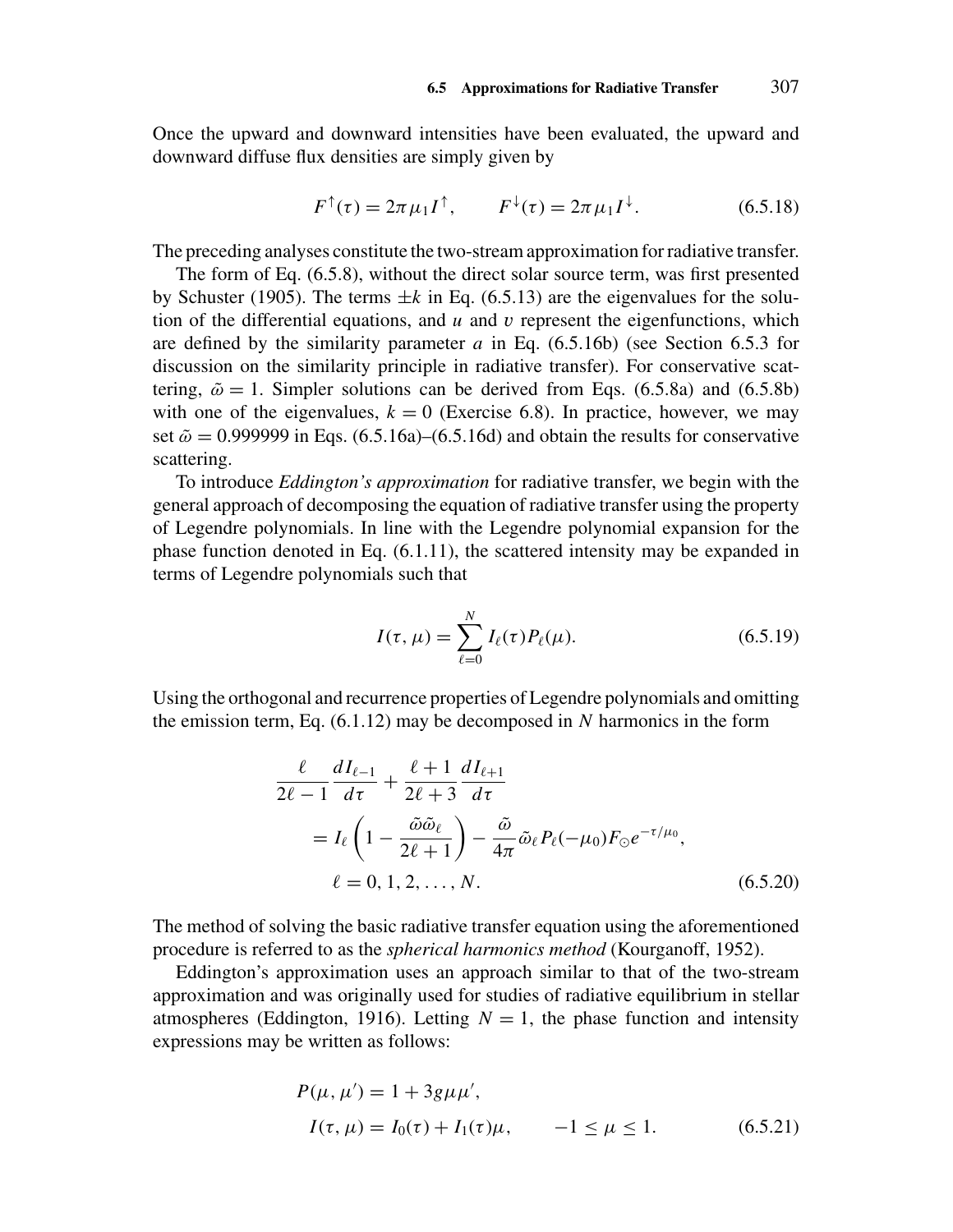Once the upward and downward intensities have been evaluated, the upward and downward diffuse flux densities are simply given by

$$F^{\uparrow}(\tau) = 2\pi \mu_1 I^{\uparrow}, \qquad F^{\downarrow}(\tau) = 2\pi \mu_1 I^{\downarrow}. \tag{6.5.18}$$

The preceding analyses constitute the two-stream approximation for radiative transfer.

The form of Eq. (6.5.8), without the direct solar source term, was first presented by Schuster (1905). The terms $\pm k$ in Eq. (6.5.13) are the eigenvalues for the solution of the differential equations, and $u$ and $v$ represent the eigenfunctions, which are defined by the similarity parameter $a$ in Eq. (6.5.16b) (see Section 6.5.3 for discussion on the similarity principle in radiative transfer). For conservative scattering, $\tilde{\omega} = 1$. Simpler solutions can be derived from Eqs. (6.5.8a) and (6.5.8b) with one of the eigenvalues, $k = 0$ (Exercise 6.8). In practice, however, we may set $\tilde{\omega} = 0.999999$ in Eqs. (6.5.16a)–(6.5.16d) and obtain the results for conservative scattering.

To introduce *Eddington's approximation* for radiative transfer, we begin with the general approach of decomposing the equation of radiative transfer using the property of Legendre polynomials. In line with the Legendre polynomial expansion for the phase function denoted in Eq. (6.1.11), the scattered intensity may be expanded in terms of Legendre polynomials such that

$$I(\tau, \mu) = \sum_{\ell=0}^{N} I_\ell(\tau) P_\ell(\mu). \tag{6.5.19}$$

Using the orthogonal and recurrence properties of Legendre polynomials and omitting the emission term, Eq. (6.1.12) may be decomposed in $N$ harmonics in the form

$$\begin{aligned}
&\frac{\ell}{2\ell - 1}\frac{dI_{\ell-1}}{d\tau} + \frac{\ell + 1}{2\ell + 3}\frac{dI_{\ell+1}}{d\tau} \\
&\qquad = I_\ell\left(1 - \frac{\tilde{\omega}\tilde{\omega}_\ell}{2\ell + 1}\right) - \frac{\tilde{\omega}}{4\pi}\tilde{\omega}_\ell P_\ell(-\mu_0) F_{\odot} e^{-\tau/\mu_0}, \\
&\qquad\quad \ell = 0, 1, 2, \ldots, N.
\end{aligned} \tag{6.5.20}$$

The method of solving the basic radiative transfer equation using the aforementioned procedure is referred to as the *spherical harmonics method* (Kourganoff, 1952).

Eddington's approximation uses an approach similar to that of the two-stream approximation and was originally used for studies of radiative equilibrium in stellar atmospheres (Eddington, 1916). Letting $N = 1$, the phase function and intensity expressions may be written as follows:

$$\begin{aligned}
&P(\mu, \mu') = 1 + 3g\mu\mu', \\
&I(\tau, \mu) = I_0(\tau) + I_1(\tau)\mu, \qquad -1 \le \mu \le 1.
\end{aligned} \tag{6.5.21}$$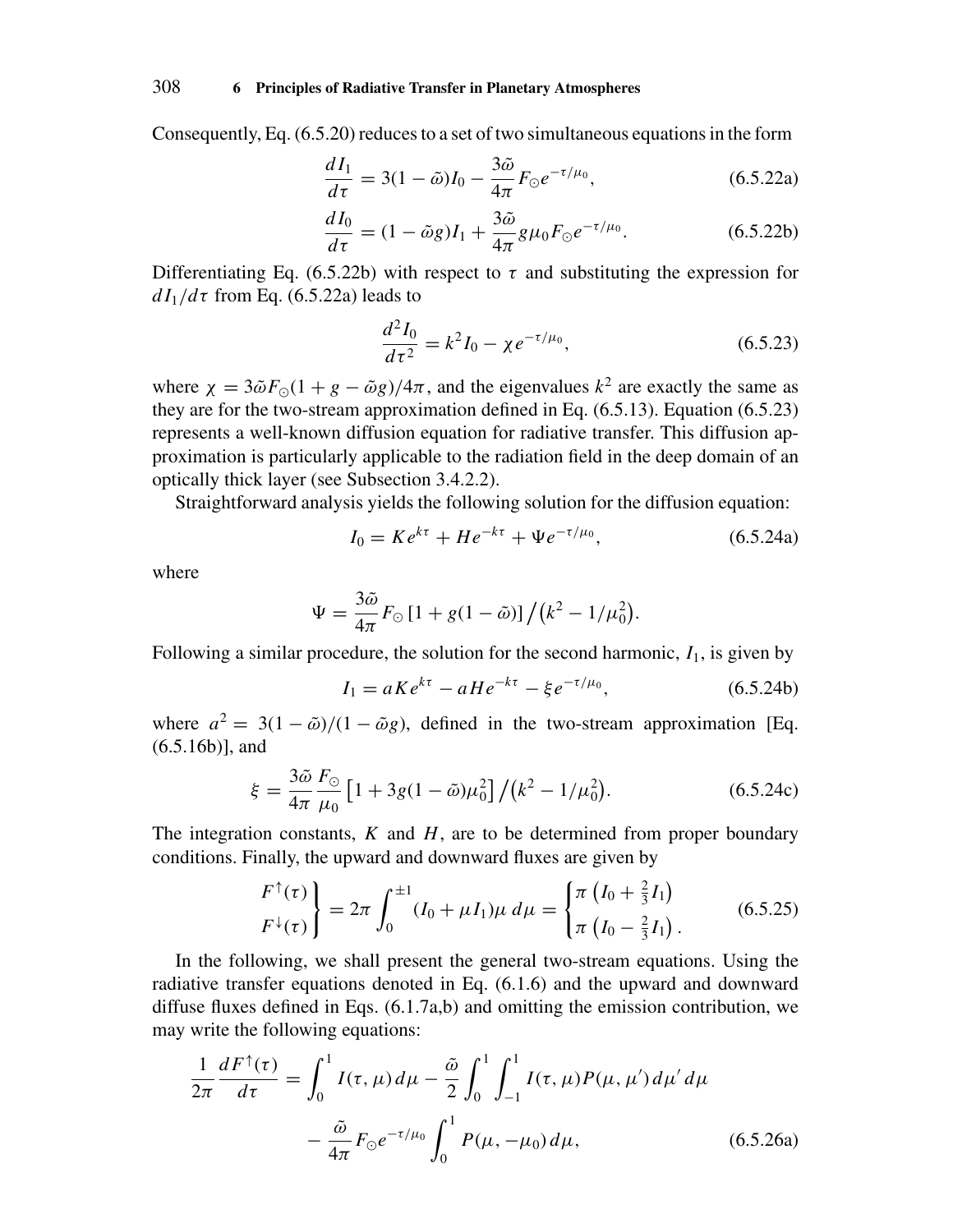Consequently, Eq. (6.5.20) reduces to a set of two simultaneous equations in the form

$$\frac{dI_1}{d\tau} = 3(1-\tilde{\omega})I_0 - \frac{3\tilde{\omega}}{4\pi}F_{\odot}e^{-\tau/\mu_0}, \tag{6.5.22a}$$

$$\frac{dI_0}{d\tau} = (1-\tilde{\omega}g)I_1 + \frac{3\tilde{\omega}}{4\pi}g\mu_0 F_{\odot}e^{-\tau/\mu_0}. \tag{6.5.22b}$$

Differentiating Eq. (6.5.22b) with respect to $\tau$ and substituting the expression for $dI_1/d\tau$ from Eq. (6.5.22a) leads to

$$\frac{d^2 I_0}{d\tau^2} = k^2 I_0 - \chi e^{-\tau/\mu_0}, \tag{6.5.23}$$

where $\chi = 3\tilde{\omega}F_{\odot}(1+g-\tilde{\omega}g)/4\pi$, and the eigenvalues $k^2$ are exactly the same as they are for the two-stream approximation defined in Eq. (6.5.13). Equation (6.5.23) represents a well-known diffusion equation for radiative transfer. This diffusion approximation is particularly applicable to the radiation field in the deep domain of an optically thick layer (see Subsection 3.4.2.2).

Straightforward analysis yields the following solution for the diffusion equation:

$$I_0 = Ke^{k\tau} + He^{-k\tau} + \Psi e^{-\tau/\mu_0}, \tag{6.5.24a}$$

where

$$\Psi = \frac{3\tilde{\omega}}{4\pi}F_{\odot}\left[1 + g(1-\tilde{\omega})\right]\Big/\left(k^2 - 1/\mu_0^2\right).$$

Following a similar procedure, the solution for the second harmonic, $I_1$, is given by

$$I_1 = aKe^{k\tau} - aHe^{-k\tau} - \xi e^{-\tau/\mu_0}, \tag{6.5.24b}$$

where $a^2 = 3(1-\tilde{\omega})/(1-\tilde{\omega}g)$, defined in the two-stream approximation [Eq. (6.5.16b)], and

$$\xi = \frac{3\tilde{\omega}}{4\pi}\frac{F_{\odot}}{\mu_0}\left[1 + 3g(1-\tilde{\omega})\mu_0^2\right]\Big/\left(k^2 - 1/\mu_0^2\right). \tag{6.5.24c}$$

The integration constants, $K$ and $H$, are to be determined from proper boundary conditions. Finally, the upward and downward fluxes are given by

$$\left.\begin{array}{l} F^{\uparrow}(\tau) \\ F^{\downarrow}(\tau) \end{array}\right\} = 2\pi\int_0^{\pm 1}(I_0 + \mu I_1)\mu\, d\mu = \begin{cases} \pi\left(I_0 + \frac{2}{3}I_1\right) \\ \pi\left(I_0 - \frac{2}{3}I_1\right). \end{cases} \tag{6.5.25}$$

In the following, we shall present the general two-stream equations. Using the radiative transfer equations denoted in Eq. (6.1.6) and the upward and downward diffuse fluxes defined in Eqs. (6.1.7a,b) and omitting the emission contribution, we may write the following equations:

$$\frac{1}{2\pi}\frac{dF^{\uparrow}(\tau)}{d\tau} = \int_0^1 I(\tau,\mu)\, d\mu - \frac{\tilde{\omega}}{2}\int_0^1\int_{-1}^1 I(\tau,\mu)P(\mu,\mu')\, d\mu'\, d\mu$$
$$- \frac{\tilde{\omega}}{4\pi}F_{\odot}e^{-\tau/\mu_0}\int_0^1 P(\mu,-\mu_0)\, d\mu, \tag{6.5.26a}$$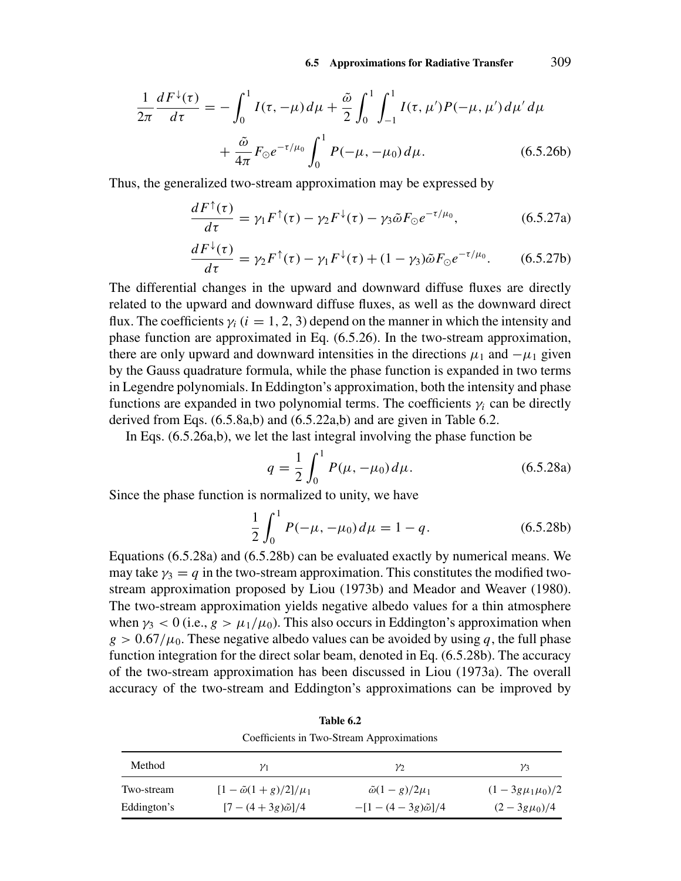$$\frac{1}{2\pi}\frac{dF^{\downarrow}(\tau)}{d\tau} = -\int_0^1 I(\tau, -\mu)\, d\mu + \frac{\tilde{\omega}}{2}\int_0^1 \int_{-1}^1 I(\tau, \mu')P(-\mu, \mu')\, d\mu'\, d\mu + \frac{\tilde{\omega}}{4\pi}F_{\odot}e^{-\tau/\mu_0}\int_0^1 P(-\mu, -\mu_0)\, d\mu. \tag{6.5.26b}$$

Thus, the generalized two-stream approximation may be expressed by

$$\frac{dF^{\uparrow}(\tau)}{d\tau} = \gamma_1 F^{\uparrow}(\tau) - \gamma_2 F^{\downarrow}(\tau) - \gamma_3 \tilde{\omega} F_{\odot} e^{-\tau/\mu_0}, \tag{6.5.27a}$$

$$\frac{dF^{\downarrow}(\tau)}{d\tau} = \gamma_2 F^{\uparrow}(\tau) - \gamma_1 F^{\downarrow}(\tau) + (1 - \gamma_3) \tilde{\omega} F_{\odot} e^{-\tau/\mu_0}. \tag{6.5.27b}$$

The differential changes in the upward and downward diffuse fluxes are directly related to the upward and downward diffuse fluxes, as well as the downward direct flux. The coefficients $\gamma_i$ ($i = 1, 2, 3$) depend on the manner in which the intensity and phase function are approximated in Eq. (6.5.26). In the two-stream approximation, there are only upward and downward intensities in the directions $\mu_1$ and $-\mu_1$ given by the Gauss quadrature formula, while the phase function is expanded in two terms in Legendre polynomials. In Eddington's approximation, both the intensity and phase functions are expanded in two polynomial terms. The coefficients $\gamma_i$ can be directly derived from Eqs. (6.5.8a,b) and (6.5.22a,b) and are given in Table 6.2.

In Eqs. (6.5.26a,b), we let the last integral involving the phase function be

$$q = \frac{1}{2}\int_0^1 P(\mu, -\mu_0)\, d\mu. \tag{6.5.28a}$$

Since the phase function is normalized to unity, we have

$$\frac{1}{2}\int_0^1 P(-\mu, -\mu_0)\, d\mu = 1 - q. \tag{6.5.28b}$$

Equations (6.5.28a) and (6.5.28b) can be evaluated exactly by numerical means. We may take $\gamma_3 = q$ in the two-stream approximation. This constitutes the modified two-stream approximation proposed by Liou (1973b) and Meador and Weaver (1980). The two-stream approximation yields negative albedo values for a thin atmosphere when $\gamma_3 < 0$ (i.e., $g > \mu_1/\mu_0$). This also occurs in Eddington's approximation when $g > 0.67/\mu_0$. These negative albedo values can be avoided by using $q$, the full phase function integration for the direct solar beam, denoted in Eq. (6.5.28b). The accuracy of the two-stream approximation has been discussed in Liou (1973a). The overall accuracy of the two-stream and Eddington's approximations can be improved by

**Table 6.2**

Coefficients in Two-Stream Approximations

| Method | $\gamma_1$ | $\gamma_2$ | $\gamma_3$ |
|---|---|---|---|
| Two-stream | $[1 - \tilde{\omega}(1 + g)/2]/\mu_1$ | $\tilde{\omega}(1 - g)/2\mu_1$ | $(1 - 3g\mu_1\mu_0)/2$ |
| Eddington's | $[7 - (4 + 3g)\tilde{\omega}]/4$ | $-[1 - (4 - 3g)\tilde{\omega}]/4$ | $(2 - 3g\mu_0)/4$ |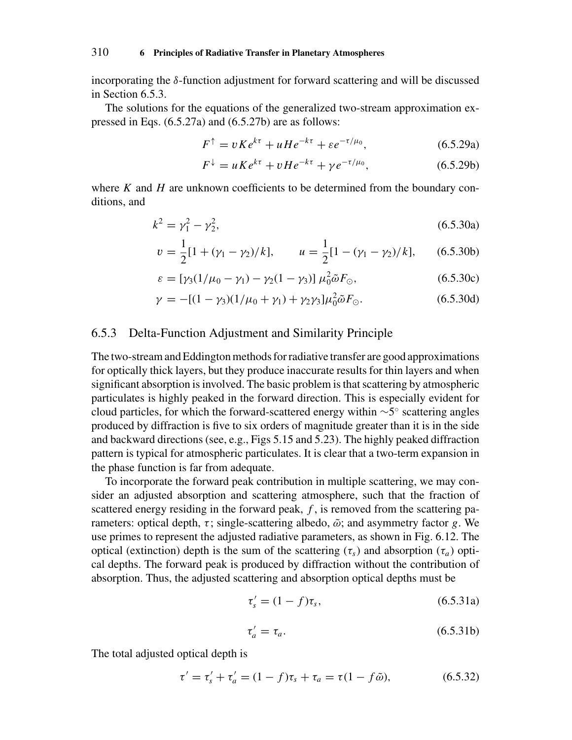incorporating the $\delta$-function adjustment for forward scattering and will be discussed in Section 6.5.3.

The solutions for the equations of the generalized two-stream approximation expressed in Eqs. (6.5.27a) and (6.5.27b) are as follows:

$$F^{\uparrow} = vKe^{k\tau} + uHe^{-k\tau} + \varepsilon e^{-\tau/\mu_0}, \tag{6.5.29a}$$

$$F^{\downarrow} = uKe^{k\tau} + vHe^{-k\tau} + \gamma e^{-\tau/\mu_0}, \tag{6.5.29b}$$

where $K$ and $H$ are unknown coefficients to be determined from the boundary conditions, and

$$k^2 = \gamma_1^2 - \gamma_2^2, \tag{6.5.30a}$$

$$v = \frac{1}{2}[1 + (\gamma_1 - \gamma_2)/k], \qquad u = \frac{1}{2}[1 - (\gamma_1 - \gamma_2)/k], \tag{6.5.30b}$$

$$\varepsilon = [\gamma_3(1/\mu_0 - \gamma_1) - \gamma_2(1 - \gamma_3)]\, \mu_0^2 \tilde{\omega} F_{\odot}, \tag{6.5.30c}$$

$$\gamma = -[(1 - \gamma_3)(1/\mu_0 + \gamma_1) + \gamma_2\gamma_3]\mu_0^2 \tilde{\omega} F_{\odot}. \tag{6.5.30d}$$

### 6.5.3 Delta-Function Adjustment and Similarity Principle

The two-stream and Eddington methods for radiative transfer are good approximations for optically thick layers, but they produce inaccurate results for thin layers and when significant absorption is involved. The basic problem is that scattering by atmospheric particulates is highly peaked in the forward direction. This is especially evident for cloud particles, for which the forward-scattered energy within $\sim 5^\circ$ scattering angles produced by diffraction is five to six orders of magnitude greater than it is in the side and backward directions (see, e.g., Figs 5.15 and 5.23). The highly peaked diffraction pattern is typical for atmospheric particulates. It is clear that a two-term expansion in the phase function is far from adequate.

To incorporate the forward peak contribution in multiple scattering, we may consider an adjusted absorption and scattering atmosphere, such that the fraction of scattered energy residing in the forward peak, $f$, is removed from the scattering parameters: optical depth, $\tau$; single-scattering albedo, $\tilde{\omega}$; and asymmetry factor $g$. We use primes to represent the adjusted radiative parameters, as shown in Fig. 6.12. The optical (extinction) depth is the sum of the scattering ($\tau_s$) and absorption ($\tau_a$) optical depths. The forward peak is produced by diffraction without the contribution of absorption. Thus, the adjusted scattering and absorption optical depths must be

$$\tau_s' = (1 - f)\tau_s, \tag{6.5.31a}$$

$$\tau_a' = \tau_a. \tag{6.5.31b}$$

The total adjusted optical depth is

$$\tau' = \tau_s' + \tau_a' = (1 - f)\tau_s + \tau_a = \tau(1 - f\tilde{\omega}), \tag{6.5.32}$$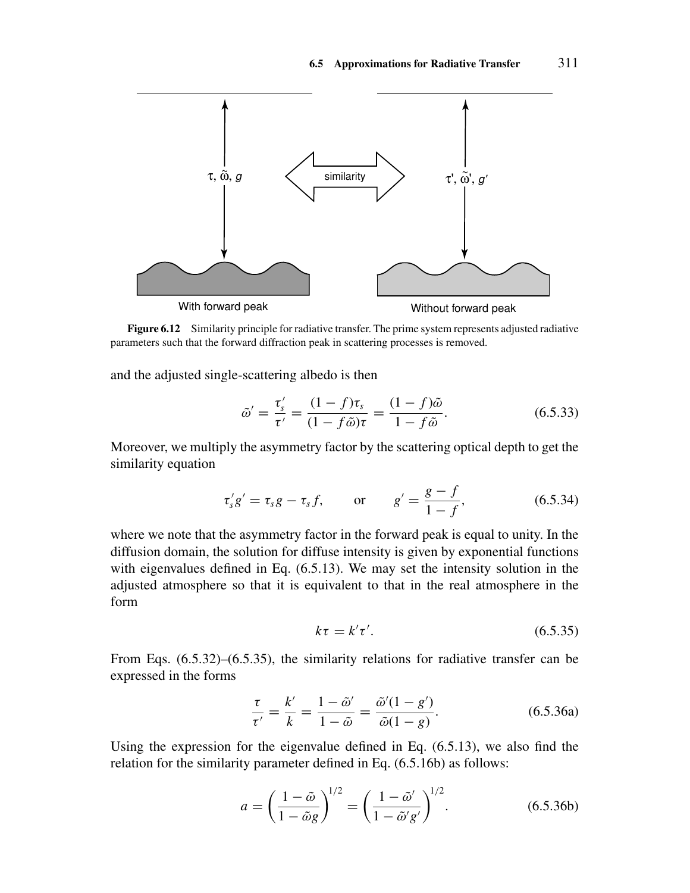Figure 6.12 Similarity principle for radiative transfer. The prime system represents adjusted radiative parameters such that the forward diffraction peak in scattering processes is removed.

and the adjusted single-scattering albedo is then

$$\tilde{\omega}' = \frac{\tau_s'}{\tau'} = \frac{(1-f)\tau_s}{(1-f\tilde{\omega})\tau} = \frac{(1-f)\tilde{\omega}}{1-f\tilde{\omega}}. \tag{6.5.33}$$

Moreover, we multiply the asymmetry factor by the scattering optical depth to get the similarity equation

$$\tau_s' g' = \tau_s g - \tau_s f, \qquad \text{or} \qquad g' = \frac{g-f}{1-f}, \tag{6.5.34}$$

where we note that the asymmetry factor in the forward peak is equal to unity. In the diffusion domain, the solution for diffuse intensity is given by exponential functions with eigenvalues defined in Eq. (6.5.13). We may set the intensity solution in the adjusted atmosphere so that it is equivalent to that in the real atmosphere in the form

$$k\tau = k'\tau'. \tag{6.5.35}$$

From Eqs. (6.5.32)–(6.5.35), the similarity relations for radiative transfer can be expressed in the forms

$$\frac{\tau}{\tau'} = \frac{k'}{k} = \frac{1-\tilde{\omega}'}{1-\tilde{\omega}} = \frac{\tilde{\omega}'(1-g')}{\tilde{\omega}(1-g)}. \tag{6.5.36a}$$

Using the expression for the eigenvalue defined in Eq. (6.5.13), we also find the relation for the similarity parameter defined in Eq. (6.5.16b) as follows:

$$a = \left(\frac{1-\tilde{\omega}}{1-\tilde{\omega}g}\right)^{1/2} = \left(\frac{1-\tilde{\omega}'}{1-\tilde{\omega}'g'}\right)^{1/2}. \tag{6.5.36b}$$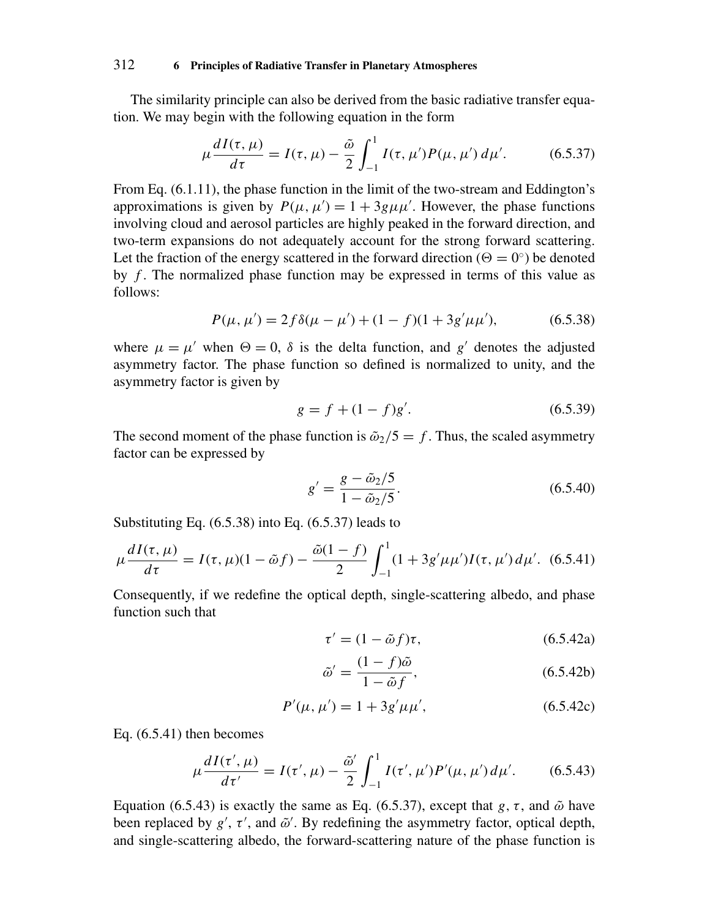The similarity principle can also be derived from the basic radiative transfer equation. We may begin with the following equation in the form

$$\mu \frac{dI(\tau, \mu)}{d\tau} = I(\tau, \mu) - \frac{\tilde{\omega}}{2} \int_{-1}^{1} I(\tau, \mu') P(\mu, \mu') \, d\mu'. \tag{6.5.37}$$

From Eq. (6.1.11), the phase function in the limit of the two-stream and Eddington's approximations is given by $P(\mu, \mu') = 1 + 3g\mu\mu'$. However, the phase functions involving cloud and aerosol particles are highly peaked in the forward direction, and two-term expansions do not adequately account for the strong forward scattering. Let the fraction of the energy scattered in the forward direction ($\Theta = 0^\circ$) be denoted by $f$. The normalized phase function may be expressed in terms of this value as follows:

$$P(\mu, \mu') = 2f\delta(\mu - \mu') + (1 - f)(1 + 3g'\mu\mu'), \tag{6.5.38}$$

where $\mu = \mu'$ when $\Theta = 0$, $\delta$ is the delta function, and $g'$ denotes the adjusted asymmetry factor. The phase function so defined is normalized to unity, and the asymmetry factor is given by

$$g = f + (1 - f)g'. \tag{6.5.39}$$

The second moment of the phase function is $\tilde{\omega}_2/5 = f$. Thus, the scaled asymmetry factor can be expressed by

$$g' = \frac{g - \tilde{\omega}_2/5}{1 - \tilde{\omega}_2/5}. \tag{6.5.40}$$

Substituting Eq. (6.5.38) into Eq. (6.5.37) leads to

$$\mu \frac{dI(\tau, \mu)}{d\tau} = I(\tau, \mu)(1 - \tilde{\omega} f) - \frac{\tilde{\omega}(1 - f)}{2} \int_{-1}^{1} (1 + 3g'\mu\mu') I(\tau, \mu') \, d\mu'. \tag{6.5.41}$$

Consequently, if we redefine the optical depth, single-scattering albedo, and phase function such that

$$\tau' = (1 - \tilde{\omega} f)\tau, \tag{6.5.42a}$$

$$\tilde{\omega}' = \frac{(1 - f)\tilde{\omega}}{1 - \tilde{\omega} f}, \tag{6.5.42b}$$

$$P'(\mu, \mu') = 1 + 3g'\mu\mu', \tag{6.5.42c}$$

Eq. (6.5.41) then becomes

$$\mu \frac{dI(\tau', \mu)}{d\tau'} = I(\tau', \mu) - \frac{\tilde{\omega}'}{2} \int_{-1}^{1} I(\tau', \mu') P'(\mu, \mu') \, d\mu'. \tag{6.5.43}$$

Equation (6.5.43) is exactly the same as Eq. (6.5.37), except that $g$, $\tau$, and $\tilde{\omega}$ have been replaced by $g'$, $\tau'$, and $\tilde{\omega}'$. By redefining the asymmetry factor, optical depth, and single-scattering albedo, the forward-scattering nature of the phase function is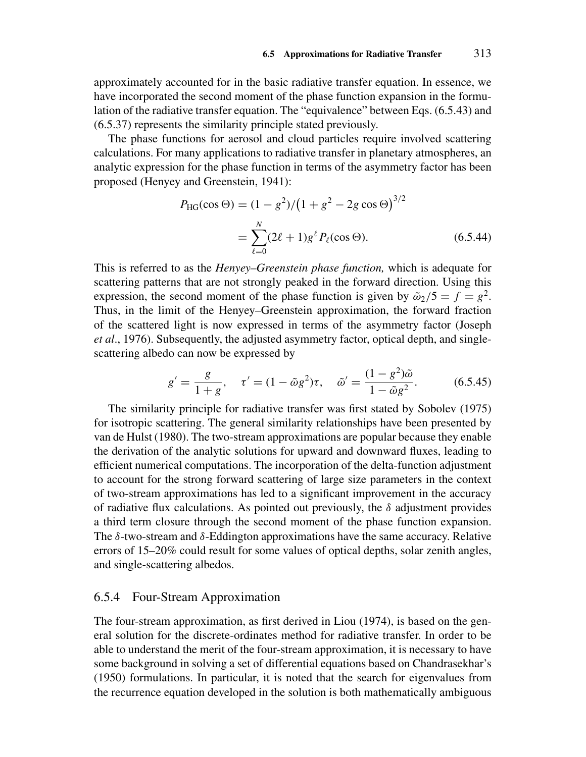approximately accounted for in the basic radiative transfer equation. In essence, we have incorporated the second moment of the phase function expansion in the formulation of the radiative transfer equation. The "equivalence" between Eqs. (6.5.43) and (6.5.37) represents the similarity principle stated previously.

The phase functions for aerosol and cloud particles require involved scattering calculations. For many applications to radiative transfer in planetary atmospheres, an analytic expression for the phase function in terms of the asymmetry factor has been proposed (Henyey and Greenstein, 1941):

$$
\begin{aligned}
P_{\mathrm{HG}}(\cos\Theta) &= (1-g^2)/\left(1+g^2-2g\cos\Theta\right)^{3/2} \\
&= \sum_{\ell=0}^{N}(2\ell+1)g^{\ell}P_{\ell}(\cos\Theta). \qquad (6.5.44)
\end{aligned}
$$

This is referred to as the *Henyey–Greenstein phase function,* which is adequate for scattering patterns that are not strongly peaked in the forward direction. Using this expression, the second moment of the phase function is given by $\tilde{\omega}_2/5 = f = g^2$. Thus, in the limit of the Henyey–Greenstein approximation, the forward fraction of the scattered light is now expressed in terms of the asymmetry factor (Joseph *et al*., 1976). Subsequently, the adjusted asymmetry factor, optical depth, and single-scattering albedo can now be expressed by

$$
g' = \frac{g}{1+g}, \quad \tau' = (1-\tilde{\omega}g^2)\tau, \quad \tilde{\omega}' = \frac{(1-g^2)\tilde{\omega}}{1-\tilde{\omega}g^2}. \qquad (6.5.45)
$$

The similarity principle for radiative transfer was first stated by Sobolev (1975) for isotropic scattering. The general similarity relationships have been presented by van de Hulst (1980). The two-stream approximations are popular because they enable the derivation of the analytic solutions for upward and downward fluxes, leading to efficient numerical computations. The incorporation of the delta-function adjustment to account for the strong forward scattering of large size parameters in the context of two-stream approximations has led to a significant improvement in the accuracy of radiative flux calculations. As pointed out previously, the $\delta$ adjustment provides a third term closure through the second moment of the phase function expansion. The $\delta$-two-stream and $\delta$-Eddington approximations have the same accuracy. Relative errors of 15–20% could result for some values of optical depths, solar zenith angles, and single-scattering albedos.

### 6.5.4 Four-Stream Approximation

The four-stream approximation, as first derived in Liou (1974), is based on the general solution for the discrete-ordinates method for radiative transfer. In order to be able to understand the merit of the four-stream approximation, it is necessary to have some background in solving a set of differential equations based on Chandrasekhar's (1950) formulations. In particular, it is noted that the search for eigenvalues from the recurrence equation developed in the solution is both mathematically ambiguous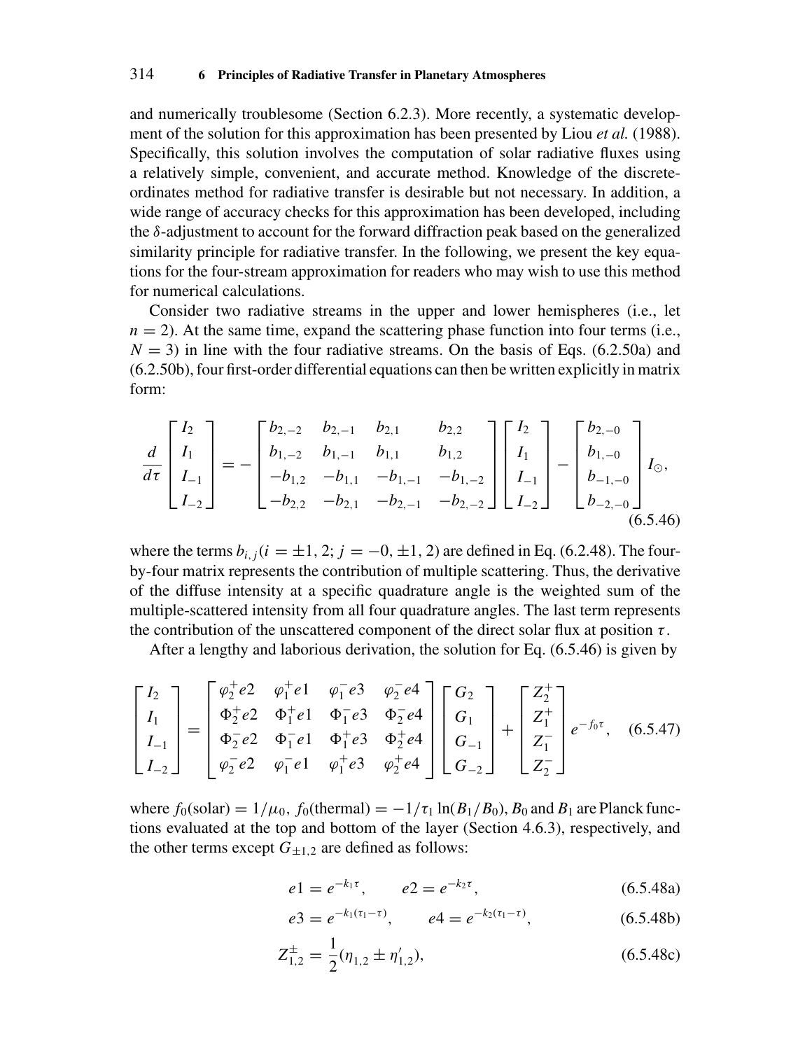and numerically troublesome (Section 6.2.3). More recently, a systematic development of the solution for this approximation has been presented by Liou *et al.* (1988). Specifically, this solution involves the computation of solar radiative fluxes using a relatively simple, convenient, and accurate method. Knowledge of the discrete-ordinates method for radiative transfer is desirable but not necessary. In addition, a wide range of accuracy checks for this approximation has been developed, including the $\delta$-adjustment to account for the forward diffraction peak based on the generalized similarity principle for radiative transfer. In the following, we present the key equations for the four-stream approximation for readers who may wish to use this method for numerical calculations.

Consider two radiative streams in the upper and lower hemispheres (i.e., let $n = 2$). At the same time, expand the scattering phase function into four terms (i.e., $N = 3$) in line with the four radiative streams. On the basis of Eqs. (6.2.50a) and (6.2.50b), four first-order differential equations can then be written explicitly in matrix form:

$$\frac{d}{d\tau}\begin{bmatrix} I_2 \\ I_1 \\ I_{-1} \\ I_{-2} \end{bmatrix} = -\begin{bmatrix} b_{2,-2} & b_{2,-1} & b_{2,1} & b_{2,2} \\ b_{1,-2} & b_{1,-1} & b_{1,1} & b_{1,2} \\ -b_{1,2} & -b_{1,1} & -b_{1,-1} & -b_{1,-2} \\ -b_{2,2} & -b_{2,1} & -b_{2,-1} & -b_{2,-2} \end{bmatrix}\begin{bmatrix} I_2 \\ I_1 \\ I_{-1} \\ I_{-2} \end{bmatrix} - \begin{bmatrix} b_{2,-0} \\ b_{1,-0} \\ b_{-1,-0} \\ b_{-2,-0} \end{bmatrix} I_{\odot}, \tag{6.5.46}$$

where the terms $b_{i,j}$ ($i = \pm 1, 2$; $j = -0, \pm 1, 2$) are defined in Eq. (6.2.48). The four-by-four matrix represents the contribution of multiple scattering. Thus, the derivative of the diffuse intensity at a specific quadrature angle is the weighted sum of the multiple-scattered intensity from all four quadrature angles. The last term represents the contribution of the unscattered component of the direct solar flux at position $\tau$.

After a lengthy and laborious derivation, the solution for Eq. (6.5.46) is given by

$$\begin{bmatrix} I_2 \\ I_1 \\ I_{-1} \\ I_{-2} \end{bmatrix} = \begin{bmatrix} \varphi_2^+ e2 & \varphi_1^+ e1 & \varphi_1^- e3 & \varphi_2^- e4 \\ \Phi_2^+ e2 & \Phi_1^+ e1 & \Phi_1^- e3 & \Phi_2^- e4 \\ \Phi_2^- e2 & \Phi_1^- e1 & \Phi_1^+ e3 & \Phi_2^+ e4 \\ \varphi_2^- e2 & \varphi_1^- e1 & \varphi_1^+ e3 & \varphi_2^+ e4 \end{bmatrix}\begin{bmatrix} G_2 \\ G_1 \\ G_{-1} \\ G_{-2} \end{bmatrix} + \begin{bmatrix} Z_2^+ \\ Z_1^+ \\ Z_1^- \\ Z_2^- \end{bmatrix} e^{-f_0\tau}, \tag{6.5.47}$$

where $f_0(\text{solar}) = 1/\mu_0$, $f_0(\text{thermal}) = -1/\tau_1 \ln(B_1/B_0)$, $B_0$ and $B_1$ are Planck functions evaluated at the top and bottom of the layer (Section 4.6.3), respectively, and the other terms except $G_{\pm 1,2}$ are defined as follows:

$$e1 = e^{-k_1\tau}, \qquad e2 = e^{-k_2\tau}, \tag{6.5.48a}$$

$$e3 = e^{-k_1(\tau_1-\tau)}, \qquad e4 = e^{-k_2(\tau_1-\tau)}, \tag{6.5.48b}$$

$$Z_{1,2}^{\pm} = \frac{1}{2}(\eta_{1,2} \pm \eta'_{1,2}), \tag{6.5.48c}$$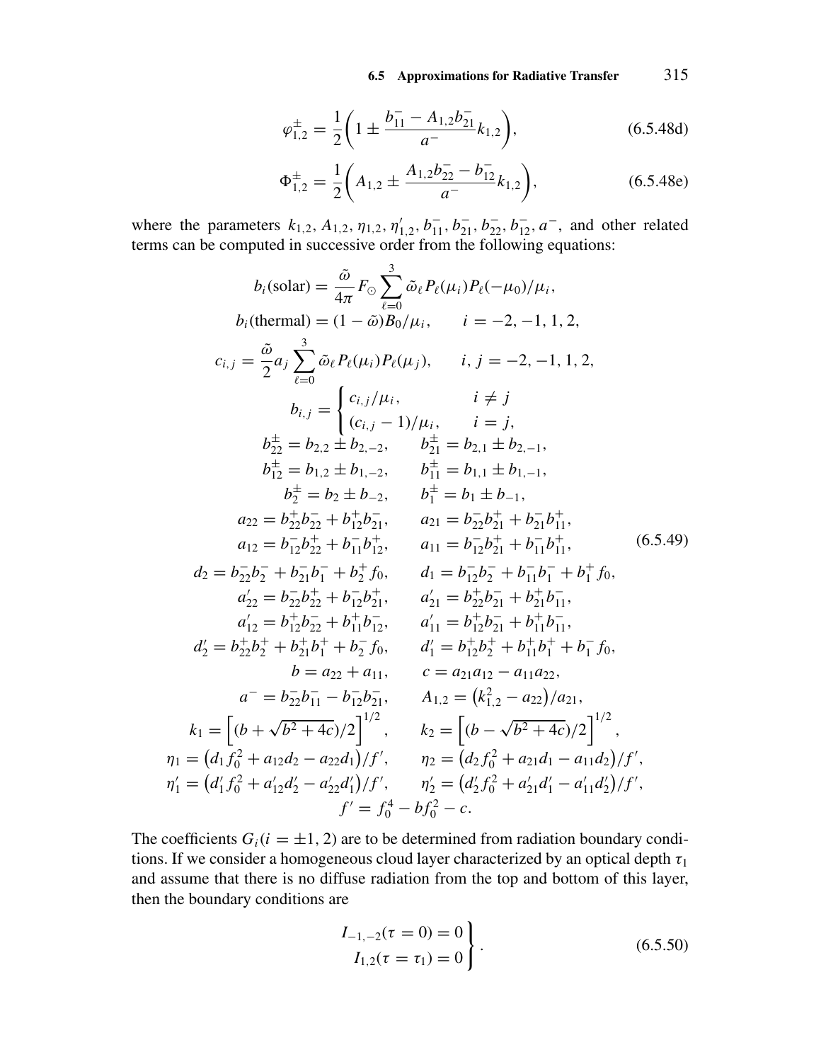$$\varphi_{1,2}^{\pm} = \frac{1}{2}\left(1 \pm \frac{b_{11}^{-} - A_{1,2} b_{21}^{-}}{a^{-}} k_{1,2}\right), \tag{6.5.48d}$$

$$\Phi_{1,2}^{\pm} = \frac{1}{2}\left(A_{1,2} \pm \frac{A_{1,2} b_{22}^{-} - b_{12}^{-}}{a^{-}} k_{1,2}\right), \tag{6.5.48e}$$

where the parameters $k_{1,2}, A_{1,2}, \eta_{1,2}, \eta_{1,2}', b_{11}^{-}, b_{21}^{-}, b_{22}^{-}, b_{12}^{-}, a^{-}$, and other related terms can be computed in successive order from the following equations:

$$
\begin{aligned}
b_i(\text{solar}) &= \frac{\tilde{\omega}}{4\pi} F_{\odot} \sum_{\ell=0}^{3} \tilde{\omega}_\ell P_\ell(\mu_i) P_\ell(-\mu_0)/\mu_i, \\
b_i(\text{thermal}) &= (1-\tilde{\omega}) B_0/\mu_i, \qquad i = -2, -1, 1, 2, \\
c_{i,j} &= \frac{\tilde{\omega}}{2} a_j \sum_{\ell=0}^{3} \tilde{\omega}_\ell P_\ell(\mu_i) P_\ell(\mu_j), \qquad i, j = -2, -1, 1, 2, \\
b_{i,j} &= \begin{cases} c_{i,j}/\mu_i, & i \neq j \\ (c_{i,j} - 1)/\mu_i, & i = j, \end{cases} \\
b_{22}^{\pm} &= b_{2,2} \pm b_{2,-2}, \qquad b_{21}^{\pm} = b_{2,1} \pm b_{2,-1}, \\
b_{12}^{\pm} &= b_{1,2} \pm b_{1,-2}, \qquad b_{11}^{\pm} = b_{1,1} \pm b_{1,-1}, \\
b_2^{\pm} &= b_2 \pm b_{-2}, \qquad b_1^{\pm} = b_1 \pm b_{-1}, \\
a_{22} &= b_{22}^{+} b_{22}^{-} + b_{12}^{+} b_{21}^{-}, \qquad a_{21} = b_{22}^{-} b_{21}^{+} + b_{21}^{-} b_{11}^{+}, \\
a_{12} &= b_{12}^{-} b_{22}^{+} + b_{11}^{-} b_{12}^{+}, \qquad a_{11} = b_{12}^{-} b_{21}^{+} + b_{11}^{-} b_{11}^{+}, \\
d_2 &= b_{22}^{-} b_2^{-} + b_{21}^{-} b_1^{-} + b_2^{+} f_0, \qquad d_1 = b_{12}^{-} b_2^{-} + b_{11}^{-} b_1^{-} + b_1^{+} f_0, \\
a_{22}' &= b_{22}^{-} b_{22}^{+} + b_{12}^{-} b_{21}^{+}, \qquad a_{21}' = b_{22}^{+} b_{21}^{-} + b_{21}^{+} b_{11}^{-}, \\
a_{12}' &= b_{12}^{+} b_{22}^{-} + b_{11}^{+} b_{12}^{-}, \qquad a_{11}' = b_{12}^{+} b_{21}^{-} + b_{11}^{+} b_{11}^{-}, \\
d_2' &= b_{22}^{+} b_2^{+} + b_{21}^{+} b_1^{+} + b_2^{-} f_0, \qquad d_1' = b_{12}^{+} b_2^{+} + b_{11}^{+} b_1^{+} + b_1^{-} f_0, \\
b &= a_{22} + a_{11}, \qquad c = a_{21} a_{12} - a_{11} a_{22}, \\
a^{-} &= b_{22}^{-} b_{11}^{-} - b_{12}^{-} b_{21}^{-}, \qquad A_{1,2} = \left(k_{1,2}^2 - a_{22}\right)/a_{21}, \\
k_1 &= \left[(b + \sqrt{b^2 + 4c})/2\right]^{1/2}, \qquad k_2 = \left[(b - \sqrt{b^2 + 4c})/2\right]^{1/2}, \\
\eta_1 &= \left(d_1 f_0^2 + a_{12} d_2 - a_{22} d_1\right)/f', \qquad \eta_2 = \left(d_2 f_0^2 + a_{21} d_1 - a_{11} d_2\right)/f', \\
\eta_1' &= \left(d_1' f_0^2 + a_{12}' d_2' - a_{22}' d_1'\right)/f', \qquad \eta_2' = \left(d_2' f_0^2 + a_{21}' d_1' - a_{11}' d_2'\right)/f', \\
f' &= f_0^4 - b f_0^2 - c.
\end{aligned}
\tag{6.5.49}
$$

The coefficients $G_i (i = \pm 1, 2)$ are to be determined from radiation boundary conditions. If we consider a homogeneous cloud layer characterized by an optical depth $\tau_1$ and assume that there is no diffuse radiation from the top and bottom of this layer, then the boundary conditions are

$$\left.\begin{aligned} I_{-1,-2}(\tau = 0) = 0 \\ I_{1,2}(\tau = \tau_1) = 0 \end{aligned}\right\}. \tag{6.5.50}$$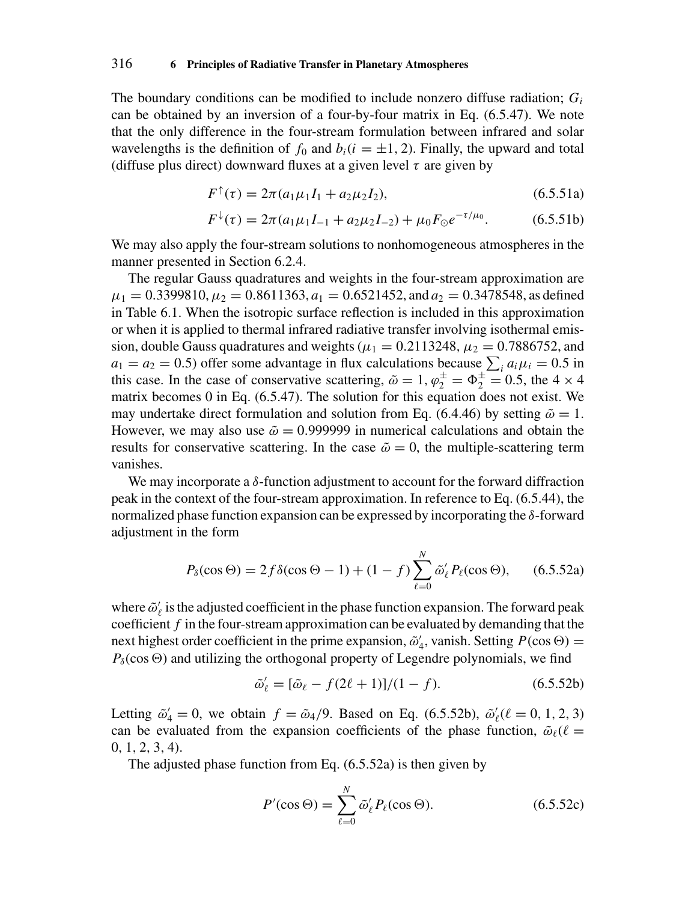The boundary conditions can be modified to include nonzero diffuse radiation; $G_i$ can be obtained by an inversion of a four-by-four matrix in Eq. (6.5.47). We note that the only difference in the four-stream formulation between infrared and solar wavelengths is the definition of $f_0$ and $b_i (i = \pm 1, 2)$. Finally, the upward and total (diffuse plus direct) downward fluxes at a given level $\tau$ are given by

$$F^{\uparrow}(\tau) = 2\pi(a_1\mu_1 I_1 + a_2\mu_2 I_2), \tag{6.5.51a}$$

$$F^{\downarrow}(\tau) = 2\pi(a_1\mu_1 I_{-1} + a_2\mu_2 I_{-2}) + \mu_0 F_{\odot} e^{-\tau/\mu_0}. \tag{6.5.51b}$$

We may also apply the four-stream solutions to nonhomogeneous atmospheres in the manner presented in Section 6.2.4.

The regular Gauss quadratures and weights in the four-stream approximation are $\mu_1 = 0.3399810$, $\mu_2 = 0.8611363$, $a_1 = 0.6521452$, and $a_2 = 0.3478548$, as defined in Table 6.1. When the isotropic surface reflection is included in this approximation or when it is applied to thermal infrared radiative transfer involving isothermal emission, double Gauss quadratures and weights ($\mu_1 = 0.2113248$, $\mu_2 = 0.7886752$, and $a_1 = a_2 = 0.5$) offer some advantage in flux calculations because $\sum_i a_i\mu_i = 0.5$ in this case. In the case of conservative scattering, $\tilde{\omega} = 1$, $\varphi_2^{\pm} = \Phi_2^{\pm} = 0.5$, the $4 \times 4$ matrix becomes 0 in Eq. (6.5.47). The solution for this equation does not exist. We may undertake direct formulation and solution from Eq. (6.4.46) by setting $\tilde{\omega} = 1$. However, we may also use $\tilde{\omega} = 0.999999$ in numerical calculations and obtain the results for conservative scattering. In the case $\tilde{\omega} = 0$, the multiple-scattering term vanishes.

We may incorporate a $\delta$-function adjustment to account for the forward diffraction peak in the context of the four-stream approximation. In reference to Eq. (6.5.44), the normalized phase function expansion can be expressed by incorporating the $\delta$-forward adjustment in the form

$$P_{\delta}(\cos\Theta) = 2f\delta(\cos\Theta - 1) + (1 - f)\sum_{\ell=0}^{N} \tilde{\omega}'_{\ell} P_{\ell}(\cos\Theta), \tag{6.5.52a}$$

where $\tilde{\omega}'_{\ell}$ is the adjusted coefficient in the phase function expansion. The forward peak coefficient $f$ in the four-stream approximation can be evaluated by demanding that the next highest order coefficient in the prime expansion, $\tilde{\omega}'_4$, vanish. Setting $P(\cos\Theta) = P_{\delta}(\cos\Theta)$ and utilizing the orthogonal property of Legendre polynomials, we find

$$\tilde{\omega}'_{\ell} = [\tilde{\omega}_{\ell} - f(2\ell + 1)]/(1 - f). \tag{6.5.52b}$$

Letting $\tilde{\omega}'_4 = 0$, we obtain $f = \tilde{\omega}_4/9$. Based on Eq. (6.5.52b), $\tilde{\omega}'_{\ell}(\ell = 0, 1, 2, 3)$ can be evaluated from the expansion coefficients of the phase function, $\tilde{\omega}_{\ell}(\ell = 0, 1, 2, 3, 4)$.

The adjusted phase function from Eq. (6.5.52a) is then given by

$$P'(\cos\Theta) = \sum_{\ell=0}^{N} \tilde{\omega}'_{\ell} P_{\ell}(\cos\Theta). \tag{6.5.52c}$$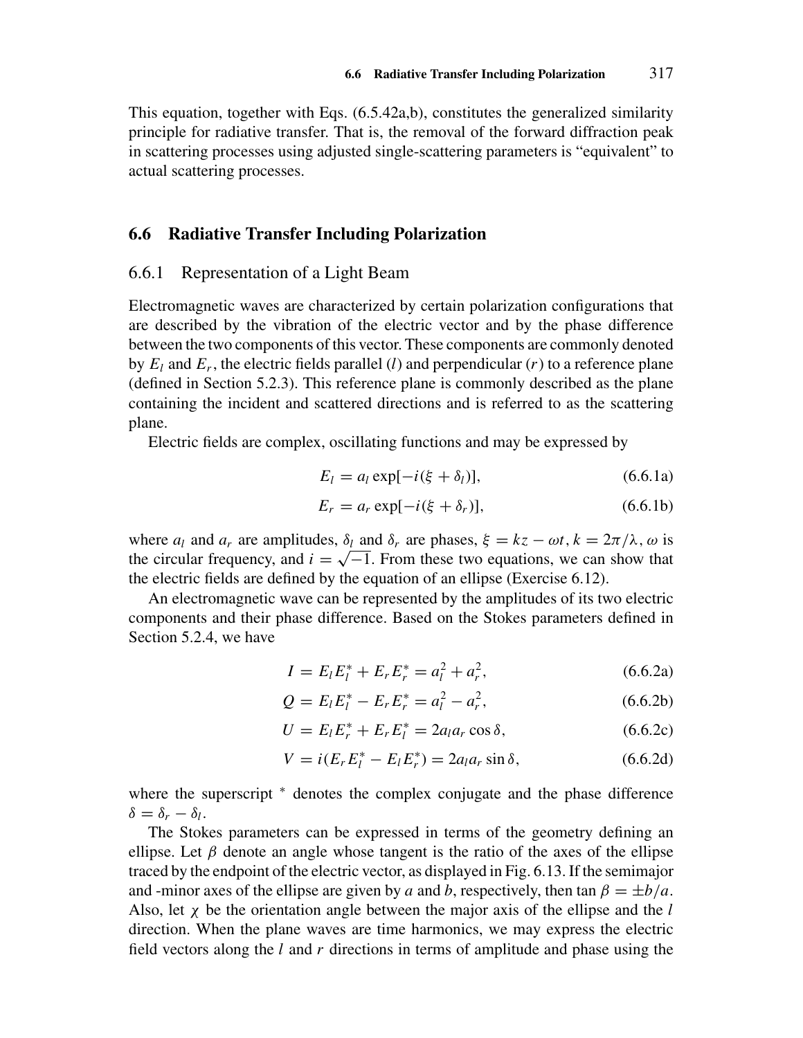This equation, together with Eqs. (6.5.42a,b), constitutes the generalized similarity principle for radiative transfer. That is, the removal of the forward diffraction peak in scattering processes using adjusted single-scattering parameters is "equivalent" to actual scattering processes.

## 6.6 Radiative Transfer Including Polarization

### 6.6.1 Representation of a Light Beam

Electromagnetic waves are characterized by certain polarization configurations that are described by the vibration of the electric vector and by the phase difference between the two components of this vector. These components are commonly denoted by $E_l$ and $E_r$, the electric fields parallel ($l$) and perpendicular ($r$) to a reference plane (defined in Section 5.2.3). This reference plane is commonly described as the plane containing the incident and scattered directions and is referred to as the scattering plane.

Electric fields are complex, oscillating functions and may be expressed by

$$E_l = a_l \exp[-i(\xi + \delta_l)], \tag{6.6.1a}$$

$$E_r = a_r \exp[-i(\xi + \delta_r)], \tag{6.6.1b}$$

where $a_l$ and $a_r$ are amplitudes, $\delta_l$ and $\delta_r$ are phases, $\xi = kz - \omega t$, $k = 2\pi/\lambda$, $\omega$ is the circular frequency, and $i = \sqrt{-1}$. From these two equations, we can show that the electric fields are defined by the equation of an ellipse (Exercise 6.12).

An electromagnetic wave can be represented by the amplitudes of its two electric components and their phase difference. Based on the Stokes parameters defined in Section 5.2.4, we have

$$I = E_l E_l^* + E_r E_r^* = a_l^2 + a_r^2, \tag{6.6.2a}$$

$$Q = E_l E_l^* - E_r E_r^* = a_l^2 - a_r^2, \tag{6.6.2b}$$

$$U = E_l E_r^* + E_r E_l^* = 2a_l a_r \cos\delta, \tag{6.6.2c}$$

$$V = i(E_r E_l^* - E_l E_r^*) = 2a_l a_r \sin\delta, \tag{6.6.2d}$$

where the superscript $^*$ denotes the complex conjugate and the phase difference $\delta = \delta_r - \delta_l$.

The Stokes parameters can be expressed in terms of the geometry defining an ellipse. Let $\beta$ denote an angle whose tangent is the ratio of the axes of the ellipse traced by the endpoint of the electric vector, as displayed in Fig. 6.13. If the semimajor and -minor axes of the ellipse are given by $a$ and $b$, respectively, then $\tan\beta = \pm b/a$. Also, let $\chi$ be the orientation angle between the major axis of the ellipse and the $l$ direction. When the plane waves are time harmonics, we may express the electric field vectors along the $l$ and $r$ directions in terms of amplitude and phase using the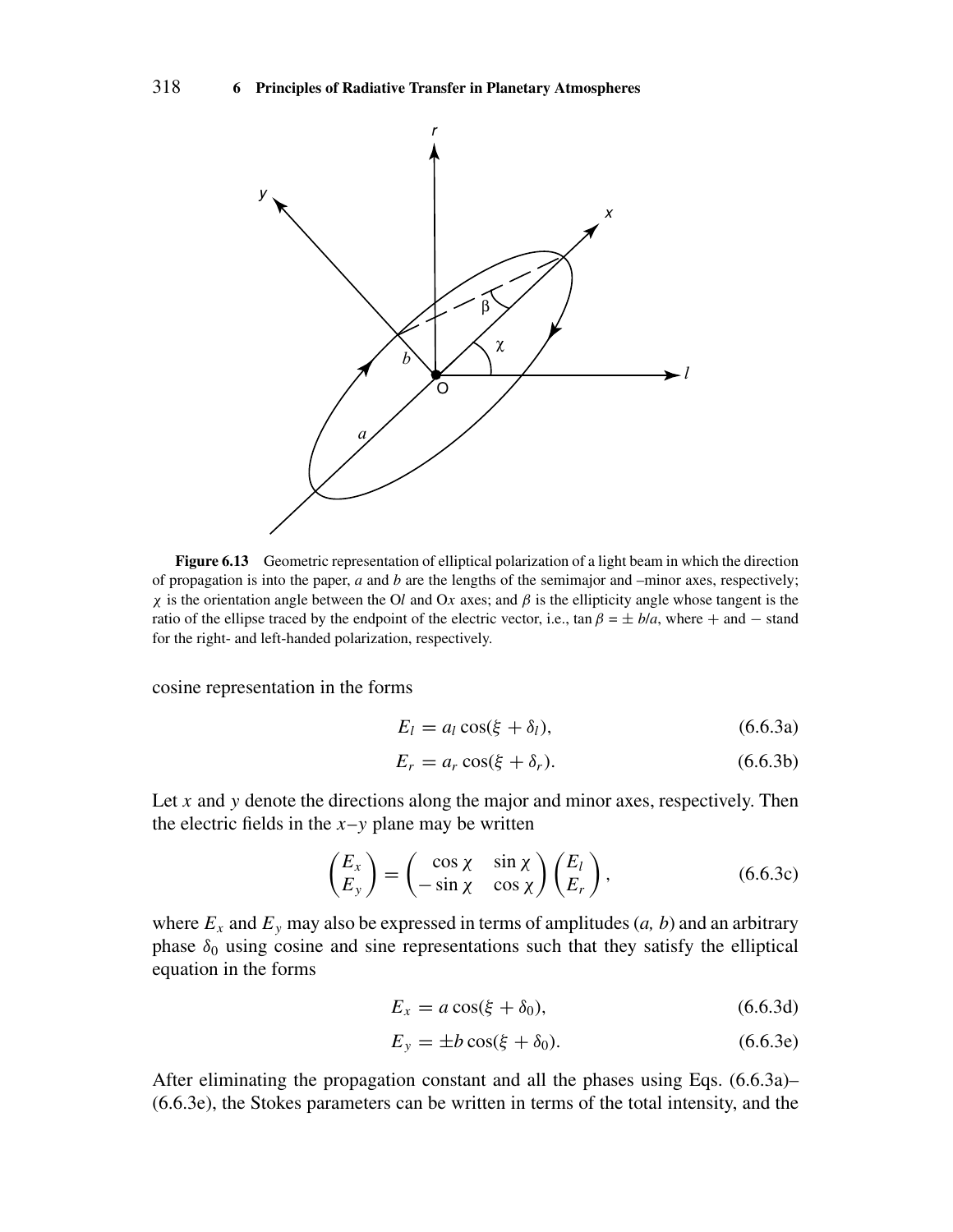**Figure 6.13** Geometric representation of elliptical polarization of a light beam in which the direction of propagation is into the paper, $a$ and $b$ are the lengths of the semimajor and –minor axes, respectively; $\chi$ is the orientation angle between the O$l$ and O$x$ axes; and $\beta$ is the ellipticity angle whose tangent is the ratio of the ellipse traced by the endpoint of the electric vector, i.e., $\tan\beta = \pm\, b/a$, where + and − stand for the right- and left-handed polarization, respectively.

cosine representation in the forms

$$E_l = a_l \cos(\xi + \delta_l), \tag{6.6.3a}$$

$$E_r = a_r \cos(\xi + \delta_r). \tag{6.6.3b}$$

Let $x$ and $y$ denote the directions along the major and minor axes, respectively. Then the electric fields in the $x$–$y$ plane may be written

$$\begin{pmatrix} E_x \\ E_y \end{pmatrix} = \begin{pmatrix} \cos\chi & \sin\chi \\ -\sin\chi & \cos\chi \end{pmatrix} \begin{pmatrix} E_l \\ E_r \end{pmatrix}, \tag{6.6.3c}$$

where $E_x$ and $E_y$ may also be expressed in terms of amplitudes ($a$, $b$) and an arbitrary phase $\delta_0$ using cosine and sine representations such that they satisfy the elliptical equation in the forms

$$E_x = a\cos(\xi + \delta_0), \tag{6.6.3d}$$

$$E_y = \pm b\cos(\xi + \delta_0). \tag{6.6.3e}$$

After eliminating the propagation constant and all the phases using Eqs. (6.6.3a)–(6.6.3e), the Stokes parameters can be written in terms of the total intensity, and the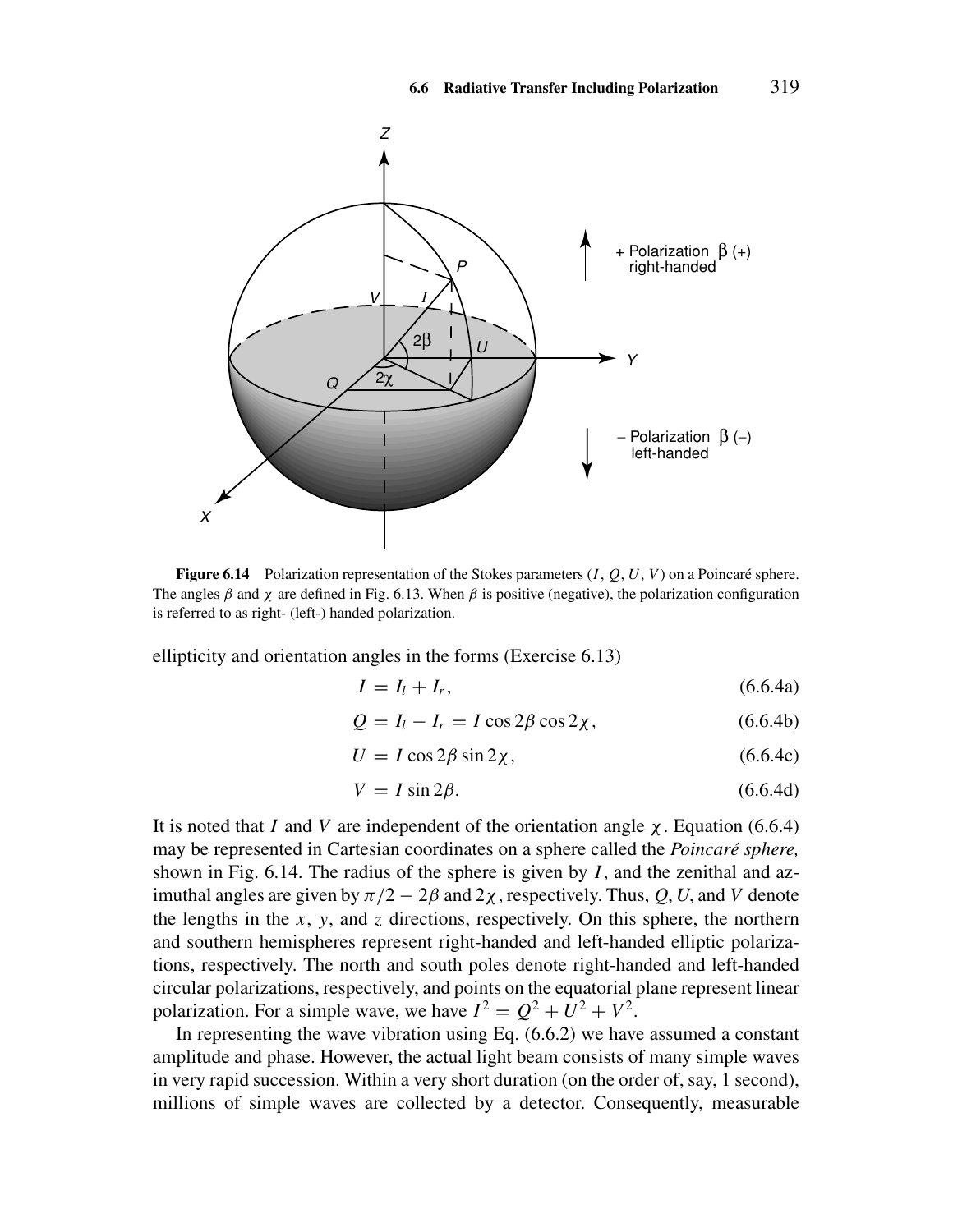**Figure 6.14** Polarization representation of the Stokes parameters ($I$, $Q$, $U$, $V$) on a Poincaré sphere. The angles $\beta$ and $\chi$ are defined in Fig. 6.13. When $\beta$ is positive (negative), the polarization configuration is referred to as right- (left-) handed polarization.

ellipticity and orientation angles in the forms (Exercise 6.13)

$$I = I_l + I_r, \tag{6.6.4a}$$

$$Q = I_l - I_r = I \cos 2\beta \cos 2\chi, \tag{6.6.4b}$$

$$U = I \cos 2\beta \sin 2\chi, \tag{6.6.4c}$$

$$V = I \sin 2\beta. \tag{6.6.4d}$$

It is noted that $I$ and $V$ are independent of the orientation angle $\chi$. Equation (6.6.4) may be represented in Cartesian coordinates on a sphere called the *Poincaré sphere,* shown in Fig. 6.14. The radius of the sphere is given by $I$, and the zenithal and azimuthal angles are given by $\pi/2 - 2\beta$ and $2\chi$, respectively. Thus, $Q$, $U$, and $V$ denote the lengths in the $x$, $y$, and $z$ directions, respectively. On this sphere, the northern and southern hemispheres represent right-handed and left-handed elliptic polarizations, respectively. The north and south poles denote right-handed and left-handed circular polarizations, respectively, and points on the equatorial plane represent linear polarization. For a simple wave, we have $I^2 = Q^2 + U^2 + V^2$.

In representing the wave vibration using Eq. (6.6.2) we have assumed a constant amplitude and phase. However, the actual light beam consists of many simple waves in very rapid succession. Within a very short duration (on the order of, say, 1 second), millions of simple waves are collected by a detector. Consequently, measurable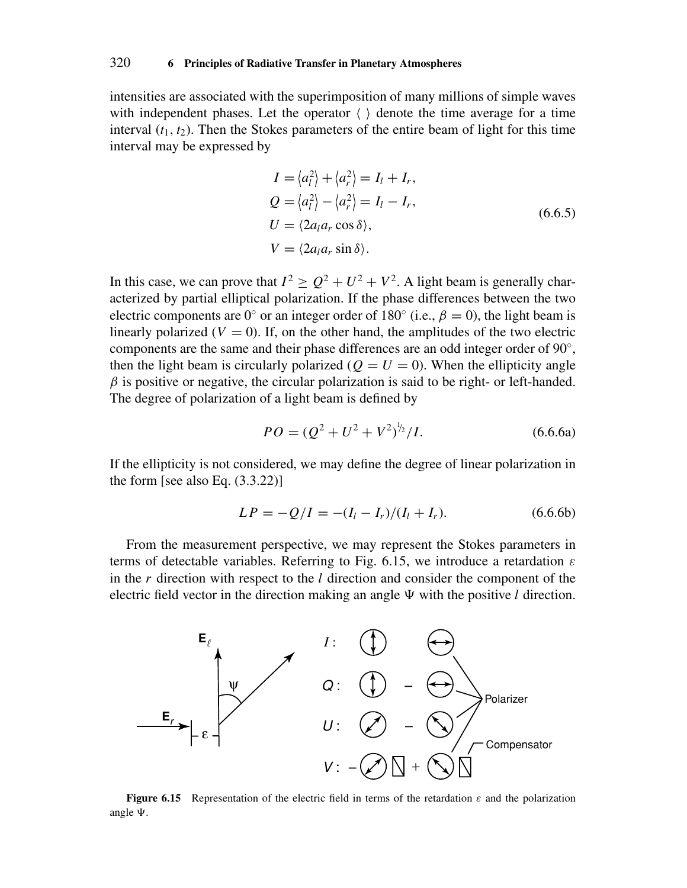intensities are associated with the superimposition of many millions of simple waves with independent phases. Let the operator $\langle \ \rangle$ denote the time average for a time interval $(t_1, t_2)$. Then the Stokes parameters of the entire beam of light for this time interval may be expressed by

$$
\begin{aligned}
I &= \langle a_l^2 \rangle + \langle a_r^2 \rangle = I_l + I_r, \\
Q &= \langle a_l^2 \rangle - \langle a_r^2 \rangle = I_l - I_r, \\
U &= \langle 2 a_l a_r \cos \delta \rangle, \\
V &= \langle 2 a_l a_r \sin \delta \rangle.
\end{aligned}
\tag{6.6.5}
$$

In this case, we can prove that $I^2 \geq Q^2 + U^2 + V^2$. A light beam is generally characterized by partial elliptical polarization. If the phase differences between the two electric components are $0^\circ$ or an integer order of $180^\circ$ (i.e., $\beta = 0$), the light beam is linearly polarized ($V = 0$). If, on the other hand, the amplitudes of the two electric components are the same and their phase differences are an odd integer order of $90^\circ$, then the light beam is circularly polarized ($Q = U = 0$). When the ellipticity angle $\beta$ is positive or negative, the circular polarization is said to be right- or left-handed. The degree of polarization of a light beam is defined by

$$
PO = (Q^2 + U^2 + V^2)^{1/2}/I. \tag{6.6.6a}
$$

If the ellipticity is not considered, we may define the degree of linear polarization in the form [see also Eq. (3.3.22)]

$$
LP = -Q/I = -(I_l - I_r)/(I_l + I_r). \tag{6.6.6b}
$$

From the measurement perspective, we may represent the Stokes parameters in terms of detectable variables. Referring to Fig. 6.15, we introduce a retardation $\varepsilon$ in the $r$ direction with respect to the $l$ direction and consider the component of the electric field vector in the direction making an angle $\Psi$ with the positive $l$ direction.

**Figure 6.15** Representation of the electric field in terms of the retardation $\varepsilon$ and the polarization angle $\Psi$.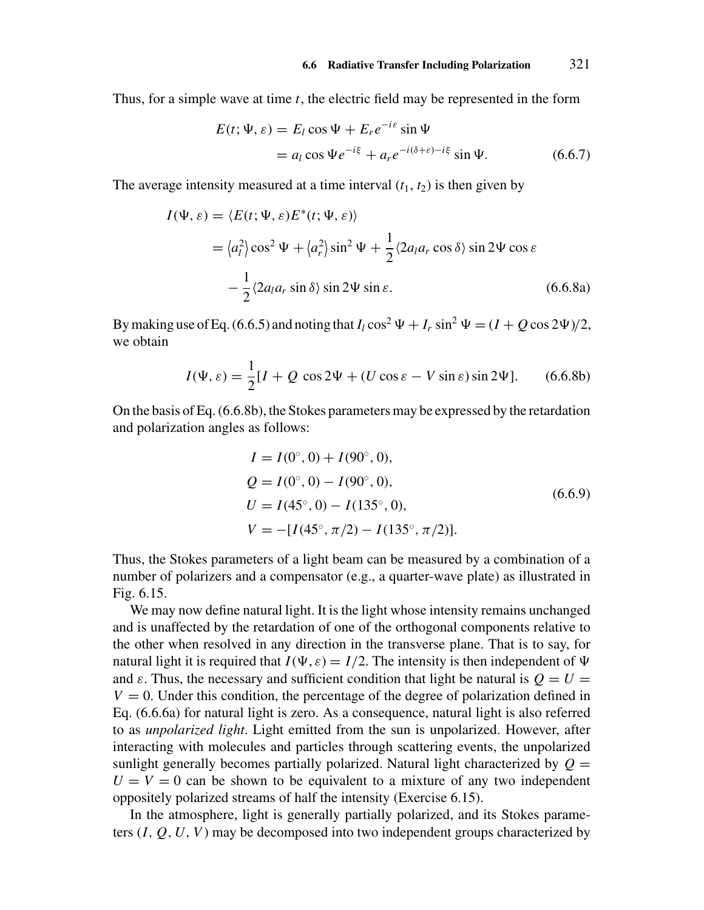Thus, for a simple wave at time $t$, the electric field may be represented in the form

$$
\begin{aligned}
E(t; \Psi, \varepsilon) &= E_l \cos\Psi + E_r e^{-i\varepsilon} \sin\Psi \\
&= a_l \cos\Psi e^{-i\xi} + a_r e^{-i(\delta+\varepsilon)-i\xi} \sin\Psi. \qquad (6.6.7)
\end{aligned}
$$

The average intensity measured at a time interval $(t_1, t_2)$ is then given by

$$
\begin{aligned}
I(\Psi, \varepsilon) &= \langle E(t; \Psi, \varepsilon) E^*(t; \Psi, \varepsilon) \rangle \\
&= \left\langle a_l^2 \right\rangle \cos^2\Psi + \left\langle a_r^2 \right\rangle \sin^2\Psi + \frac{1}{2}\langle 2 a_l a_r \cos\delta \rangle \sin 2\Psi \cos\varepsilon \\
&\quad - \frac{1}{2}\langle 2 a_l a_r \sin\delta \rangle \sin 2\Psi \sin\varepsilon. \qquad (6.6.8a)
\end{aligned}
$$

By making use of Eq. (6.6.5) and noting that $I_l \cos^2\Psi + I_r \sin^2\Psi = (I + Q\cos 2\Psi)/2$, we obtain

$$
I(\Psi, \varepsilon) = \frac{1}{2}[I + Q\,\cos 2\Psi + (U \cos\varepsilon - V \sin\varepsilon)\sin 2\Psi]. \qquad (6.6.8b)
$$

On the basis of Eq. (6.6.8b), the Stokes parameters may be expressed by the retardation and polarization angles as follows:

$$
\begin{aligned}
I &= I(0^\circ, 0) + I(90^\circ, 0), \\
Q &= I(0^\circ, 0) - I(90^\circ, 0), \\
U &= I(45^\circ, 0) - I(135^\circ, 0), \\
V &= -[I(45^\circ, \pi/2) - I(135^\circ, \pi/2)].
\end{aligned} \qquad (6.6.9)
$$

Thus, the Stokes parameters of a light beam can be measured by a combination of a number of polarizers and a compensator (e.g., a quarter-wave plate) as illustrated in Fig. 6.15.

We may now define natural light. It is the light whose intensity remains unchanged and is unaffected by the retardation of one of the orthogonal components relative to the other when resolved in any direction in the transverse plane. That is to say, for natural light it is required that $I(\Psi, \varepsilon) = I/2$. The intensity is then independent of $\Psi$ and $\varepsilon$. Thus, the necessary and sufficient condition that light be natural is $Q = U = V = 0$. Under this condition, the percentage of the degree of polarization defined in Eq. (6.6.6a) for natural light is zero. As a consequence, natural light is also referred to as *unpolarized light*. Light emitted from the sun is unpolarized. However, after interacting with molecules and particles through scattering events, the unpolarized sunlight generally becomes partially polarized. Natural light characterized by $Q = U = V = 0$ can be shown to be equivalent to a mixture of any two independent oppositely polarized streams of half the intensity (Exercise 6.15).

In the atmosphere, light is generally partially polarized, and its Stokes parameters $(I, Q, U, V)$ may be decomposed into two independent groups characterized by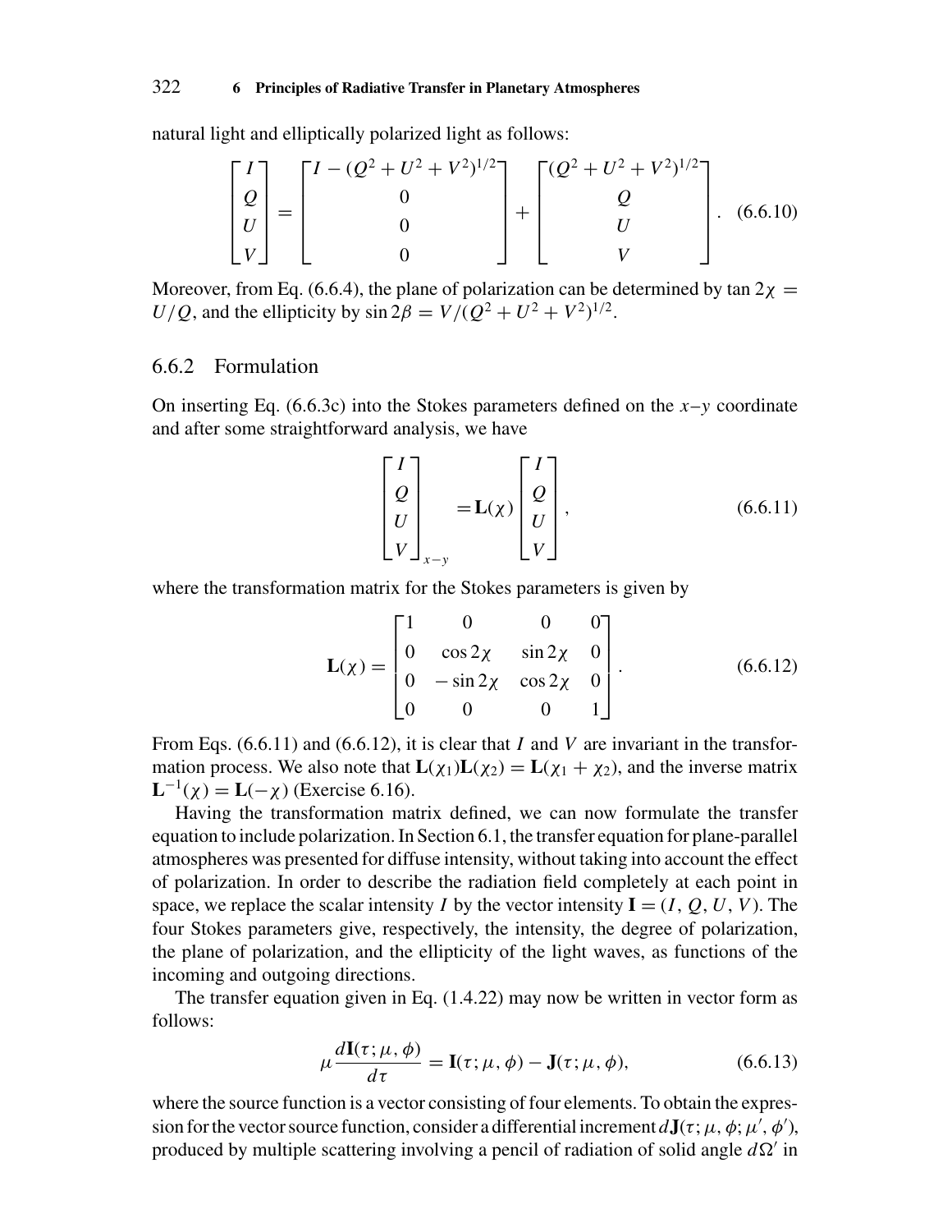natural light and elliptically polarized light as follows:

$$
\begin{bmatrix} I \\ Q \\ U \\ V \end{bmatrix} = \begin{bmatrix} I - (Q^2 + U^2 + V^2)^{1/2} \\ 0 \\ 0 \\ 0 \end{bmatrix} + \begin{bmatrix} (Q^2 + U^2 + V^2)^{1/2} \\ Q \\ U \\ V \end{bmatrix}. \quad (6.6.10)
$$

Moreover, from Eq. (6.6.4), the plane of polarization can be determined by $\tan 2\chi = U/Q$, and the ellipticity by $\sin 2\beta = V/(Q^2 + U^2 + V^2)^{1/2}$.

### 6.6.2 Formulation

On inserting Eq. (6.6.3c) into the Stokes parameters defined on the $x$–$y$ coordinate and after some straightforward analysis, we have

$$
\begin{bmatrix} I \\ Q \\ U \\ V \end{bmatrix}_{x-y} = \mathbf{L}(\chi) \begin{bmatrix} I \\ Q \\ U \\ V \end{bmatrix}, \quad (6.6.11)
$$

where the transformation matrix for the Stokes parameters is given by

$$
\mathbf{L}(\chi) = \begin{bmatrix} 1 & 0 & 0 & 0 \\ 0 & \cos 2\chi & \sin 2\chi & 0 \\ 0 & -\sin 2\chi & \cos 2\chi & 0 \\ 0 & 0 & 0 & 1 \end{bmatrix}. \quad (6.6.12)
$$

From Eqs. (6.6.11) and (6.6.12), it is clear that $I$ and $V$ are invariant in the transformation process. We also note that $\mathbf{L}(\chi_1)\mathbf{L}(\chi_2) = \mathbf{L}(\chi_1 + \chi_2)$, and the inverse matrix $\mathbf{L}^{-1}(\chi) = \mathbf{L}(-\chi)$ (Exercise 6.16).

Having the transformation matrix defined, we can now formulate the transfer equation to include polarization. In Section 6.1, the transfer equation for plane-parallel atmospheres was presented for diffuse intensity, without taking into account the effect of polarization. In order to describe the radiation field completely at each point in space, we replace the scalar intensity $I$ by the vector intensity $\mathbf{I} = (I, Q, U, V)$. The four Stokes parameters give, respectively, the intensity, the degree of polarization, the plane of polarization, and the ellipticity of the light waves, as functions of the incoming and outgoing directions.

The transfer equation given in Eq. (1.4.22) may now be written in vector form as follows:

$$
\mu \frac{d\mathbf{I}(\tau; \mu, \phi)}{d\tau} = \mathbf{I}(\tau; \mu, \phi) - \mathbf{J}(\tau; \mu, \phi), \quad (6.6.13)
$$

where the source function is a vector consisting of four elements. To obtain the expression for the vector source function, consider a differential increment $d\mathbf{J}(\tau; \mu, \phi; \mu', \phi')$, produced by multiple scattering involving a pencil of radiation of solid angle $d\Omega'$ in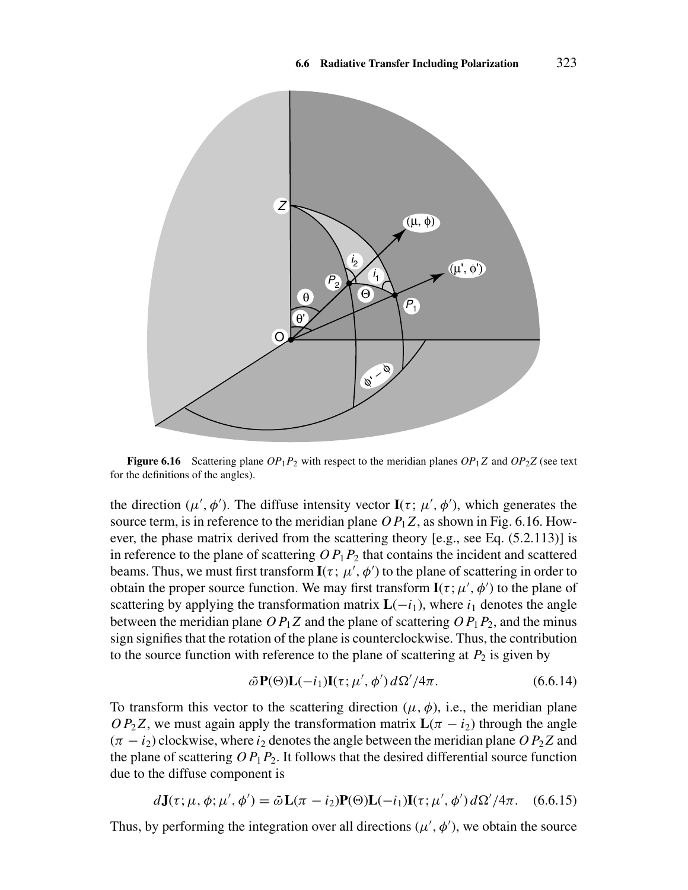**Figure 6.16** Scattering plane $OP_1P_2$ with respect to the meridian planes $OP_1Z$ and $OP_2Z$ (see text for the definitions of the angles).

the direction $(\mu', \phi')$. The diffuse intensity vector $\mathbf{I}(\tau; \mu', \phi')$, which generates the source term, is in reference to the meridian plane $OP_1Z$, as shown in Fig. 6.16. However, the phase matrix derived from the scattering theory [e.g., see Eq. (5.2.113)] is in reference to the plane of scattering $OP_1P_2$ that contains the incident and scattered beams. Thus, we must first transform $\mathbf{I}(\tau; \mu', \phi')$ to the plane of scattering in order to obtain the proper source function. We may first transform $\mathbf{I}(\tau; \mu', \phi')$ to the plane of scattering by applying the transformation matrix $\mathbf{L}(-i_1)$, where $i_1$ denotes the angle between the meridian plane $OP_1Z$ and the plane of scattering $OP_1P_2$, and the minus sign signifies that the rotation of the plane is counterclockwise. Thus, the contribution to the source function with reference to the plane of scattering at $P_2$ is given by

$$\tilde{\omega}\mathbf{P}(\Theta)\mathbf{L}(-i_1)\mathbf{I}(\tau; \mu', \phi')\, d\Omega'/4\pi. \tag{6.6.14}$$

To transform this vector to the scattering direction $(\mu, \phi)$, i.e., the meridian plane $OP_2Z$, we must again apply the transformation matrix $\mathbf{L}(\pi - i_2)$ through the angle $(\pi - i_2)$ clockwise, where $i_2$ denotes the angle between the meridian plane $OP_2Z$ and the plane of scattering $OP_1P_2$. It follows that the desired differential source function due to the diffuse component is

$$d\mathbf{J}(\tau; \mu, \phi; \mu', \phi') = \tilde{\omega}\mathbf{L}(\pi - i_2)\mathbf{P}(\Theta)\mathbf{L}(-i_1)\mathbf{I}(\tau; \mu', \phi')\, d\Omega'/4\pi. \tag{6.6.15}$$

Thus, by performing the integration over all directions $(\mu', \phi')$, we obtain the source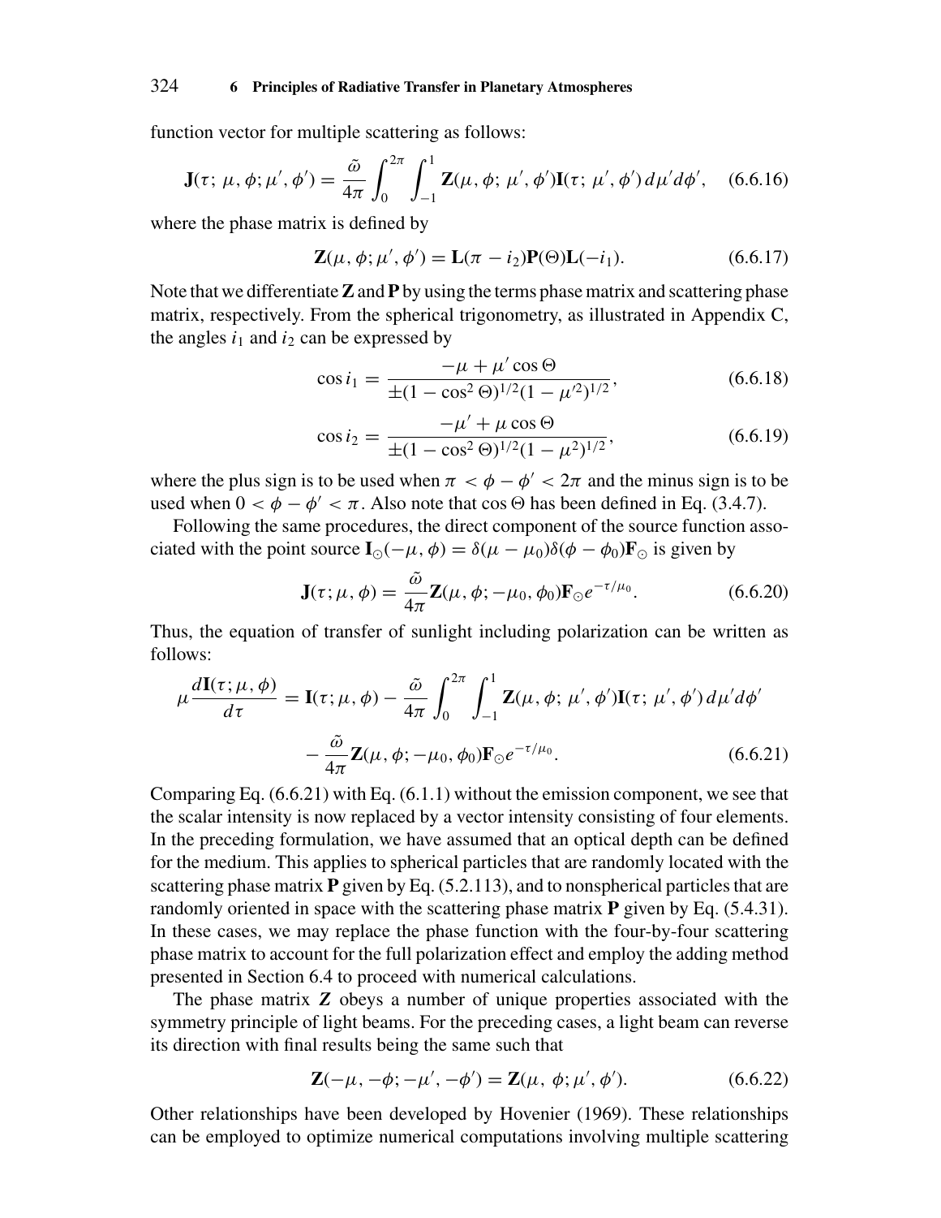function vector for multiple scattering as follows:

$$\mathbf{J}(\tau;\, \mu, \phi; \mu', \phi') = \frac{\tilde{\omega}}{4\pi} \int_0^{2\pi} \int_{-1}^{1} \mathbf{Z}(\mu, \phi;\, \mu', \phi') \mathbf{I}(\tau;\, \mu', \phi')\, d\mu' d\phi', \quad (6.6.16)$$

where the phase matrix is defined by

$$\mathbf{Z}(\mu, \phi; \mu', \phi') = \mathbf{L}(\pi - i_2)\mathbf{P}(\Theta)\mathbf{L}(-i_1). \quad (6.6.17)$$

Note that we differentiate **Z** and **P** by using the terms phase matrix and scattering phase matrix, respectively. From the spherical trigonometry, as illustrated in Appendix C, the angles $i_1$ and $i_2$ can be expressed by

$$\cos i_1 = \frac{-\mu + \mu' \cos\Theta}{\pm(1 - \cos^2\Theta)^{1/2}(1 - \mu'^2)^{1/2}}, \quad (6.6.18)$$

$$\cos i_2 = \frac{-\mu' + \mu \cos\Theta}{\pm(1 - \cos^2\Theta)^{1/2}(1 - \mu^2)^{1/2}}, \quad (6.6.19)$$

where the plus sign is to be used when $\pi < \phi - \phi' < 2\pi$ and the minus sign is to be used when $0 < \phi - \phi' < \pi$. Also note that $\cos\Theta$ has been defined in Eq. (3.4.7).

Following the same procedures, the direct component of the source function associated with the point source $\mathbf{I}_\odot(-\mu, \phi) = \delta(\mu - \mu_0)\delta(\phi - \phi_0)\mathbf{F}_\odot$ is given by

$$\mathbf{J}(\tau; \mu, \phi) = \frac{\tilde{\omega}}{4\pi} \mathbf{Z}(\mu, \phi; -\mu_0, \phi_0)\mathbf{F}_\odot e^{-\tau/\mu_0}. \quad (6.6.20)$$

Thus, the equation of transfer of sunlight including polarization can be written as follows:

$$\mu \frac{d\mathbf{I}(\tau; \mu, \phi)}{d\tau} = \mathbf{I}(\tau; \mu, \phi) - \frac{\tilde{\omega}}{4\pi} \int_0^{2\pi} \int_{-1}^{1} \mathbf{Z}(\mu, \phi;\, \mu', \phi') \mathbf{I}(\tau;\, \mu', \phi')\, d\mu' d\phi'$$
$$- \frac{\tilde{\omega}}{4\pi} \mathbf{Z}(\mu, \phi; -\mu_0, \phi_0)\mathbf{F}_\odot e^{-\tau/\mu_0}. \quad (6.6.21)$$

Comparing Eq. (6.6.21) with Eq. (6.1.1) without the emission component, we see that the scalar intensity is now replaced by a vector intensity consisting of four elements. In the preceding formulation, we have assumed that an optical depth can be defined for the medium. This applies to spherical particles that are randomly located with the scattering phase matrix **P** given by Eq. (5.2.113), and to nonspherical particles that are randomly oriented in space with the scattering phase matrix **P** given by Eq. (5.4.31). In these cases, we may replace the phase function with the four-by-four scattering phase matrix to account for the full polarization effect and employ the adding method presented in Section 6.4 to proceed with numerical calculations.

The phase matrix **Z** obeys a number of unique properties associated with the symmetry principle of light beams. For the preceding cases, a light beam can reverse its direction with final results being the same such that

$$\mathbf{Z}(-\mu, -\phi; -\mu', -\phi') = \mathbf{Z}(\mu,\, \phi; \mu', \phi'). \quad (6.6.22)$$

Other relationships have been developed by Hovenier (1969). These relationships can be employed to optimize numerical computations involving multiple scattering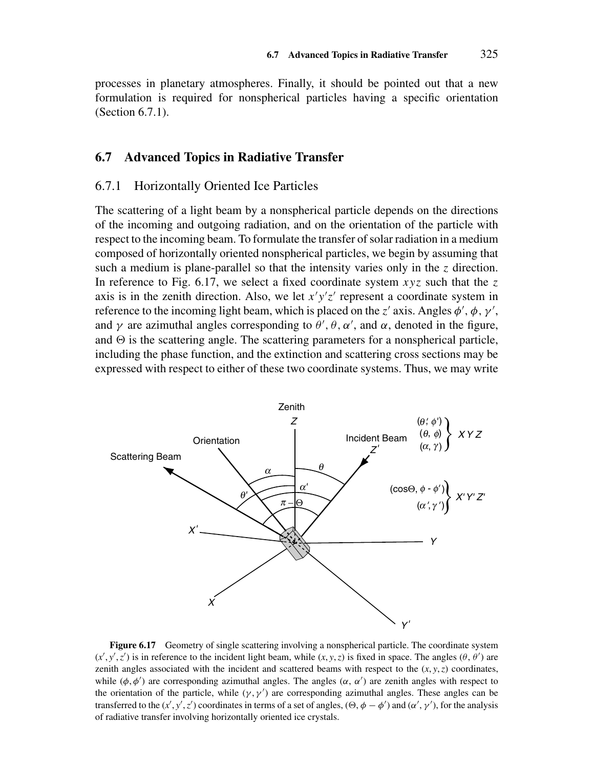processes in planetary atmospheres. Finally, it should be pointed out that a new formulation is required for nonspherical particles having a specific orientation (Section 6.7.1).

## 6.7 Advanced Topics in Radiative Transfer

### 6.7.1 Horizontally Oriented Ice Particles

The scattering of a light beam by a nonspherical particle depends on the directions of the incoming and outgoing radiation, and on the orientation of the particle with respect to the incoming beam. To formulate the transfer of solar radiation in a medium composed of horizontally oriented nonspherical particles, we begin by assuming that such a medium is plane-parallel so that the intensity varies only in the $z$ direction. In reference to Fig. 6.17, we select a fixed coordinate system $xyz$ such that the $z$ axis is in the zenith direction. Also, we let $x'y'z'$ represent a coordinate system in reference to the incoming light beam, which is placed on the $z'$ axis. Angles $\phi'$, $\phi$, $\gamma'$, and $\gamma$ are azimuthal angles corresponding to $\theta'$, $\theta$, $\alpha'$, and $\alpha$, denoted in the figure, and $\Theta$ is the scattering angle. The scattering parameters for a nonspherical particle, including the phase function, and the extinction and scattering cross sections may be expressed with respect to either of these two coordinate systems. Thus, we may write

**Figure 6.17** Geometry of single scattering involving a nonspherical particle. The coordinate system $(x', y', z')$ is in reference to the incident light beam, while $(x, y, z)$ is fixed in space. The angles $(\theta, \theta')$ are zenith angles associated with the incident and scattered beams with respect to the $(x, y, z)$ coordinates, while $(\phi, \phi')$ are corresponding azimuthal angles. The angles $(\alpha, \alpha')$ are zenith angles with respect to the orientation of the particle, while $(\gamma, \gamma')$ are corresponding azimuthal angles. These angles can be transferred to the $(x', y', z')$ coordinates in terms of a set of angles, $(\Theta, \phi - \phi')$ and $(\alpha', \gamma')$, for the analysis of radiative transfer involving horizontally oriented ice crystals.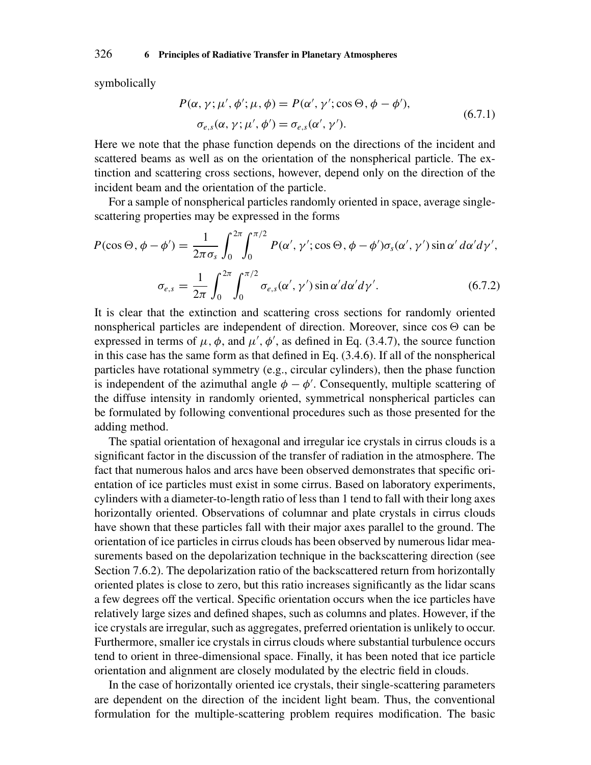symbolically

$$
\begin{aligned}
P(\alpha, \gamma; \mu', \phi'; \mu, \phi) &= P(\alpha', \gamma'; \cos\Theta, \phi - \phi'), \\
\sigma_{e,s}(\alpha, \gamma; \mu', \phi') &= \sigma_{e,s}(\alpha', \gamma').
\end{aligned}
\tag{6.7.1}
$$

Here we note that the phase function depends on the directions of the incident and scattered beams as well as on the orientation of the nonspherical particle. The extinction and scattering cross sections, however, depend only on the direction of the incident beam and the orientation of the particle.

For a sample of nonspherical particles randomly oriented in space, average single-scattering properties may be expressed in the forms

$$
P(\cos\Theta, \phi - \phi') = \frac{1}{2\pi\sigma_s} \int_0^{2\pi} \int_0^{\pi/2} P(\alpha', \gamma'; \cos\Theta, \phi - \phi')\sigma_s(\alpha', \gamma') \sin\alpha' \, d\alpha' d\gamma',
$$

$$
\sigma_{e,s} = \frac{1}{2\pi} \int_0^{2\pi} \int_0^{\pi/2} \sigma_{e,s}(\alpha', \gamma') \sin\alpha' d\alpha' d\gamma'. \tag{6.7.2}
$$

It is clear that the extinction and scattering cross sections for randomly oriented nonspherical particles are independent of direction. Moreover, since $\cos\Theta$ can be expressed in terms of $\mu, \phi$, and $\mu', \phi'$, as defined in Eq. (3.4.7), the source function in this case has the same form as that defined in Eq. (3.4.6). If all of the nonspherical particles have rotational symmetry (e.g., circular cylinders), then the phase function is independent of the azimuthal angle $\phi - \phi'$. Consequently, multiple scattering of the diffuse intensity in randomly oriented, symmetrical nonspherical particles can be formulated by following conventional procedures such as those presented for the adding method.

The spatial orientation of hexagonal and irregular ice crystals in cirrus clouds is a significant factor in the discussion of the transfer of radiation in the atmosphere. The fact that numerous halos and arcs have been observed demonstrates that specific orientation of ice particles must exist in some cirrus. Based on laboratory experiments, cylinders with a diameter-to-length ratio of less than 1 tend to fall with their long axes horizontally oriented. Observations of columnar and plate crystals in cirrus clouds have shown that these particles fall with their major axes parallel to the ground. The orientation of ice particles in cirrus clouds has been observed by numerous lidar measurements based on the depolarization technique in the backscattering direction (see Section 7.6.2). The depolarization ratio of the backscattered return from horizontally oriented plates is close to zero, but this ratio increases significantly as the lidar scans a few degrees off the vertical. Specific orientation occurs when the ice particles have relatively large sizes and defined shapes, such as columns and plates. However, if the ice crystals are irregular, such as aggregates, preferred orientation is unlikely to occur. Furthermore, smaller ice crystals in cirrus clouds where substantial turbulence occurs tend to orient in three-dimensional space. Finally, it has been noted that ice particle orientation and alignment are closely modulated by the electric field in clouds.

In the case of horizontally oriented ice crystals, their single-scattering parameters are dependent on the direction of the incident light beam. Thus, the conventional formulation for the multiple-scattering problem requires modification. The basic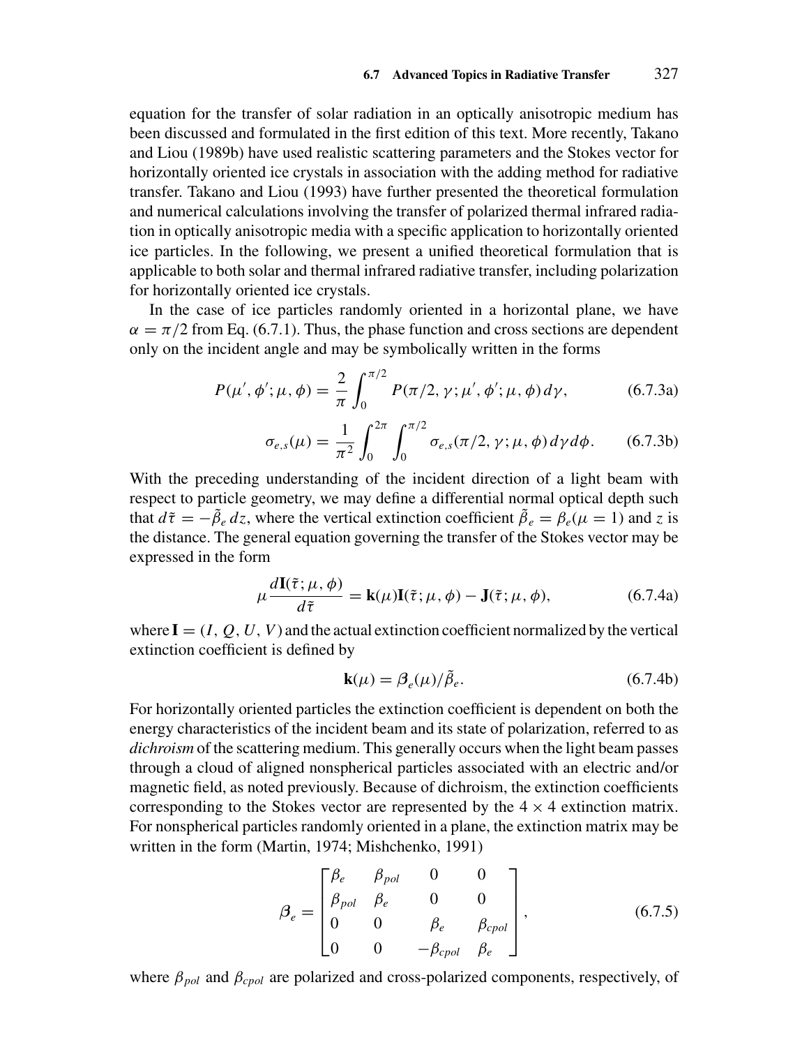equation for the transfer of solar radiation in an optically anisotropic medium has been discussed and formulated in the first edition of this text. More recently, Takano and Liou (1989b) have used realistic scattering parameters and the Stokes vector for horizontally oriented ice crystals in association with the adding method for radiative transfer. Takano and Liou (1993) have further presented the theoretical formulation and numerical calculations involving the transfer of polarized thermal infrared radiation in optically anisotropic media with a specific application to horizontally oriented ice particles. In the following, we present a unified theoretical formulation that is applicable to both solar and thermal infrared radiative transfer, including polarization for horizontally oriented ice crystals.

In the case of ice particles randomly oriented in a horizontal plane, we have $\alpha = \pi/2$ from Eq. (6.7.1). Thus, the phase function and cross sections are dependent only on the incident angle and may be symbolically written in the forms

$$P(\mu', \phi'; \mu, \phi) = \frac{2}{\pi} \int_0^{\pi/2} P(\pi/2, \gamma; \mu', \phi'; \mu, \phi)\, d\gamma, \tag{6.7.3a}$$

$$\sigma_{e,s}(\mu) = \frac{1}{\pi^2} \int_0^{2\pi} \int_0^{\pi/2} \sigma_{e,s}(\pi/2, \gamma; \mu, \phi)\, d\gamma d\phi. \tag{6.7.3b}$$

With the preceding understanding of the incident direction of a light beam with respect to particle geometry, we may define a differential normal optical depth such that $d\tilde{\tau} = -\tilde{\beta}_e\, dz$, where the vertical extinction coefficient $\tilde{\beta}_e = \beta_e(\mu = 1)$ and $z$ is the distance. The general equation governing the transfer of the Stokes vector may be expressed in the form

$$\mu \frac{d\mathbf{I}(\tilde{\tau}; \mu, \phi)}{d\tilde{\tau}} = \mathbf{k}(\mu)\mathbf{I}(\tilde{\tau}; \mu, \phi) - \mathbf{J}(\tilde{\tau}; \mu, \phi), \tag{6.7.4a}$$

where $\mathbf{I} = (I, Q, U, V)$ and the actual extinction coefficient normalized by the vertical extinction coefficient is defined by

$$\mathbf{k}(\mu) = \boldsymbol{\beta}_e(\mu)/\tilde{\beta}_e. \tag{6.7.4b}$$

For horizontally oriented particles the extinction coefficient is dependent on both the energy characteristics of the incident beam and its state of polarization, referred to as *dichroism* of the scattering medium. This generally occurs when the light beam passes through a cloud of aligned nonspherical particles associated with an electric and/or magnetic field, as noted previously. Because of dichroism, the extinction coefficients corresponding to the Stokes vector are represented by the $4 \times 4$ extinction matrix. For nonspherical particles randomly oriented in a plane, the extinction matrix may be written in the form (Martin, 1974; Mishchenko, 1991)

$$\boldsymbol{\beta}_e = \begin{bmatrix} \beta_e & \beta_{pol} & 0 & 0 \\ \beta_{pol} & \beta_e & 0 & 0 \\ 0 & 0 & \beta_e & \beta_{cpol} \\ 0 & 0 & -\beta_{cpol} & \beta_e \end{bmatrix}, \tag{6.7.5}$$

where $\beta_{pol}$ and $\beta_{cpol}$ are polarized and cross-polarized components, respectively, of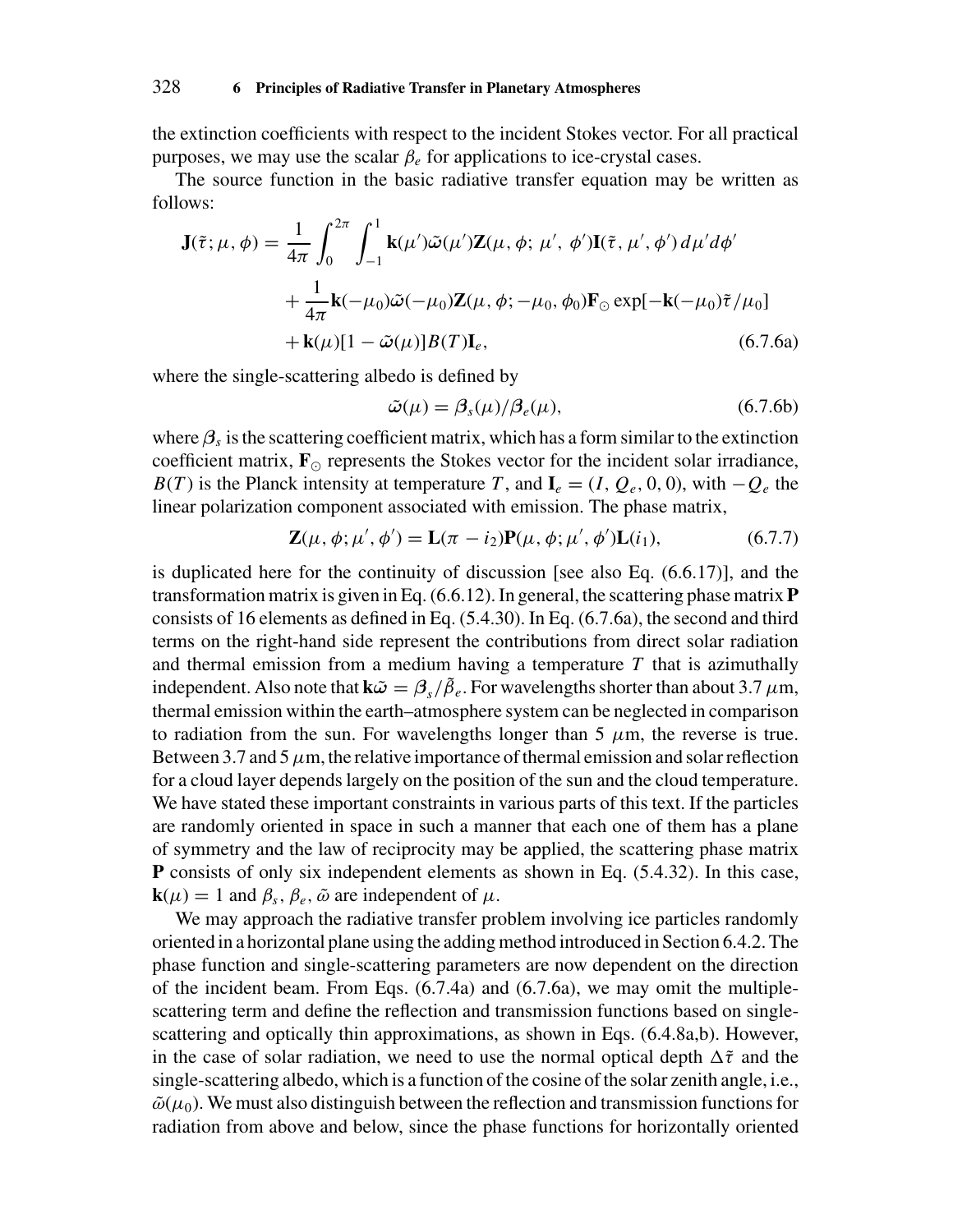the extinction coefficients with respect to the incident Stokes vector. For all practical purposes, we may use the scalar $\beta_e$ for applications to ice-crystal cases.

The source function in the basic radiative transfer equation may be written as follows:

$$
\begin{aligned}
\mathbf{J}(\tilde{\tau};\mu,\phi) &= \frac{1}{4\pi}\int_0^{2\pi}\int_{-1}^{1}\mathbf{k}(\mu')\tilde{\boldsymbol{\omega}}(\mu')\mathbf{Z}(\mu,\phi;\,\mu',\,\phi')\mathbf{I}(\tilde{\tau},\mu',\phi')\,d\mu' d\phi' \\
&\quad + \frac{1}{4\pi}\mathbf{k}(-\mu_0)\tilde{\boldsymbol{\omega}}(-\mu_0)\mathbf{Z}(\mu,\phi;-\mu_0,\phi_0)\mathbf{F}_{\odot}\exp[-\mathbf{k}(-\mu_0)\tilde{\tau}/\mu_0] \\
&\quad + \mathbf{k}(\mu)[1-\tilde{\boldsymbol{\omega}}(\mu)]B(T)\mathbf{I}_e,
\end{aligned} \tag{6.7.6a}
$$

where the single-scattering albedo is defined by

$$
\tilde{\boldsymbol{\omega}}(\mu) = \boldsymbol{\beta}_s(\mu)/\boldsymbol{\beta}_e(\mu), \tag{6.7.6b}
$$

where $\boldsymbol{\beta}_s$ is the scattering coefficient matrix, which has a form similar to the extinction coefficient matrix, $\mathbf{F}_{\odot}$ represents the Stokes vector for the incident solar irradiance, $B(T)$ is the Planck intensity at temperature $T$, and $\mathbf{I}_e = (I, Q_e, 0, 0)$, with $-Q_e$ the linear polarization component associated with emission. The phase matrix,

$$
\mathbf{Z}(\mu,\phi;\mu',\phi') = \mathbf{L}(\pi - i_2)\mathbf{P}(\mu,\phi;\mu',\phi')\mathbf{L}(i_1), \tag{6.7.7}
$$

is duplicated here for the continuity of discussion [see also Eq. (6.6.17)], and the transformation matrix is given in Eq. (6.6.12). In general, the scattering phase matrix $\mathbf{P}$ consists of 16 elements as defined in Eq. (5.4.30). In Eq. (6.7.6a), the second and third terms on the right-hand side represent the contributions from direct solar radiation and thermal emission from a medium having a temperature $T$ that is azimuthally independent. Also note that $\mathbf{k}\tilde{\boldsymbol{\omega}} = \boldsymbol{\beta}_s/\tilde{\beta}_e$. For wavelengths shorter than about 3.7 $\mu$m, thermal emission within the earth–atmosphere system can be neglected in comparison to radiation from the sun. For wavelengths longer than 5 $\mu$m, the reverse is true. Between 3.7 and 5 $\mu$m, the relative importance of thermal emission and solar reflection for a cloud layer depends largely on the position of the sun and the cloud temperature. We have stated these important constraints in various parts of this text. If the particles are randomly oriented in space in such a manner that each one of them has a plane of symmetry and the law of reciprocity may be applied, the scattering phase matrix $\mathbf{P}$ consists of only six independent elements as shown in Eq. (5.4.32). In this case, $\mathbf{k}(\mu) = 1$ and $\beta_s$, $\beta_e$, $\tilde{\omega}$ are independent of $\mu$.

We may approach the radiative transfer problem involving ice particles randomly oriented in a horizontal plane using the adding method introduced in Section 6.4.2. The phase function and single-scattering parameters are now dependent on the direction of the incident beam. From Eqs. (6.7.4a) and (6.7.6a), we may omit the multiple-scattering term and define the reflection and transmission functions based on single-scattering and optically thin approximations, as shown in Eqs. (6.4.8a,b). However, in the case of solar radiation, we need to use the normal optical depth $\Delta\tilde{\tau}$ and the single-scattering albedo, which is a function of the cosine of the solar zenith angle, i.e., $\tilde{\omega}(\mu_0)$. We must also distinguish between the reflection and transmission functions for radiation from above and below, since the phase functions for horizontally oriented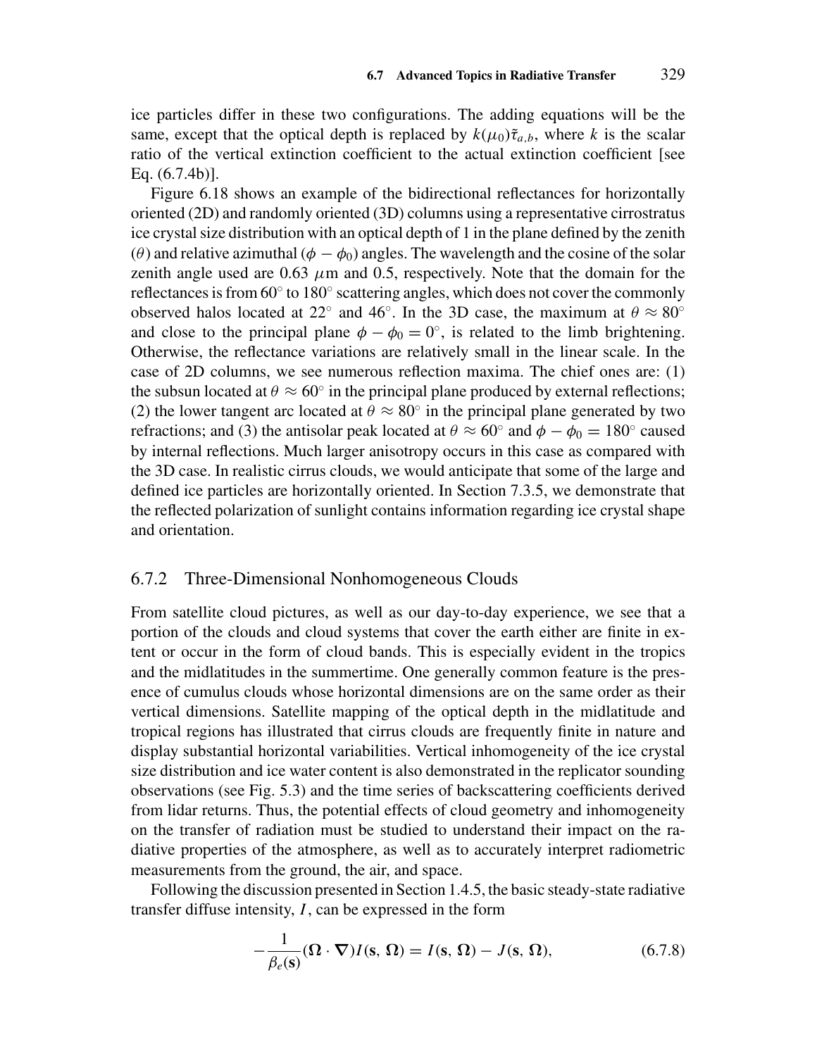ice particles differ in these two configurations. The adding equations will be the same, except that the optical depth is replaced by $k(\mu_0)\tilde{\tau}_{a,b}$, where $k$ is the scalar ratio of the vertical extinction coefficient to the actual extinction coefficient [see Eq. (6.7.4b)].

Figure 6.18 shows an example of the bidirectional reflectances for horizontally oriented (2D) and randomly oriented (3D) columns using a representative cirrostratus ice crystal size distribution with an optical depth of 1 in the plane defined by the zenith ($\theta$) and relative azimuthal ($\phi - \phi_0$) angles. The wavelength and the cosine of the solar zenith angle used are 0.63 $\mu$m and 0.5, respectively. Note that the domain for the reflectances is from 60° to 180° scattering angles, which does not cover the commonly observed halos located at 22° and 46°. In the 3D case, the maximum at $\theta \approx 80°$ and close to the principal plane $\phi - \phi_0 = 0°$, is related to the limb brightening. Otherwise, the reflectance variations are relatively small in the linear scale. In the case of 2D columns, we see numerous reflection maxima. The chief ones are: (1) the subsun located at $\theta \approx 60°$ in the principal plane produced by external reflections; (2) the lower tangent arc located at $\theta \approx 80°$ in the principal plane generated by two refractions; and (3) the antisolar peak located at $\theta \approx 60°$ and $\phi - \phi_0 = 180°$ caused by internal reflections. Much larger anisotropy occurs in this case as compared with the 3D case. In realistic cirrus clouds, we would anticipate that some of the large and defined ice particles are horizontally oriented. In Section 7.3.5, we demonstrate that the reflected polarization of sunlight contains information regarding ice crystal shape and orientation.

### 6.7.2 Three-Dimensional Nonhomogeneous Clouds

From satellite cloud pictures, as well as our day-to-day experience, we see that a portion of the clouds and cloud systems that cover the earth either are finite in extent or occur in the form of cloud bands. This is especially evident in the tropics and the midlatitudes in the summertime. One generally common feature is the presence of cumulus clouds whose horizontal dimensions are on the same order as their vertical dimensions. Satellite mapping of the optical depth in the midlatitude and tropical regions has illustrated that cirrus clouds are frequently finite in nature and display substantial horizontal variabilities. Vertical inhomogeneity of the ice crystal size distribution and ice water content is also demonstrated in the replicator sounding observations (see Fig. 5.3) and the time series of backscattering coefficients derived from lidar returns. Thus, the potential effects of cloud geometry and inhomogeneity on the transfer of radiation must be studied to understand their impact on the radiative properties of the atmosphere, as well as to accurately interpret radiometric measurements from the ground, the air, and space.

Following the discussion presented in Section 1.4.5, the basic steady-state radiative transfer diffuse intensity, $I$, can be expressed in the form

$$-\frac{1}{\beta_e(\mathbf{s})}(\boldsymbol{\Omega} \cdot \boldsymbol{\nabla})I(\mathbf{s}, \boldsymbol{\Omega}) = I(\mathbf{s}, \boldsymbol{\Omega}) - J(\mathbf{s}, \boldsymbol{\Omega}), \tag{6.7.8}$$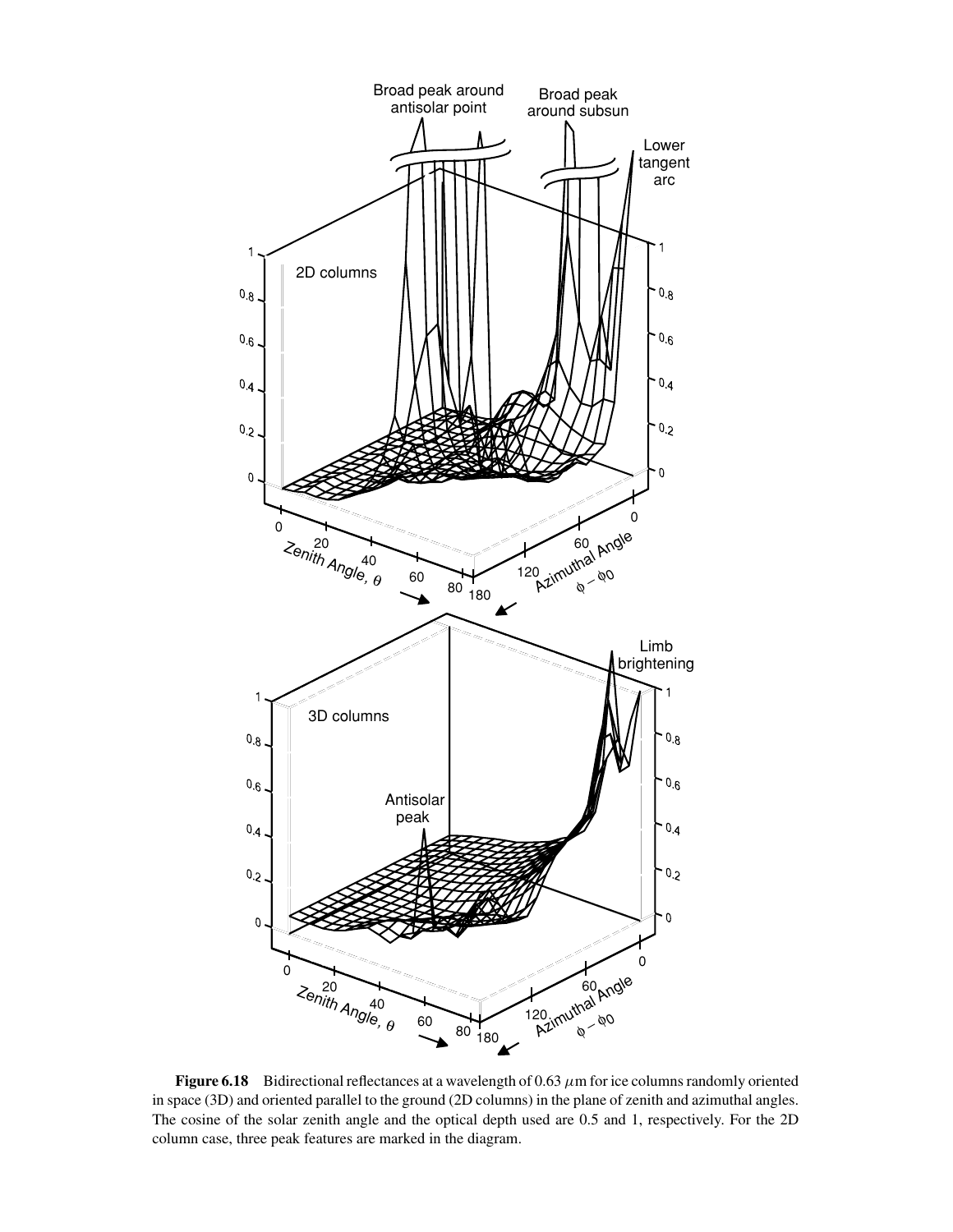**Figure 6.18** Bidirectional reflectances at a wavelength of 0.63 $\mu$m for ice columns randomly oriented in space (3D) and oriented parallel to the ground (2D columns) in the plane of zenith and azimuthal angles. The cosine of the solar zenith angle and the optical depth used are 0.5 and 1, respectively. For the 2D column case, three peak features are marked in the diagram.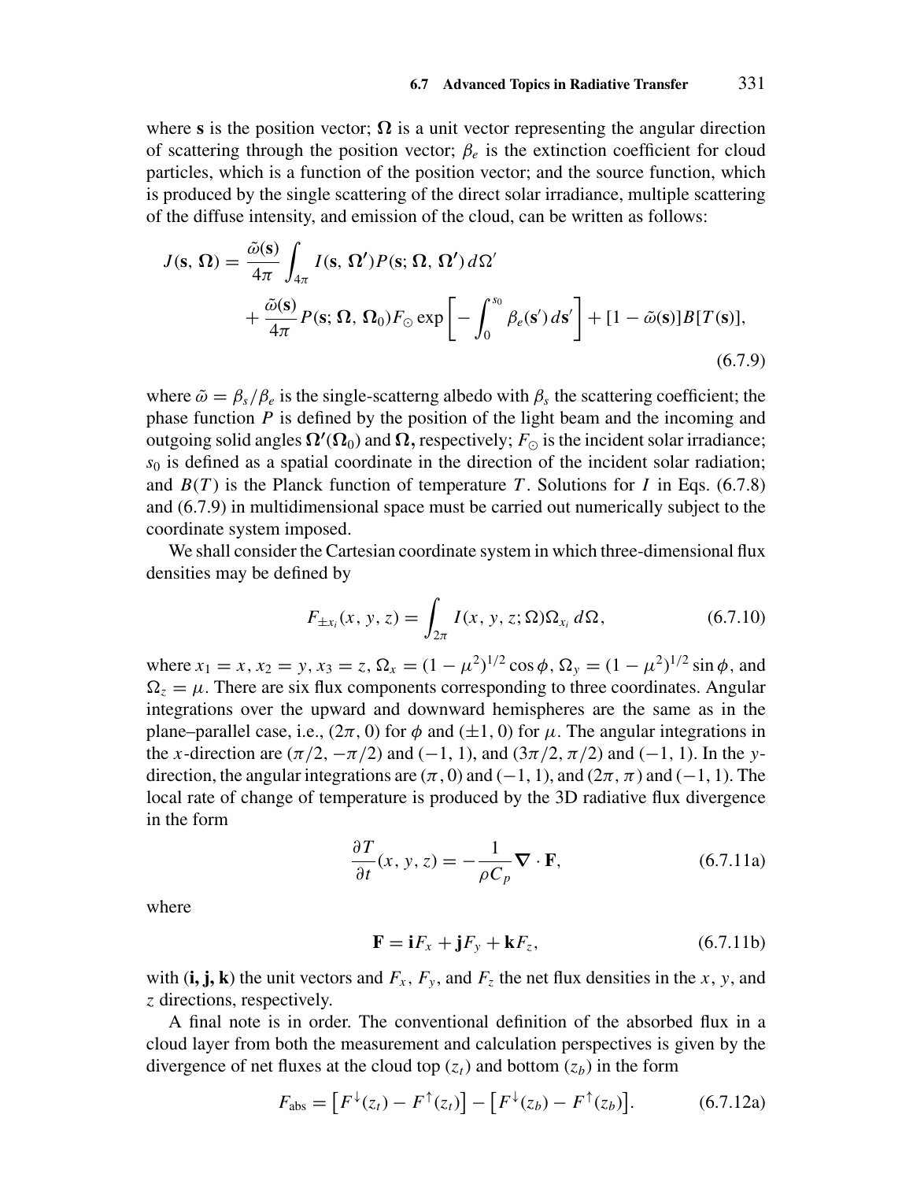where **s** is the position vector; $\mathbf{\Omega}$ is a unit vector representing the angular direction of scattering through the position vector; $\beta_e$ is the extinction coefficient for cloud particles, which is a function of the position vector; and the source function, which is produced by the single scattering of the direct solar irradiance, multiple scattering of the diffuse intensity, and emission of the cloud, can be written as follows:

$$J(\mathbf{s}, \mathbf{\Omega}) = \frac{\tilde{\omega}(\mathbf{s})}{4\pi} \int_{4\pi} I(\mathbf{s}, \mathbf{\Omega}') P(\mathbf{s}; \mathbf{\Omega}, \mathbf{\Omega}')\, d\Omega' + \frac{\tilde{\omega}(\mathbf{s})}{4\pi} P(\mathbf{s}; \mathbf{\Omega}, \mathbf{\Omega}_0) F_{\odot} \exp\left[ - \int_0^{s_0} \beta_e(\mathbf{s}')\, d\mathbf{s}' \right] + [1 - \tilde{\omega}(\mathbf{s})] B[T(\mathbf{s})], \tag{6.7.9}$$

where $\tilde{\omega} = \beta_s / \beta_e$ is the single-scatterng albedo with $\beta_s$ the scattering coefficient; the phase function $P$ is defined by the position of the light beam and the incoming and outgoing solid angles $\mathbf{\Omega}'(\mathbf{\Omega}_0)$ and $\mathbf{\Omega}$, respectively; $F_{\odot}$ is the incident solar irradiance; $s_0$ is defined as a spatial coordinate in the direction of the incident solar radiation; and $B(T)$ is the Planck function of temperature $T$. Solutions for $I$ in Eqs. (6.7.8) and (6.7.9) in multidimensional space must be carried out numerically subject to the coordinate system imposed.

We shall consider the Cartesian coordinate system in which three-dimensional flux densities may be defined by

$$F_{\pm x_i}(x, y, z) = \int_{2\pi} I(x, y, z; \Omega) \Omega_{x_i}\, d\Omega, \tag{6.7.10}$$

where $x_1 = x$, $x_2 = y$, $x_3 = z$, $\Omega_x = (1 - \mu^2)^{1/2} \cos\phi$, $\Omega_y = (1 - \mu^2)^{1/2} \sin\phi$, and $\Omega_z = \mu$. There are six flux components corresponding to three coordinates. Angular integrations over the upward and downward hemispheres are the same as in the plane–parallel case, i.e., $(2\pi, 0)$ for $\phi$ and $(\pm 1, 0)$ for $\mu$. The angular integrations in the $x$-direction are $(\pi/2, -\pi/2)$ and $(-1, 1)$, and $(3\pi/2, \pi/2)$ and $(-1, 1)$. In the $y$-direction, the angular integrations are $(\pi, 0)$ and $(-1, 1)$, and $(2\pi, \pi)$ and $(-1, 1)$. The local rate of change of temperature is produced by the 3D radiative flux divergence in the form

$$\frac{\partial T}{\partial t}(x, y, z) = -\frac{1}{\rho C_p} \mathbf{\nabla} \cdot \mathbf{F}, \tag{6.7.11a}$$

where

$$\mathbf{F} = \mathbf{i} F_x + \mathbf{j} F_y + \mathbf{k} F_z, \tag{6.7.11b}$$

with **(i, j, k)** the unit vectors and $F_x$, $F_y$, and $F_z$ the net flux densities in the $x$, $y$, and $z$ directions, respectively.

A final note is in order. The conventional definition of the absorbed flux in a cloud layer from both the measurement and calculation perspectives is given by the divergence of net fluxes at the cloud top ($z_t$) and bottom ($z_b$) in the form

$$F_{\text{abs}} = \left[ F^{\downarrow}(z_t) - F^{\uparrow}(z_t) \right] - \left[ F^{\downarrow}(z_b) - F^{\uparrow}(z_b) \right]. \tag{6.7.12a}$$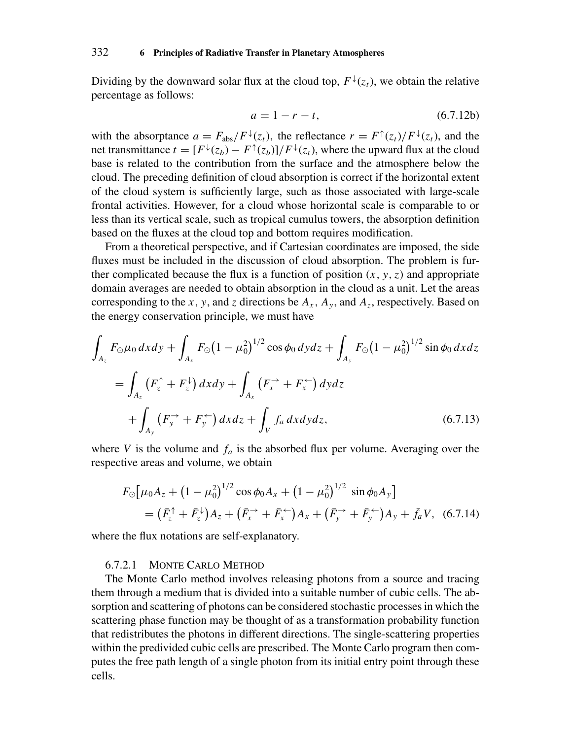Dividing by the downward solar flux at the cloud top, $F^{\downarrow}(z_t)$, we obtain the relative percentage as follows:

$$a = 1 - r - t, \tag{6.7.12b}$$

with the absorptance $a = F_{\text{abs}}/F^{\downarrow}(z_t)$, the reflectance $r = F^{\uparrow}(z_t)/F^{\downarrow}(z_t)$, and the net transmittance $t = [F^{\downarrow}(z_b) - F^{\uparrow}(z_b)]/F^{\downarrow}(z_t)$, where the upward flux at the cloud base is related to the contribution from the surface and the atmosphere below the cloud. The preceding definition of cloud absorption is correct if the horizontal extent of the cloud system is sufficiently large, such as those associated with large-scale frontal activities. However, for a cloud whose horizontal scale is comparable to or less than its vertical scale, such as tropical cumulus towers, the absorption definition based on the fluxes at the cloud top and bottom requires modification.

From a theoretical perspective, and if Cartesian coordinates are imposed, the side fluxes must be included in the discussion of cloud absorption. The problem is further complicated because the flux is a function of position $(x, y, z)$ and appropriate domain averages are needed to obtain absorption in the cloud as a unit. Let the areas corresponding to the $x$, $y$, and $z$ directions be $A_x$, $A_y$, and $A_z$, respectively. Based on the energy conservation principle, we must have

$$\begin{aligned}
&\int_{A_z} F_{\odot}\mu_0 \, dx dy + \int_{A_x} F_{\odot}\left(1-\mu_0^2\right)^{1/2} \cos\phi_0 \, dy dz + \int_{A_y} F_{\odot}\left(1-\mu_0^2\right)^{1/2} \sin\phi_0 \, dx dz \\
&\quad = \int_{A_z} \left(F_z^{\uparrow} + F_z^{\downarrow}\right) dx dy + \int_{A_x} \left(F_x^{\rightarrow} + F_x^{\leftarrow}\right) dy dz \\
&\qquad + \int_{A_y} \left(F_y^{\rightarrow} + F_y^{\leftarrow}\right) dx dz + \int_V f_a \, dx dy dz,
\end{aligned} \tag{6.7.13}$$

where $V$ is the volume and $f_a$ is the absorbed flux per volume. Averaging over the respective areas and volume, we obtain

$$\begin{aligned}
&F_{\odot}\left[\mu_0 A_z + \left(1-\mu_0^2\right)^{1/2} \cos\phi_0 A_x + \left(1-\mu_0^2\right)^{1/2} \sin\phi_0 A_y\right] \\
&\quad = \left(\bar{F}_z^{\uparrow} + \bar{F}_z^{\downarrow}\right) A_z + \left(\bar{F}_x^{\rightarrow} + \bar{F}_x^{\leftarrow}\right) A_x + \left(\bar{F}_y^{\rightarrow} + \bar{F}_y^{\leftarrow}\right) A_y + \bar{f}_a V,
\end{aligned} \tag{6.7.14}$$

where the flux notations are self-explanatory.

#### 6.7.2.1 Monte Carlo Method

The Monte Carlo method involves releasing photons from a source and tracing them through a medium that is divided into a suitable number of cubic cells. The absorption and scattering of photons can be considered stochastic processes in which the scattering phase function may be thought of as a transformation probability function that redistributes the photons in different directions. The single-scattering properties within the predivided cubic cells are prescribed. The Monte Carlo program then computes the free path length of a single photon from its initial entry point through these cells.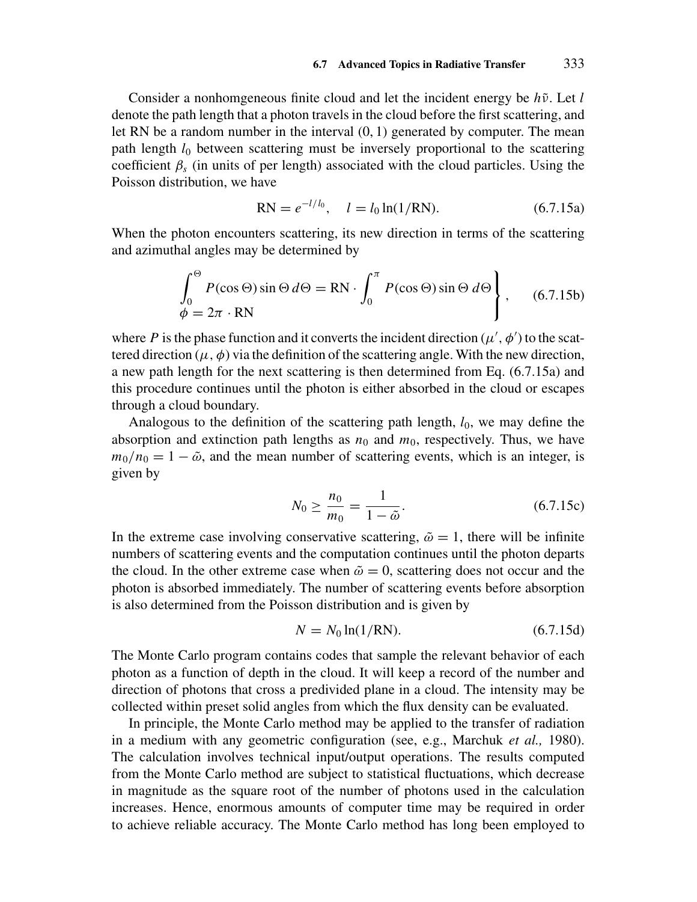Consider a nonhomgeneous finite cloud and let the incident energy be $h\tilde{\nu}$. Let $l$ denote the path length that a photon travels in the cloud before the first scattering, and let RN be a random number in the interval (0, 1) generated by computer. The mean path length $l_0$ between scattering must be inversely proportional to the scattering coefficient $\beta_s$ (in units of per length) associated with the cloud particles. Using the Poisson distribution, we have

$$\mathrm{RN} = e^{-l/l_0}, \quad l = l_0 \ln(1/\mathrm{RN}). \tag{6.7.15a}$$

When the photon encounters scattering, its new direction in terms of the scattering and azimuthal angles may be determined by

$$\left.\begin{array}{l} \displaystyle\int_0^{\Theta} P(\cos\Theta)\sin\Theta\, d\Theta = \mathrm{RN}\cdot\int_0^{\pi} P(\cos\Theta)\sin\Theta\, d\Theta \\ \phi = 2\pi\cdot\mathrm{RN} \end{array}\right\}, \tag{6.7.15b}$$

where $P$ is the phase function and it converts the incident direction $(\mu', \phi')$ to the scattered direction $(\mu, \phi)$ via the definition of the scattering angle. With the new direction, a new path length for the next scattering is then determined from Eq. (6.7.15a) and this procedure continues until the photon is either absorbed in the cloud or escapes through a cloud boundary.

Analogous to the definition of the scattering path length, $l_0$, we may define the absorption and extinction path lengths as $n_0$ and $m_0$, respectively. Thus, we have $m_0/n_0 = 1 - \tilde{\omega}$, and the mean number of scattering events, which is an integer, is given by

$$N_0 \geq \frac{n_0}{m_0} = \frac{1}{1-\tilde{\omega}}. \tag{6.7.15c}$$

In the extreme case involving conservative scattering, $\tilde{\omega} = 1$, there will be infinite numbers of scattering events and the computation continues until the photon departs the cloud. In the other extreme case when $\tilde{\omega} = 0$, scattering does not occur and the photon is absorbed immediately. The number of scattering events before absorption is also determined from the Poisson distribution and is given by

$$N = N_0 \ln(1/\mathrm{RN}). \tag{6.7.15d}$$

The Monte Carlo program contains codes that sample the relevant behavior of each photon as a function of depth in the cloud. It will keep a record of the number and direction of photons that cross a predivided plane in a cloud. The intensity may be collected within preset solid angles from which the flux density can be evaluated.

In principle, the Monte Carlo method may be applied to the transfer of radiation in a medium with any geometric configuration (see, e.g., Marchuk *et al.,* 1980). The calculation involves technical input/output operations. The results computed from the Monte Carlo method are subject to statistical fluctuations, which decrease in magnitude as the square root of the number of photons used in the calculation increases. Hence, enormous amounts of computer time may be required in order to achieve reliable accuracy. The Monte Carlo method has long been employed to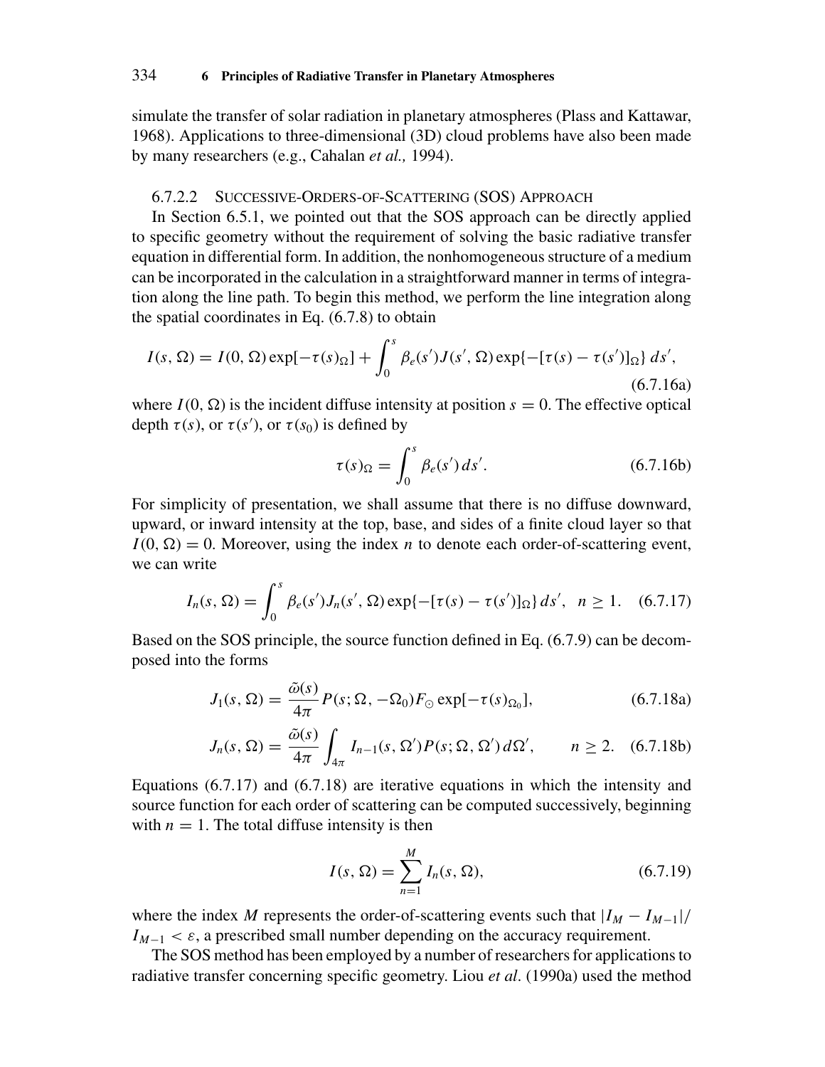simulate the transfer of solar radiation in planetary atmospheres (Plass and Kattawar, 1968). Applications to three-dimensional (3D) cloud problems have also been made by many researchers (e.g., Cahalan *et al.,* 1994).

#### 6.7.2.2 Successive-Orders-of-Scattering (SOS) Approach

In Section 6.5.1, we pointed out that the SOS approach can be directly applied to specific geometry without the requirement of solving the basic radiative transfer equation in differential form. In addition, the nonhomogeneous structure of a medium can be incorporated in the calculation in a straightforward manner in terms of integration along the line path. To begin this method, we perform the line integration along the spatial coordinates in Eq. (6.7.8) to obtain

$$I(s, \Omega) = I(0, \Omega)\exp[-\tau(s)_\Omega] + \int_0^s \beta_e(s')J(s', \Omega)\exp\{-[\tau(s) - \tau(s')]_\Omega\}\, ds', \tag{6.7.16a}$$

where $I(0, \Omega)$ is the incident diffuse intensity at position $s = 0$. The effective optical depth $\tau(s)$, or $\tau(s')$, or $\tau(s_0)$ is defined by

$$\tau(s)_\Omega = \int_0^s \beta_e(s')\, ds'. \tag{6.7.16b}$$

For simplicity of presentation, we shall assume that there is no diffuse downward, upward, or inward intensity at the top, base, and sides of a finite cloud layer so that $I(0, \Omega) = 0$. Moreover, using the index $n$ to denote each order-of-scattering event, we can write

$$I_n(s, \Omega) = \int_0^s \beta_e(s')J_n(s', \Omega)\exp\{-[\tau(s) - \tau(s')]_\Omega\}\, ds', \quad n \geq 1. \tag{6.7.17}$$

Based on the SOS principle, the source function defined in Eq. (6.7.9) can be decomposed into the forms

$$J_1(s, \Omega) = \frac{\tilde{\omega}(s)}{4\pi} P(s; \Omega, -\Omega_0) F_\odot \exp[-\tau(s)_{\Omega_0}], \tag{6.7.18a}$$

$$J_n(s, \Omega) = \frac{\tilde{\omega}(s)}{4\pi} \int_{4\pi} I_{n-1}(s, \Omega')P(s; \Omega, \Omega')\, d\Omega', \qquad n \geq 2. \tag{6.7.18b}$$

Equations (6.7.17) and (6.7.18) are iterative equations in which the intensity and source function for each order of scattering can be computed successively, beginning with $n = 1$. The total diffuse intensity is then

$$I(s, \Omega) = \sum_{n=1}^{M} I_n(s, \Omega), \tag{6.7.19}$$

where the index $M$ represents the order-of-scattering events such that $|I_M - I_{M-1}|/I_{M-1} < \varepsilon$, a prescribed small number depending on the accuracy requirement.

The SOS method has been employed by a number of researchers for applications to radiative transfer concerning specific geometry. Liou *et al*. (1990a) used the method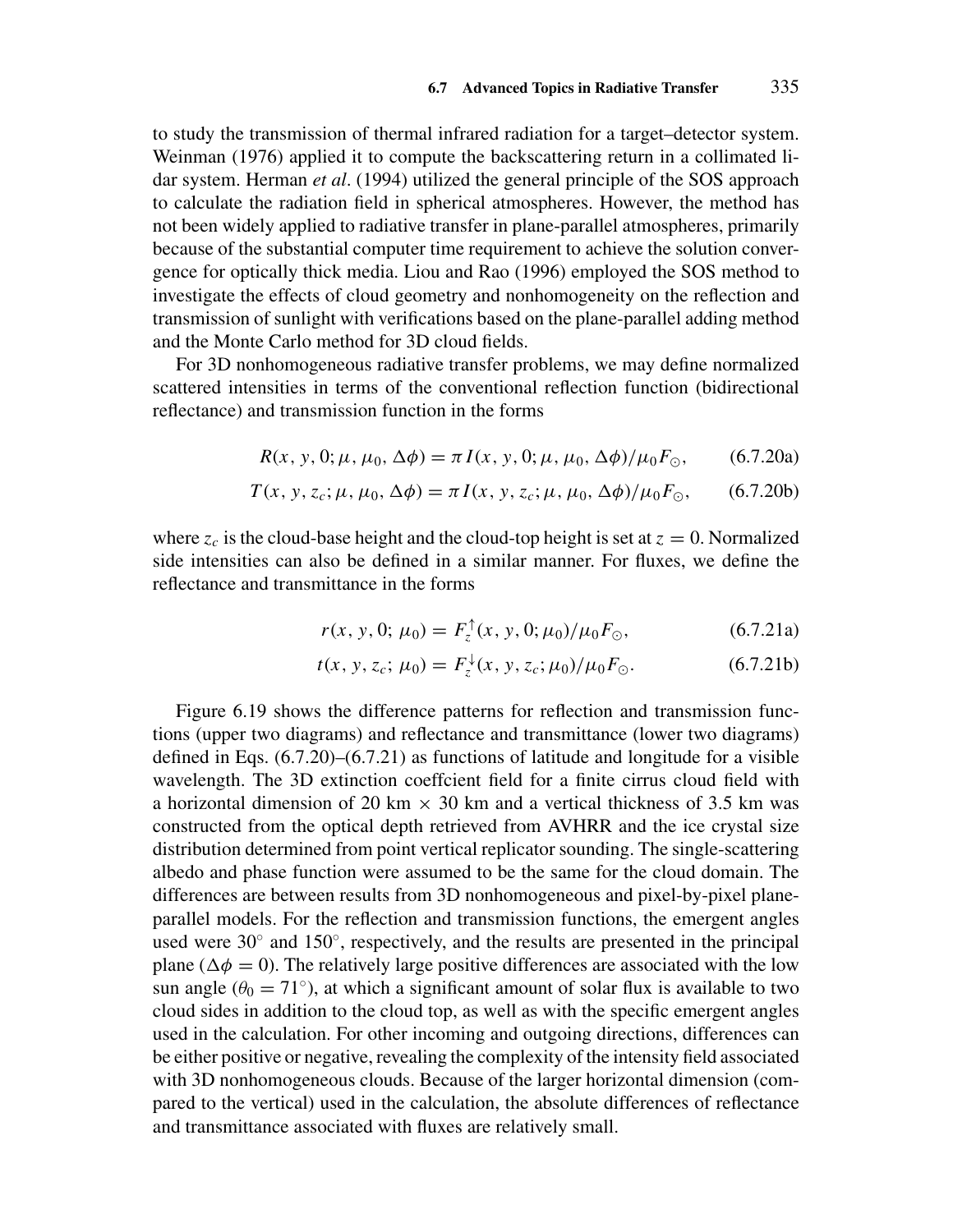to study the transmission of thermal infrared radiation for a target–detector system. Weinman (1976) applied it to compute the backscattering return in a collimated lidar system. Herman *et al*. (1994) utilized the general principle of the SOS approach to calculate the radiation field in spherical atmospheres. However, the method has not been widely applied to radiative transfer in plane-parallel atmospheres, primarily because of the substantial computer time requirement to achieve the solution convergence for optically thick media. Liou and Rao (1996) employed the SOS method to investigate the effects of cloud geometry and nonhomogeneity on the reflection and transmission of sunlight with verifications based on the plane-parallel adding method and the Monte Carlo method for 3D cloud fields.

For 3D nonhomogeneous radiative transfer problems, we may define normalized scattered intensities in terms of the conventional reflection function (bidirectional reflectance) and transmission function in the forms

$$R(x, y, 0; \mu, \mu_0, \Delta\phi) = \pi I(x, y, 0; \mu, \mu_0, \Delta\phi)/\mu_0 F_\odot, \tag{6.7.20a}$$

$$T(x, y, z_c; \mu, \mu_0, \Delta\phi) = \pi I(x, y, z_c; \mu, \mu_0, \Delta\phi)/\mu_0 F_\odot, \tag{6.7.20b}$$

where $z_c$ is the cloud-base height and the cloud-top height is set at $z = 0$. Normalized side intensities can also be defined in a similar manner. For fluxes, we define the reflectance and transmittance in the forms

$$r(x, y, 0;\, \mu_0) = F_z^{\uparrow}(x, y, 0; \mu_0)/\mu_0 F_\odot, \tag{6.7.21a}$$

$$t(x, y, z_c;\, \mu_0) = F_z^{\downarrow}(x, y, z_c; \mu_0)/\mu_0 F_\odot. \tag{6.7.21b}$$

Figure 6.19 shows the difference patterns for reflection and transmission functions (upper two diagrams) and reflectance and transmittance (lower two diagrams) defined in Eqs. (6.7.20)–(6.7.21) as functions of latitude and longitude for a visible wavelength. The 3D extinction coeffcient field for a finite cirrus cloud field with a horizontal dimension of 20 km $\times$ 30 km and a vertical thickness of 3.5 km was constructed from the optical depth retrieved from AVHRR and the ice crystal size distribution determined from point vertical replicator sounding. The single-scattering albedo and phase function were assumed to be the same for the cloud domain. The differences are between results from 3D nonhomogeneous and pixel-by-pixel plane-parallel models. For the reflection and transmission functions, the emergent angles used were 30° and 150°, respectively, and the results are presented in the principal plane ($\Delta\phi = 0$). The relatively large positive differences are associated with the low sun angle ($\theta_0 = 71°$), at which a significant amount of solar flux is available to two cloud sides in addition to the cloud top, as well as with the specific emergent angles used in the calculation. For other incoming and outgoing directions, differences can be either positive or negative, revealing the complexity of the intensity field associated with 3D nonhomogeneous clouds. Because of the larger horizontal dimension (compared to the vertical) used in the calculation, the absolute differences of reflectance and transmittance associated with fluxes are relatively small.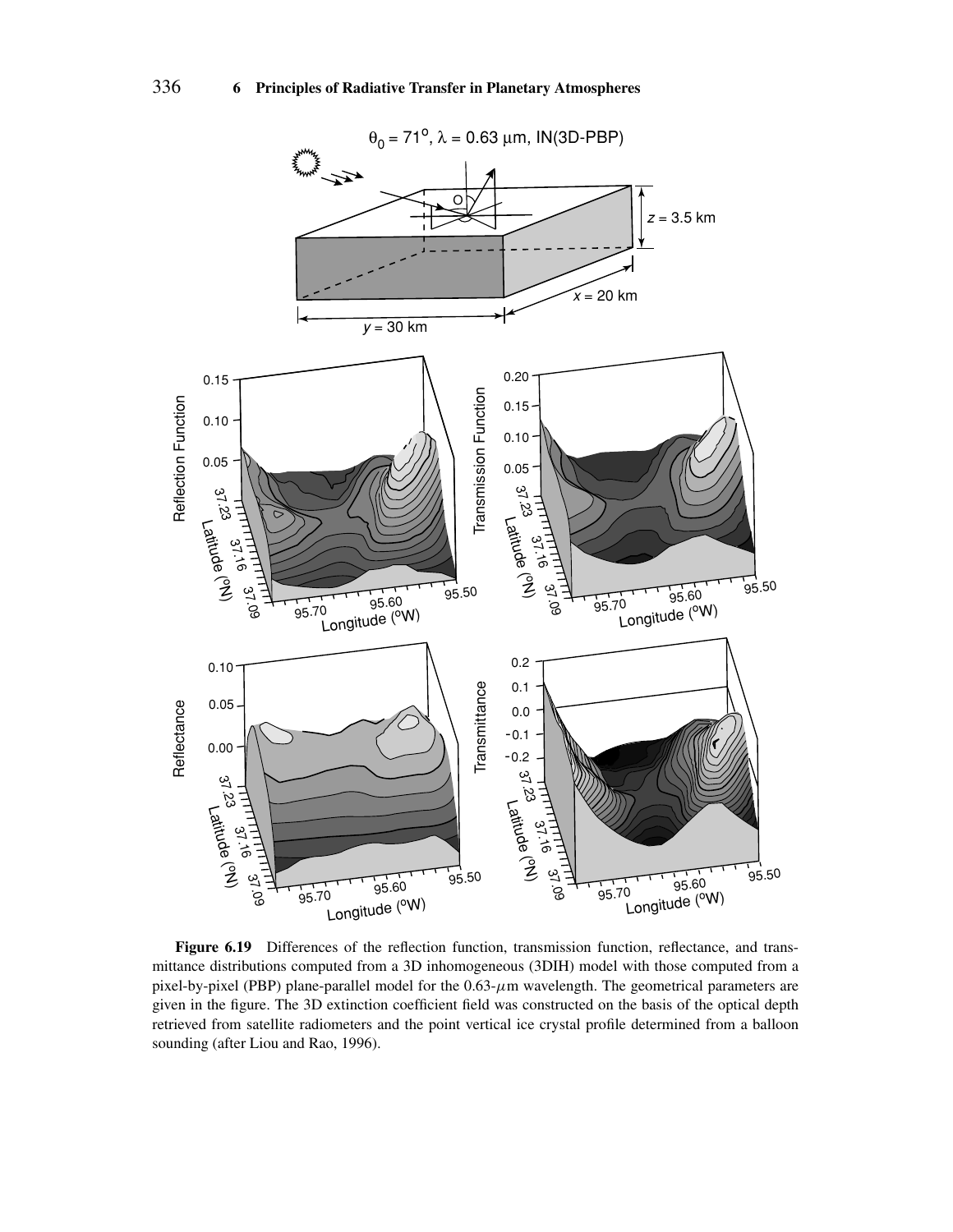**Figure 6.19** Differences of the reflection function, transmission function, reflectance, and transmittance distributions computed from a 3D inhomogeneous (3DIH) model with those computed from a pixel-by-pixel (PBP) plane-parallel model for the 0.63-$\mu$m wavelength. The geometrical parameters are given in the figure. The 3D extinction coefficient field was constructed on the basis of the optical depth retrieved from satellite radiometers and the point vertical ice crystal profile determined from a balloon sounding (after Liou and Rao, 1996).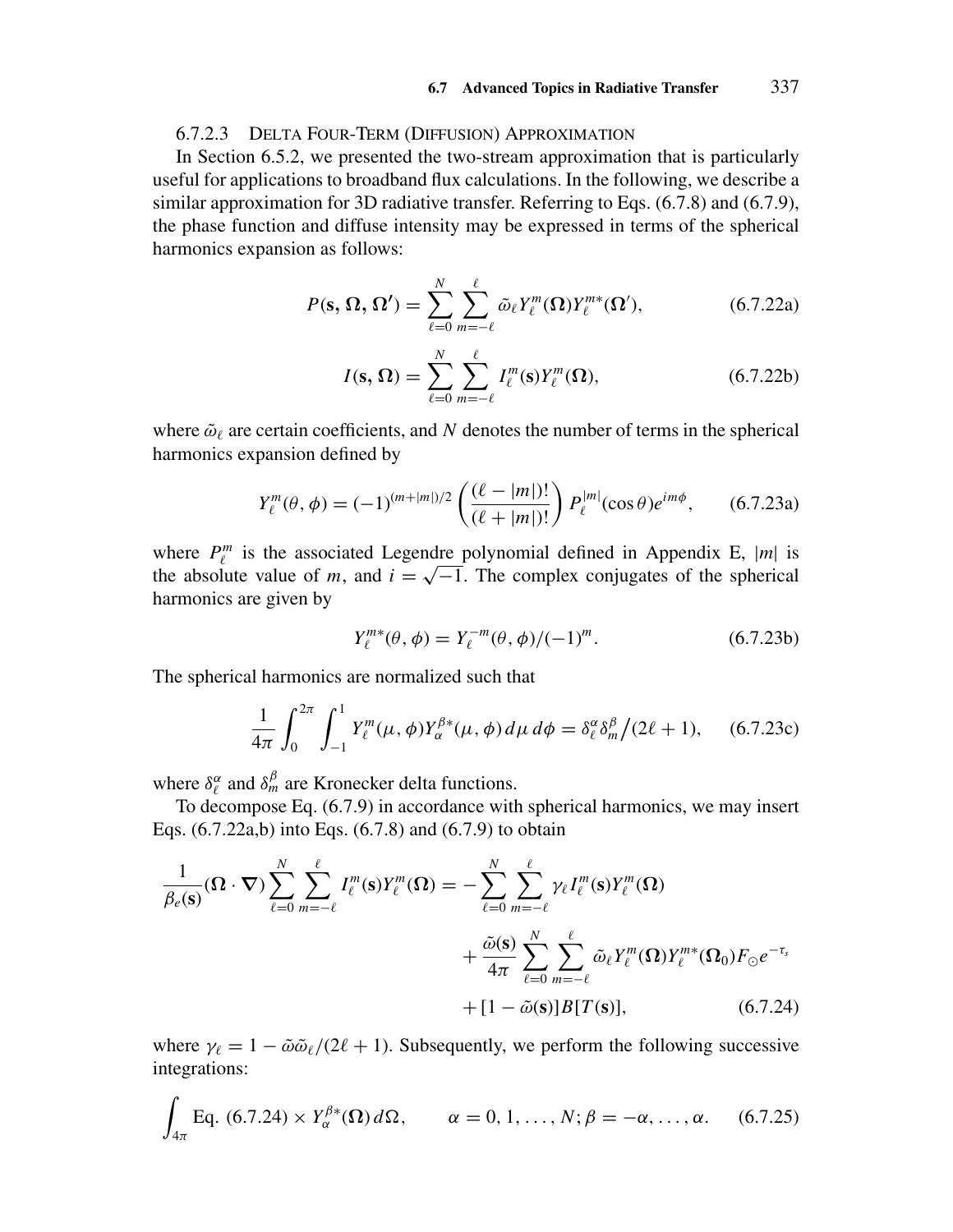#### 6.7.2.3 Delta Four-Term (Diffusion) Approximation

In Section 6.5.2, we presented the two-stream approximation that is particularly useful for applications to broadband flux calculations. In the following, we describe a similar approximation for 3D radiative transfer. Referring to Eqs. (6.7.8) and (6.7.9), the phase function and diffuse intensity may be expressed in terms of the spherical harmonics expansion as follows:

$$P(\mathbf{s}, \boldsymbol{\Omega}, \boldsymbol{\Omega}') = \sum_{\ell=0}^{N} \sum_{m=-\ell}^{\ell} \tilde{\omega}_\ell Y_\ell^m(\boldsymbol{\Omega}) Y_\ell^{m*}(\boldsymbol{\Omega}'), \tag{6.7.22a}$$

$$I(\mathbf{s}, \boldsymbol{\Omega}) = \sum_{\ell=0}^{N} \sum_{m=-\ell}^{\ell} I_\ell^m(\mathbf{s}) Y_\ell^m(\boldsymbol{\Omega}), \tag{6.7.22b}$$

where $\tilde{\omega}_\ell$ are certain coefficients, and $N$ denotes the number of terms in the spherical harmonics expansion defined by

$$Y_\ell^m(\theta, \phi) = (-1)^{(m+|m|)/2} \left( \frac{(\ell - |m|)!}{(\ell + |m|)!} \right) P_\ell^{|m|}(\cos\theta) e^{im\phi}, \tag{6.7.23a}$$

where $P_\ell^m$ is the associated Legendre polynomial defined in Appendix E, $|m|$ is the absolute value of $m$, and $i = \sqrt{-1}$. The complex conjugates of the spherical harmonics are given by

$$Y_\ell^{m*}(\theta, \phi) = Y_\ell^{-m}(\theta, \phi)/(-1)^m. \tag{6.7.23b}$$

The spherical harmonics are normalized such that

$$\frac{1}{4\pi} \int_0^{2\pi} \int_{-1}^{1} Y_\ell^m(\mu, \phi) Y_\alpha^{\beta*}(\mu, \phi) \, d\mu \, d\phi = \delta_\ell^\alpha \delta_m^\beta \big/ (2\ell + 1), \tag{6.7.23c}$$

where $\delta_\ell^\alpha$ and $\delta_m^\beta$ are Kronecker delta functions.

To decompose Eq. (6.7.9) in accordance with spherical harmonics, we may insert Eqs. (6.7.22a,b) into Eqs. (6.7.8) and (6.7.9) to obtain

$$\begin{aligned}
\frac{1}{\beta_e(\mathbf{s})}(\boldsymbol{\Omega} \cdot \boldsymbol{\nabla}) \sum_{\ell=0}^{N} \sum_{m=-\ell}^{\ell} I_\ell^m(\mathbf{s}) Y_\ell^m(\boldsymbol{\Omega}) = &- \sum_{\ell=0}^{N} \sum_{m=-\ell}^{\ell} \gamma_\ell I_\ell^m(\mathbf{s}) Y_\ell^m(\boldsymbol{\Omega}) \\
&+ \frac{\tilde{\omega}(\mathbf{s})}{4\pi} \sum_{\ell=0}^{N} \sum_{m=-\ell}^{\ell} \tilde{\omega}_\ell Y_\ell^m(\boldsymbol{\Omega}) Y_\ell^{m*}(\boldsymbol{\Omega}_0) F_\odot e^{-\tau_s} \\
&+ [1 - \tilde{\omega}(\mathbf{s})] B[T(\mathbf{s})],
\end{aligned} \tag{6.7.24}$$

where $\gamma_\ell = 1 - \tilde{\omega}\tilde{\omega}_\ell/(2\ell + 1)$. Subsequently, we perform the following successive integrations:

$$\int_{4\pi} \text{Eq. (6.7.24)} \times Y_\alpha^{\beta*}(\boldsymbol{\Omega}) \, d\Omega, \qquad \alpha = 0, 1, \ldots, N; \beta = -\alpha, \ldots, \alpha. \tag{6.7.25}$$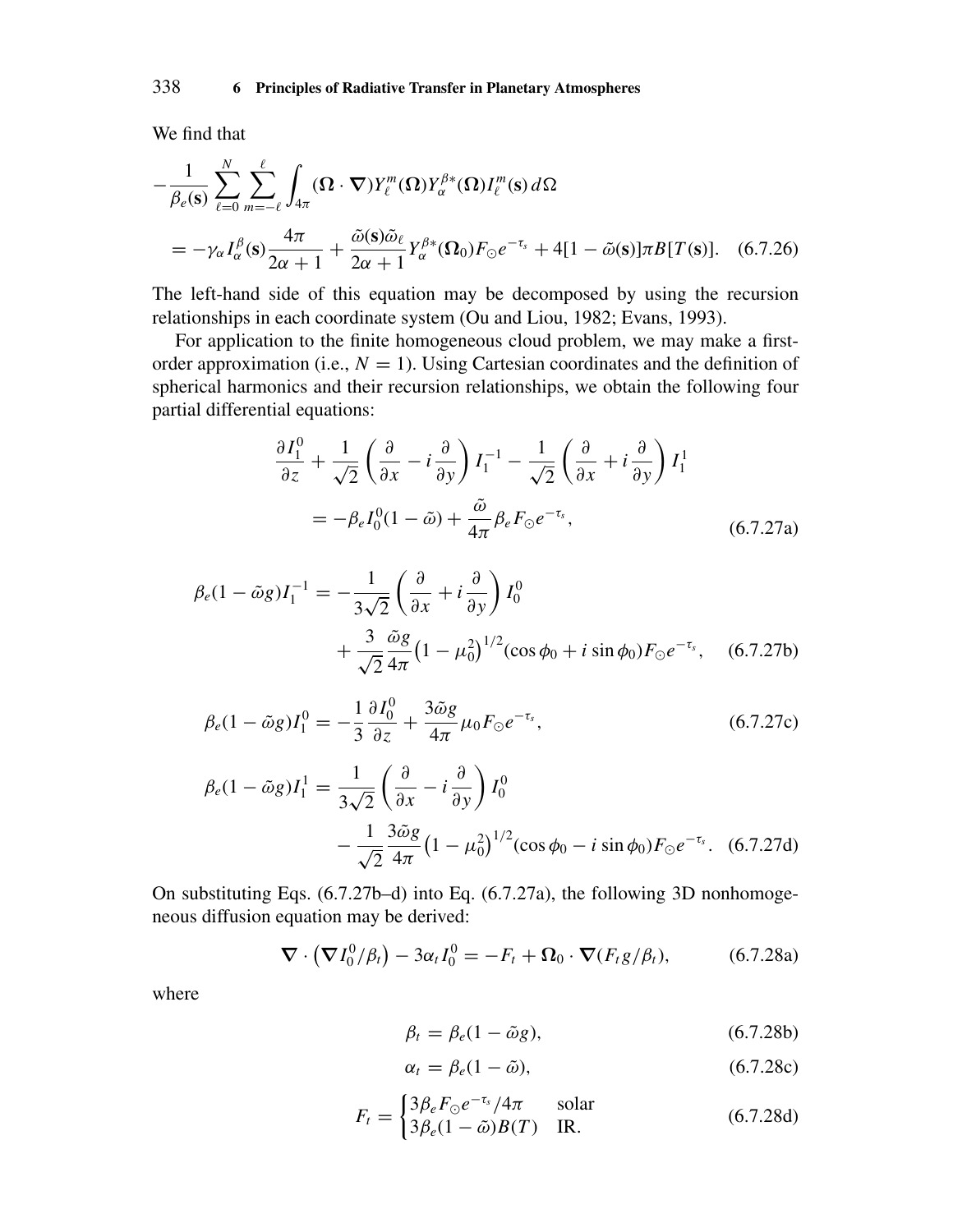We find that

$$-\frac{1}{\beta_e(\mathbf{s})}\sum_{\ell=0}^{N}\sum_{m=-\ell}^{\ell}\int_{4\pi}(\mathbf{\Omega}\cdot\nabla)Y_\ell^m(\mathbf{\Omega})Y_\alpha^{\beta*}(\mathbf{\Omega})I_\ell^m(\mathbf{s})\,d\Omega$$

$$= -\gamma_\alpha I_\alpha^\beta(\mathbf{s})\frac{4\pi}{2\alpha+1} + \frac{\tilde{\omega}(\mathbf{s})\tilde{\omega}_\ell}{2\alpha+1}Y_\alpha^{\beta*}(\mathbf{\Omega}_0)F_\odot e^{-\tau_s} + 4[1-\tilde{\omega}(\mathbf{s})]\pi B[T(\mathbf{s})]. \quad (6.7.26)$$

The left-hand side of this equation may be decomposed by using the recursion relationships in each coordinate system (Ou and Liou, 1982; Evans, 1993).

For application to the finite homogeneous cloud problem, we may make a first-order approximation (i.e., $N = 1$). Using Cartesian coordinates and the definition of spherical harmonics and their recursion relationships, we obtain the following four partial differential equations:

$$\frac{\partial I_1^0}{\partial z} + \frac{1}{\sqrt{2}}\left(\frac{\partial}{\partial x} - i\frac{\partial}{\partial y}\right)I_1^{-1} - \frac{1}{\sqrt{2}}\left(\frac{\partial}{\partial x} + i\frac{\partial}{\partial y}\right)I_1^1$$

$$= -\beta_e I_0^0(1-\tilde{\omega}) + \frac{\tilde{\omega}}{4\pi}\beta_e F_\odot e^{-\tau_s}, \quad (6.7.27\text{a})$$

$$\beta_e(1-\tilde{\omega}g)I_1^{-1} = -\frac{1}{3\sqrt{2}}\left(\frac{\partial}{\partial x} + i\frac{\partial}{\partial y}\right)I_0^0 + \frac{3}{\sqrt{2}}\frac{\tilde{\omega}g}{4\pi}\left(1-\mu_0^2\right)^{1/2}(\cos\phi_0 + i\sin\phi_0)F_\odot e^{-\tau_s}, \quad (6.7.27\text{b})$$

$$\beta_e(1-\tilde{\omega}g)I_1^0 = -\frac{1}{3}\frac{\partial I_0^0}{\partial z} + \frac{3\tilde{\omega}g}{4\pi}\mu_0 F_\odot e^{-\tau_s}, \quad (6.7.27\text{c})$$

$$\beta_e(1-\tilde{\omega}g)I_1^1 = \frac{1}{3\sqrt{2}}\left(\frac{\partial}{\partial x} - i\frac{\partial}{\partial y}\right)I_0^0 - \frac{1}{\sqrt{2}}\frac{3\tilde{\omega}g}{4\pi}\left(1-\mu_0^2\right)^{1/2}(\cos\phi_0 - i\sin\phi_0)F_\odot e^{-\tau_s}. \quad (6.7.27\text{d})$$

On substituting Eqs. (6.7.27b–d) into Eq. (6.7.27a), the following 3D nonhomogeneous diffusion equation may be derived:

$$\nabla\cdot\left(\nabla I_0^0/\beta_t\right) - 3\alpha_t I_0^0 = -F_t + \mathbf{\Omega}_0\cdot\nabla(F_t g/\beta_t), \quad (6.7.28\text{a})$$

where

$$\beta_t = \beta_e(1-\tilde{\omega}g), \quad (6.7.28\text{b})$$

$$\alpha_t = \beta_e(1-\tilde{\omega}), \quad (6.7.28\text{c})$$

$$F_t = \begin{cases} 3\beta_e F_\odot e^{-\tau_s}/4\pi & \text{solar} \\ 3\beta_e(1-\tilde{\omega})B(T) & \text{IR}. \end{cases} \quad (6.7.28\text{d})$$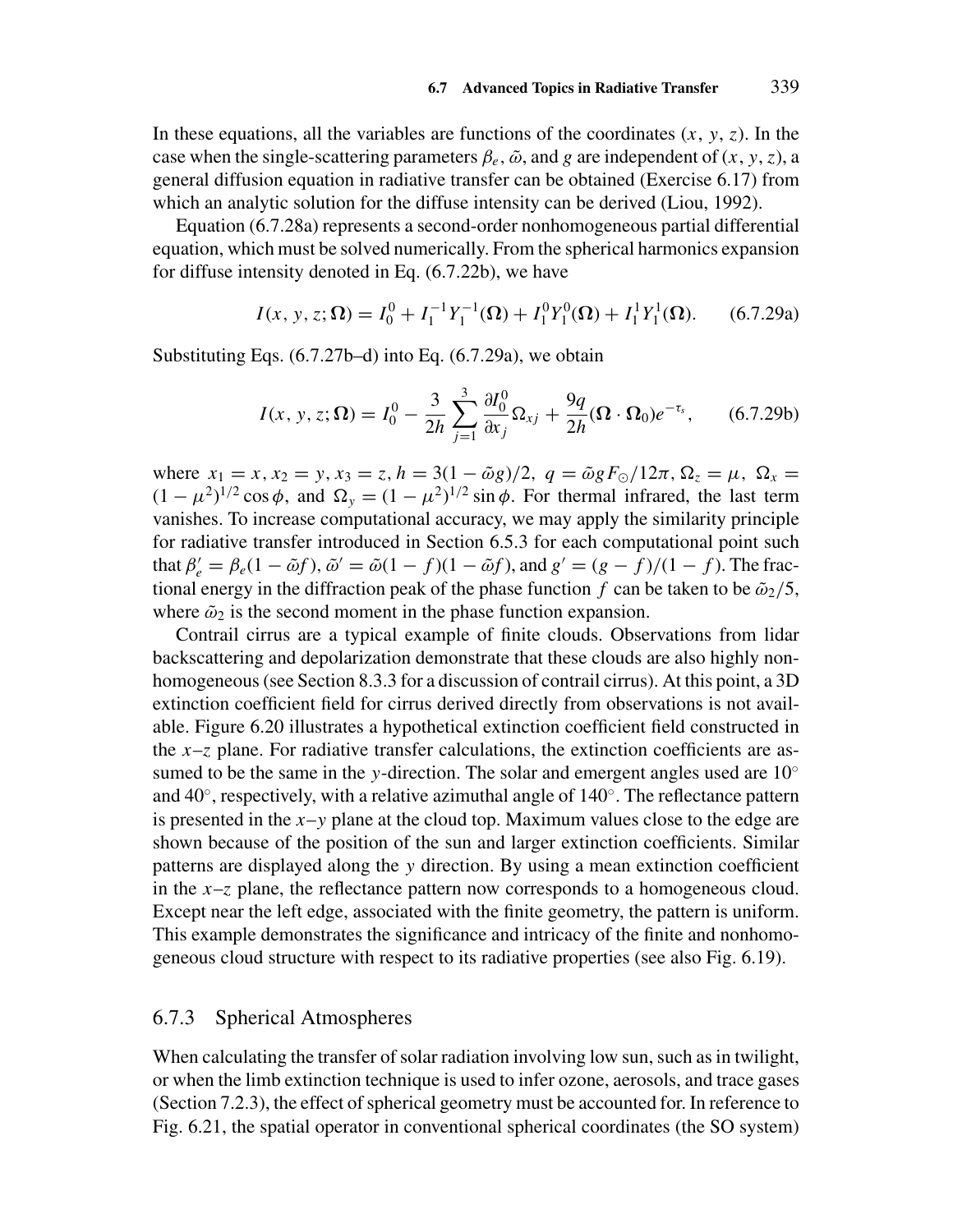In these equations, all the variables are functions of the coordinates $(x, y, z)$. In the case when the single-scattering parameters $\beta_e$, $\tilde{\omega}$, and $g$ are independent of $(x, y, z)$, a general diffusion equation in radiative transfer can be obtained (Exercise 6.17) from which an analytic solution for the diffuse intensity can be derived (Liou, 1992).

Equation (6.7.28a) represents a second-order nonhomogeneous partial differential equation, which must be solved numerically. From the spherical harmonics expansion for diffuse intensity denoted in Eq. (6.7.22b), we have

$$I(x, y, z; \mathbf{\Omega}) = I_0^0 + I_1^{-1} Y_1^{-1}(\mathbf{\Omega}) + I_1^0 Y_1^0(\mathbf{\Omega}) + I_1^1 Y_1^1(\mathbf{\Omega}). \qquad (6.7.29\text{a})$$

Substituting Eqs. (6.7.27b–d) into Eq. (6.7.29a), we obtain

$$I(x, y, z; \mathbf{\Omega}) = I_0^0 - \frac{3}{2h} \sum_{j=1}^{3} \frac{\partial I_0^0}{\partial x_j} \Omega_{xj} + \frac{9q}{2h} (\mathbf{\Omega} \cdot \mathbf{\Omega}_0) e^{-\tau_s}, \qquad (6.7.29\text{b})$$

where $x_1 = x$, $x_2 = y$, $x_3 = z$, $h = 3(1 - \tilde{\omega} g)/2$, $q = \tilde{\omega} g F_\odot / 12\pi$, $\Omega_z = \mu$, $\Omega_x = (1 - \mu^2)^{1/2} \cos\phi$, and $\Omega_y = (1 - \mu^2)^{1/2} \sin\phi$. For thermal infrared, the last term vanishes. To increase computational accuracy, we may apply the similarity principle for radiative transfer introduced in Section 6.5.3 for each computational point such that $\beta_e' = \beta_e(1 - \tilde{\omega} f)$, $\tilde{\omega}' = \tilde{\omega}(1 - f)(1 - \tilde{\omega} f)$, and $g' = (g - f)/(1 - f)$. The fractional energy in the diffraction peak of the phase function $f$ can be taken to be $\tilde{\omega}_2/5$, where $\tilde{\omega}_2$ is the second moment in the phase function expansion.

Contrail cirrus are a typical example of finite clouds. Observations from lidar backscattering and depolarization demonstrate that these clouds are also highly nonhomogeneous (see Section 8.3.3 for a discussion of contrail cirrus). At this point, a 3D extinction coefficient field for cirrus derived directly from observations is not available. Figure 6.20 illustrates a hypothetical extinction coefficient field constructed in the $x$–$z$ plane. For radiative transfer calculations, the extinction coefficients are assumed to be the same in the $y$-direction. The solar and emergent angles used are $10^\circ$ and $40^\circ$, respectively, with a relative azimuthal angle of $140^\circ$. The reflectance pattern is presented in the $x$–$y$ plane at the cloud top. Maximum values close to the edge are shown because of the position of the sun and larger extinction coefficients. Similar patterns are displayed along the $y$ direction. By using a mean extinction coefficient in the $x$–$z$ plane, the reflectance pattern now corresponds to a homogeneous cloud. Except near the left edge, associated with the finite geometry, the pattern is uniform. This example demonstrates the significance and intricacy of the finite and nonhomogeneous cloud structure with respect to its radiative properties (see also Fig. 6.19).

### 6.7.3 Spherical Atmospheres

When calculating the transfer of solar radiation involving low sun, such as in twilight, or when the limb extinction technique is used to infer ozone, aerosols, and trace gases (Section 7.2.3), the effect of spherical geometry must be accounted for. In reference to Fig. 6.21, the spatial operator in conventional spherical coordinates (the SO system)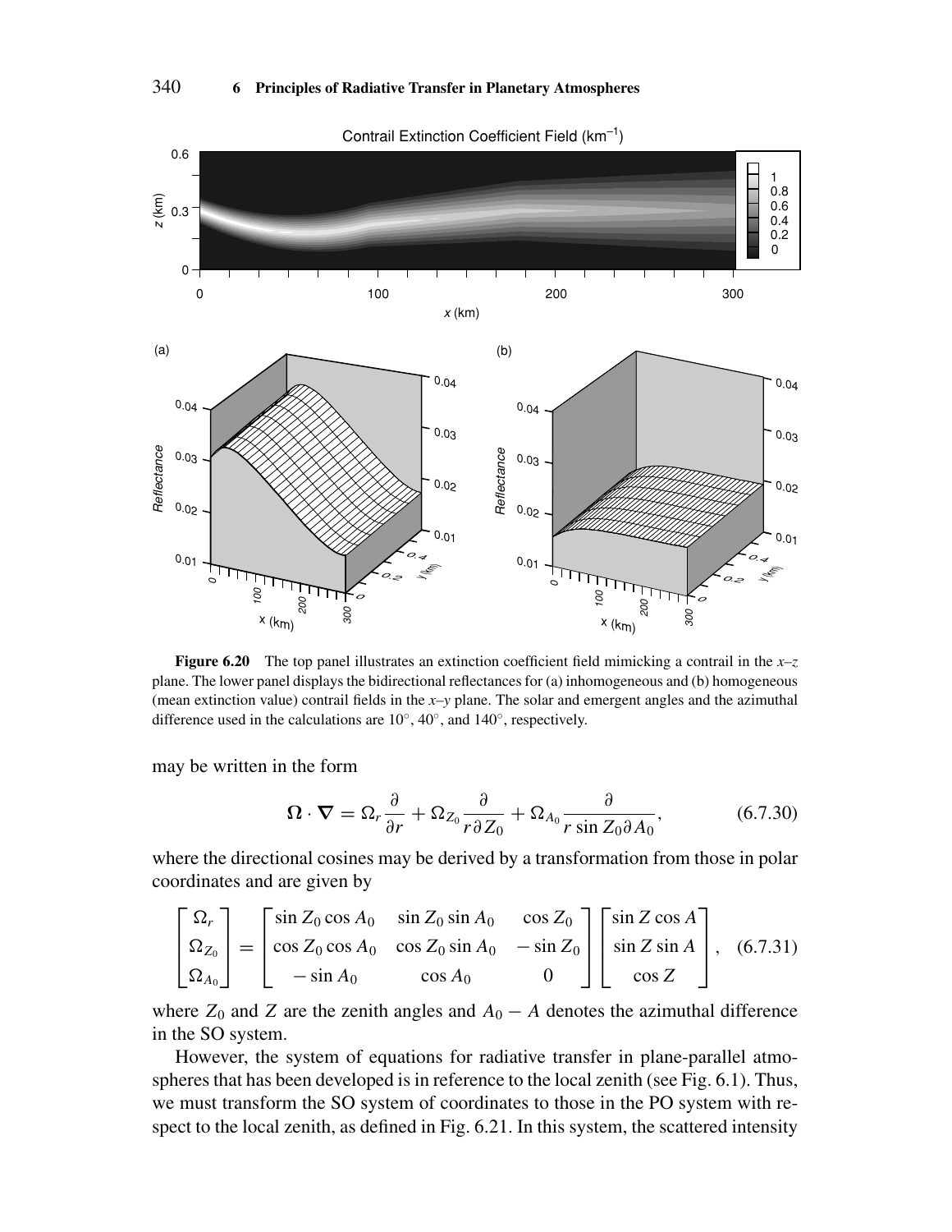**Figure 6.20** The top panel illustrates an extinction coefficient field mimicking a contrail in the $x$–$z$ plane. The lower panel displays the bidirectional reflectances for (a) inhomogeneous and (b) homogeneous (mean extinction value) contrail fields in the $x$–$y$ plane. The solar and emergent angles and the azimuthal difference used in the calculations are 10°, 40°, and 140°, respectively.

may be written in the form

$$\mathbf{\Omega} \cdot \mathbf{\nabla} = \Omega_r \frac{\partial}{\partial r} + \Omega_{Z_0} \frac{\partial}{r \partial Z_0} + \Omega_{A_0} \frac{\partial}{r \sin Z_0 \partial A_0}, \tag{6.7.30}$$

where the directional cosines may be derived by a transformation from those in polar coordinates and are given by

$$\begin{bmatrix} \Omega_r \\ \Omega_{Z_0} \\ \Omega_{A_0} \end{bmatrix} = \begin{bmatrix} \sin Z_0 \cos A_0 & \sin Z_0 \sin A_0 & \cos Z_0 \\ \cos Z_0 \cos A_0 & \cos Z_0 \sin A_0 & -\sin Z_0 \\ -\sin A_0 & \cos A_0 & 0 \end{bmatrix} \begin{bmatrix} \sin Z \cos A \\ \sin Z \sin A \\ \cos Z \end{bmatrix}, \tag{6.7.31}$$

where $Z_0$ and $Z$ are the zenith angles and $A_0 - A$ denotes the azimuthal difference in the SO system.

However, the system of equations for radiative transfer in plane-parallel atmospheres that has been developed is in reference to the local zenith (see Fig. 6.1). Thus, we must transform the SO system of coordinates to those in the PO system with respect to the local zenith, as defined in Fig. 6.21. In this system, the scattered intensity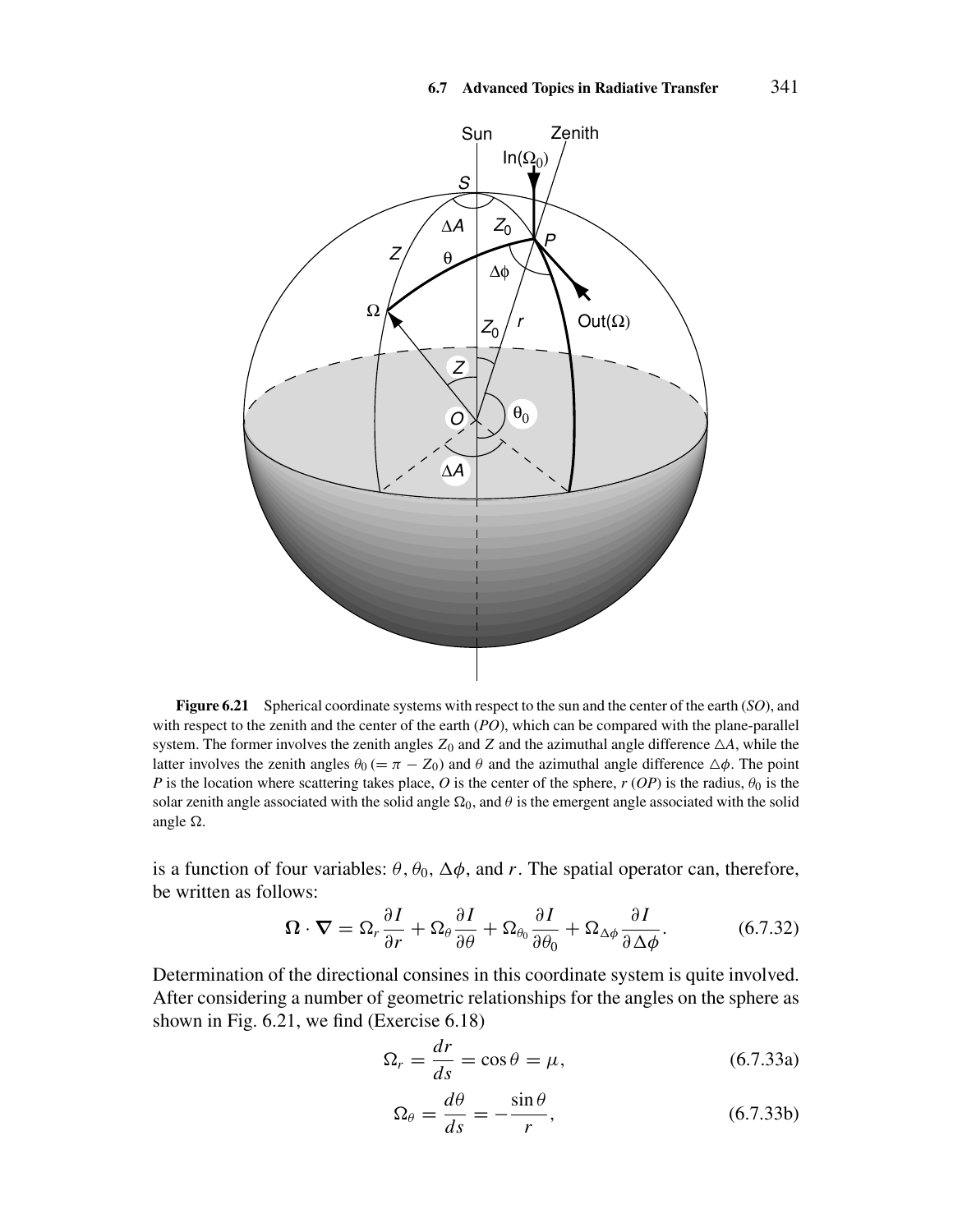**Figure 6.21** Spherical coordinate systems with respect to the sun and the center of the earth (*SO*), and with respect to the zenith and the center of the earth (*PO*), which can be compared with the plane-parallel system. The former involves the zenith angles $Z_0$ and $Z$ and the azimuthal angle difference $\triangle A$, while the latter involves the zenith angles $\theta_0$ ($= \pi - Z_0$) and $\theta$ and the azimuthal angle difference $\triangle\phi$. The point $P$ is the location where scattering takes place, $O$ is the center of the sphere, $r$ ($OP$) is the radius, $\theta_0$ is the solar zenith angle associated with the solid angle $\Omega_0$, and $\theta$ is the emergent angle associated with the solid angle $\Omega$.

is a function of four variables: $\theta$, $\theta_0$, $\Delta\phi$, and $r$. The spatial operator can, therefore, be written as follows:

$$\mathbf{\Omega} \cdot \mathbf{\nabla} = \Omega_r \frac{\partial I}{\partial r} + \Omega_\theta \frac{\partial I}{\partial \theta} + \Omega_{\theta_0} \frac{\partial I}{\partial \theta_0} + \Omega_{\Delta\phi} \frac{\partial I}{\partial \Delta\phi}. \tag{6.7.32}$$

Determination of the directional consines in this coordinate system is quite involved. After considering a number of geometric relationships for the angles on the sphere as shown in Fig. 6.21, we find (Exercise 6.18)

$$\Omega_r = \frac{dr}{ds} = \cos\theta = \mu, \tag{6.7.33a}$$

$$\Omega_\theta = \frac{d\theta}{ds} = -\frac{\sin\theta}{r}, \tag{6.7.33b}$$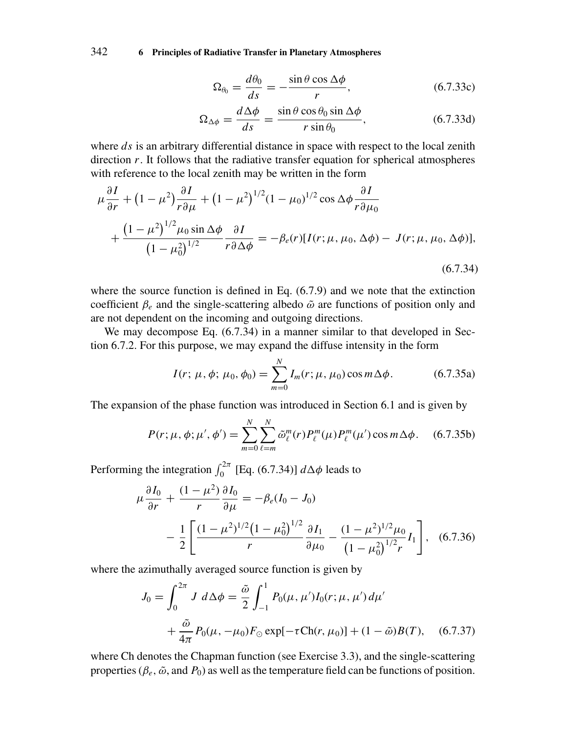$$\Omega_{\theta_0} = \frac{d\theta_0}{ds} = -\frac{\sin\theta\cos\Delta\phi}{r}, \tag{6.7.33c}$$

$$\Omega_{\Delta\phi} = \frac{d\Delta\phi}{ds} = \frac{\sin\theta\cos\theta_0\sin\Delta\phi}{r\sin\theta_0}, \tag{6.7.33d}$$

where $ds$ is an arbitrary differential distance in space with respect to the local zenith direction $r$. It follows that the radiative transfer equation for spherical atmospheres with reference to the local zenith may be written in the form

$$\mu\frac{\partial I}{\partial r} + \left(1-\mu^2\right)\frac{\partial I}{r\partial\mu} + \left(1-\mu^2\right)^{1/2}(1-\mu_0)^{1/2}\cos\Delta\phi\frac{\partial I}{r\partial\mu_0}$$
$$+ \frac{\left(1-\mu^2\right)^{1/2}\mu_0\sin\Delta\phi}{\left(1-\mu_0^2\right)^{1/2}}\frac{\partial I}{r\partial\Delta\phi} = -\beta_e(r)[I(r;\mu,\mu_0,\Delta\phi) - J(r;\mu,\mu_0,\Delta\phi)], \tag{6.7.34}$$

where the source function is defined in Eq. (6.7.9) and we note that the extinction coefficient $\beta_e$ and the single-scattering albedo $\tilde{\omega}$ are functions of position only and are not dependent on the incoming and outgoing directions.

We may decompose Eq. (6.7.34) in a manner similar to that developed in Section 6.7.2. For this purpose, we may expand the diffuse intensity in the form

$$I(r;\,\mu,\phi;\,\mu_0,\phi_0) = \sum_{m=0}^{N} I_m(r;\mu,\mu_0)\cos m\Delta\phi. \tag{6.7.35a}$$

The expansion of the phase function was introduced in Section 6.1 and is given by

$$P(r;\mu,\phi;\mu',\phi') = \sum_{m=0}^{N}\sum_{\ell=m}^{N}\tilde{\omega}_\ell^m(r)P_\ell^m(\mu)P_\ell^m(\mu')\cos m\Delta\phi. \tag{6.7.35b}$$

Performing the integration $\int_0^{2\pi}$ [Eq. (6.7.34)] $d\Delta\phi$ leads to

$$\mu\frac{\partial I_0}{\partial r} + \frac{(1-\mu^2)}{r}\frac{\partial I_0}{\partial\mu} = -\beta_e(I_0 - J_0)$$
$$- \frac{1}{2}\left[\frac{(1-\mu^2)^{1/2}\left(1-\mu_0^2\right)^{1/2}}{r}\frac{\partial I_1}{\partial\mu_0} - \frac{(1-\mu^2)^{1/2}\mu_0}{\left(1-\mu_0^2\right)^{1/2}r}I_1\right], \tag{6.7.36}$$

where the azimuthally averaged source function is given by

$$J_0 = \int_0^{2\pi} J\,d\Delta\phi = \frac{\tilde{\omega}}{2}\int_{-1}^{1}P_0(\mu,\mu')I_0(r;\mu,\mu')\,d\mu'$$
$$+ \frac{\tilde{\omega}}{4\pi}P_0(\mu,-\mu_0)F_\odot\exp[-\tau\mathrm{Ch}(r,\mu_0)] + (1-\tilde{\omega})B(T), \tag{6.7.37}$$

where Ch denotes the Chapman function (see Exercise 3.3), and the single-scattering properties ($\beta_e$, $\tilde{\omega}$, and $P_0$) as well as the temperature field can be functions of position.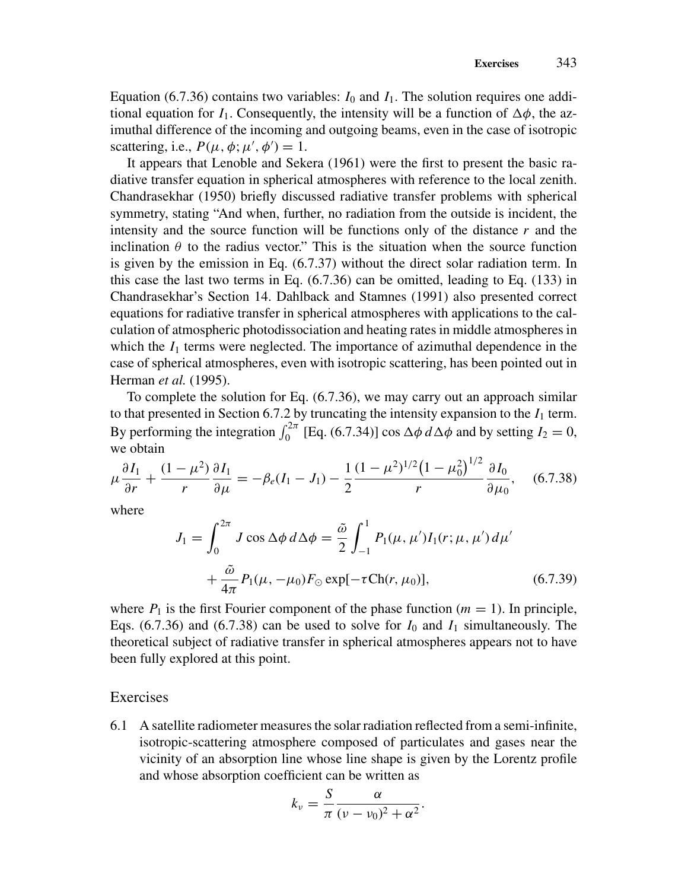Equation (6.7.36) contains two variables: $I_0$ and $I_1$. The solution requires one additional equation for $I_1$. Consequently, the intensity will be a function of $\Delta\phi$, the azimuthal difference of the incoming and outgoing beams, even in the case of isotropic scattering, i.e., $P(\mu, \phi; \mu', \phi') = 1$.

It appears that Lenoble and Sekera (1961) were the first to present the basic radiative transfer equation in spherical atmospheres with reference to the local zenith. Chandrasekhar (1950) briefly discussed radiative transfer problems with spherical symmetry, stating "And when, further, no radiation from the outside is incident, the intensity and the source function will be functions only of the distance $r$ and the inclination $\theta$ to the radius vector." This is the situation when the source function is given by the emission in Eq. (6.7.37) without the direct solar radiation term. In this case the last two terms in Eq. (6.7.36) can be omitted, leading to Eq. (133) in Chandrasekhar's Section 14. Dahlback and Stamnes (1991) also presented correct equations for radiative transfer in spherical atmospheres with applications to the calculation of atmospheric photodissociation and heating rates in middle atmospheres in which the $I_1$ terms were neglected. The importance of azimuthal dependence in the case of spherical atmospheres, even with isotropic scattering, has been pointed out in Herman *et al.* (1995).

To complete the solution for Eq. (6.7.36), we may carry out an approach similar to that presented in Section 6.7.2 by truncating the intensity expansion to the $I_1$ term. By performing the integration $\int_0^{2\pi}$ [Eq. (6.7.34)] $\cos\Delta\phi \, d\Delta\phi$ and by setting $I_2 = 0$, we obtain

$$\mu \frac{\partial I_1}{\partial r} + \frac{(1-\mu^2)}{r}\frac{\partial I_1}{\partial \mu} = -\beta_e(I_1 - J_1) - \frac{1}{2}\frac{(1-\mu^2)^{1/2}\left(1-\mu_0^2\right)^{1/2}}{r}\frac{\partial I_0}{\partial \mu_0}, \quad (6.7.38)$$

where

$$J_1 = \int_0^{2\pi} J \cos\Delta\phi \, d\Delta\phi = \frac{\tilde{\omega}}{2}\int_{-1}^{1} P_1(\mu, \mu') I_1(r; \mu, \mu') \, d\mu' + \frac{\tilde{\omega}}{4\pi} P_1(\mu, -\mu_0) F_\odot \exp[-\tau \mathrm{Ch}(r, \mu_0)], \quad (6.7.39)$$

where $P_1$ is the first Fourier component of the phase function ($m = 1$). In principle, Eqs. (6.7.36) and (6.7.38) can be used to solve for $I_0$ and $I_1$ simultaneously. The theoretical subject of radiative transfer in spherical atmospheres appears not to have been fully explored at this point.

## Exercises

6.1 A satellite radiometer measures the solar radiation reflected from a semi-infinite, isotropic-scattering atmosphere composed of particulates and gases near the vicinity of an absorption line whose line shape is given by the Lorentz profile and whose absorption coefficient can be written as

$$k_\nu = \frac{S}{\pi}\frac{\alpha}{(\nu - \nu_0)^2 + \alpha^2}.$$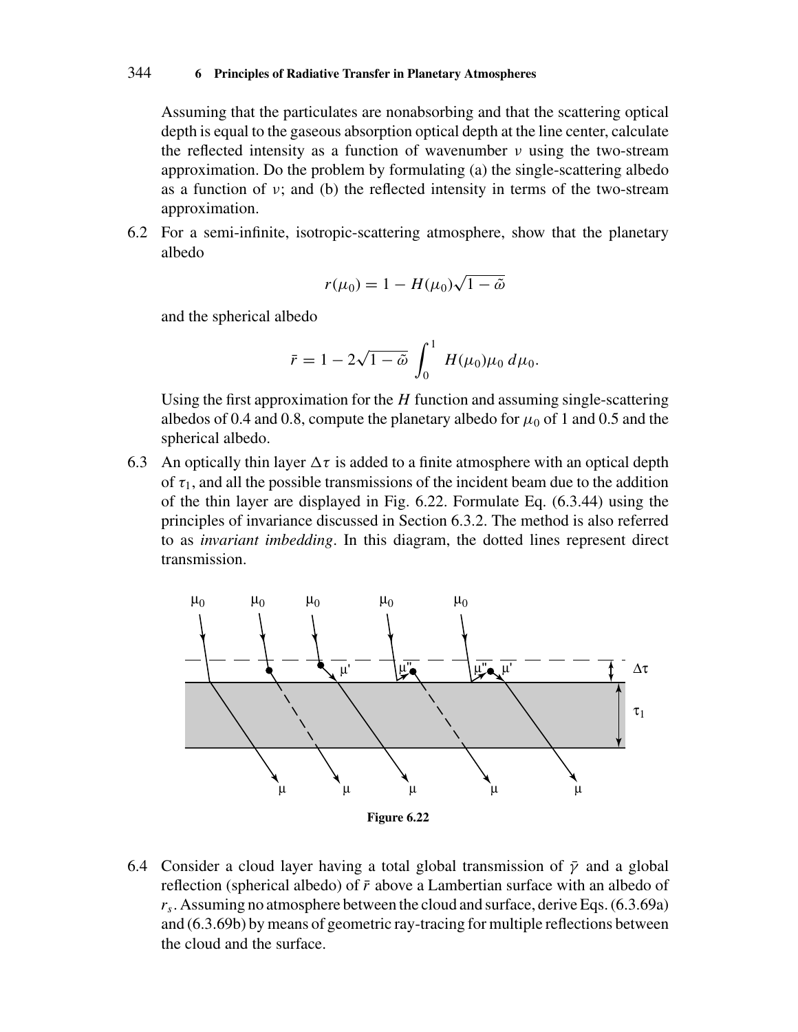Assuming that the particulates are nonabsorbing and that the scattering optical depth is equal to the gaseous absorption optical depth at the line center, calculate the reflected intensity as a function of wavenumber $\nu$ using the two-stream approximation. Do the problem by formulating (a) the single-scattering albedo as a function of $\nu$; and (b) the reflected intensity in terms of the two-stream approximation.

6.2 For a semi-infinite, isotropic-scattering atmosphere, show that the planetary albedo

$$r(\mu_0) = 1 - H(\mu_0)\sqrt{1 - \tilde{\omega}}$$

and the spherical albedo

$$\bar{r} = 1 - 2\sqrt{1 - \tilde{\omega}} \int_0^1 H(\mu_0)\mu_0 \, d\mu_0.$$

Using the first approximation for the $H$ function and assuming single-scattering albedos of 0.4 and 0.8, compute the planetary albedo for $\mu_0$ of 1 and 0.5 and the spherical albedo.

6.3 An optically thin layer $\Delta\tau$ is added to a finite atmosphere with an optical depth of $\tau_1$, and all the possible transmissions of the incident beam due to the addition of the thin layer are displayed in Fig. 6.22. Formulate Eq. (6.3.44) using the principles of invariance discussed in Section 6.3.2. The method is also referred to as *invariant imbedding*. In this diagram, the dotted lines represent direct transmission.

**Figure 6.22**

6.4 Consider a cloud layer having a total global transmission of $\bar{\gamma}$ and a global reflection (spherical albedo) of $\bar{r}$ above a Lambertian surface with an albedo of $r_s$. Assuming no atmosphere between the cloud and surface, derive Eqs. (6.3.69a) and (6.3.69b) by means of geometric ray-tracing for multiple reflections between the cloud and the surface.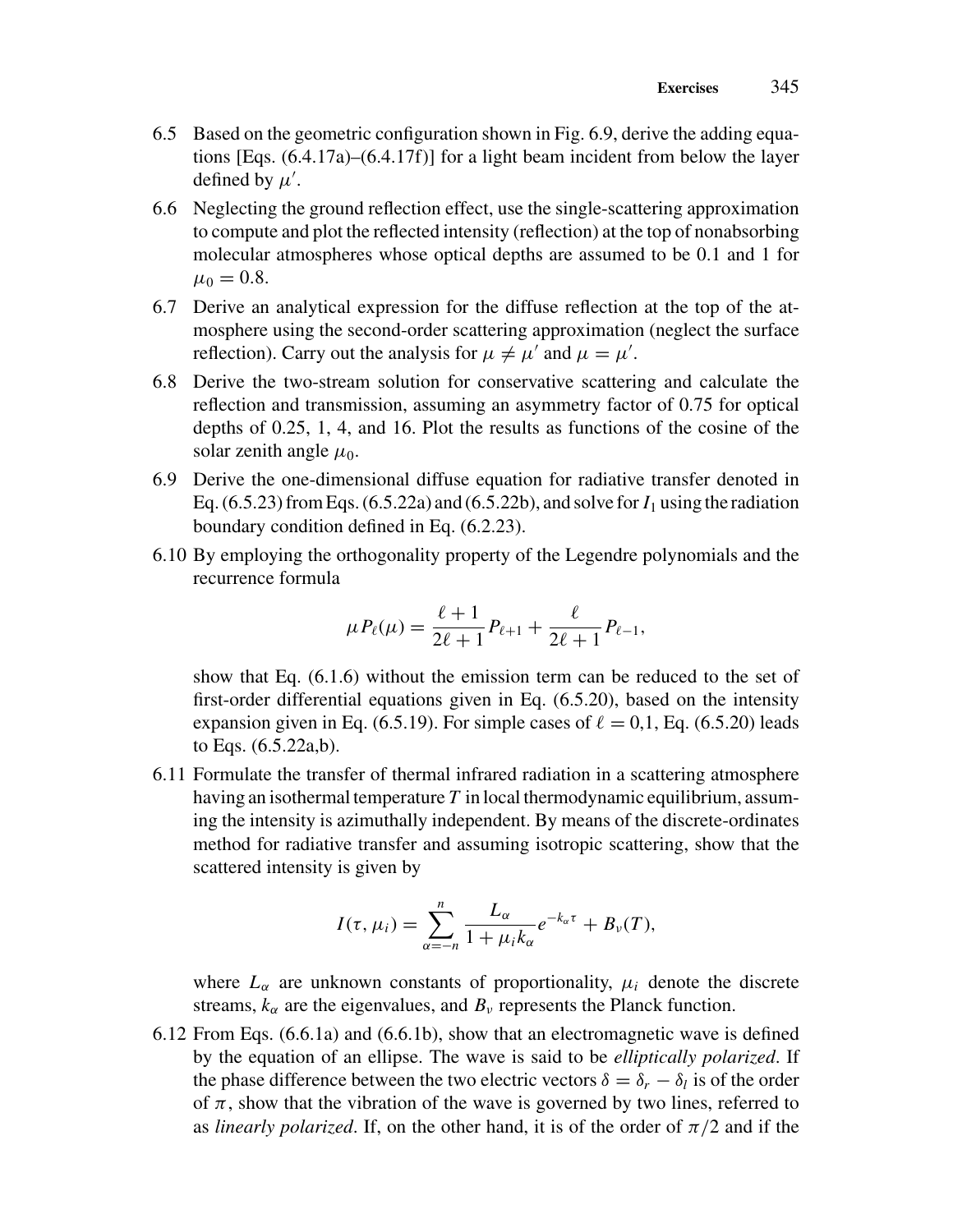6.5 Based on the geometric configuration shown in Fig. 6.9, derive the adding equations [Eqs. (6.4.17a)–(6.4.17f)] for a light beam incident from below the layer defined by $\mu'$.

6.6 Neglecting the ground reflection effect, use the single-scattering approximation to compute and plot the reflected intensity (reflection) at the top of nonabsorbing molecular atmospheres whose optical depths are assumed to be 0.1 and 1 for $\mu_0 = 0.8$.

6.7 Derive an analytical expression for the diffuse reflection at the top of the atmosphere using the second-order scattering approximation (neglect the surface reflection). Carry out the analysis for $\mu \neq \mu'$ and $\mu = \mu'$.

6.8 Derive the two-stream solution for conservative scattering and calculate the reflection and transmission, assuming an asymmetry factor of 0.75 for optical depths of 0.25, 1, 4, and 16. Plot the results as functions of the cosine of the solar zenith angle $\mu_0$.

6.9 Derive the one-dimensional diffuse equation for radiative transfer denoted in Eq. (6.5.23) from Eqs. (6.5.22a) and (6.5.22b), and solve for $I_1$ using the radiation boundary condition defined in Eq. (6.2.23).

6.10 By employing the orthogonality property of the Legendre polynomials and the recurrence formula

$$\mu P_\ell(\mu) = \frac{\ell + 1}{2\ell + 1} P_{\ell+1} + \frac{\ell}{2\ell + 1} P_{\ell-1},$$

show that Eq. (6.1.6) without the emission term can be reduced to the set of first-order differential equations given in Eq. (6.5.20), based on the intensity expansion given in Eq. (6.5.19). For simple cases of $\ell = 0,1$, Eq. (6.5.20) leads to Eqs. (6.5.22a,b).

6.11 Formulate the transfer of thermal infrared radiation in a scattering atmosphere having an isothermal temperature $T$ in local thermodynamic equilibrium, assuming the intensity is azimuthally independent. By means of the discrete-ordinates method for radiative transfer and assuming isotropic scattering, show that the scattered intensity is given by

$$I(\tau, \mu_i) = \sum_{\alpha=-n}^{n} \frac{L_\alpha}{1 + \mu_i k_\alpha} e^{-k_\alpha \tau} + B_\nu(T),$$

where $L_\alpha$ are unknown constants of proportionality, $\mu_i$ denote the discrete streams, $k_\alpha$ are the eigenvalues, and $B_\nu$ represents the Planck function.

6.12 From Eqs. (6.6.1a) and (6.6.1b), show that an electromagnetic wave is defined by the equation of an ellipse. The wave is said to be *elliptically polarized*. If the phase difference between the two electric vectors $\delta = \delta_r - \delta_l$ is of the order of $\pi$, show that the vibration of the wave is governed by two lines, referred to as *linearly polarized*. If, on the other hand, it is of the order of $\pi/2$ and if the